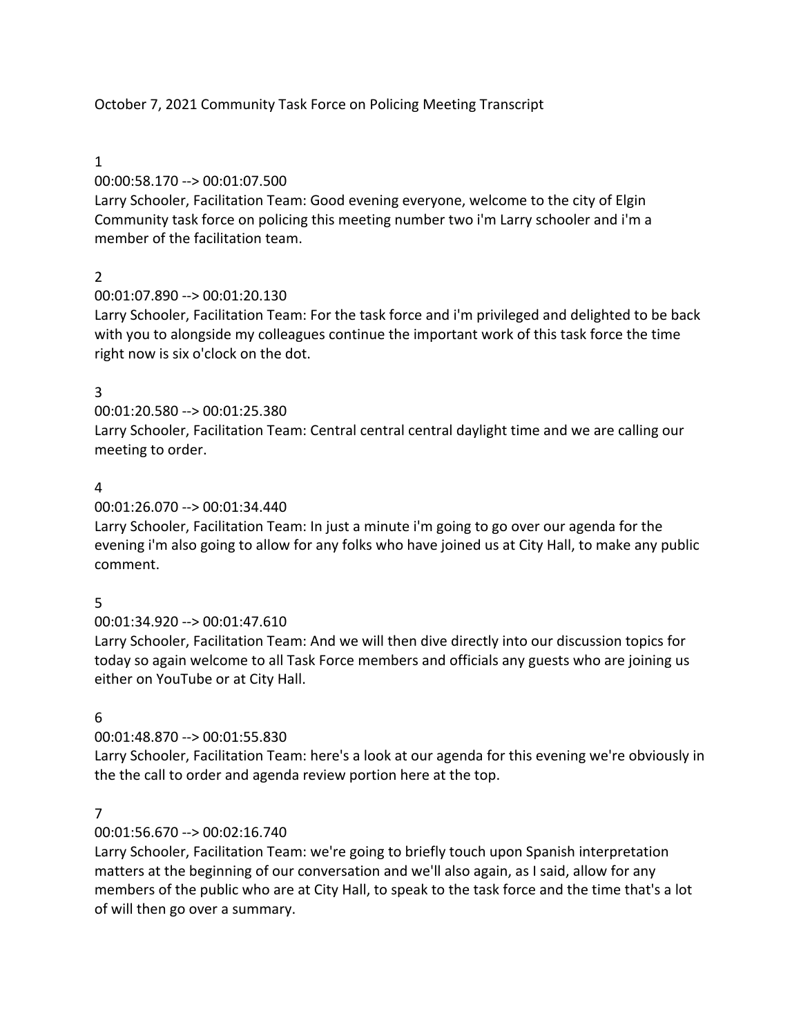October 7, 2021 Community Task Force on Policing Meeting Transcript

1

00:00:58.170 --> 00:01:07.500

Larry Schooler, Facilitation Team: Good evening everyone, welcome to the city of Elgin Community task force on policing this meeting number two i'm Larry schooler and i'm a member of the facilitation team.

2

00:01:07.890 --> 00:01:20.130

Larry Schooler, Facilitation Team: For the task force and i'm privileged and delighted to be back with you to alongside my colleagues continue the important work of this task force the time right now is six o'clock on the dot.

3

00:01:20.580 --> 00:01:25.380

Larry Schooler, Facilitation Team: Central central central daylight time and we are calling our meeting to order.

4

00:01:26.070 --> 00:01:34.440

Larry Schooler, Facilitation Team: In just a minute i'm going to go over our agenda for the evening i'm also going to allow for any folks who have joined us at City Hall, to make any public comment.

5

00:01:34.920 --> 00:01:47.610

Larry Schooler, Facilitation Team: And we will then dive directly into our discussion topics for today so again welcome to all Task Force members and officials any guests who are joining us either on YouTube or at City Hall.

6

00:01:48.870 --> 00:01:55.830

Larry Schooler, Facilitation Team: here's a look at our agenda for this evening we're obviously in the the call to order and agenda review portion here at the top.

7

00:01:56.670 --> 00:02:16.740

Larry Schooler, Facilitation Team: we're going to briefly touch upon Spanish interpretation matters at the beginning of our conversation and we'll also again, as I said, allow for any members of the public who are at City Hall, to speak to the task force and the time that's a lot of will then go over a summary.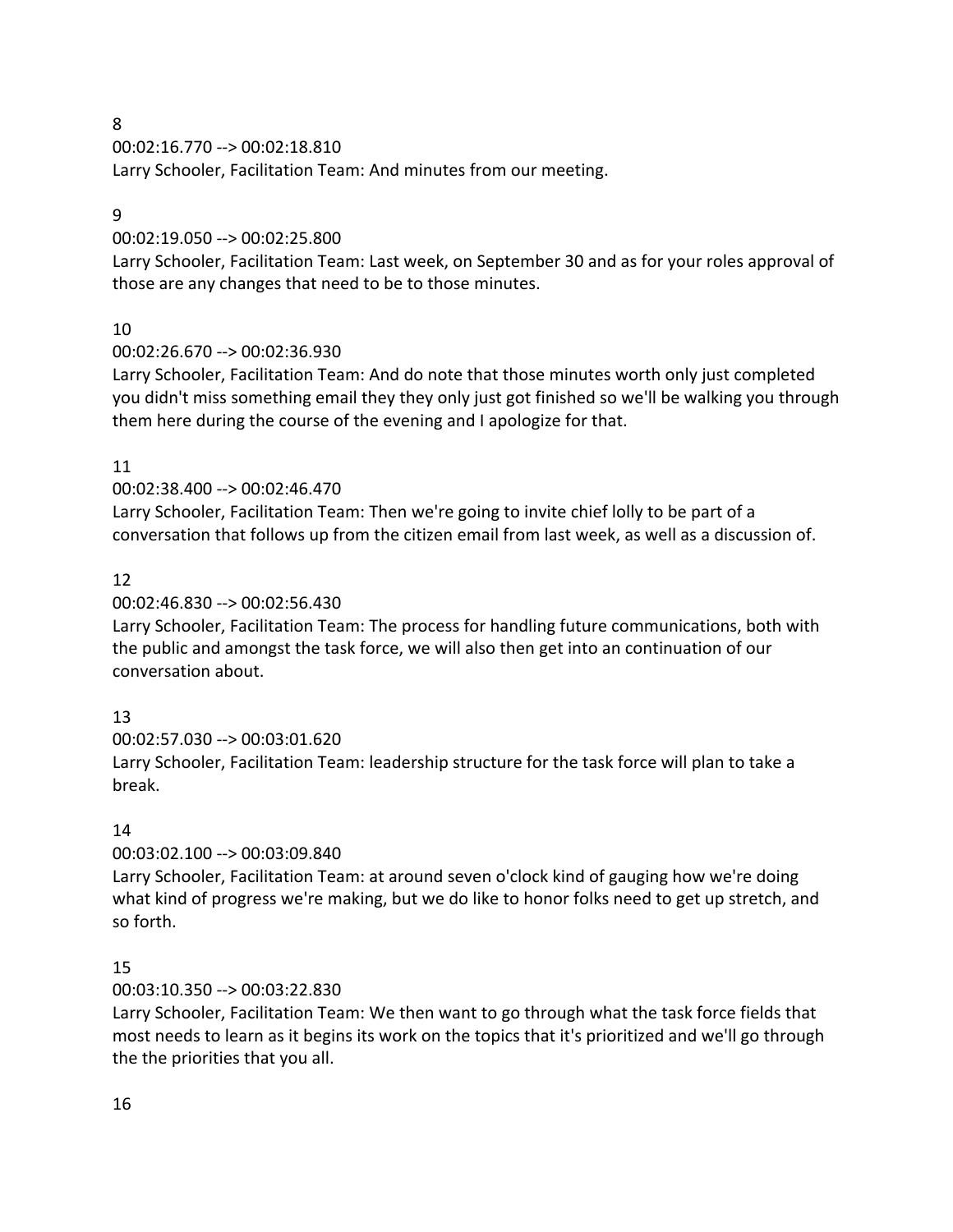8

00:02:16.770 --> 00:02:18.810

Larry Schooler, Facilitation Team: And minutes from our meeting.

9

00:02:19.050 --> 00:02:25.800

Larry Schooler, Facilitation Team: Last week, on September 30 and as for your roles approval of those are any changes that need to be to those minutes.

10

00:02:26.670 --> 00:02:36.930

Larry Schooler, Facilitation Team: And do note that those minutes worth only just completed you didn't miss something email they they only just got finished so we'll be walking you through them here during the course of the evening and I apologize for that.

11

00:02:38.400 --> 00:02:46.470

Larry Schooler, Facilitation Team: Then we're going to invite chief lolly to be part of a conversation that follows up from the citizen email from last week, as well as a discussion of.

12

00:02:46.830 --> 00:02:56.430

Larry Schooler, Facilitation Team: The process for handling future communications, both with the public and amongst the task force, we will also then get into an continuation of our conversation about.

13

00:02:57.030 --> 00:03:01.620

Larry Schooler, Facilitation Team: leadership structure for the task force will plan to take a break.

14

00:03:02.100 --> 00:03:09.840

Larry Schooler, Facilitation Team: at around seven o'clock kind of gauging how we're doing what kind of progress we're making, but we do like to honor folks need to get up stretch, and so forth.

15

00:03:10.350 --> 00:03:22.830

Larry Schooler, Facilitation Team: We then want to go through what the task force fields that most needs to learn as it begins its work on the topics that it's prioritized and we'll go through the the priorities that you all.

16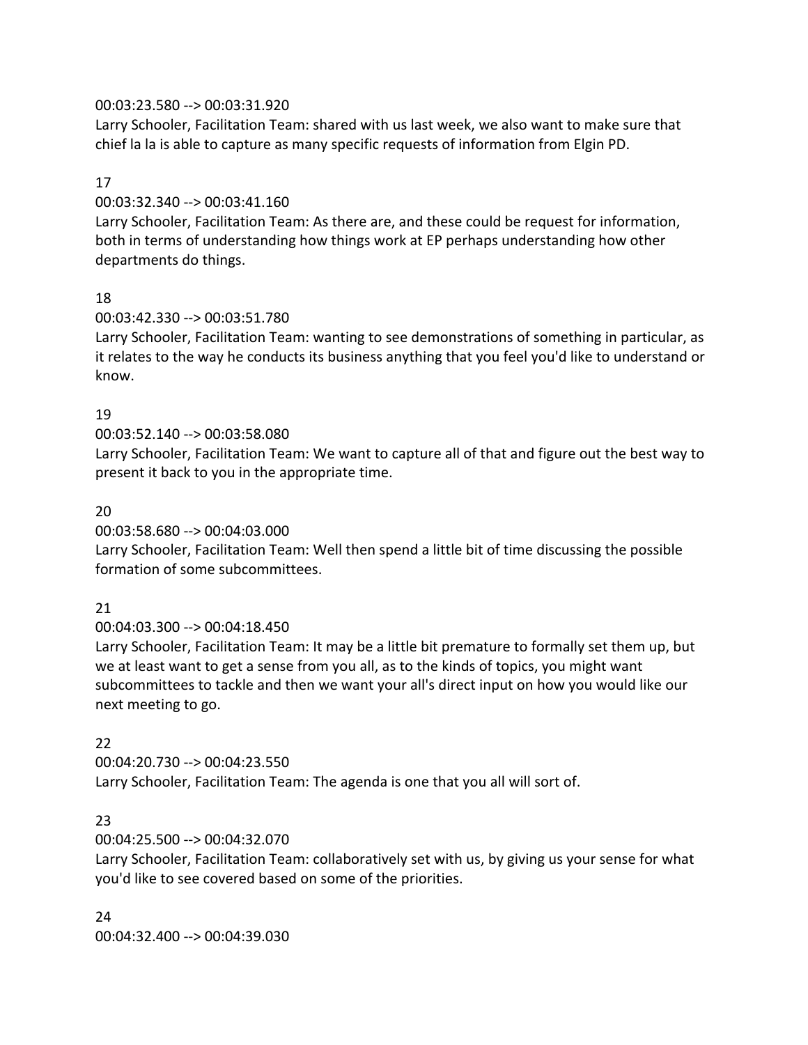00:03:23.580 --> 00:03:31.920
Larry Schooler, Facilitation Team: shared with us last week, we also want to make sure that chief la la is able to capture as many specific requests of information from Elgin PD.

17

00:03:32.340 --> 00:03:41.160
Larry Schooler, Facilitation Team: As there are, and these could be request for information, both in terms of understanding how things work at EP perhaps understanding how other departments do things.

18

00:03:42.330 --> 00:03:51.780
Larry Schooler, Facilitation Team: wanting to see demonstrations of something in particular, as it relates to the way he conducts its business anything that you feel you'd like to understand or know.

19

00:03:52.140 --> 00:03:58.080
Larry Schooler, Facilitation Team: We want to capture all of that and figure out the best way to present it back to you in the appropriate time.

20

00:03:58.680 --> 00:04:03.000
Larry Schooler, Facilitation Team: Well then spend a little bit of time discussing the possible formation of some subcommittees.

21

00:04:03.300 --> 00:04:18.450
Larry Schooler, Facilitation Team: It may be a little bit premature to formally set them up, but we at least want to get a sense from you all, as to the kinds of topics, you might want subcommittees to tackle and then we want your all's direct input on how you would like our next meeting to go.

22

00:04:20.730 --> 00:04:23.550
Larry Schooler, Facilitation Team: The agenda is one that you all will sort of.

23

00:04:25.500 --> 00:04:32.070
Larry Schooler, Facilitation Team: collaboratively set with us, by giving us your sense for what you'd like to see covered based on some of the priorities.

24

00:04:32.400 --> 00:04:39.030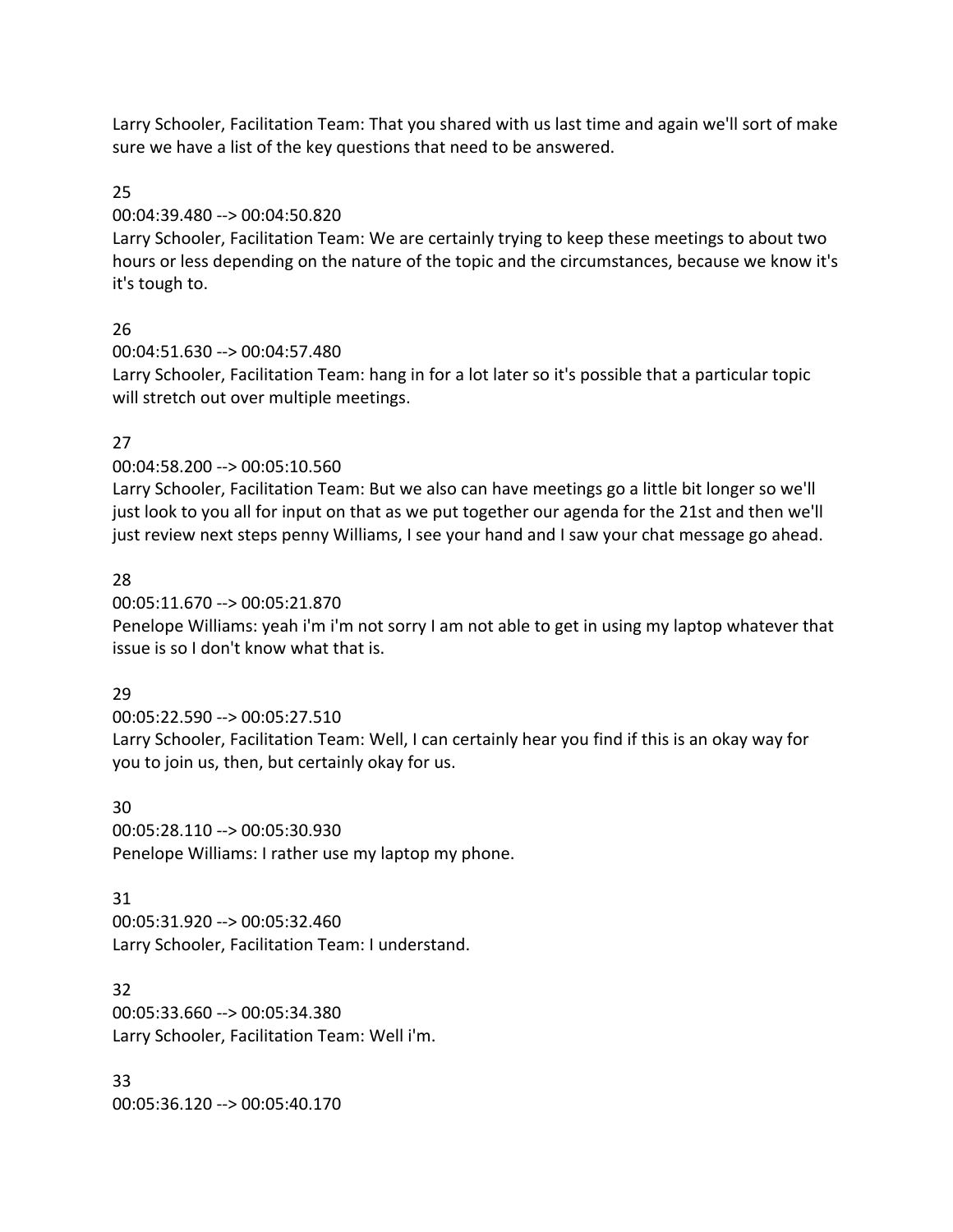Larry Schooler, Facilitation Team: That you shared with us last time and again we'll sort of make sure we have a list of the key questions that need to be answered.

25

00:04:39.480 --> 00:04:50.820

Larry Schooler, Facilitation Team: We are certainly trying to keep these meetings to about two hours or less depending on the nature of the topic and the circumstances, because we know it's it's tough to.

26

00:04:51.630 --> 00:04:57.480

Larry Schooler, Facilitation Team: hang in for a lot later so it's possible that a particular topic will stretch out over multiple meetings.

27

00:04:58.200 --> 00:05:10.560

Larry Schooler, Facilitation Team: But we also can have meetings go a little bit longer so we'll just look to you all for input on that as we put together our agenda for the 21st and then we'll just review next steps penny Williams, I see your hand and I saw your chat message go ahead.

28

00:05:11.670 --> 00:05:21.870

Penelope Williams: yeah i'm i'm not sorry I am not able to get in using my laptop whatever that issue is so I don't know what that is.

29

00:05:22.590 --> 00:05:27.510

Larry Schooler, Facilitation Team: Well, I can certainly hear you find if this is an okay way for you to join us, then, but certainly okay for us.

30

00:05:28.110 --> 00:05:30.930

Penelope Williams: I rather use my laptop my phone.

31

00:05:31.920 --> 00:05:32.460

Larry Schooler, Facilitation Team: I understand.

32

00:05:33.660 --> 00:05:34.380

Larry Schooler, Facilitation Team: Well i'm.

33

00:05:36.120 --> 00:05:40.170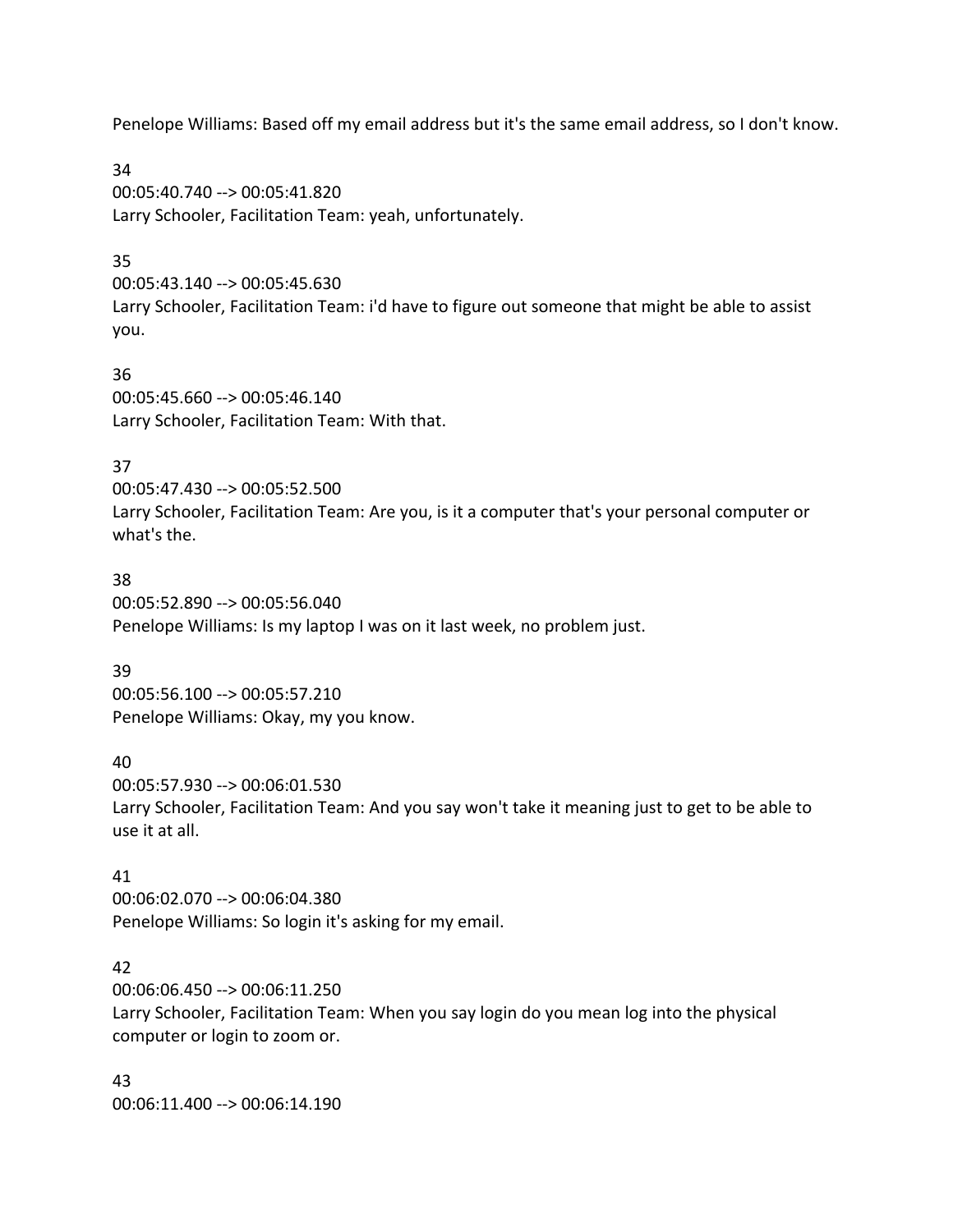Penelope Williams: Based off my email address but it's the same email address, so I don't know.

34
00:05:40.740 --> 00:05:41.820
Larry Schooler, Facilitation Team: yeah, unfortunately.

35
00:05:43.140 --> 00:05:45.630
Larry Schooler, Facilitation Team: i'd have to figure out someone that might be able to assist you.

36
00:05:45.660 --> 00:05:46.140
Larry Schooler, Facilitation Team: With that.

37
00:05:47.430 --> 00:05:52.500
Larry Schooler, Facilitation Team: Are you, is it a computer that's your personal computer or what's the.

38
00:05:52.890 --> 00:05:56.040
Penelope Williams: Is my laptop I was on it last week, no problem just.

39
00:05:56.100 --> 00:05:57.210
Penelope Williams: Okay, my you know.

40
00:05:57.930 --> 00:06:01.530
Larry Schooler, Facilitation Team: And you say won't take it meaning just to get to be able to use it at all.

41
00:06:02.070 --> 00:06:04.380
Penelope Williams: So login it's asking for my email.

42
00:06:06.450 --> 00:06:11.250
Larry Schooler, Facilitation Team: When you say login do you mean log into the physical computer or login to zoom or.

43
00:06:11.400 --> 00:06:14.190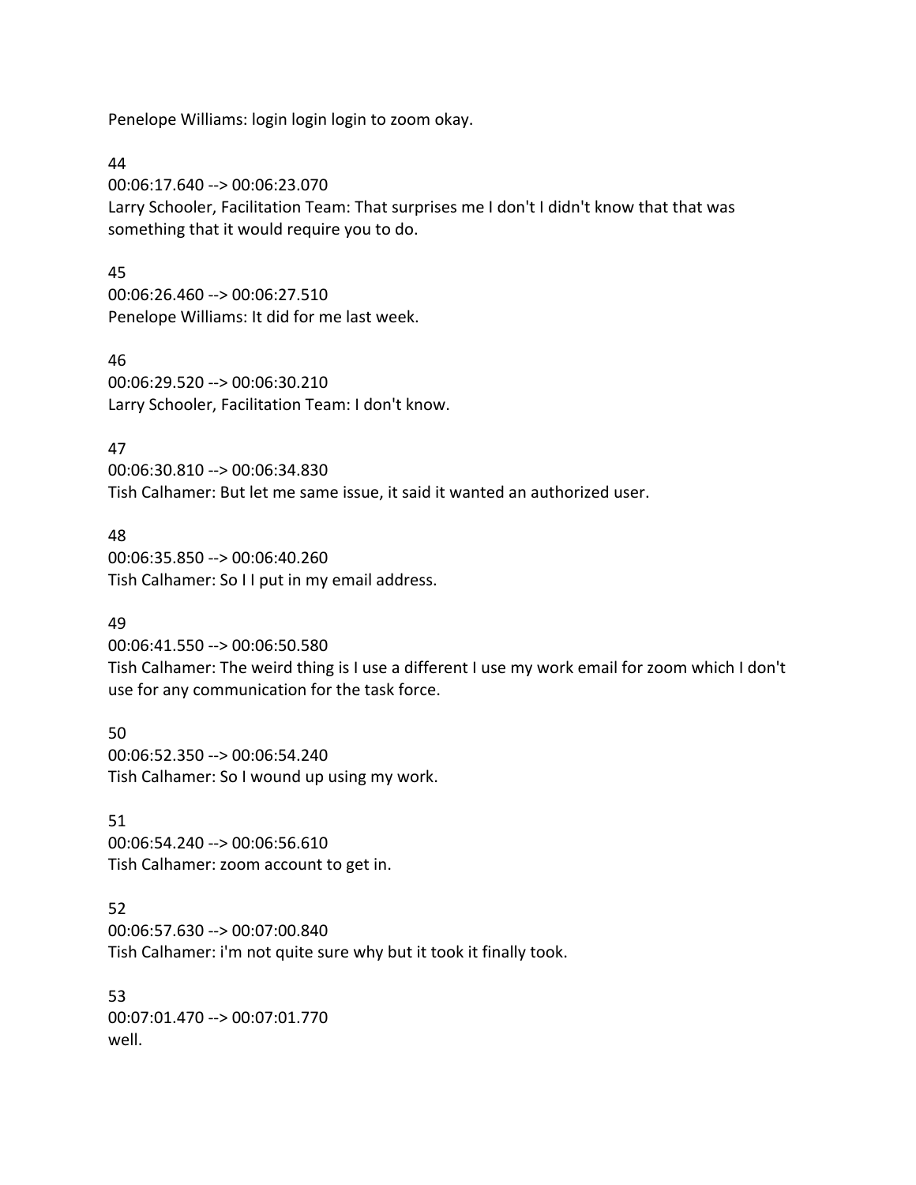Penelope Williams: login login login to zoom okay.

44
00:06:17.640 --> 00:06:23.070
Larry Schooler, Facilitation Team: That surprises me I don't I didn't know that that was something that it would require you to do.

45
00:06:26.460 --> 00:06:27.510
Penelope Williams: It did for me last week.

46
00:06:29.520 --> 00:06:30.210
Larry Schooler, Facilitation Team: I don't know.

47
00:06:30.810 --> 00:06:34.830
Tish Calhamer: But let me same issue, it said it wanted an authorized user.

48
00:06:35.850 --> 00:06:40.260
Tish Calhamer: So I I put in my email address.

49
00:06:41.550 --> 00:06:50.580
Tish Calhamer: The weird thing is I use a different I use my work email for zoom which I don't use for any communication for the task force.

50
00:06:52.350 --> 00:06:54.240
Tish Calhamer: So I wound up using my work.

51
00:06:54.240 --> 00:06:56.610
Tish Calhamer: zoom account to get in.

52
00:06:57.630 --> 00:07:00.840
Tish Calhamer: i'm not quite sure why but it took it finally took.

53
00:07:01.470 --> 00:07:01.770
well.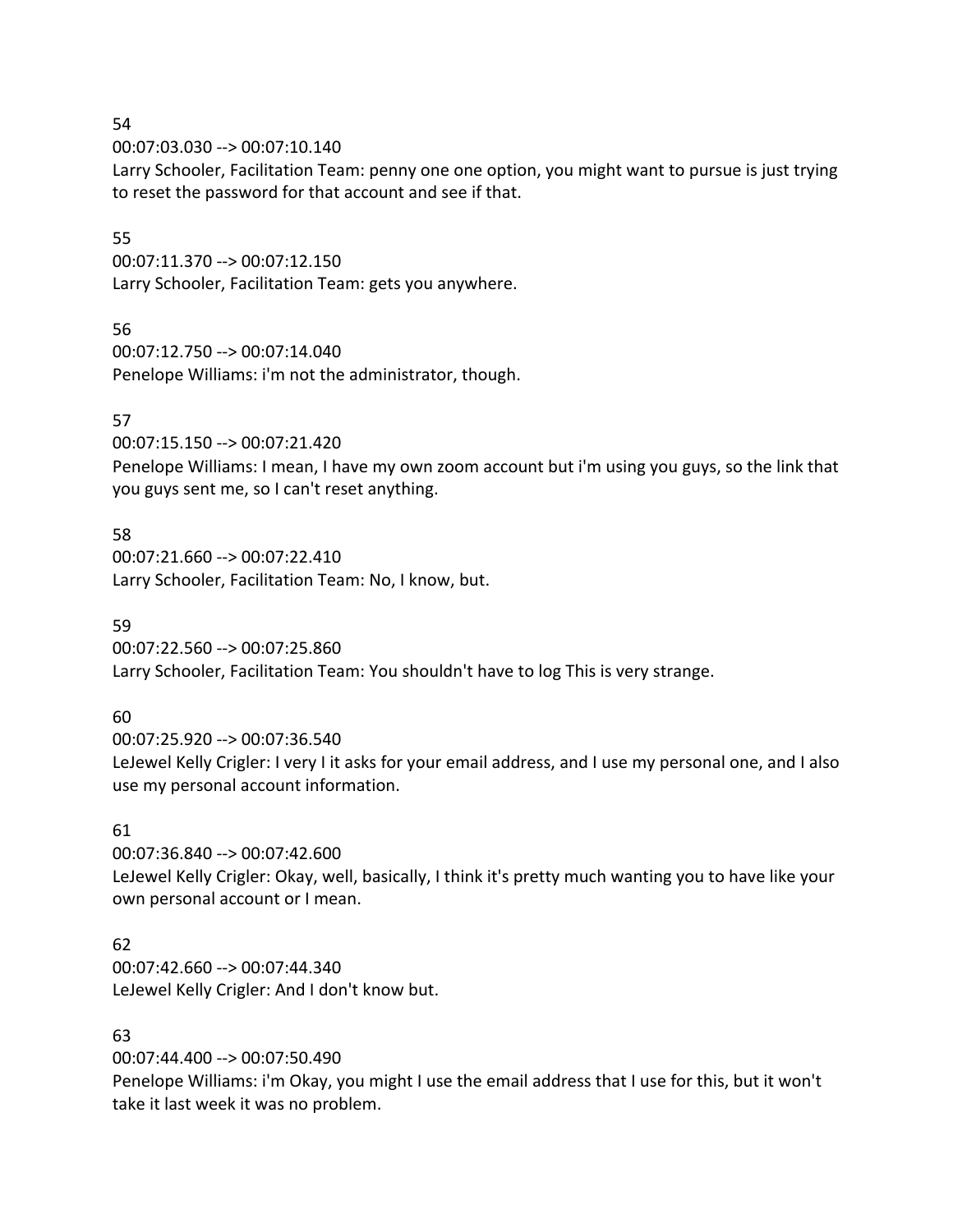54
00:07:03.030 --> 00:07:10.140
Larry Schooler, Facilitation Team: penny one one option, you might want to pursue is just trying to reset the password for that account and see if that.

55
00:07:11.370 --> 00:07:12.150
Larry Schooler, Facilitation Team: gets you anywhere.

56
00:07:12.750 --> 00:07:14.040
Penelope Williams: i'm not the administrator, though.

57
00:07:15.150 --> 00:07:21.420
Penelope Williams: I mean, I have my own zoom account but i'm using you guys, so the link that you guys sent me, so I can't reset anything.

58
00:07:21.660 --> 00:07:22.410
Larry Schooler, Facilitation Team: No, I know, but.

59
00:07:22.560 --> 00:07:25.860
Larry Schooler, Facilitation Team: You shouldn't have to log This is very strange.

60
00:07:25.920 --> 00:07:36.540
LeJewel Kelly Crigler: I very I it asks for your email address, and I use my personal one, and I also use my personal account information.

61
00:07:36.840 --> 00:07:42.600
LeJewel Kelly Crigler: Okay, well, basically, I think it's pretty much wanting you to have like your own personal account or I mean.

62
00:07:42.660 --> 00:07:44.340
LeJewel Kelly Crigler: And I don't know but.

63
00:07:44.400 --> 00:07:50.490
Penelope Williams: i'm Okay, you might I use the email address that I use for this, but it won't take it last week it was no problem.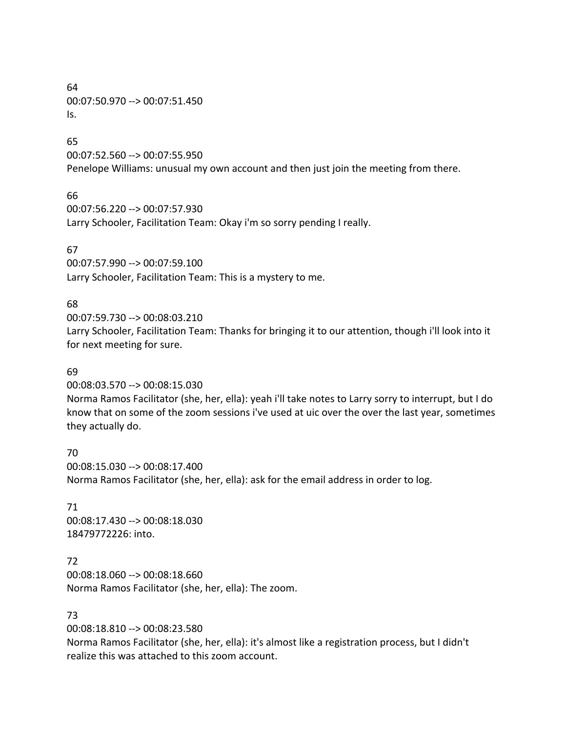64
00:07:50.970 --> 00:07:51.450
Is.

65
00:07:52.560 --> 00:07:55.950
Penelope Williams: unusual my own account and then just join the meeting from there.

66
00:07:56.220 --> 00:07:57.930
Larry Schooler, Facilitation Team: Okay i'm so sorry pending I really.

67
00:07:57.990 --> 00:07:59.100
Larry Schooler, Facilitation Team: This is a mystery to me.

68
00:07:59.730 --> 00:08:03.210
Larry Schooler, Facilitation Team: Thanks for bringing it to our attention, though i'll look into it for next meeting for sure.

69
00:08:03.570 --> 00:08:15.030
Norma Ramos Facilitator (she, her, ella): yeah i'll take notes to Larry sorry to interrupt, but I do know that on some of the zoom sessions i've used at uic over the over the last year, sometimes they actually do.

70
00:08:15.030 --> 00:08:17.400
Norma Ramos Facilitator (she, her, ella): ask for the email address in order to log.

71
00:08:17.430 --> 00:08:18.030
18479772226: into.

72
00:08:18.060 --> 00:08:18.660
Norma Ramos Facilitator (she, her, ella): The zoom.

73
00:08:18.810 --> 00:08:23.580
Norma Ramos Facilitator (she, her, ella): it's almost like a registration process, but I didn't realize this was attached to this zoom account.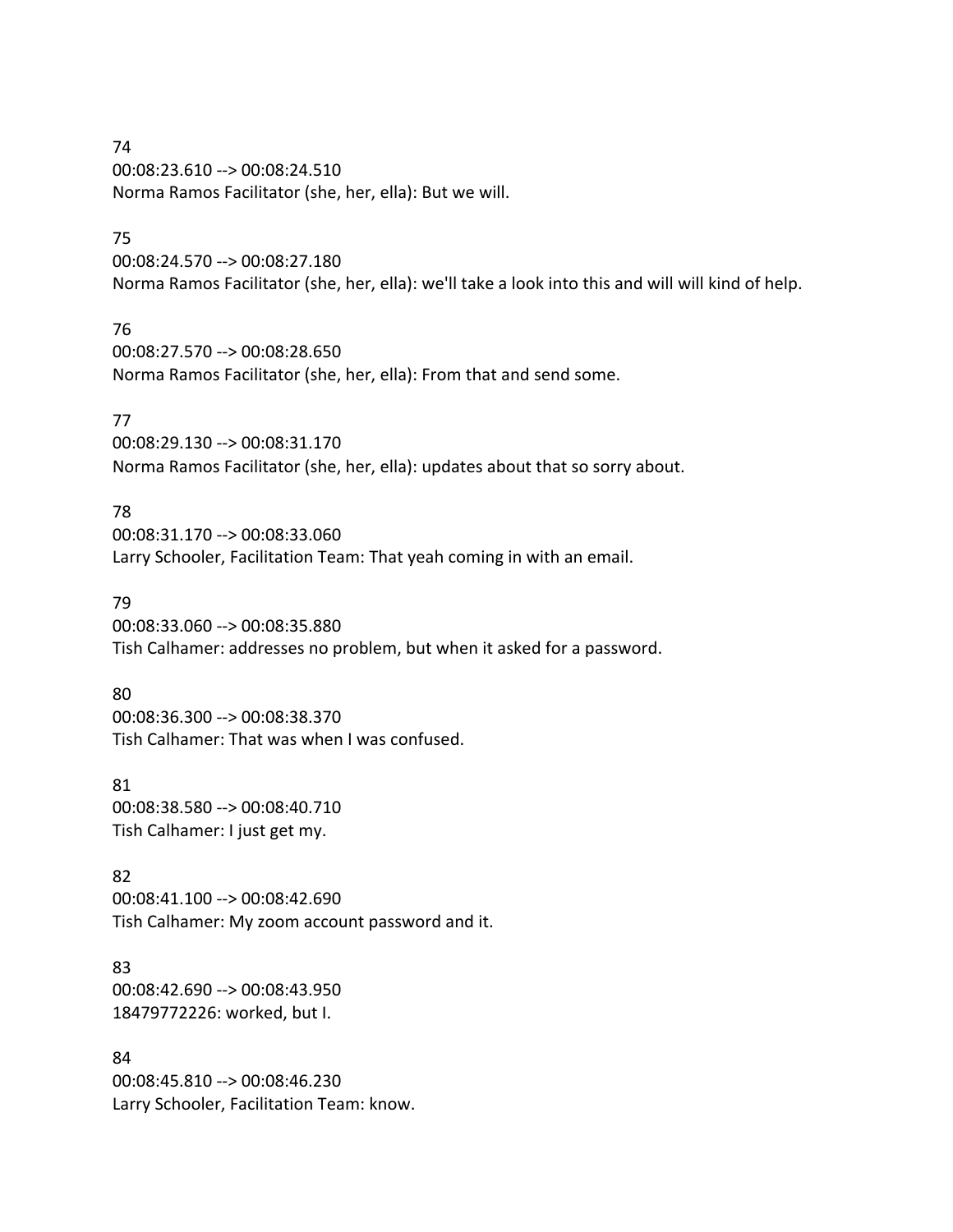74
00:08:23.610 --> 00:08:24.510
Norma Ramos Facilitator (she, her, ella): But we will.

75
00:08:24.570 --> 00:08:27.180
Norma Ramos Facilitator (she, her, ella): we'll take a look into this and will will kind of help.

76
00:08:27.570 --> 00:08:28.650
Norma Ramos Facilitator (she, her, ella): From that and send some.

77
00:08:29.130 --> 00:08:31.170
Norma Ramos Facilitator (she, her, ella): updates about that so sorry about.

78
00:08:31.170 --> 00:08:33.060
Larry Schooler, Facilitation Team: That yeah coming in with an email.

79
00:08:33.060 --> 00:08:35.880
Tish Calhamer: addresses no problem, but when it asked for a password.

80
00:08:36.300 --> 00:08:38.370
Tish Calhamer: That was when I was confused.

81
00:08:38.580 --> 00:08:40.710
Tish Calhamer: I just get my.

82
00:08:41.100 --> 00:08:42.690
Tish Calhamer: My zoom account password and it.

83
00:08:42.690 --> 00:08:43.950
18479772226: worked, but I.

84
00:08:45.810 --> 00:08:46.230
Larry Schooler, Facilitation Team: know.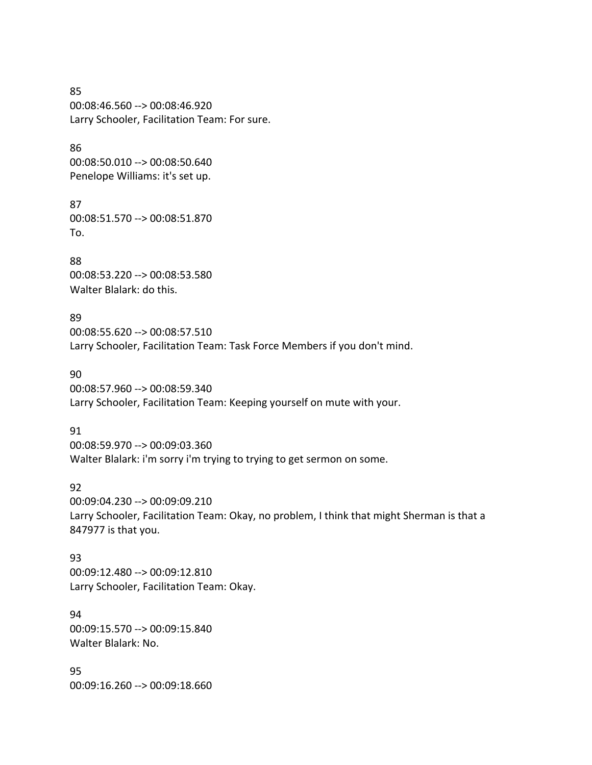85
00:08:46.560 --> 00:08:46.920
Larry Schooler, Facilitation Team: For sure.

86
00:08:50.010 --> 00:08:50.640
Penelope Williams: it's set up.

87
00:08:51.570 --> 00:08:51.870
To.

88
00:08:53.220 --> 00:08:53.580
Walter Blalark: do this.

89
00:08:55.620 --> 00:08:57.510
Larry Schooler, Facilitation Team: Task Force Members if you don't mind.

90
00:08:57.960 --> 00:08:59.340
Larry Schooler, Facilitation Team: Keeping yourself on mute with your.

91
00:08:59.970 --> 00:09:03.360
Walter Blalark: i'm sorry i'm trying to trying to get sermon on some.

92
00:09:04.230 --> 00:09:09.210
Larry Schooler, Facilitation Team: Okay, no problem, I think that might Sherman is that a 847977 is that you.

93
00:09:12.480 --> 00:09:12.810
Larry Schooler, Facilitation Team: Okay.

94
00:09:15.570 --> 00:09:15.840
Walter Blalark: No.

95
00:09:16.260 --> 00:09:18.660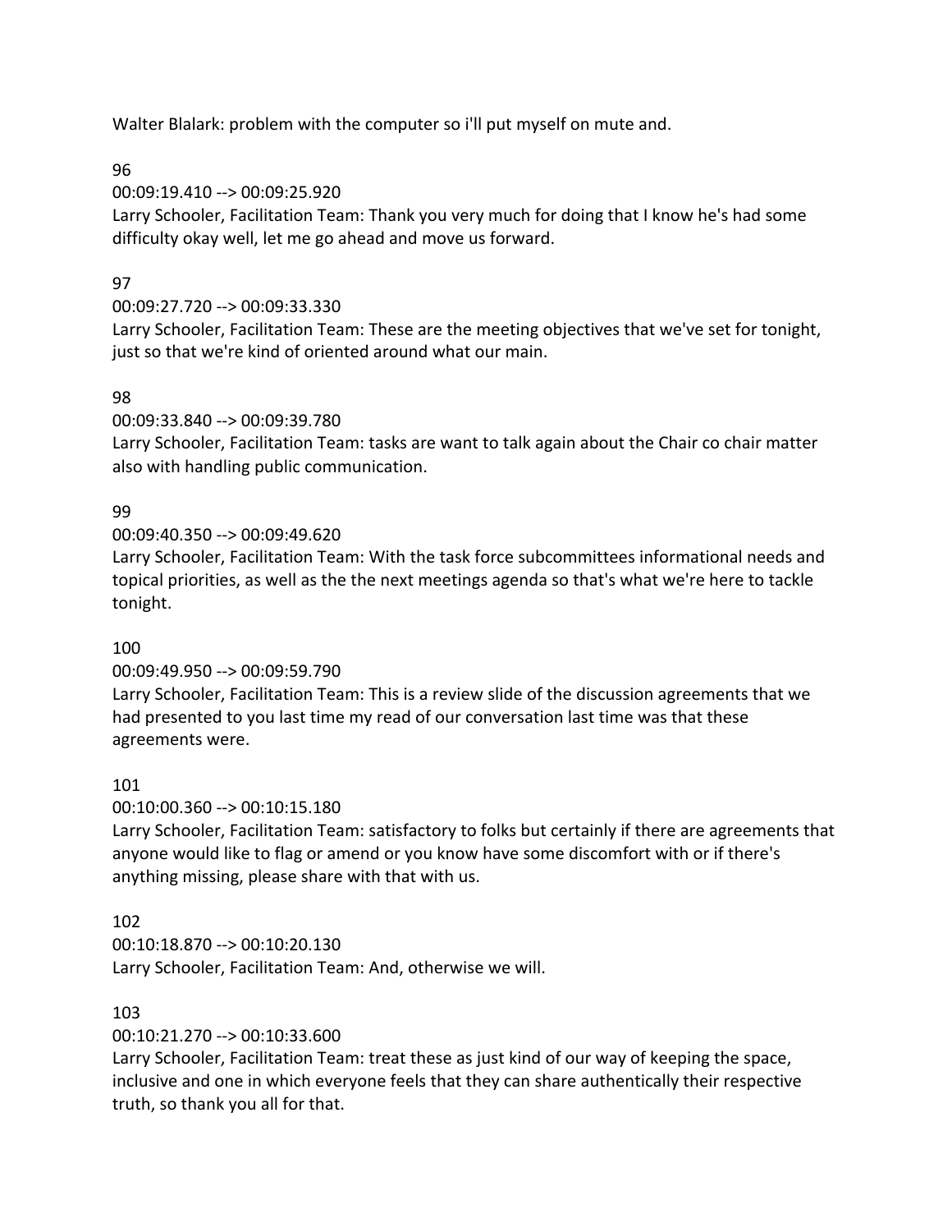Walter Blalark: problem with the computer so i'll put myself on mute and.

96

00:09:19.410 --> 00:09:25.920

Larry Schooler, Facilitation Team: Thank you very much for doing that I know he's had some difficulty okay well, let me go ahead and move us forward.

97

00:09:27.720 --> 00:09:33.330

Larry Schooler, Facilitation Team: These are the meeting objectives that we've set for tonight, just so that we're kind of oriented around what our main.

98

00:09:33.840 --> 00:09:39.780

Larry Schooler, Facilitation Team: tasks are want to talk again about the Chair co chair matter also with handling public communication.

99

00:09:40.350 --> 00:09:49.620

Larry Schooler, Facilitation Team: With the task force subcommittees informational needs and topical priorities, as well as the the next meetings agenda so that's what we're here to tackle tonight.

100

00:09:49.950 --> 00:09:59.790

Larry Schooler, Facilitation Team: This is a review slide of the discussion agreements that we had presented to you last time my read of our conversation last time was that these agreements were.

101

00:10:00.360 --> 00:10:15.180

Larry Schooler, Facilitation Team: satisfactory to folks but certainly if there are agreements that anyone would like to flag or amend or you know have some discomfort with or if there's anything missing, please share with that with us.

102

00:10:18.870 --> 00:10:20.130

Larry Schooler, Facilitation Team: And, otherwise we will.

103

00:10:21.270 --> 00:10:33.600

Larry Schooler, Facilitation Team: treat these as just kind of our way of keeping the space, inclusive and one in which everyone feels that they can share authentically their respective truth, so thank you all for that.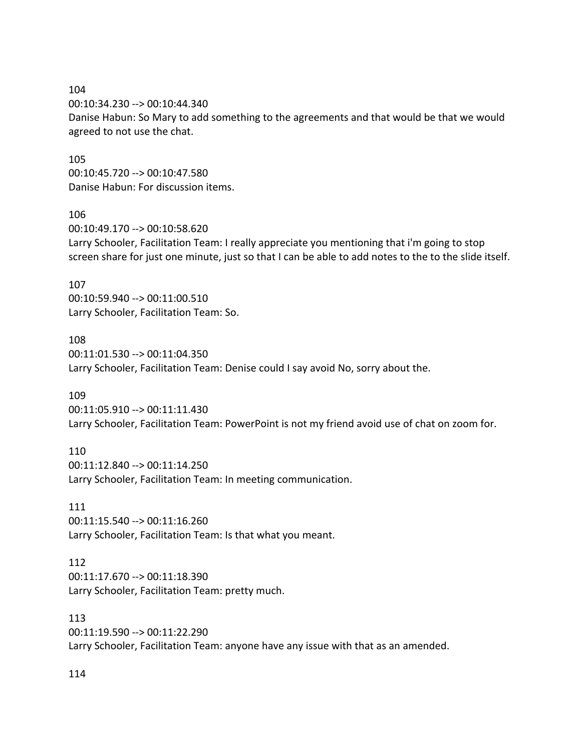104
00:10:34.230 --> 00:10:44.340
Danise Habun: So Mary to add something to the agreements and that would be that we would agreed to not use the chat.

105
00:10:45.720 --> 00:10:47.580
Danise Habun: For discussion items.

106
00:10:49.170 --> 00:10:58.620
Larry Schooler, Facilitation Team: I really appreciate you mentioning that i'm going to stop screen share for just one minute, just so that I can be able to add notes to the to the slide itself.

107
00:10:59.940 --> 00:11:00.510
Larry Schooler, Facilitation Team: So.

108
00:11:01.530 --> 00:11:04.350
Larry Schooler, Facilitation Team: Denise could I say avoid No, sorry about the.

109
00:11:05.910 --> 00:11:11.430
Larry Schooler, Facilitation Team: PowerPoint is not my friend avoid use of chat on zoom for.

110
00:11:12.840 --> 00:11:14.250
Larry Schooler, Facilitation Team: In meeting communication.

111
00:11:15.540 --> 00:11:16.260
Larry Schooler, Facilitation Team: Is that what you meant.

112
00:11:17.670 --> 00:11:18.390
Larry Schooler, Facilitation Team: pretty much.

113
00:11:19.590 --> 00:11:22.290
Larry Schooler, Facilitation Team: anyone have any issue with that as an amended.

114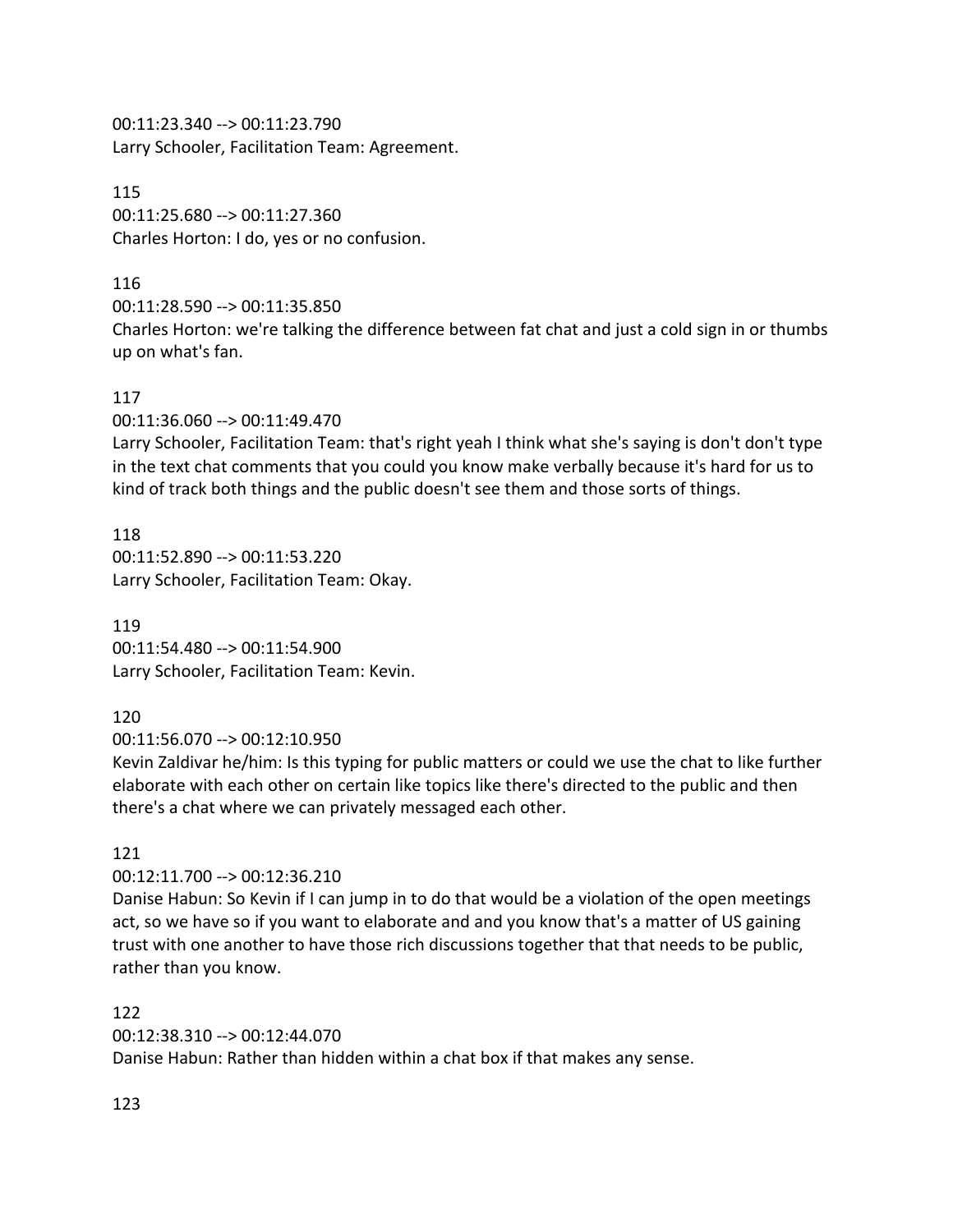00:11:23.340 --> 00:11:23.790
Larry Schooler, Facilitation Team: Agreement.

115
00:11:25.680 --> 00:11:27.360
Charles Horton: I do, yes or no confusion.

116
00:11:28.590 --> 00:11:35.850
Charles Horton: we're talking the difference between fat chat and just a cold sign in or thumbs up on what's fan.

117
00:11:36.060 --> 00:11:49.470
Larry Schooler, Facilitation Team: that's right yeah I think what she's saying is don't don't type in the text chat comments that you could you know make verbally because it's hard for us to kind of track both things and the public doesn't see them and those sorts of things.

118
00:11:52.890 --> 00:11:53.220
Larry Schooler, Facilitation Team: Okay.

119
00:11:54.480 --> 00:11:54.900
Larry Schooler, Facilitation Team: Kevin.

120
00:11:56.070 --> 00:12:10.950
Kevin Zaldivar he/him: Is this typing for public matters or could we use the chat to like further elaborate with each other on certain like topics like there's directed to the public and then there's a chat where we can privately messaged each other.

121
00:12:11.700 --> 00:12:36.210
Danise Habun: So Kevin if I can jump in to do that would be a violation of the open meetings act, so we have so if you want to elaborate and and you know that's a matter of US gaining trust with one another to have those rich discussions together that that needs to be public, rather than you know.

122
00:12:38.310 --> 00:12:44.070
Danise Habun: Rather than hidden within a chat box if that makes any sense.

123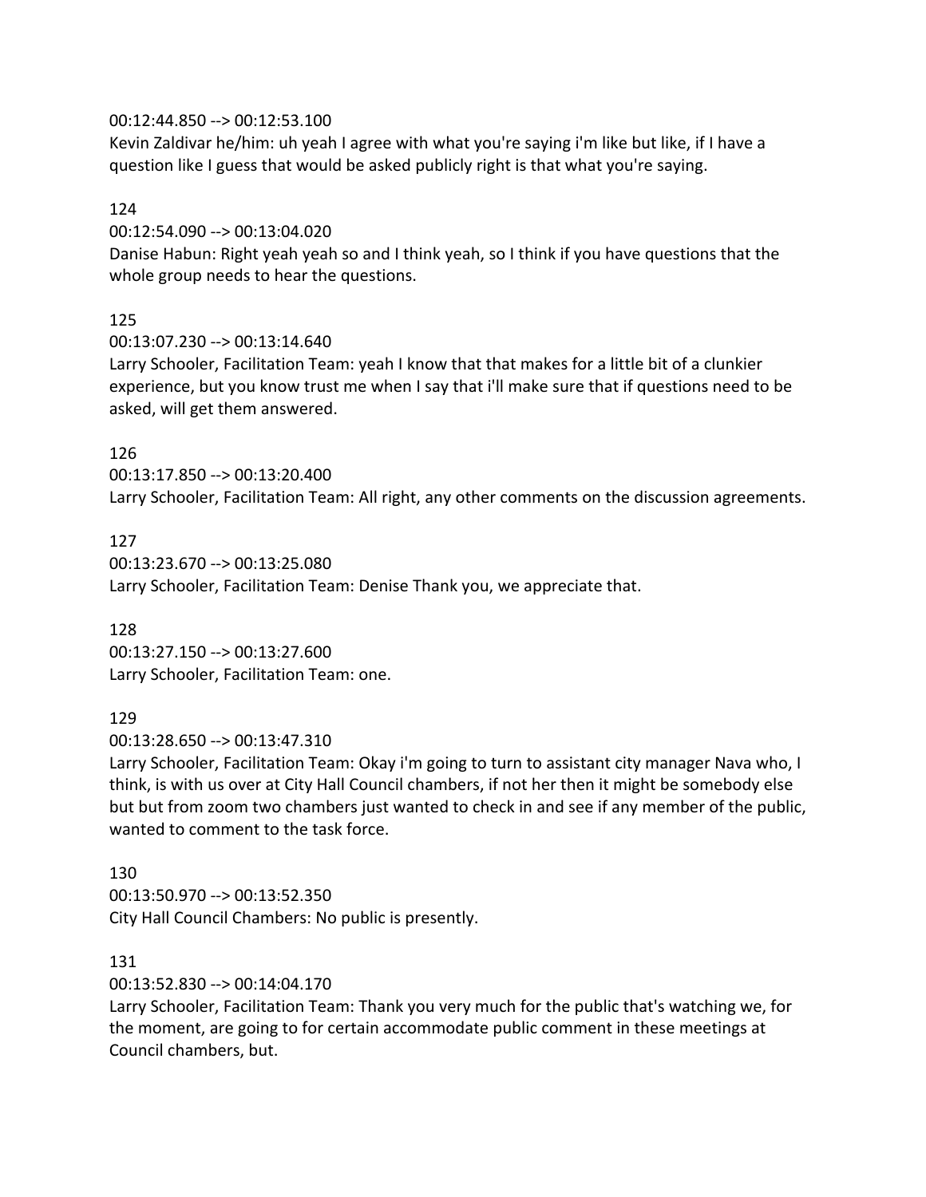00:12:44.850 --> 00:12:53.100
Kevin Zaldivar he/him: uh yeah I agree with what you're saying i'm like but like, if I have a question like I guess that would be asked publicly right is that what you're saying.

124
00:12:54.090 --> 00:13:04.020
Danise Habun: Right yeah yeah so and I think yeah, so I think if you have questions that the whole group needs to hear the questions.

125
00:13:07.230 --> 00:13:14.640
Larry Schooler, Facilitation Team: yeah I know that that makes for a little bit of a clunkier experience, but you know trust me when I say that i'll make sure that if questions need to be asked, will get them answered.

126
00:13:17.850 --> 00:13:20.400
Larry Schooler, Facilitation Team: All right, any other comments on the discussion agreements.

127
00:13:23.670 --> 00:13:25.080
Larry Schooler, Facilitation Team: Denise Thank you, we appreciate that.

128
00:13:27.150 --> 00:13:27.600
Larry Schooler, Facilitation Team: one.

129
00:13:28.650 --> 00:13:47.310
Larry Schooler, Facilitation Team: Okay i'm going to turn to assistant city manager Nava who, I think, is with us over at City Hall Council chambers, if not her then it might be somebody else but but from zoom two chambers just wanted to check in and see if any member of the public, wanted to comment to the task force.

130
00:13:50.970 --> 00:13:52.350
City Hall Council Chambers: No public is presently.

131
00:13:52.830 --> 00:14:04.170
Larry Schooler, Facilitation Team: Thank you very much for the public that's watching we, for the moment, are going to for certain accommodate public comment in these meetings at Council chambers, but.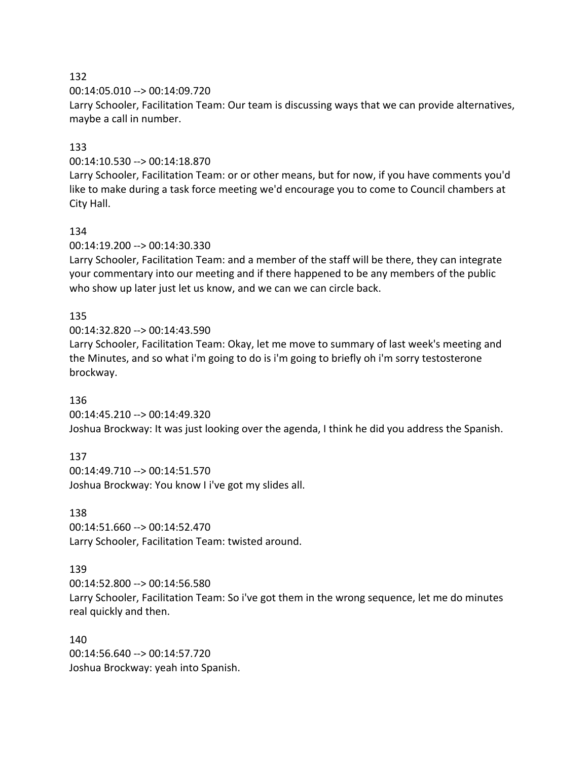132

00:14:05.010 --> 00:14:09.720

Larry Schooler, Facilitation Team: Our team is discussing ways that we can provide alternatives, maybe a call in number.

133

00:14:10.530 --> 00:14:18.870

Larry Schooler, Facilitation Team: or or other means, but for now, if you have comments you'd like to make during a task force meeting we'd encourage you to come to Council chambers at City Hall.

134

00:14:19.200 --> 00:14:30.330

Larry Schooler, Facilitation Team: and a member of the staff will be there, they can integrate your commentary into our meeting and if there happened to be any members of the public who show up later just let us know, and we can we can circle back.

135

00:14:32.820 --> 00:14:43.590

Larry Schooler, Facilitation Team: Okay, let me move to summary of last week's meeting and the Minutes, and so what i'm going to do is i'm going to briefly oh i'm sorry testosterone brockway.

136

00:14:45.210 --> 00:14:49.320

Joshua Brockway: It was just looking over the agenda, I think he did you address the Spanish.

137

00:14:49.710 --> 00:14:51.570

Joshua Brockway: You know I i've got my slides all.

138

00:14:51.660 --> 00:14:52.470

Larry Schooler, Facilitation Team: twisted around.

139

00:14:52.800 --> 00:14:56.580

Larry Schooler, Facilitation Team: So i've got them in the wrong sequence, let me do minutes real quickly and then.

140

00:14:56.640 --> 00:14:57.720

Joshua Brockway: yeah into Spanish.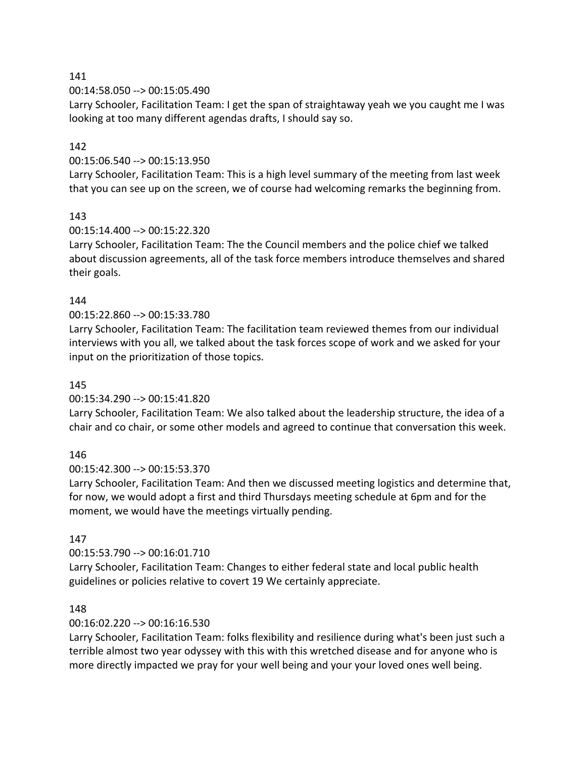141

00:14:58.050 --> 00:15:05.490

Larry Schooler, Facilitation Team: I get the span of straightaway yeah we you caught me I was looking at too many different agendas drafts, I should say so.

142

00:15:06.540 --> 00:15:13.950

Larry Schooler, Facilitation Team: This is a high level summary of the meeting from last week that you can see up on the screen, we of course had welcoming remarks the beginning from.

143

00:15:14.400 --> 00:15:22.320

Larry Schooler, Facilitation Team: The the Council members and the police chief we talked about discussion agreements, all of the task force members introduce themselves and shared their goals.

144

00:15:22.860 --> 00:15:33.780

Larry Schooler, Facilitation Team: The facilitation team reviewed themes from our individual interviews with you all, we talked about the task forces scope of work and we asked for your input on the prioritization of those topics.

145

00:15:34.290 --> 00:15:41.820

Larry Schooler, Facilitation Team: We also talked about the leadership structure, the idea of a chair and co chair, or some other models and agreed to continue that conversation this week.

146

00:15:42.300 --> 00:15:53.370

Larry Schooler, Facilitation Team: And then we discussed meeting logistics and determine that, for now, we would adopt a first and third Thursdays meeting schedule at 6pm and for the moment, we would have the meetings virtually pending.

147

00:15:53.790 --> 00:16:01.710

Larry Schooler, Facilitation Team: Changes to either federal state and local public health guidelines or policies relative to covert 19 We certainly appreciate.

148

00:16:02.220 --> 00:16:16.530

Larry Schooler, Facilitation Team: folks flexibility and resilience during what's been just such a terrible almost two year odyssey with this with this wretched disease and for anyone who is more directly impacted we pray for your well being and your your loved ones well being.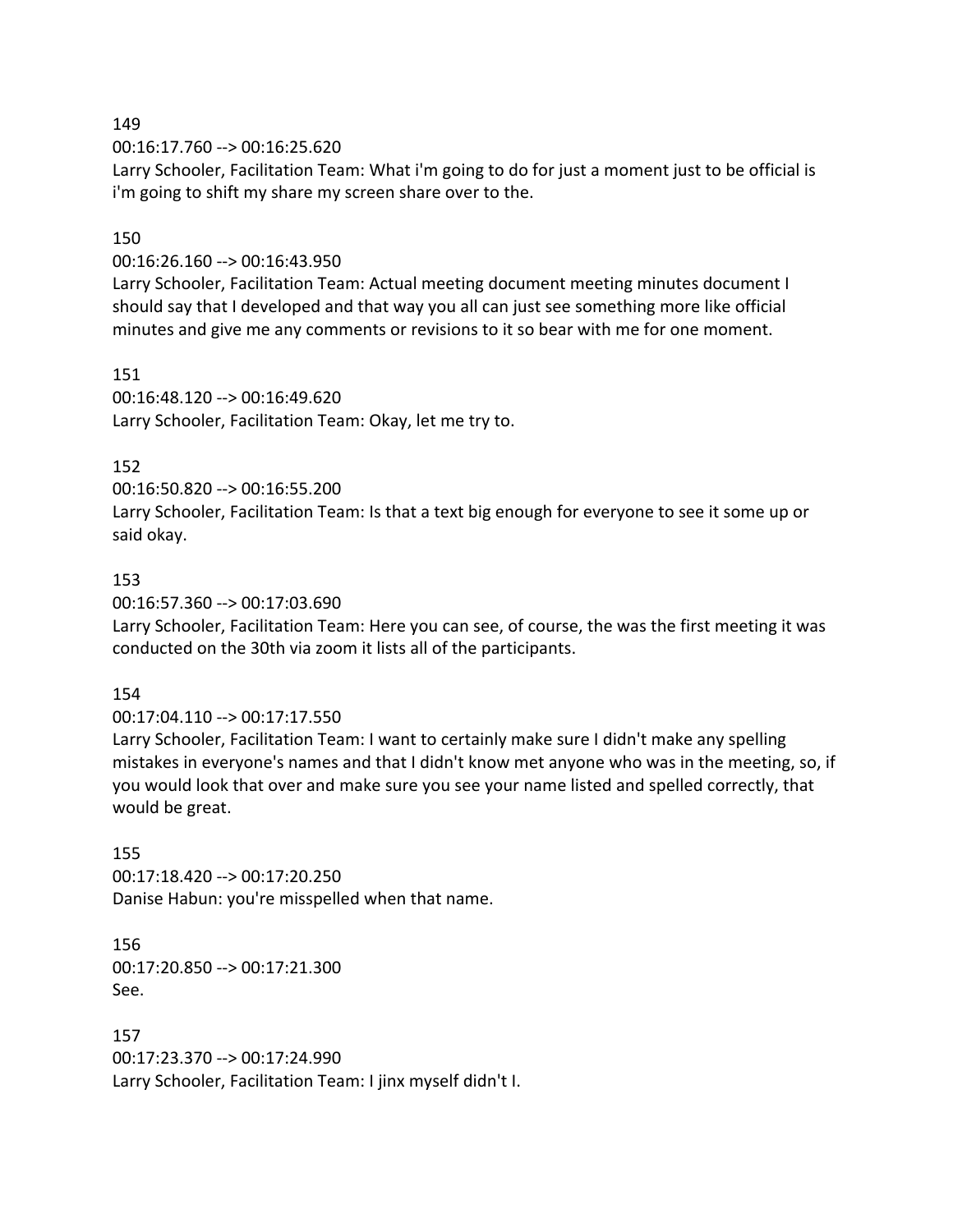149

00:16:17.760 --> 00:16:25.620

Larry Schooler, Facilitation Team: What i'm going to do for just a moment just to be official is i'm going to shift my share my screen share over to the.

150

00:16:26.160 --> 00:16:43.950

Larry Schooler, Facilitation Team: Actual meeting document meeting minutes document I should say that I developed and that way you all can just see something more like official minutes and give me any comments or revisions to it so bear with me for one moment.

151

00:16:48.120 --> 00:16:49.620

Larry Schooler, Facilitation Team: Okay, let me try to.

152

00:16:50.820 --> 00:16:55.200

Larry Schooler, Facilitation Team: Is that a text big enough for everyone to see it some up or said okay.

153

00:16:57.360 --> 00:17:03.690

Larry Schooler, Facilitation Team: Here you can see, of course, the was the first meeting it was conducted on the 30th via zoom it lists all of the participants.

154

00:17:04.110 --> 00:17:17.550

Larry Schooler, Facilitation Team: I want to certainly make sure I didn't make any spelling mistakes in everyone's names and that I didn't know met anyone who was in the meeting, so, if you would look that over and make sure you see your name listed and spelled correctly, that would be great.

155

00:17:18.420 --> 00:17:20.250

Danise Habun: you're misspelled when that name.

156

00:17:20.850 --> 00:17:21.300

See.

157

00:17:23.370 --> 00:17:24.990

Larry Schooler, Facilitation Team: I jinx myself didn't I.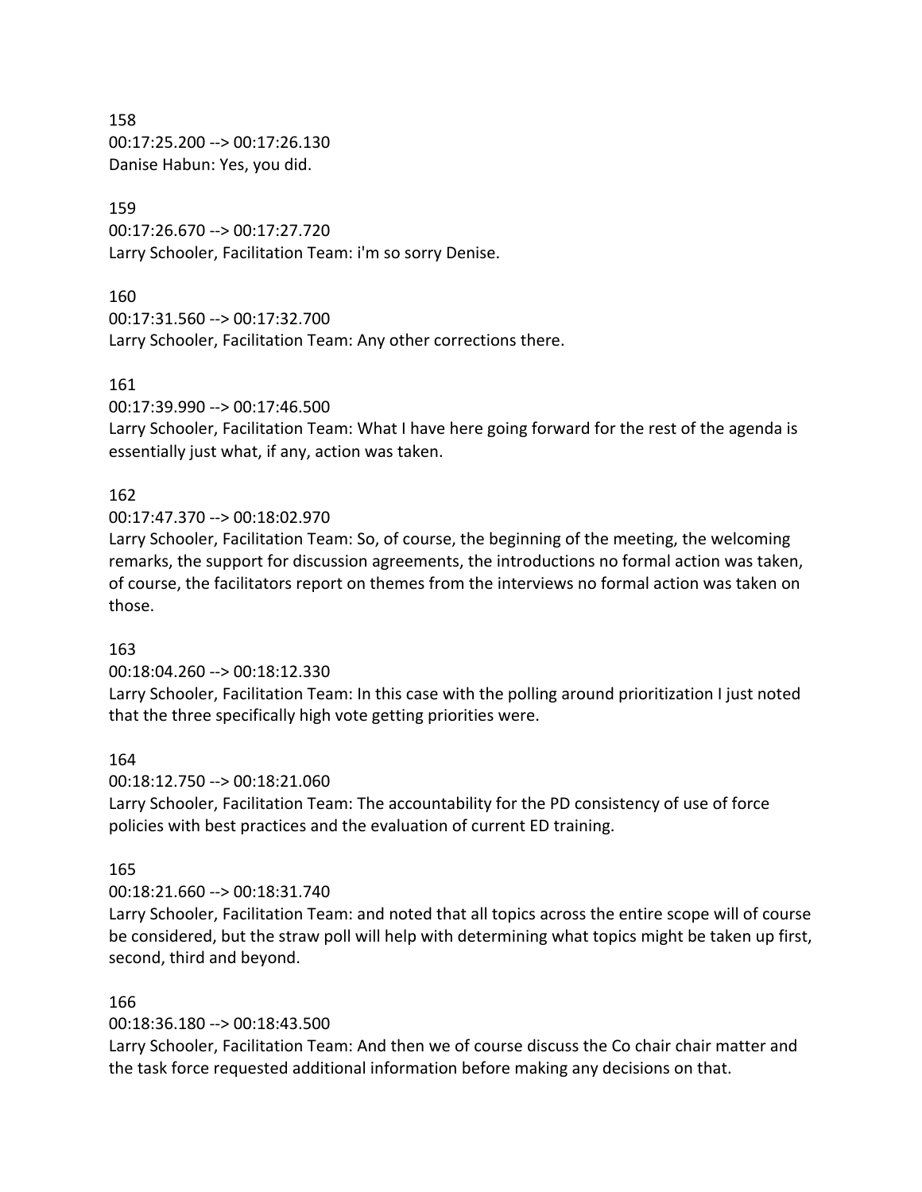158
00:17:25.200 --> 00:17:26.130
Danise Habun: Yes, you did.

159
00:17:26.670 --> 00:17:27.720
Larry Schooler, Facilitation Team: i'm so sorry Denise.

160
00:17:31.560 --> 00:17:32.700
Larry Schooler, Facilitation Team: Any other corrections there.

161
00:17:39.990 --> 00:17:46.500
Larry Schooler, Facilitation Team: What I have here going forward for the rest of the agenda is essentially just what, if any, action was taken.

162
00:17:47.370 --> 00:18:02.970
Larry Schooler, Facilitation Team: So, of course, the beginning of the meeting, the welcoming remarks, the support for discussion agreements, the introductions no formal action was taken, of course, the facilitators report on themes from the interviews no formal action was taken on those.

163
00:18:04.260 --> 00:18:12.330
Larry Schooler, Facilitation Team: In this case with the polling around prioritization I just noted that the three specifically high vote getting priorities were.

164
00:18:12.750 --> 00:18:21.060
Larry Schooler, Facilitation Team: The accountability for the PD consistency of use of force policies with best practices and the evaluation of current ED training.

165
00:18:21.660 --> 00:18:31.740
Larry Schooler, Facilitation Team: and noted that all topics across the entire scope will of course be considered, but the straw poll will help with determining what topics might be taken up first, second, third and beyond.

166
00:18:36.180 --> 00:18:43.500
Larry Schooler, Facilitation Team: And then we of course discuss the Co chair chair matter and the task force requested additional information before making any decisions on that.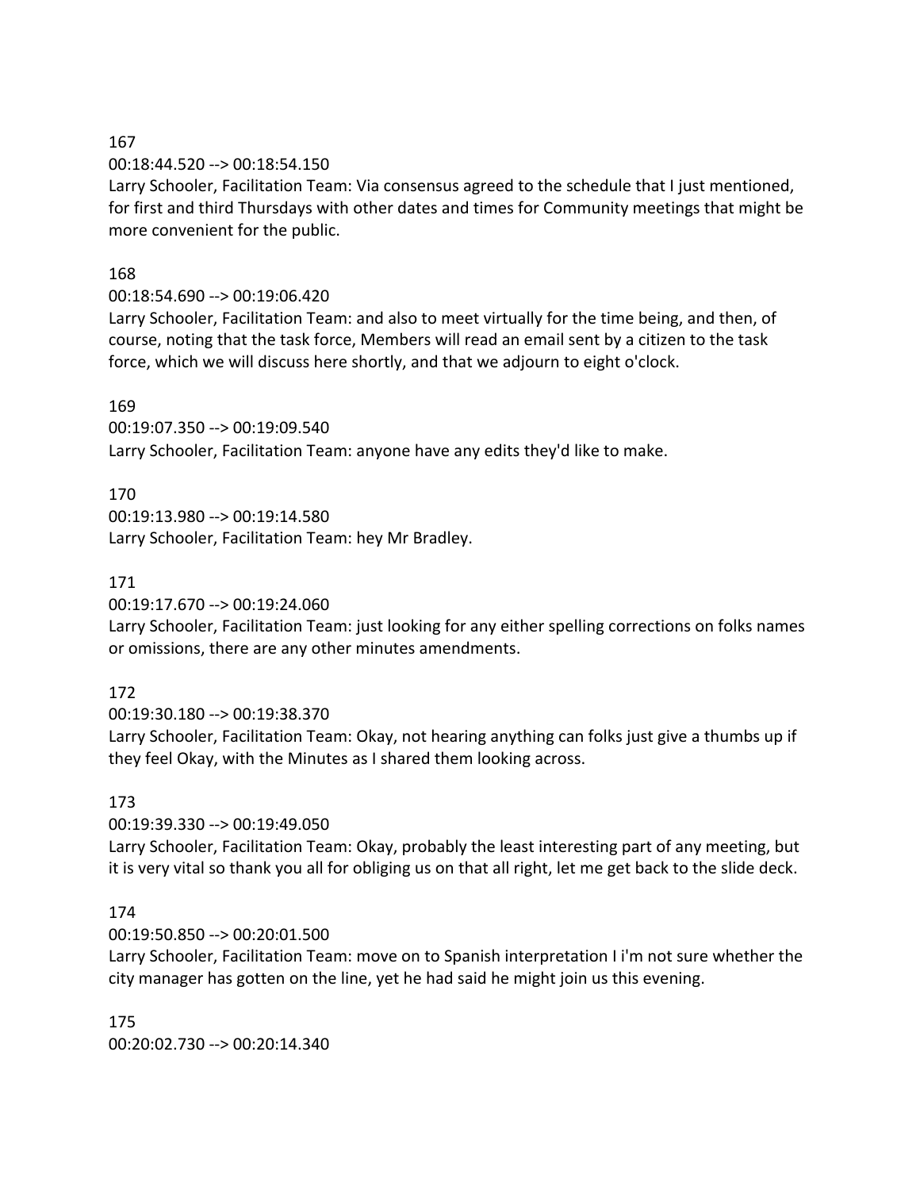167
00:18:44.520 --> 00:18:54.150
Larry Schooler, Facilitation Team: Via consensus agreed to the schedule that I just mentioned, for first and third Thursdays with other dates and times for Community meetings that might be more convenient for the public.

168
00:18:54.690 --> 00:19:06.420
Larry Schooler, Facilitation Team: and also to meet virtually for the time being, and then, of course, noting that the task force, Members will read an email sent by a citizen to the task force, which we will discuss here shortly, and that we adjourn to eight o'clock.

169
00:19:07.350 --> 00:19:09.540
Larry Schooler, Facilitation Team: anyone have any edits they'd like to make.

170
00:19:13.980 --> 00:19:14.580
Larry Schooler, Facilitation Team: hey Mr Bradley.

171
00:19:17.670 --> 00:19:24.060
Larry Schooler, Facilitation Team: just looking for any either spelling corrections on folks names or omissions, there are any other minutes amendments.

172
00:19:30.180 --> 00:19:38.370
Larry Schooler, Facilitation Team: Okay, not hearing anything can folks just give a thumbs up if they feel Okay, with the Minutes as I shared them looking across.

173
00:19:39.330 --> 00:19:49.050
Larry Schooler, Facilitation Team: Okay, probably the least interesting part of any meeting, but it is very vital so thank you all for obliging us on that all right, let me get back to the slide deck.

174
00:19:50.850 --> 00:20:01.500
Larry Schooler, Facilitation Team: move on to Spanish interpretation I i'm not sure whether the city manager has gotten on the line, yet he had said he might join us this evening.

175
00:20:02.730 --> 00:20:14.340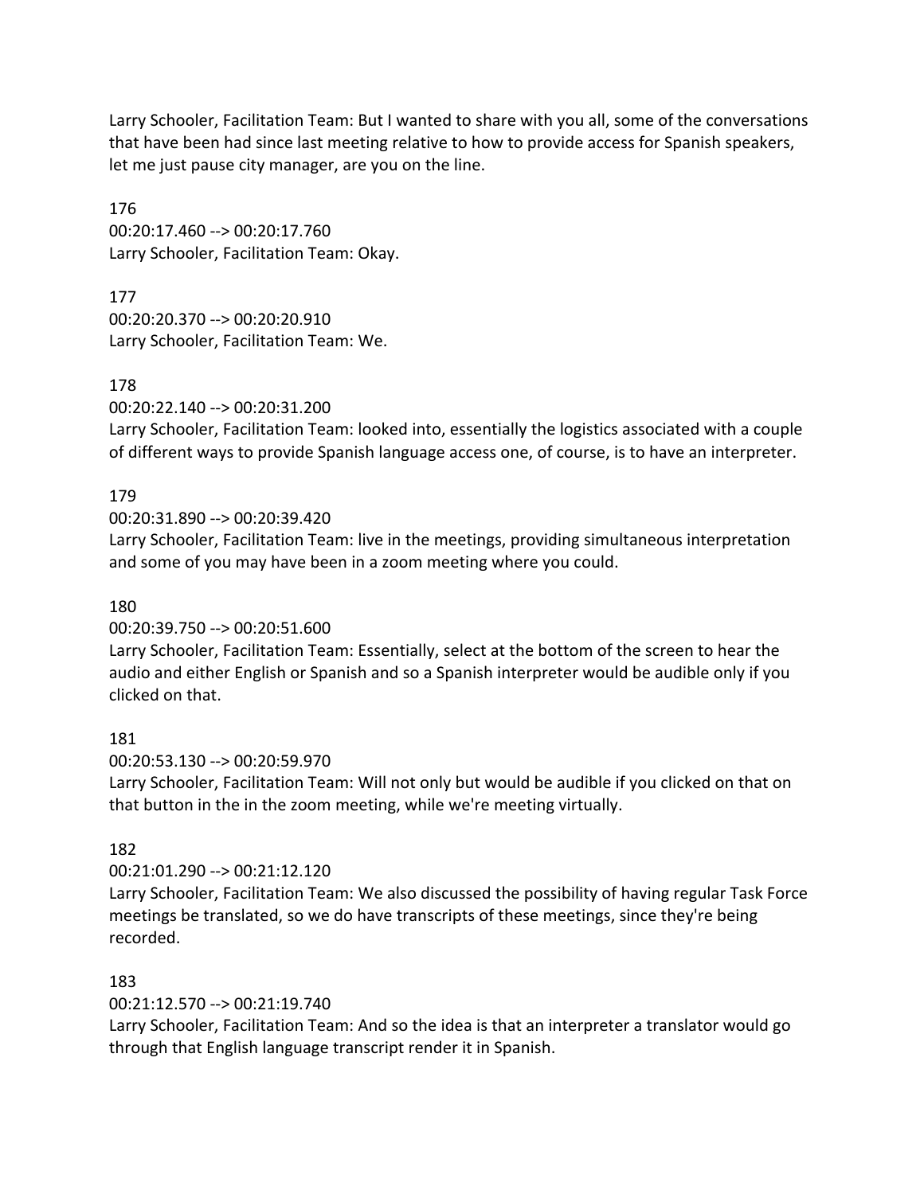Larry Schooler, Facilitation Team: But I wanted to share with you all, some of the conversations that have been had since last meeting relative to how to provide access for Spanish speakers, let me just pause city manager, are you on the line.

176
00:20:17.460 --> 00:20:17.760
Larry Schooler, Facilitation Team: Okay.

177
00:20:20.370 --> 00:20:20.910
Larry Schooler, Facilitation Team: We.

178
00:20:22.140 --> 00:20:31.200
Larry Schooler, Facilitation Team: looked into, essentially the logistics associated with a couple of different ways to provide Spanish language access one, of course, is to have an interpreter.

179
00:20:31.890 --> 00:20:39.420
Larry Schooler, Facilitation Team: live in the meetings, providing simultaneous interpretation and some of you may have been in a zoom meeting where you could.

180
00:20:39.750 --> 00:20:51.600
Larry Schooler, Facilitation Team: Essentially, select at the bottom of the screen to hear the audio and either English or Spanish and so a Spanish interpreter would be audible only if you clicked on that.

181
00:20:53.130 --> 00:20:59.970
Larry Schooler, Facilitation Team: Will not only but would be audible if you clicked on that on that button in the in the zoom meeting, while we're meeting virtually.

182
00:21:01.290 --> 00:21:12.120
Larry Schooler, Facilitation Team: We also discussed the possibility of having regular Task Force meetings be translated, so we do have transcripts of these meetings, since they're being recorded.

183
00:21:12.570 --> 00:21:19.740
Larry Schooler, Facilitation Team: And so the idea is that an interpreter a translator would go through that English language transcript render it in Spanish.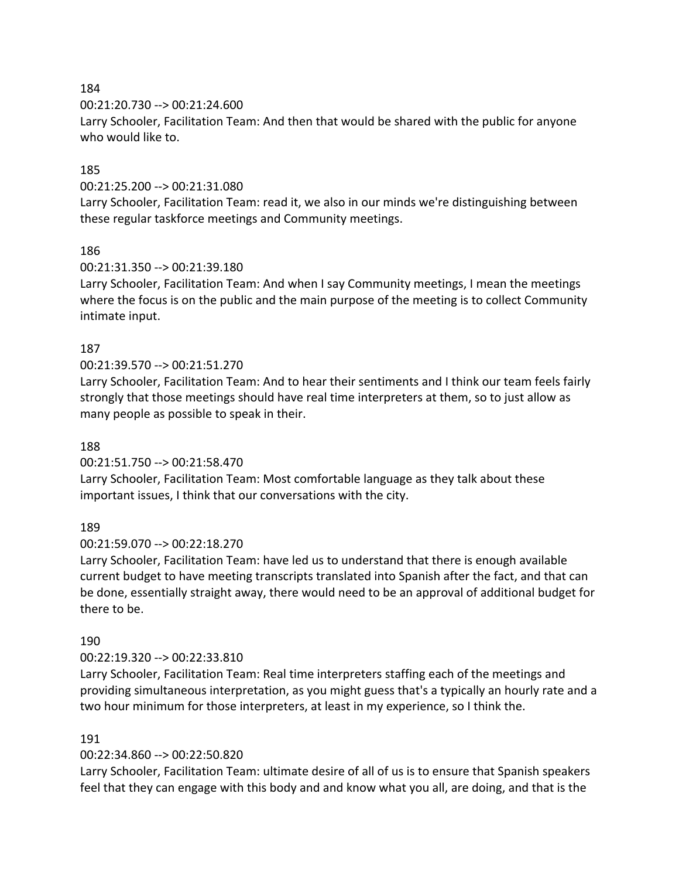184

00:21:20.730 --> 00:21:24.600

Larry Schooler, Facilitation Team: And then that would be shared with the public for anyone who would like to.

185

00:21:25.200 --> 00:21:31.080

Larry Schooler, Facilitation Team: read it, we also in our minds we're distinguishing between these regular taskforce meetings and Community meetings.

186

00:21:31.350 --> 00:21:39.180

Larry Schooler, Facilitation Team: And when I say Community meetings, I mean the meetings where the focus is on the public and the main purpose of the meeting is to collect Community intimate input.

187

00:21:39.570 --> 00:21:51.270

Larry Schooler, Facilitation Team: And to hear their sentiments and I think our team feels fairly strongly that those meetings should have real time interpreters at them, so to just allow as many people as possible to speak in their.

188

00:21:51.750 --> 00:21:58.470

Larry Schooler, Facilitation Team: Most comfortable language as they talk about these important issues, I think that our conversations with the city.

189

00:21:59.070 --> 00:22:18.270

Larry Schooler, Facilitation Team: have led us to understand that there is enough available current budget to have meeting transcripts translated into Spanish after the fact, and that can be done, essentially straight away, there would need to be an approval of additional budget for there to be.

190

00:22:19.320 --> 00:22:33.810

Larry Schooler, Facilitation Team: Real time interpreters staffing each of the meetings and providing simultaneous interpretation, as you might guess that's a typically an hourly rate and a two hour minimum for those interpreters, at least in my experience, so I think the.

191

00:22:34.860 --> 00:22:50.820

Larry Schooler, Facilitation Team: ultimate desire of all of us is to ensure that Spanish speakers feel that they can engage with this body and and know what you all, are doing, and that is the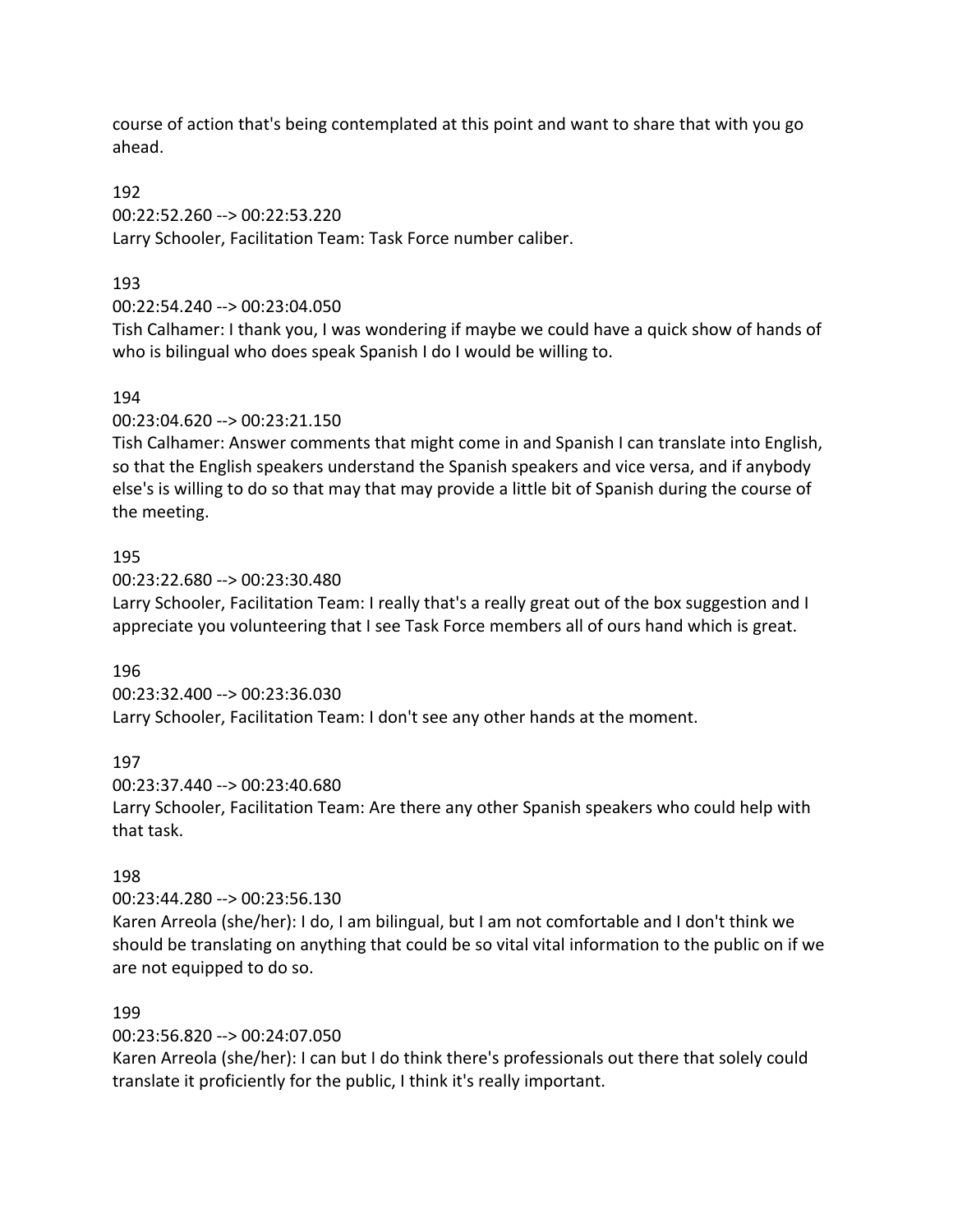course of action that's being contemplated at this point and want to share that with you go ahead.

192
00:22:52.260 --> 00:22:53.220
Larry Schooler, Facilitation Team: Task Force number caliber.

193
00:22:54.240 --> 00:23:04.050
Tish Calhamer: I thank you, I was wondering if maybe we could have a quick show of hands of who is bilingual who does speak Spanish I do I would be willing to.

194
00:23:04.620 --> 00:23:21.150
Tish Calhamer: Answer comments that might come in and Spanish I can translate into English, so that the English speakers understand the Spanish speakers and vice versa, and if anybody else's is willing to do so that may that may provide a little bit of Spanish during the course of the meeting.

195
00:23:22.680 --> 00:23:30.480
Larry Schooler, Facilitation Team: I really that's a really great out of the box suggestion and I appreciate you volunteering that I see Task Force members all of ours hand which is great.

196
00:23:32.400 --> 00:23:36.030
Larry Schooler, Facilitation Team: I don't see any other hands at the moment.

197
00:23:37.440 --> 00:23:40.680
Larry Schooler, Facilitation Team: Are there any other Spanish speakers who could help with that task.

198
00:23:44.280 --> 00:23:56.130
Karen Arreola (she/her): I do, I am bilingual, but I am not comfortable and I don't think we should be translating on anything that could be so vital vital information to the public on if we are not equipped to do so.

199
00:23:56.820 --> 00:24:07.050
Karen Arreola (she/her): I can but I do think there's professionals out there that solely could translate it proficiently for the public, I think it's really important.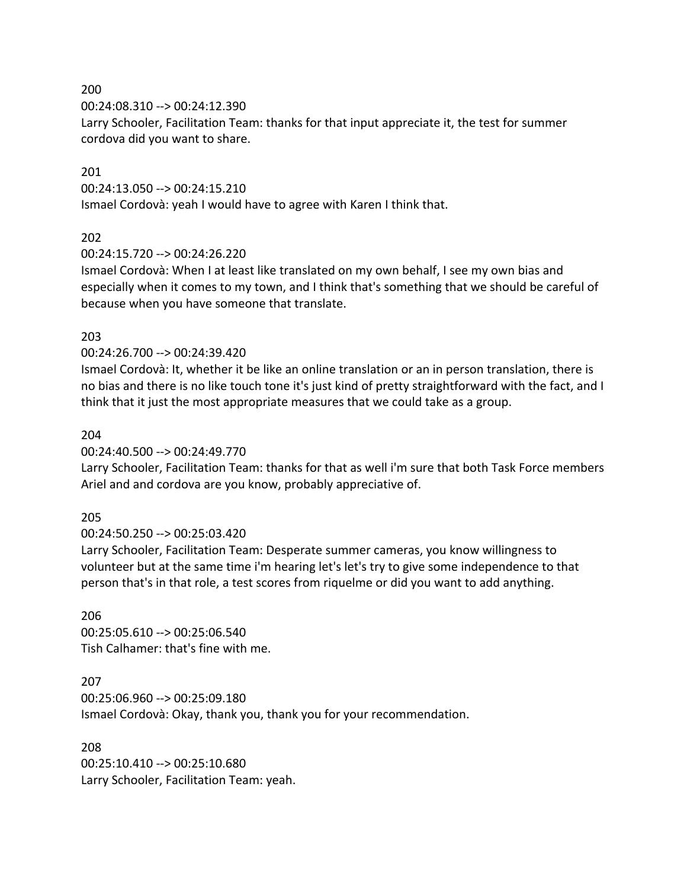200

00:24:08.310 --> 00:24:12.390

Larry Schooler, Facilitation Team: thanks for that input appreciate it, the test for summer cordova did you want to share.

201

00:24:13.050 --> 00:24:15.210

Ismael Cordovà: yeah I would have to agree with Karen I think that.

202

00:24:15.720 --> 00:24:26.220

Ismael Cordovà: When I at least like translated on my own behalf, I see my own bias and especially when it comes to my town, and I think that's something that we should be careful of because when you have someone that translate.

203

00:24:26.700 --> 00:24:39.420

Ismael Cordovà: It, whether it be like an online translation or an in person translation, there is no bias and there is no like touch tone it's just kind of pretty straightforward with the fact, and I think that it just the most appropriate measures that we could take as a group.

204

00:24:40.500 --> 00:24:49.770

Larry Schooler, Facilitation Team: thanks for that as well i'm sure that both Task Force members Ariel and and cordova are you know, probably appreciative of.

205

00:24:50.250 --> 00:25:03.420

Larry Schooler, Facilitation Team: Desperate summer cameras, you know willingness to volunteer but at the same time i'm hearing let's let's try to give some independence to that person that's in that role, a test scores from riquelme or did you want to add anything.

206

00:25:05.610 --> 00:25:06.540

Tish Calhamer: that's fine with me.

207

00:25:06.960 --> 00:25:09.180

Ismael Cordovà: Okay, thank you, thank you for your recommendation.

208

00:25:10.410 --> 00:25:10.680

Larry Schooler, Facilitation Team: yeah.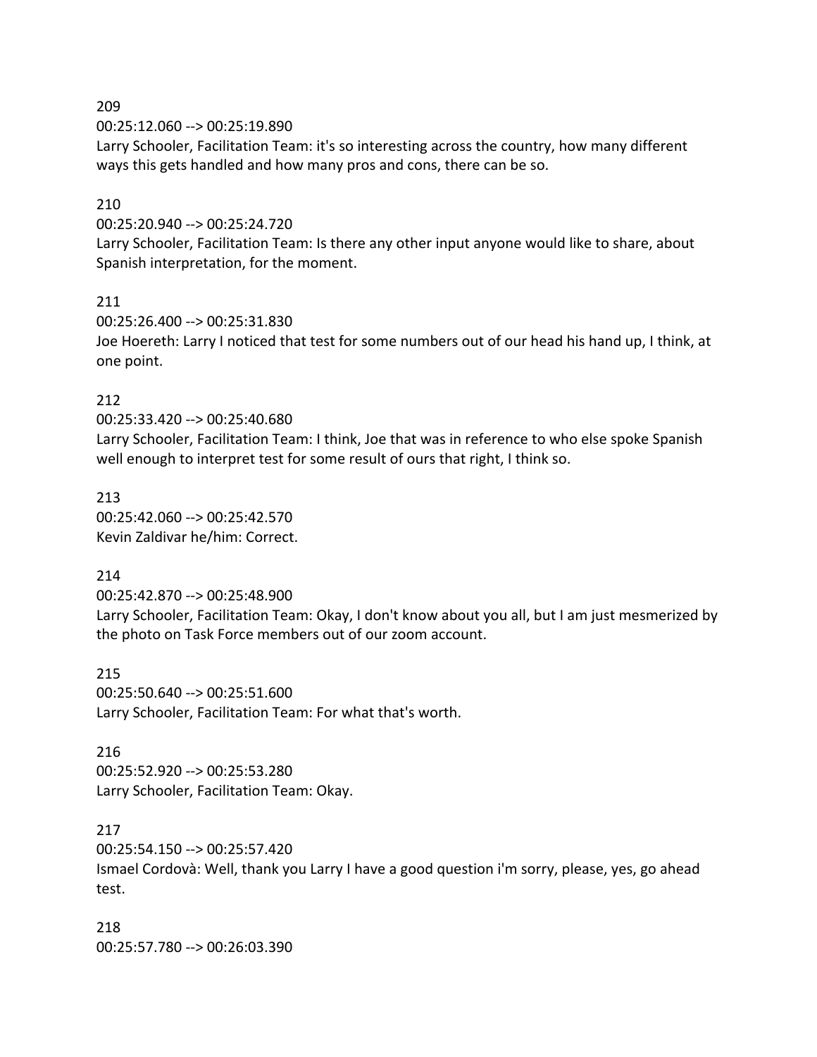209
00:25:12.060 --> 00:25:19.890
Larry Schooler, Facilitation Team: it's so interesting across the country, how many different ways this gets handled and how many pros and cons, there can be so.

210
00:25:20.940 --> 00:25:24.720
Larry Schooler, Facilitation Team: Is there any other input anyone would like to share, about Spanish interpretation, for the moment.

211
00:25:26.400 --> 00:25:31.830
Joe Hoereth: Larry I noticed that test for some numbers out of our head his hand up, I think, at one point.

212
00:25:33.420 --> 00:25:40.680
Larry Schooler, Facilitation Team: I think, Joe that was in reference to who else spoke Spanish well enough to interpret test for some result of ours that right, I think so.

213
00:25:42.060 --> 00:25:42.570
Kevin Zaldivar he/him: Correct.

214
00:25:42.870 --> 00:25:48.900
Larry Schooler, Facilitation Team: Okay, I don't know about you all, but I am just mesmerized by the photo on Task Force members out of our zoom account.

215
00:25:50.640 --> 00:25:51.600
Larry Schooler, Facilitation Team: For what that's worth.

216
00:25:52.920 --> 00:25:53.280
Larry Schooler, Facilitation Team: Okay.

217
00:25:54.150 --> 00:25:57.420
Ismael Cordovà: Well, thank you Larry I have a good question i'm sorry, please, yes, go ahead test.

218
00:25:57.780 --> 00:26:03.390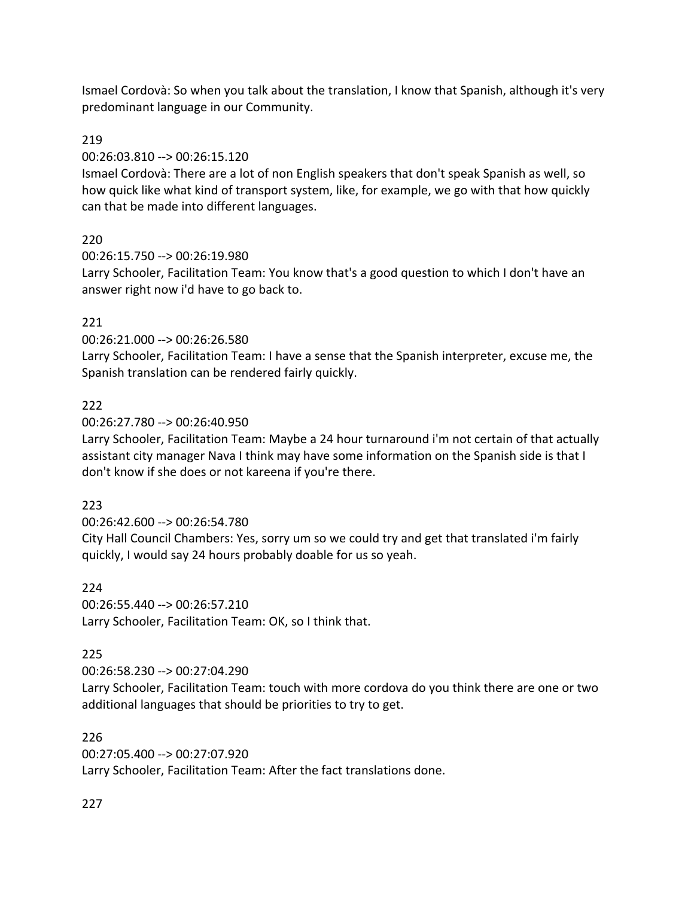Ismael Cordovà: So when you talk about the translation, I know that Spanish, although it's very predominant language in our Community.

219

00:26:03.810 --> 00:26:15.120

Ismael Cordovà: There are a lot of non English speakers that don't speak Spanish as well, so how quick like what kind of transport system, like, for example, we go with that how quickly can that be made into different languages.

220

00:26:15.750 --> 00:26:19.980

Larry Schooler, Facilitation Team: You know that's a good question to which I don't have an answer right now i'd have to go back to.

221

00:26:21.000 --> 00:26:26.580

Larry Schooler, Facilitation Team: I have a sense that the Spanish interpreter, excuse me, the Spanish translation can be rendered fairly quickly.

222

00:26:27.780 --> 00:26:40.950

Larry Schooler, Facilitation Team: Maybe a 24 hour turnaround i'm not certain of that actually assistant city manager Nava I think may have some information on the Spanish side is that I don't know if she does or not kareena if you're there.

223

00:26:42.600 --> 00:26:54.780

City Hall Council Chambers: Yes, sorry um so we could try and get that translated i'm fairly quickly, I would say 24 hours probably doable for us so yeah.

224

00:26:55.440 --> 00:26:57.210

Larry Schooler, Facilitation Team: OK, so I think that.

225

00:26:58.230 --> 00:27:04.290

Larry Schooler, Facilitation Team: touch with more cordova do you think there are one or two additional languages that should be priorities to try to get.

226

00:27:05.400 --> 00:27:07.920

Larry Schooler, Facilitation Team: After the fact translations done.

227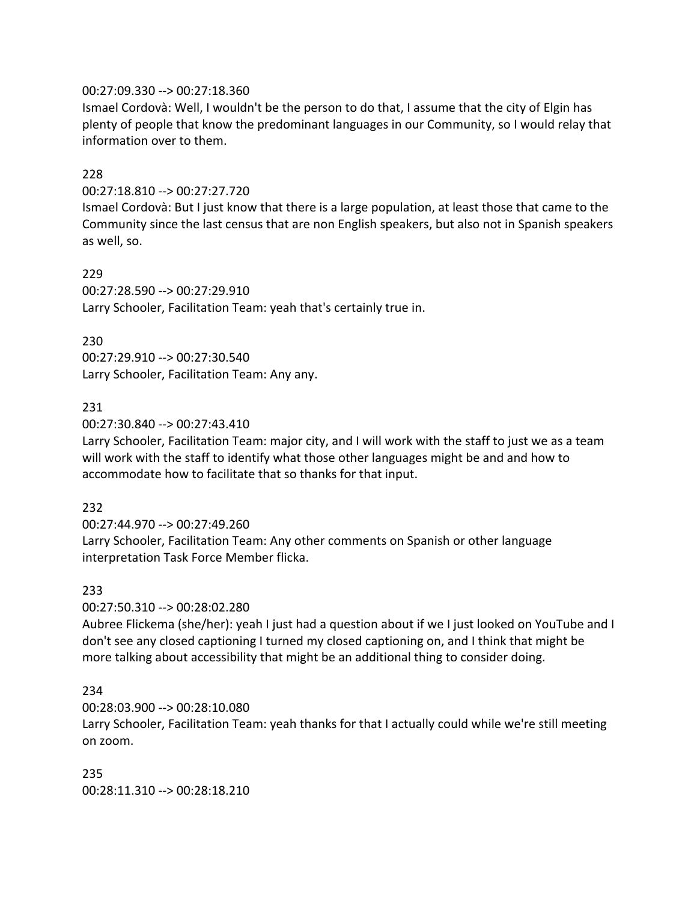00:27:09.330 --> 00:27:18.360
Ismael Cordovà: Well, I wouldn't be the person to do that, I assume that the city of Elgin has plenty of people that know the predominant languages in our Community, so I would relay that information over to them.

228
00:27:18.810 --> 00:27:27.720
Ismael Cordovà: But I just know that there is a large population, at least those that came to the Community since the last census that are non English speakers, but also not in Spanish speakers as well, so.

229
00:27:28.590 --> 00:27:29.910
Larry Schooler, Facilitation Team: yeah that's certainly true in.

230
00:27:29.910 --> 00:27:30.540
Larry Schooler, Facilitation Team: Any any.

231
00:27:30.840 --> 00:27:43.410
Larry Schooler, Facilitation Team: major city, and I will work with the staff to just we as a team will work with the staff to identify what those other languages might be and and how to accommodate how to facilitate that so thanks for that input.

232
00:27:44.970 --> 00:27:49.260
Larry Schooler, Facilitation Team: Any other comments on Spanish or other language interpretation Task Force Member flicka.

233
00:27:50.310 --> 00:28:02.280
Aubree Flickema (she/her): yeah I just had a question about if we I just looked on YouTube and I don't see any closed captioning I turned my closed captioning on, and I think that might be more talking about accessibility that might be an additional thing to consider doing.

234
00:28:03.900 --> 00:28:10.080
Larry Schooler, Facilitation Team: yeah thanks for that I actually could while we're still meeting on zoom.

235
00:28:11.310 --> 00:28:18.210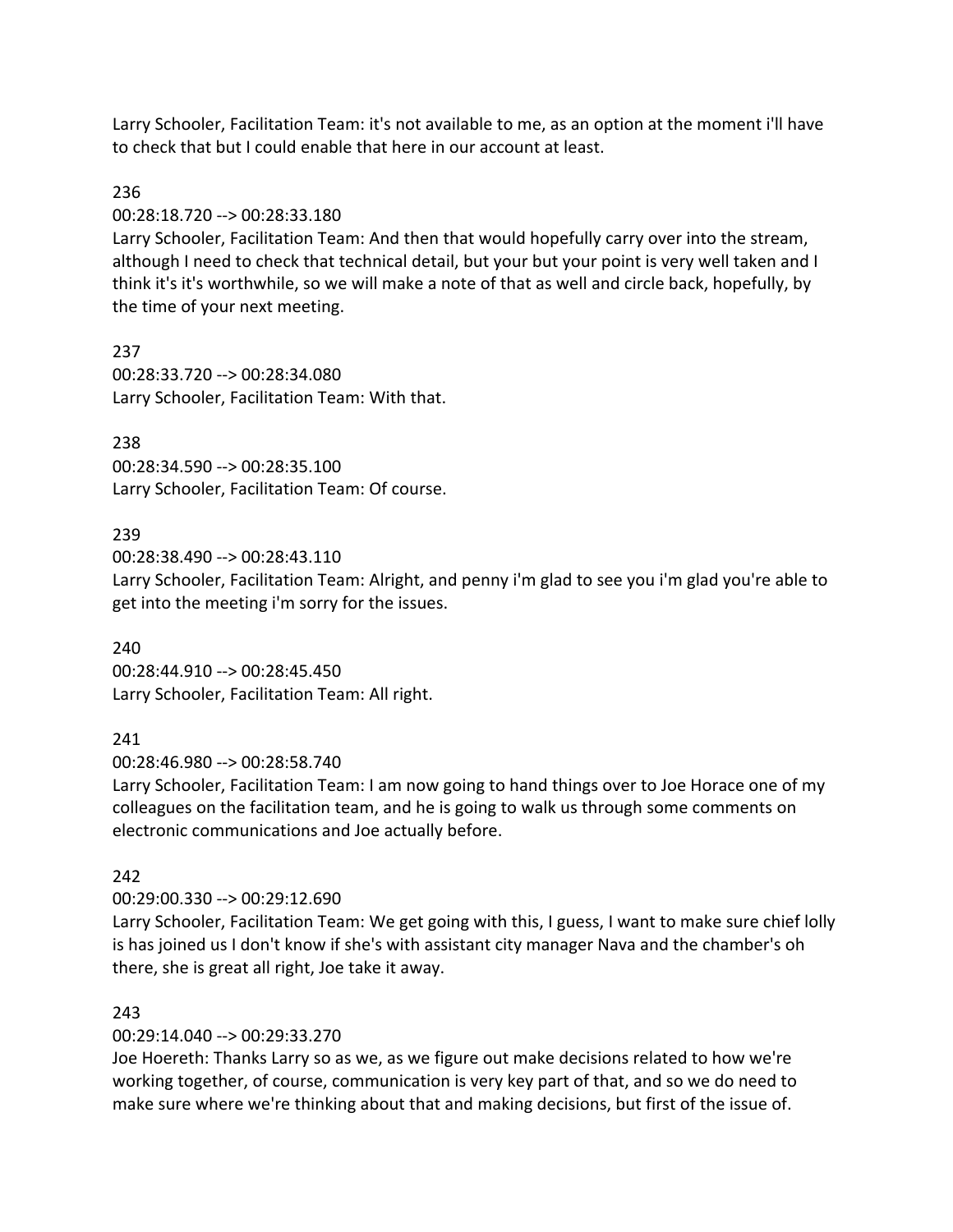Larry Schooler, Facilitation Team: it's not available to me, as an option at the moment i'll have to check that but I could enable that here in our account at least.

236

00:28:18.720 --> 00:28:33.180

Larry Schooler, Facilitation Team: And then that would hopefully carry over into the stream, although I need to check that technical detail, but your but your point is very well taken and I think it's it's worthwhile, so we will make a note of that as well and circle back, hopefully, by the time of your next meeting.

237

00:28:33.720 --> 00:28:34.080

Larry Schooler, Facilitation Team: With that.

238

00:28:34.590 --> 00:28:35.100

Larry Schooler, Facilitation Team: Of course.

239

00:28:38.490 --> 00:28:43.110

Larry Schooler, Facilitation Team: Alright, and penny i'm glad to see you i'm glad you're able to get into the meeting i'm sorry for the issues.

240

00:28:44.910 --> 00:28:45.450

Larry Schooler, Facilitation Team: All right.

241

00:28:46.980 --> 00:28:58.740

Larry Schooler, Facilitation Team: I am now going to hand things over to Joe Horace one of my colleagues on the facilitation team, and he is going to walk us through some comments on electronic communications and Joe actually before.

242

00:29:00.330 --> 00:29:12.690

Larry Schooler, Facilitation Team: We get going with this, I guess, I want to make sure chief lolly is has joined us I don't know if she's with assistant city manager Nava and the chamber's oh there, she is great all right, Joe take it away.

243

00:29:14.040 --> 00:29:33.270

Joe Hoereth: Thanks Larry so as we, as we figure out make decisions related to how we're working together, of course, communication is very key part of that, and so we do need to make sure where we're thinking about that and making decisions, but first of the issue of.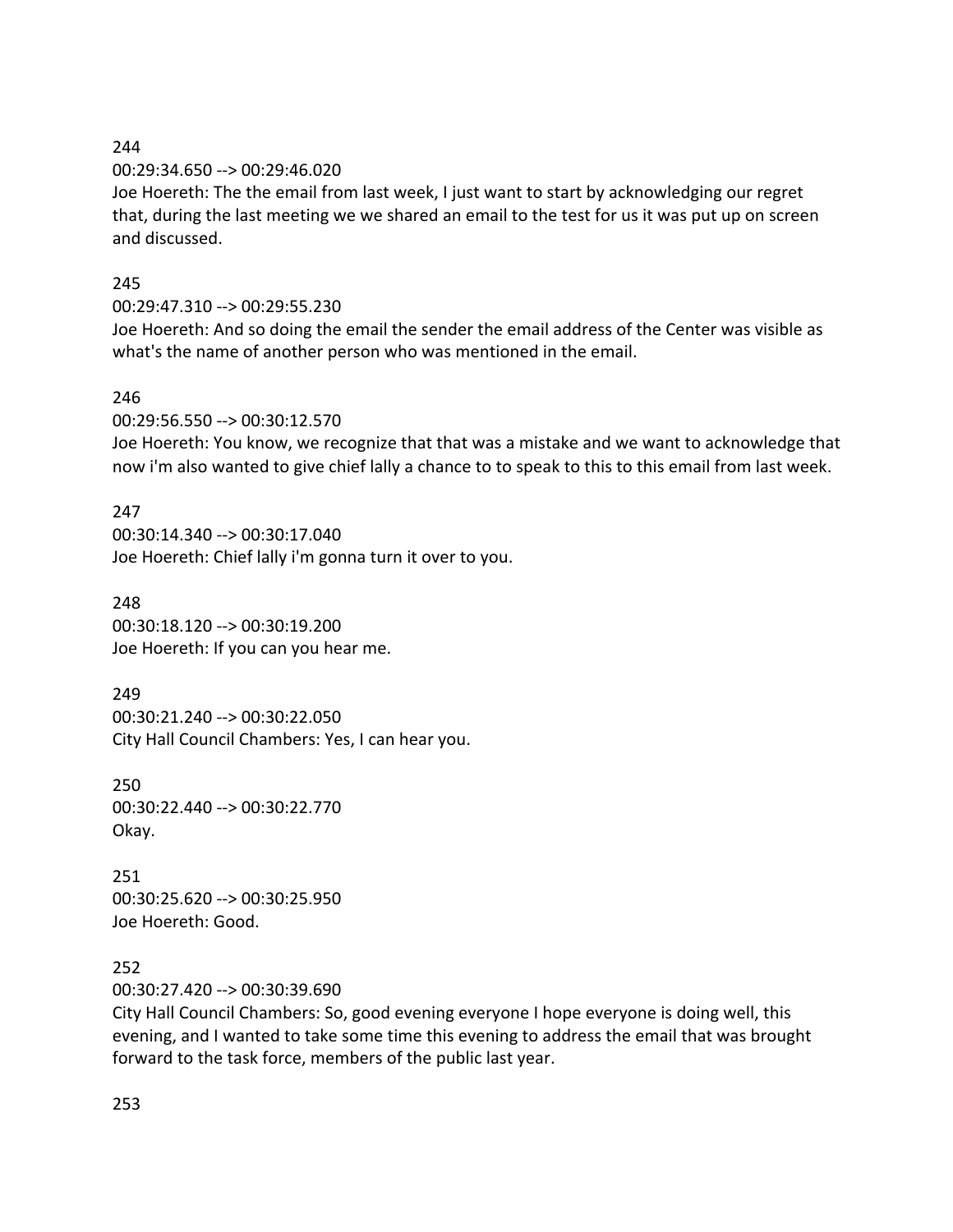244

00:29:34.650 --> 00:29:46.020

Joe Hoereth: The the email from last week, I just want to start by acknowledging our regret that, during the last meeting we we shared an email to the test for us it was put up on screen and discussed.

245

00:29:47.310 --> 00:29:55.230

Joe Hoereth: And so doing the email the sender the email address of the Center was visible as what's the name of another person who was mentioned in the email.

246

00:29:56.550 --> 00:30:12.570

Joe Hoereth: You know, we recognize that that was a mistake and we want to acknowledge that now i'm also wanted to give chief lally a chance to to speak to this to this email from last week.

247

00:30:14.340 --> 00:30:17.040

Joe Hoereth: Chief lally i'm gonna turn it over to you.

248

00:30:18.120 --> 00:30:19.200

Joe Hoereth: If you can you hear me.

249

00:30:21.240 --> 00:30:22.050

City Hall Council Chambers: Yes, I can hear you.

250

00:30:22.440 --> 00:30:22.770

Okay.

251

00:30:25.620 --> 00:30:25.950

Joe Hoereth: Good.

252

00:30:27.420 --> 00:30:39.690

City Hall Council Chambers: So, good evening everyone I hope everyone is doing well, this evening, and I wanted to take some time this evening to address the email that was brought forward to the task force, members of the public last year.

253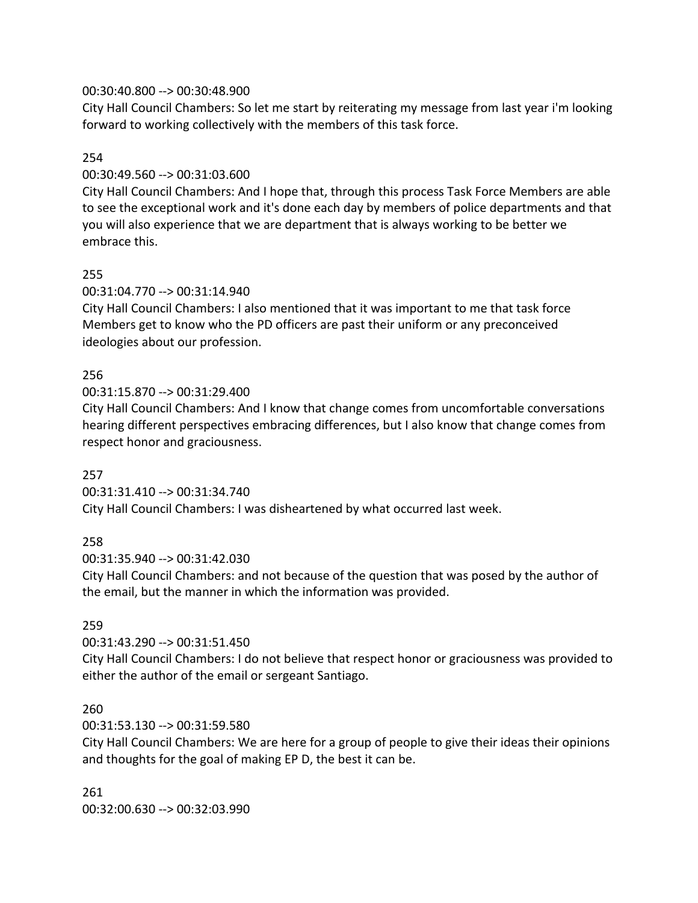00:30:40.800 --> 00:30:48.900
City Hall Council Chambers: So let me start by reiterating my message from last year i'm looking forward to working collectively with the members of this task force.

254
00:30:49.560 --> 00:31:03.600
City Hall Council Chambers: And I hope that, through this process Task Force Members are able to see the exceptional work and it's done each day by members of police departments and that you will also experience that we are department that is always working to be better we embrace this.

255
00:31:04.770 --> 00:31:14.940
City Hall Council Chambers: I also mentioned that it was important to me that task force Members get to know who the PD officers are past their uniform or any preconceived ideologies about our profession.

256
00:31:15.870 --> 00:31:29.400
City Hall Council Chambers: And I know that change comes from uncomfortable conversations hearing different perspectives embracing differences, but I also know that change comes from respect honor and graciousness.

257
00:31:31.410 --> 00:31:34.740
City Hall Council Chambers: I was disheartened by what occurred last week.

258
00:31:35.940 --> 00:31:42.030
City Hall Council Chambers: and not because of the question that was posed by the author of the email, but the manner in which the information was provided.

259
00:31:43.290 --> 00:31:51.450
City Hall Council Chambers: I do not believe that respect honor or graciousness was provided to either the author of the email or sergeant Santiago.

260
00:31:53.130 --> 00:31:59.580
City Hall Council Chambers: We are here for a group of people to give their ideas their opinions and thoughts for the goal of making EP D, the best it can be.

261
00:32:00.630 --> 00:32:03.990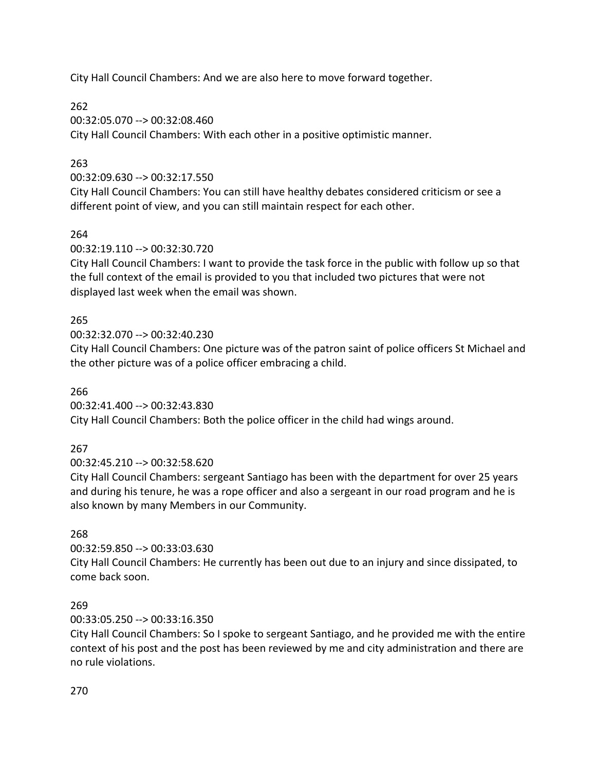City Hall Council Chambers: And we are also here to move forward together.

262

00:32:05.070 --> 00:32:08.460

City Hall Council Chambers: With each other in a positive optimistic manner.

263

00:32:09.630 --> 00:32:17.550

City Hall Council Chambers: You can still have healthy debates considered criticism or see a different point of view, and you can still maintain respect for each other.

264

00:32:19.110 --> 00:32:30.720

City Hall Council Chambers: I want to provide the task force in the public with follow up so that the full context of the email is provided to you that included two pictures that were not displayed last week when the email was shown.

265

00:32:32.070 --> 00:32:40.230

City Hall Council Chambers: One picture was of the patron saint of police officers St Michael and the other picture was of a police officer embracing a child.

266

00:32:41.400 --> 00:32:43.830

City Hall Council Chambers: Both the police officer in the child had wings around.

267

00:32:45.210 --> 00:32:58.620

City Hall Council Chambers: sergeant Santiago has been with the department for over 25 years and during his tenure, he was a rope officer and also a sergeant in our road program and he is also known by many Members in our Community.

268

00:32:59.850 --> 00:33:03.630

City Hall Council Chambers: He currently has been out due to an injury and since dissipated, to come back soon.

269

00:33:05.250 --> 00:33:16.350

City Hall Council Chambers: So I spoke to sergeant Santiago, and he provided me with the entire context of his post and the post has been reviewed by me and city administration and there are no rule violations.

270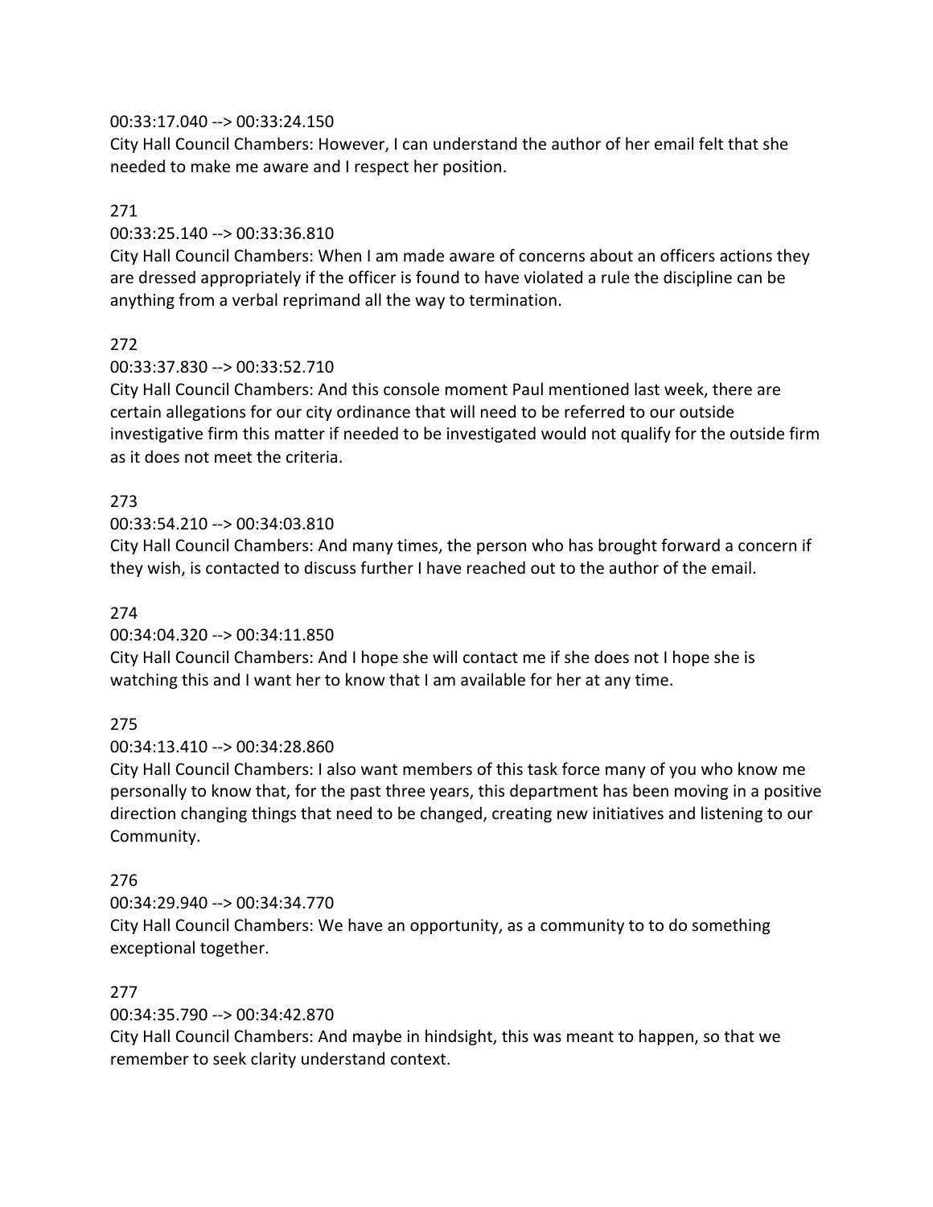00:33:17.040 --> 00:33:24.150
City Hall Council Chambers: However, I can understand the author of her email felt that she needed to make me aware and I respect her position.

271

00:33:25.140 --> 00:33:36.810
City Hall Council Chambers: When I am made aware of concerns about an officers actions they are dressed appropriately if the officer is found to have violated a rule the discipline can be anything from a verbal reprimand all the way to termination.

272

00:33:37.830 --> 00:33:52.710
City Hall Council Chambers: And this console moment Paul mentioned last week, there are certain allegations for our city ordinance that will need to be referred to our outside investigative firm this matter if needed to be investigated would not qualify for the outside firm as it does not meet the criteria.

273

00:33:54.210 --> 00:34:03.810
City Hall Council Chambers: And many times, the person who has brought forward a concern if they wish, is contacted to discuss further I have reached out to the author of the email.

274

00:34:04.320 --> 00:34:11.850
City Hall Council Chambers: And I hope she will contact me if she does not I hope she is watching this and I want her to know that I am available for her at any time.

275

00:34:13.410 --> 00:34:28.860
City Hall Council Chambers: I also want members of this task force many of you who know me personally to know that, for the past three years, this department has been moving in a positive direction changing things that need to be changed, creating new initiatives and listening to our Community.

276

00:34:29.940 --> 00:34:34.770
City Hall Council Chambers: We have an opportunity, as a community to to do something exceptional together.

277

00:34:35.790 --> 00:34:42.870
City Hall Council Chambers: And maybe in hindsight, this was meant to happen, so that we remember to seek clarity understand context.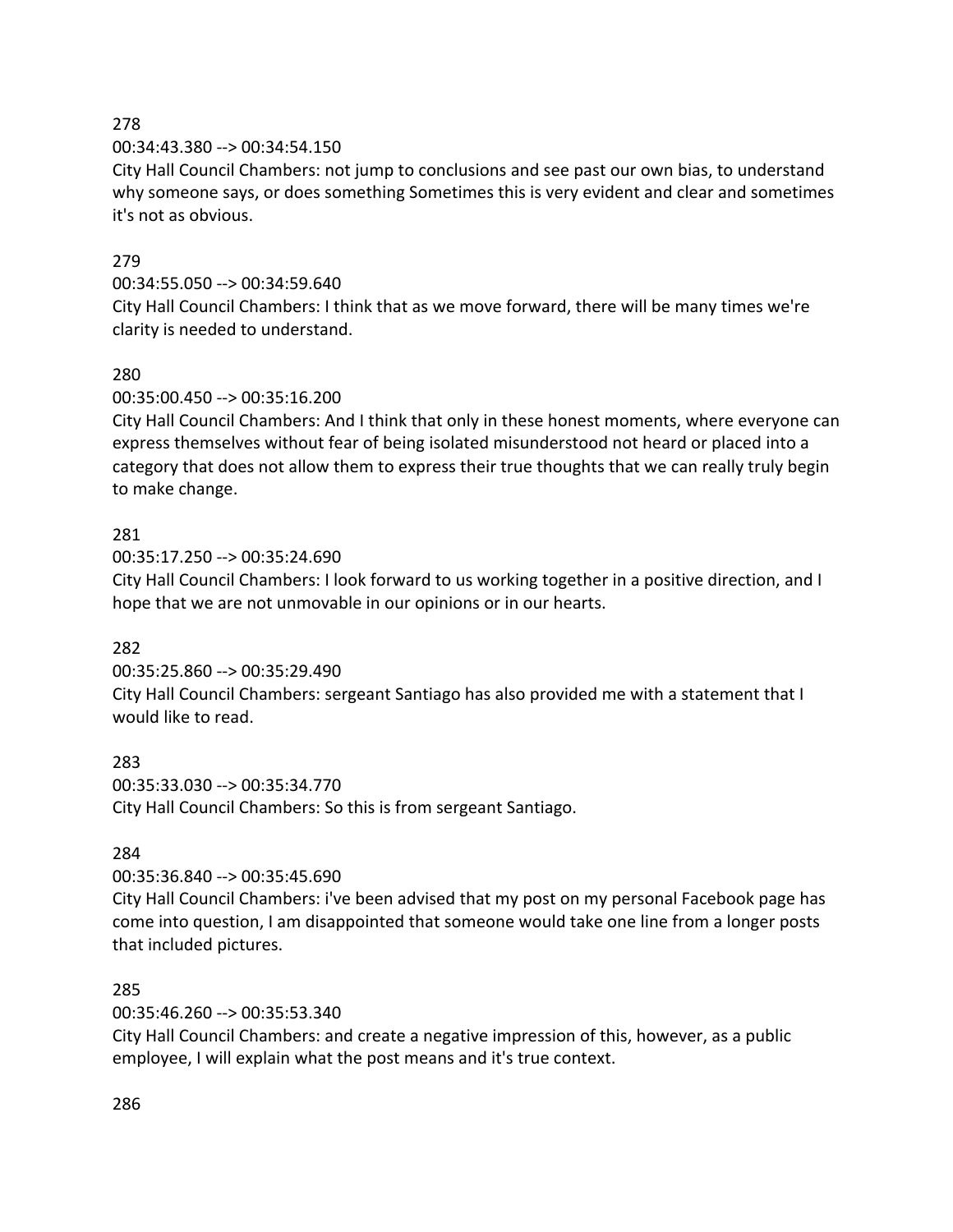278

00:34:43.380 --> 00:34:54.150

City Hall Council Chambers: not jump to conclusions and see past our own bias, to understand why someone says, or does something Sometimes this is very evident and clear and sometimes it's not as obvious.

279

00:34:55.050 --> 00:34:59.640

City Hall Council Chambers: I think that as we move forward, there will be many times we're clarity is needed to understand.

280

00:35:00.450 --> 00:35:16.200

City Hall Council Chambers: And I think that only in these honest moments, where everyone can express themselves without fear of being isolated misunderstood not heard or placed into a category that does not allow them to express their true thoughts that we can really truly begin to make change.

281

00:35:17.250 --> 00:35:24.690

City Hall Council Chambers: I look forward to us working together in a positive direction, and I hope that we are not unmovable in our opinions or in our hearts.

282

00:35:25.860 --> 00:35:29.490

City Hall Council Chambers: sergeant Santiago has also provided me with a statement that I would like to read.

283

00:35:33.030 --> 00:35:34.770

City Hall Council Chambers: So this is from sergeant Santiago.

284

00:35:36.840 --> 00:35:45.690

City Hall Council Chambers: i've been advised that my post on my personal Facebook page has come into question, I am disappointed that someone would take one line from a longer posts that included pictures.

285

00:35:46.260 --> 00:35:53.340

City Hall Council Chambers: and create a negative impression of this, however, as a public employee, I will explain what the post means and it's true context.

286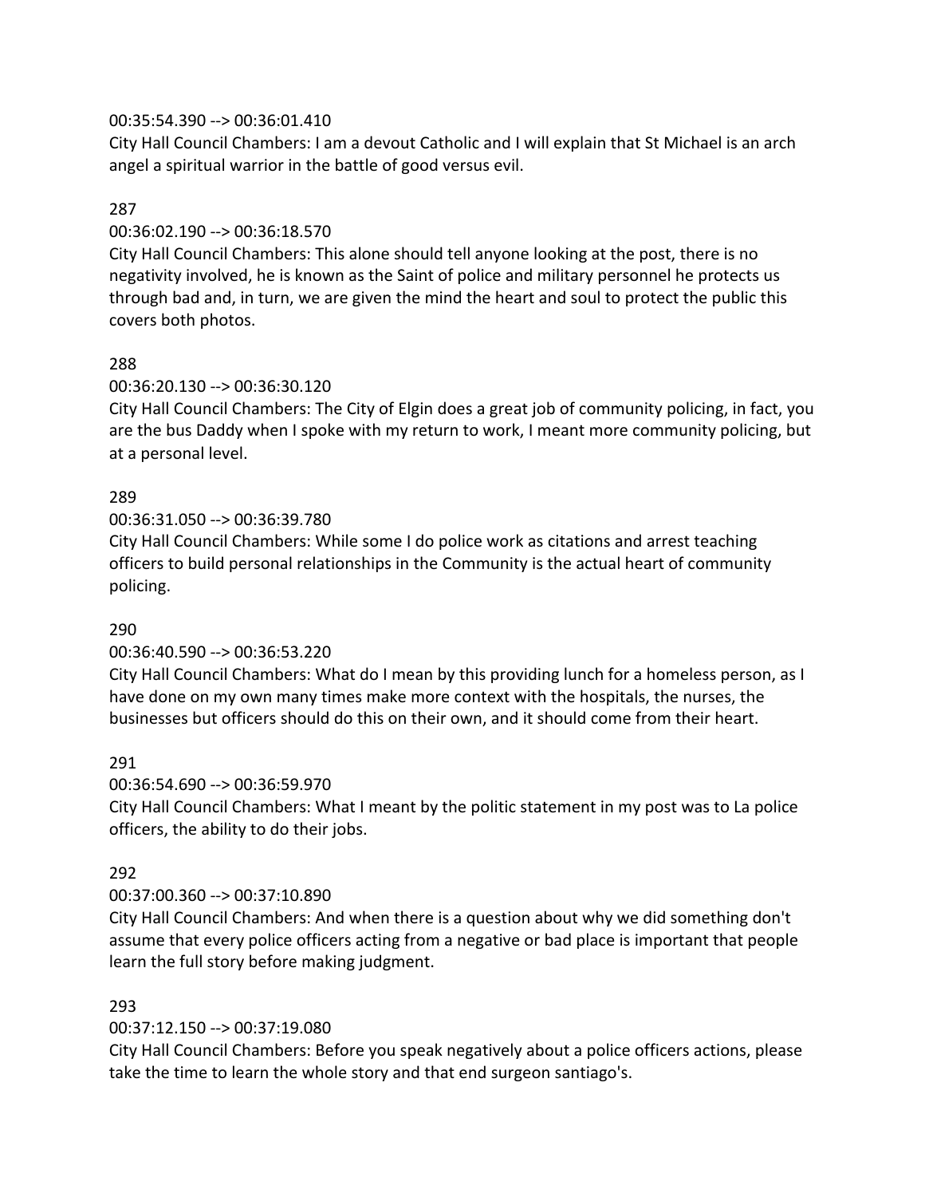00:35:54.390 --> 00:36:01.410
City Hall Council Chambers: I am a devout Catholic and I will explain that St Michael is an arch angel a spiritual warrior in the battle of good versus evil.

287

00:36:02.190 --> 00:36:18.570
City Hall Council Chambers: This alone should tell anyone looking at the post, there is no negativity involved, he is known as the Saint of police and military personnel he protects us through bad and, in turn, we are given the mind the heart and soul to protect the public this covers both photos.

288

00:36:20.130 --> 00:36:30.120
City Hall Council Chambers: The City of Elgin does a great job of community policing, in fact, you are the bus Daddy when I spoke with my return to work, I meant more community policing, but at a personal level.

289

00:36:31.050 --> 00:36:39.780
City Hall Council Chambers: While some I do police work as citations and arrest teaching officers to build personal relationships in the Community is the actual heart of community policing.

290

00:36:40.590 --> 00:36:53.220
City Hall Council Chambers: What do I mean by this providing lunch for a homeless person, as I have done on my own many times make more context with the hospitals, the nurses, the businesses but officers should do this on their own, and it should come from their heart.

291

00:36:54.690 --> 00:36:59.970
City Hall Council Chambers: What I meant by the politic statement in my post was to La police officers, the ability to do their jobs.

292

00:37:00.360 --> 00:37:10.890
City Hall Council Chambers: And when there is a question about why we did something don't assume that every police officers acting from a negative or bad place is important that people learn the full story before making judgment.

293

00:37:12.150 --> 00:37:19.080
City Hall Council Chambers: Before you speak negatively about a police officers actions, please take the time to learn the whole story and that end surgeon santiago's.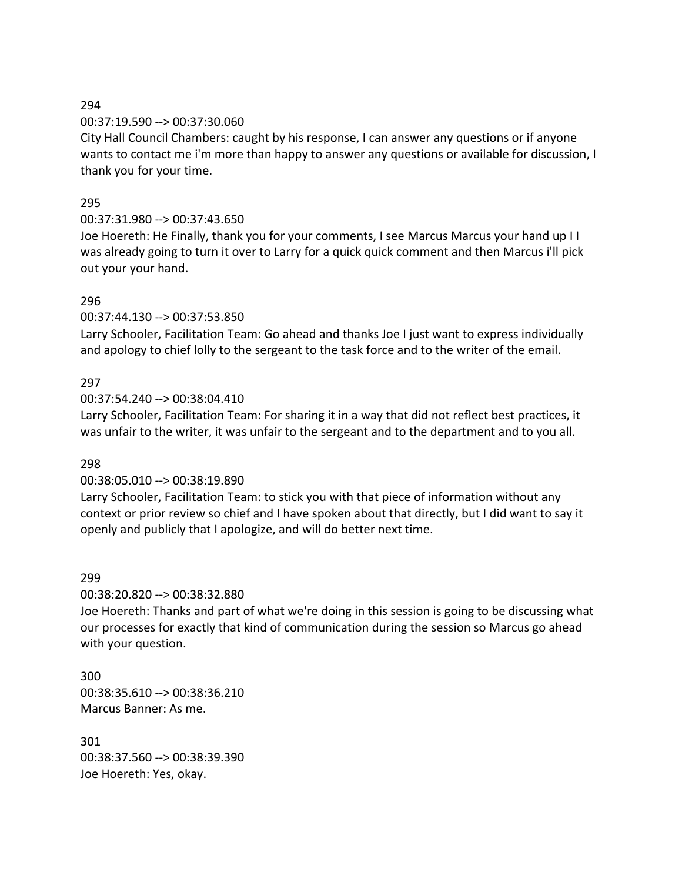294

00:37:19.590 --> 00:37:30.060

City Hall Council Chambers: caught by his response, I can answer any questions or if anyone wants to contact me i'm more than happy to answer any questions or available for discussion, I thank you for your time.

295

00:37:31.980 --> 00:37:43.650

Joe Hoereth: He Finally, thank you for your comments, I see Marcus Marcus your hand up I I was already going to turn it over to Larry for a quick quick comment and then Marcus i'll pick out your your hand.

296

00:37:44.130 --> 00:37:53.850

Larry Schooler, Facilitation Team: Go ahead and thanks Joe I just want to express individually and apology to chief lolly to the sergeant to the task force and to the writer of the email.

297

00:37:54.240 --> 00:38:04.410

Larry Schooler, Facilitation Team: For sharing it in a way that did not reflect best practices, it was unfair to the writer, it was unfair to the sergeant and to the department and to you all.

298

00:38:05.010 --> 00:38:19.890

Larry Schooler, Facilitation Team: to stick you with that piece of information without any context or prior review so chief and I have spoken about that directly, but I did want to say it openly and publicly that I apologize, and will do better next time.

299

00:38:20.820 --> 00:38:32.880

Joe Hoereth: Thanks and part of what we're doing in this session is going to be discussing what our processes for exactly that kind of communication during the session so Marcus go ahead with your question.

300

00:38:35.610 --> 00:38:36.210

Marcus Banner: As me.

301

00:38:37.560 --> 00:38:39.390

Joe Hoereth: Yes, okay.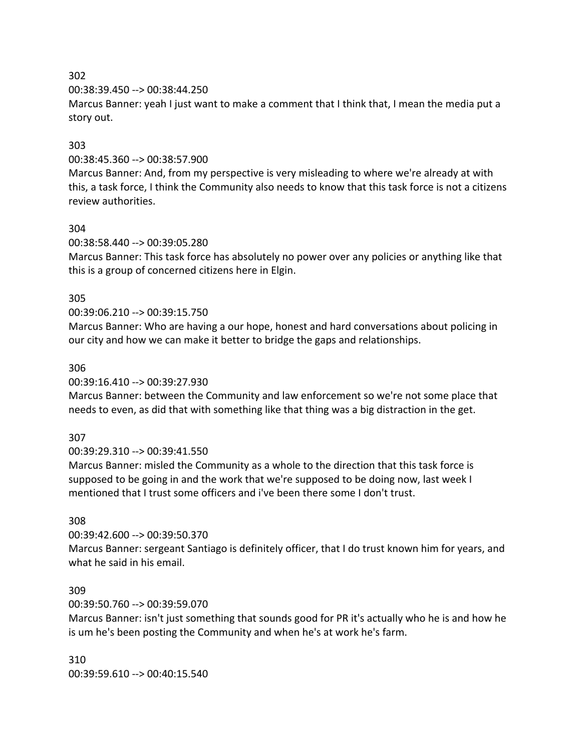302
00:38:39.450 --> 00:38:44.250
Marcus Banner: yeah I just want to make a comment that I think that, I mean the media put a story out.

303
00:38:45.360 --> 00:38:57.900
Marcus Banner: And, from my perspective is very misleading to where we're already at with this, a task force, I think the Community also needs to know that this task force is not a citizens review authorities.

304
00:38:58.440 --> 00:39:05.280
Marcus Banner: This task force has absolutely no power over any policies or anything like that this is a group of concerned citizens here in Elgin.

305
00:39:06.210 --> 00:39:15.750
Marcus Banner: Who are having a our hope, honest and hard conversations about policing in our city and how we can make it better to bridge the gaps and relationships.

306
00:39:16.410 --> 00:39:27.930
Marcus Banner: between the Community and law enforcement so we're not some place that needs to even, as did that with something like that thing was a big distraction in the get.

307
00:39:29.310 --> 00:39:41.550
Marcus Banner: misled the Community as a whole to the direction that this task force is supposed to be going in and the work that we're supposed to be doing now, last week I mentioned that I trust some officers and i've been there some I don't trust.

308
00:39:42.600 --> 00:39:50.370
Marcus Banner: sergeant Santiago is definitely officer, that I do trust known him for years, and what he said in his email.

309
00:39:50.760 --> 00:39:59.070
Marcus Banner: isn't just something that sounds good for PR it's actually who he is and how he is um he's been posting the Community and when he's at work he's farm.

310
00:39:59.610 --> 00:40:15.540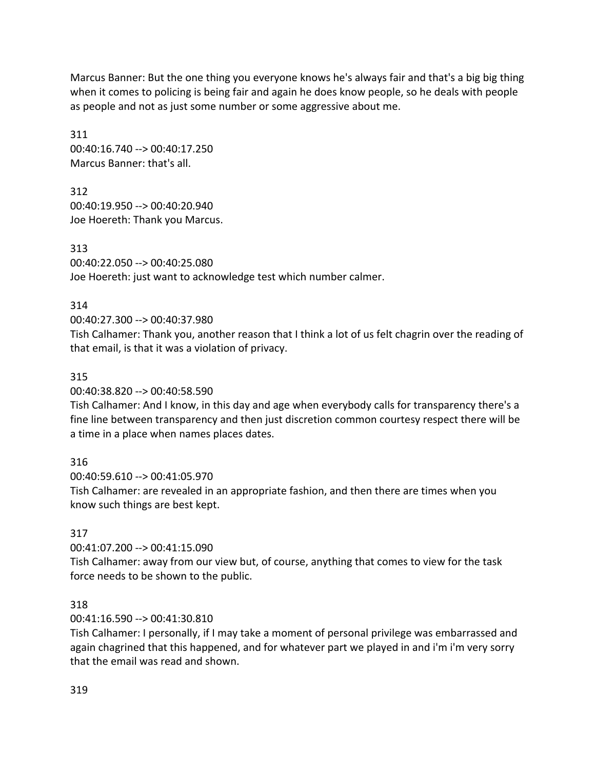Marcus Banner: But the one thing you everyone knows he's always fair and that's a big big thing when it comes to policing is being fair and again he does know people, so he deals with people as people and not as just some number or some aggressive about me.

311
00:40:16.740 --> 00:40:17.250
Marcus Banner: that's all.

312
00:40:19.950 --> 00:40:20.940
Joe Hoereth: Thank you Marcus.

313
00:40:22.050 --> 00:40:25.080
Joe Hoereth: just want to acknowledge test which number calmer.

314
00:40:27.300 --> 00:40:37.980
Tish Calhamer: Thank you, another reason that I think a lot of us felt chagrin over the reading of that email, is that it was a violation of privacy.

315
00:40:38.820 --> 00:40:58.590
Tish Calhamer: And I know, in this day and age when everybody calls for transparency there's a fine line between transparency and then just discretion common courtesy respect there will be a time in a place when names places dates.

316
00:40:59.610 --> 00:41:05.970
Tish Calhamer: are revealed in an appropriate fashion, and then there are times when you know such things are best kept.

317
00:41:07.200 --> 00:41:15.090
Tish Calhamer: away from our view but, of course, anything that comes to view for the task force needs to be shown to the public.

318
00:41:16.590 --> 00:41:30.810
Tish Calhamer: I personally, if I may take a moment of personal privilege was embarrassed and again chagrined that this happened, and for whatever part we played in and i'm i'm very sorry that the email was read and shown.

319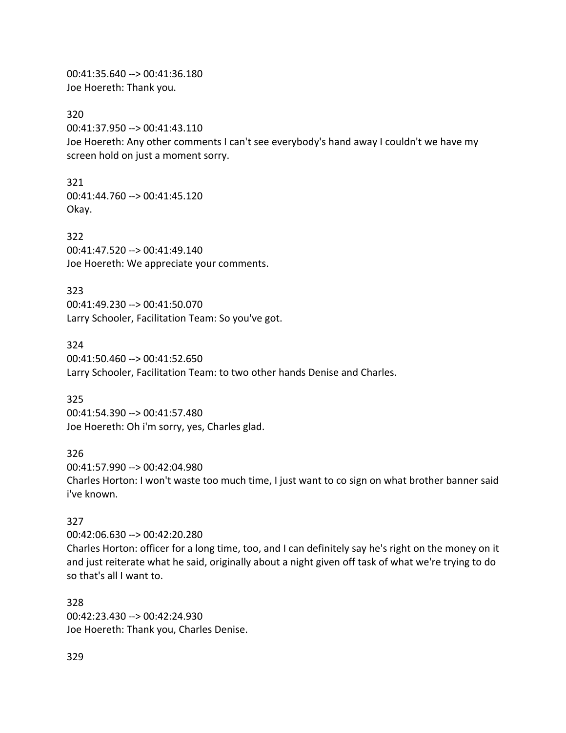00:41:35.640 --> 00:41:36.180
Joe Hoereth: Thank you.

320
00:41:37.950 --> 00:41:43.110
Joe Hoereth: Any other comments I can't see everybody's hand away I couldn't we have my screen hold on just a moment sorry.

321
00:41:44.760 --> 00:41:45.120
Okay.

322
00:41:47.520 --> 00:41:49.140
Joe Hoereth: We appreciate your comments.

323
00:41:49.230 --> 00:41:50.070
Larry Schooler, Facilitation Team: So you've got.

324
00:41:50.460 --> 00:41:52.650
Larry Schooler, Facilitation Team: to two other hands Denise and Charles.

325
00:41:54.390 --> 00:41:57.480
Joe Hoereth: Oh i'm sorry, yes, Charles glad.

326
00:41:57.990 --> 00:42:04.980
Charles Horton: I won't waste too much time, I just want to co sign on what brother banner said i've known.

327
00:42:06.630 --> 00:42:20.280
Charles Horton: officer for a long time, too, and I can definitely say he's right on the money on it and just reiterate what he said, originally about a night given off task of what we're trying to do so that's all I want to.

328
00:42:23.430 --> 00:42:24.930
Joe Hoereth: Thank you, Charles Denise.

329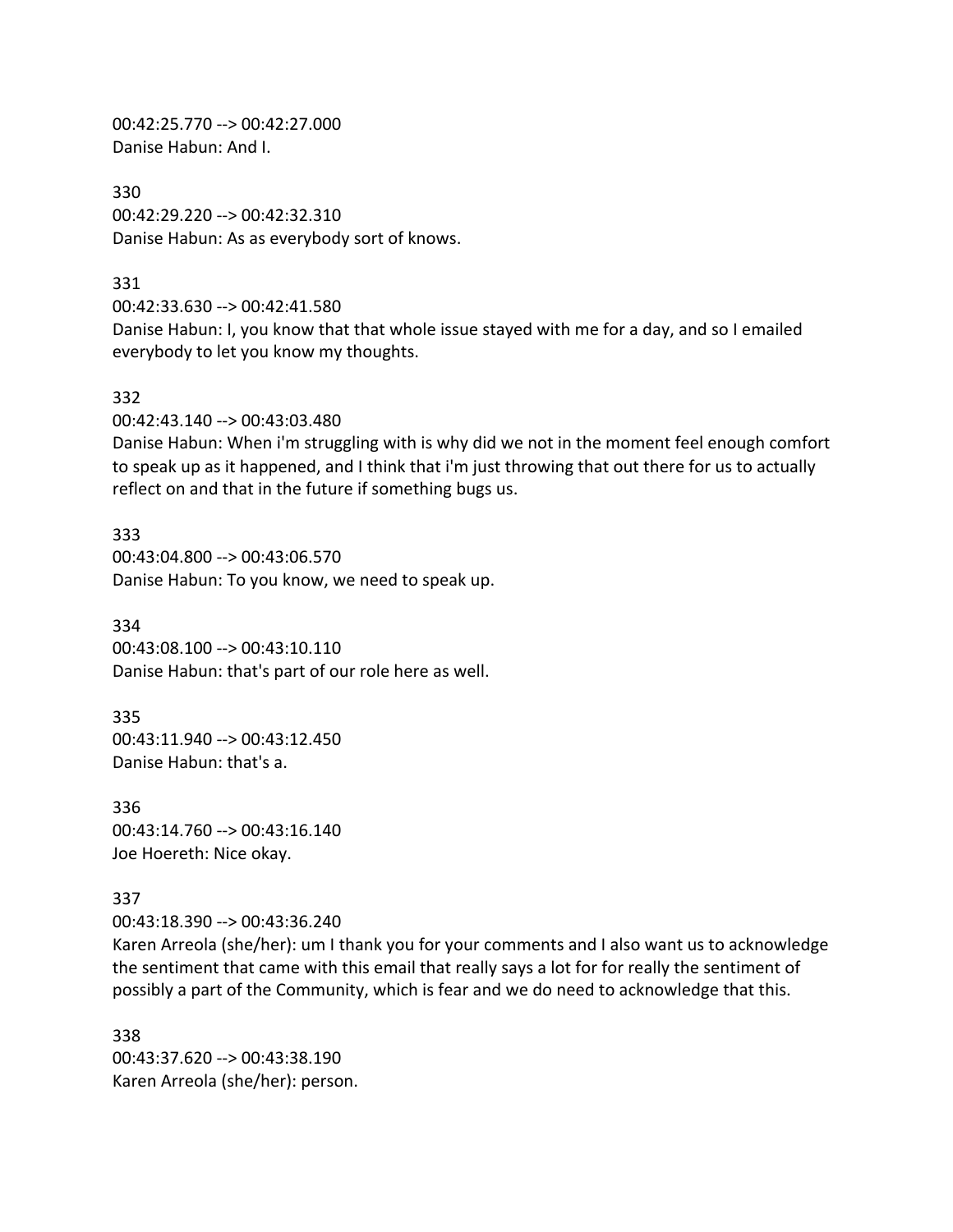00:42:25.770 --> 00:42:27.000
Danise Habun: And I.

330
00:42:29.220 --> 00:42:32.310
Danise Habun: As as everybody sort of knows.

331
00:42:33.630 --> 00:42:41.580
Danise Habun: I, you know that that whole issue stayed with me for a day, and so I emailed everybody to let you know my thoughts.

332
00:42:43.140 --> 00:43:03.480
Danise Habun: When i'm struggling with is why did we not in the moment feel enough comfort to speak up as it happened, and I think that i'm just throwing that out there for us to actually reflect on and that in the future if something bugs us.

333
00:43:04.800 --> 00:43:06.570
Danise Habun: To you know, we need to speak up.

334
00:43:08.100 --> 00:43:10.110
Danise Habun: that's part of our role here as well.

335
00:43:11.940 --> 00:43:12.450
Danise Habun: that's a.

336
00:43:14.760 --> 00:43:16.140
Joe Hoereth: Nice okay.

337
00:43:18.390 --> 00:43:36.240
Karen Arreola (she/her): um I thank you for your comments and I also want us to acknowledge the sentiment that came with this email that really says a lot for for really the sentiment of possibly a part of the Community, which is fear and we do need to acknowledge that this.

338
00:43:37.620 --> 00:43:38.190
Karen Arreola (she/her): person.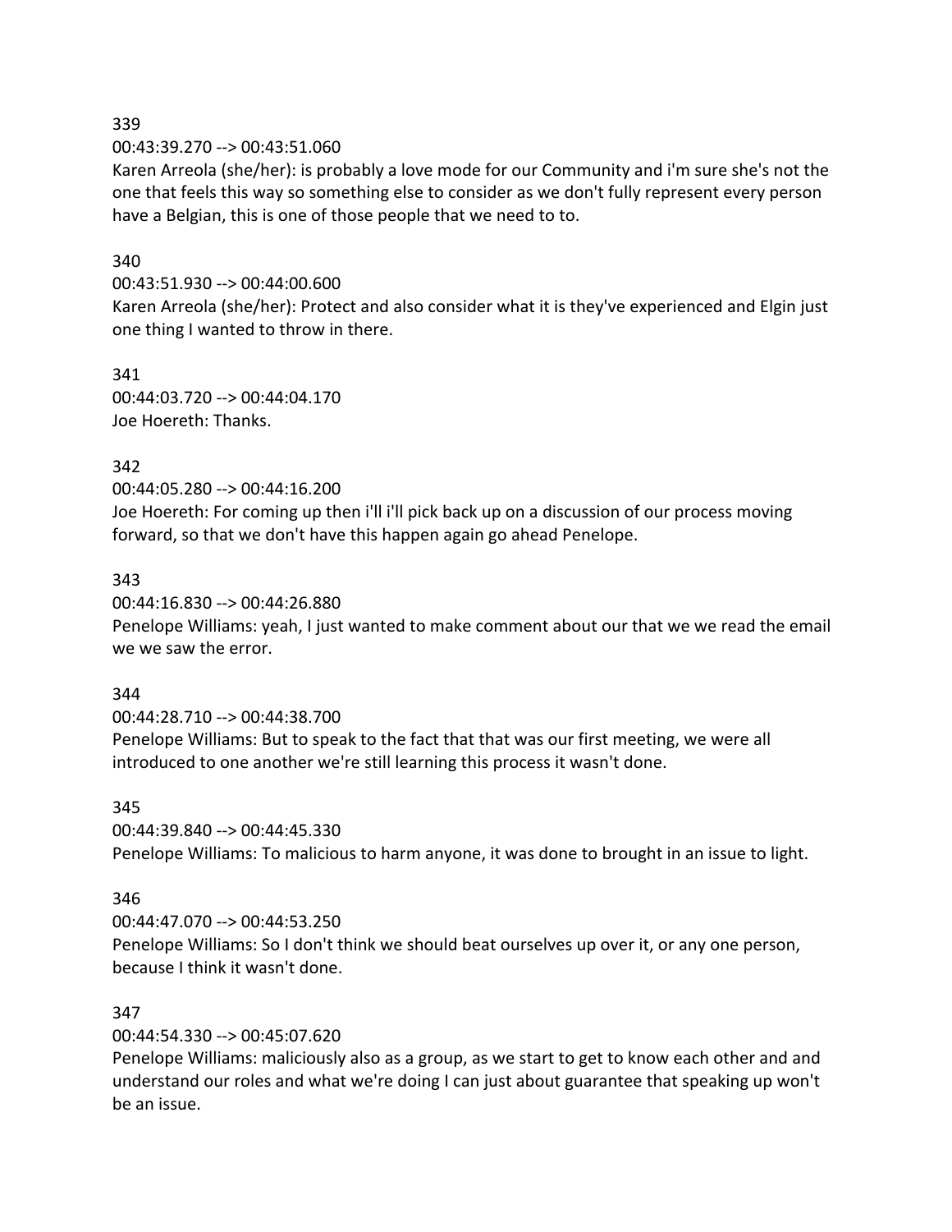339

00:43:39.270 --> 00:43:51.060

Karen Arreola (she/her): is probably a love mode for our Community and i'm sure she's not the one that feels this way so something else to consider as we don't fully represent every person have a Belgian, this is one of those people that we need to to.

340

00:43:51.930 --> 00:44:00.600

Karen Arreola (she/her): Protect and also consider what it is they've experienced and Elgin just one thing I wanted to throw in there.

341

00:44:03.720 --> 00:44:04.170

Joe Hoereth: Thanks.

342

00:44:05.280 --> 00:44:16.200

Joe Hoereth: For coming up then i'll i'll pick back up on a discussion of our process moving forward, so that we don't have this happen again go ahead Penelope.

343

00:44:16.830 --> 00:44:26.880

Penelope Williams: yeah, I just wanted to make comment about our that we we read the email we we saw the error.

344

00:44:28.710 --> 00:44:38.700

Penelope Williams: But to speak to the fact that that was our first meeting, we were all introduced to one another we're still learning this process it wasn't done.

345

00:44:39.840 --> 00:44:45.330

Penelope Williams: To malicious to harm anyone, it was done to brought in an issue to light.

346

00:44:47.070 --> 00:44:53.250

Penelope Williams: So I don't think we should beat ourselves up over it, or any one person, because I think it wasn't done.

347

00:44:54.330 --> 00:45:07.620

Penelope Williams: maliciously also as a group, as we start to get to know each other and and understand our roles and what we're doing I can just about guarantee that speaking up won't be an issue.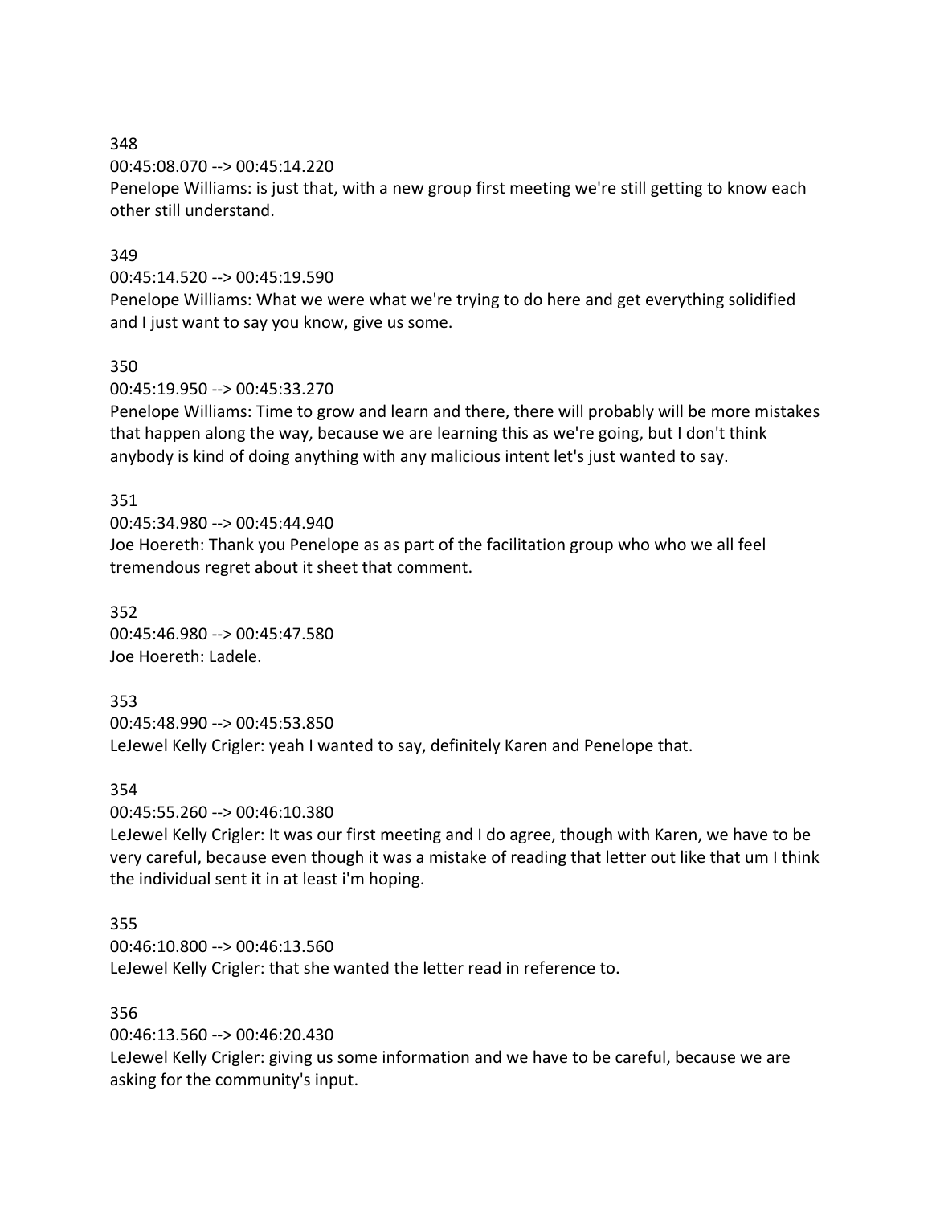348
00:45:08.070 --> 00:45:14.220
Penelope Williams: is just that, with a new group first meeting we're still getting to know each other still understand.

349
00:45:14.520 --> 00:45:19.590
Penelope Williams: What we were what we're trying to do here and get everything solidified and I just want to say you know, give us some.

350
00:45:19.950 --> 00:45:33.270
Penelope Williams: Time to grow and learn and there, there will probably will be more mistakes that happen along the way, because we are learning this as we're going, but I don't think anybody is kind of doing anything with any malicious intent let's just wanted to say.

351
00:45:34.980 --> 00:45:44.940
Joe Hoereth: Thank you Penelope as as part of the facilitation group who who we all feel tremendous regret about it sheet that comment.

352
00:45:46.980 --> 00:45:47.580
Joe Hoereth: Ladele.

353
00:45:48.990 --> 00:45:53.850
LeJewel Kelly Crigler: yeah I wanted to say, definitely Karen and Penelope that.

354
00:45:55.260 --> 00:46:10.380
LeJewel Kelly Crigler: It was our first meeting and I do agree, though with Karen, we have to be very careful, because even though it was a mistake of reading that letter out like that um I think the individual sent it in at least i'm hoping.

355
00:46:10.800 --> 00:46:13.560
LeJewel Kelly Crigler: that she wanted the letter read in reference to.

356
00:46:13.560 --> 00:46:20.430
LeJewel Kelly Crigler: giving us some information and we have to be careful, because we are asking for the community's input.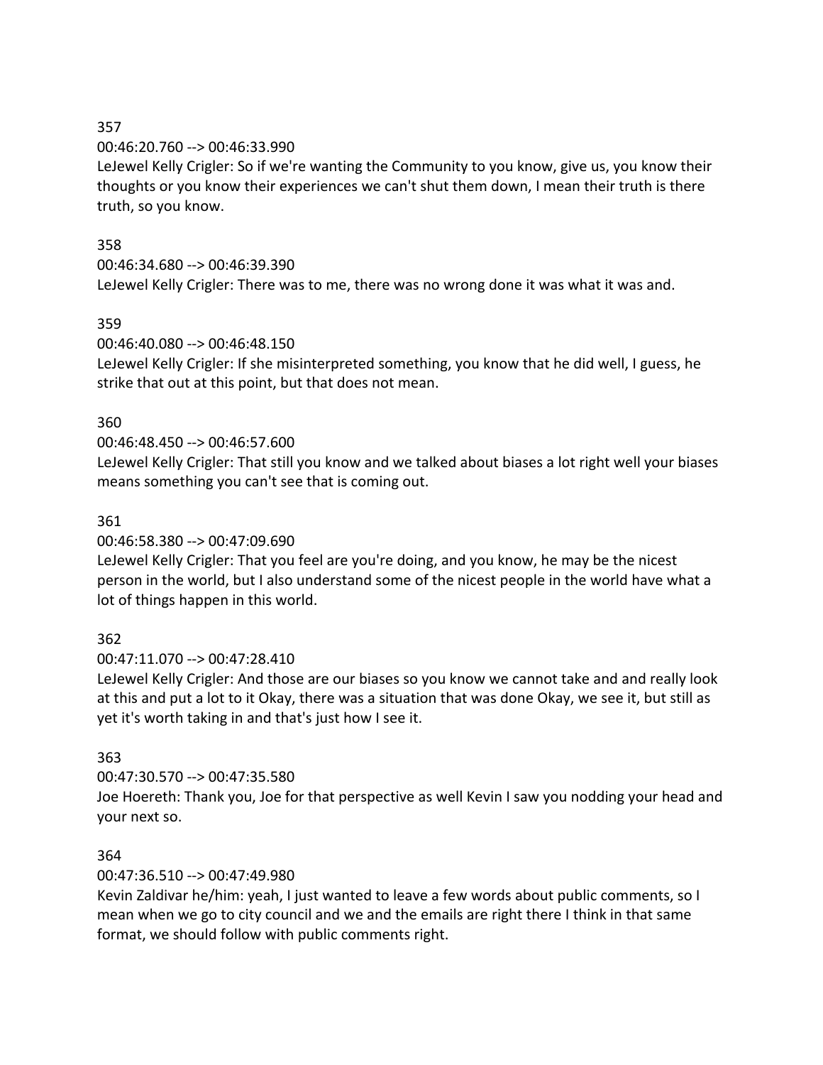357

00:46:20.760 --> 00:46:33.990

LeJewel Kelly Crigler: So if we're wanting the Community to you know, give us, you know their thoughts or you know their experiences we can't shut them down, I mean their truth is there truth, so you know.

358

00:46:34.680 --> 00:46:39.390

LeJewel Kelly Crigler: There was to me, there was no wrong done it was what it was and.

359

00:46:40.080 --> 00:46:48.150

LeJewel Kelly Crigler: If she misinterpreted something, you know that he did well, I guess, he strike that out at this point, but that does not mean.

360

00:46:48.450 --> 00:46:57.600

LeJewel Kelly Crigler: That still you know and we talked about biases a lot right well your biases means something you can't see that is coming out.

361

00:46:58.380 --> 00:47:09.690

LeJewel Kelly Crigler: That you feel are you're doing, and you know, he may be the nicest person in the world, but I also understand some of the nicest people in the world have what a lot of things happen in this world.

362

00:47:11.070 --> 00:47:28.410

LeJewel Kelly Crigler: And those are our biases so you know we cannot take and and really look at this and put a lot to it Okay, there was a situation that was done Okay, we see it, but still as yet it's worth taking in and that's just how I see it.

363

00:47:30.570 --> 00:47:35.580

Joe Hoereth: Thank you, Joe for that perspective as well Kevin I saw you nodding your head and your next so.

364

00:47:36.510 --> 00:47:49.980

Kevin Zaldivar he/him: yeah, I just wanted to leave a few words about public comments, so I mean when we go to city council and we and the emails are right there I think in that same format, we should follow with public comments right.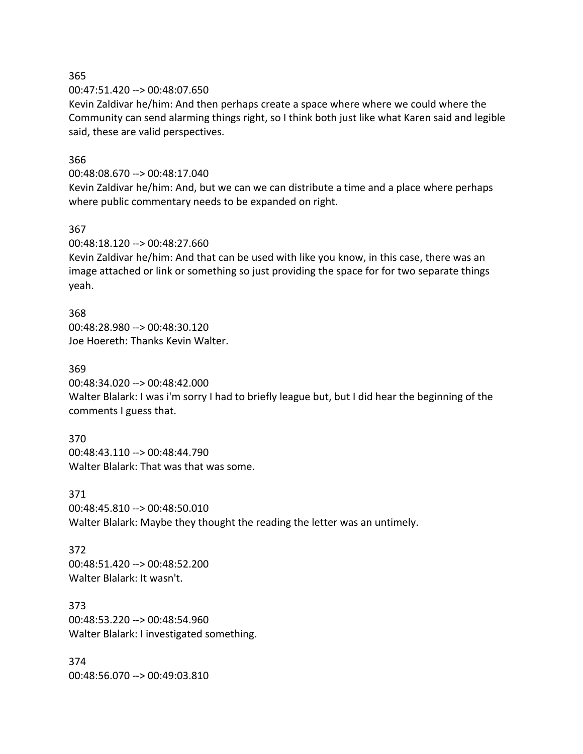365
00:47:51.420 --> 00:48:07.650
Kevin Zaldivar he/him: And then perhaps create a space where where we could where the Community can send alarming things right, so I think both just like what Karen said and legible said, these are valid perspectives.

366
00:48:08.670 --> 00:48:17.040
Kevin Zaldivar he/him: And, but we can we can distribute a time and a place where perhaps where public commentary needs to be expanded on right.

367
00:48:18.120 --> 00:48:27.660
Kevin Zaldivar he/him: And that can be used with like you know, in this case, there was an image attached or link or something so just providing the space for for two separate things yeah.

368
00:48:28.980 --> 00:48:30.120
Joe Hoereth: Thanks Kevin Walter.

369
00:48:34.020 --> 00:48:42.000
Walter Blalark: I was i'm sorry I had to briefly league but, but I did hear the beginning of the comments I guess that.

370
00:48:43.110 --> 00:48:44.790
Walter Blalark: That was that was some.

371
00:48:45.810 --> 00:48:50.010
Walter Blalark: Maybe they thought the reading the letter was an untimely.

372
00:48:51.420 --> 00:48:52.200
Walter Blalark: It wasn't.

373
00:48:53.220 --> 00:48:54.960
Walter Blalark: I investigated something.

374
00:48:56.070 --> 00:49:03.810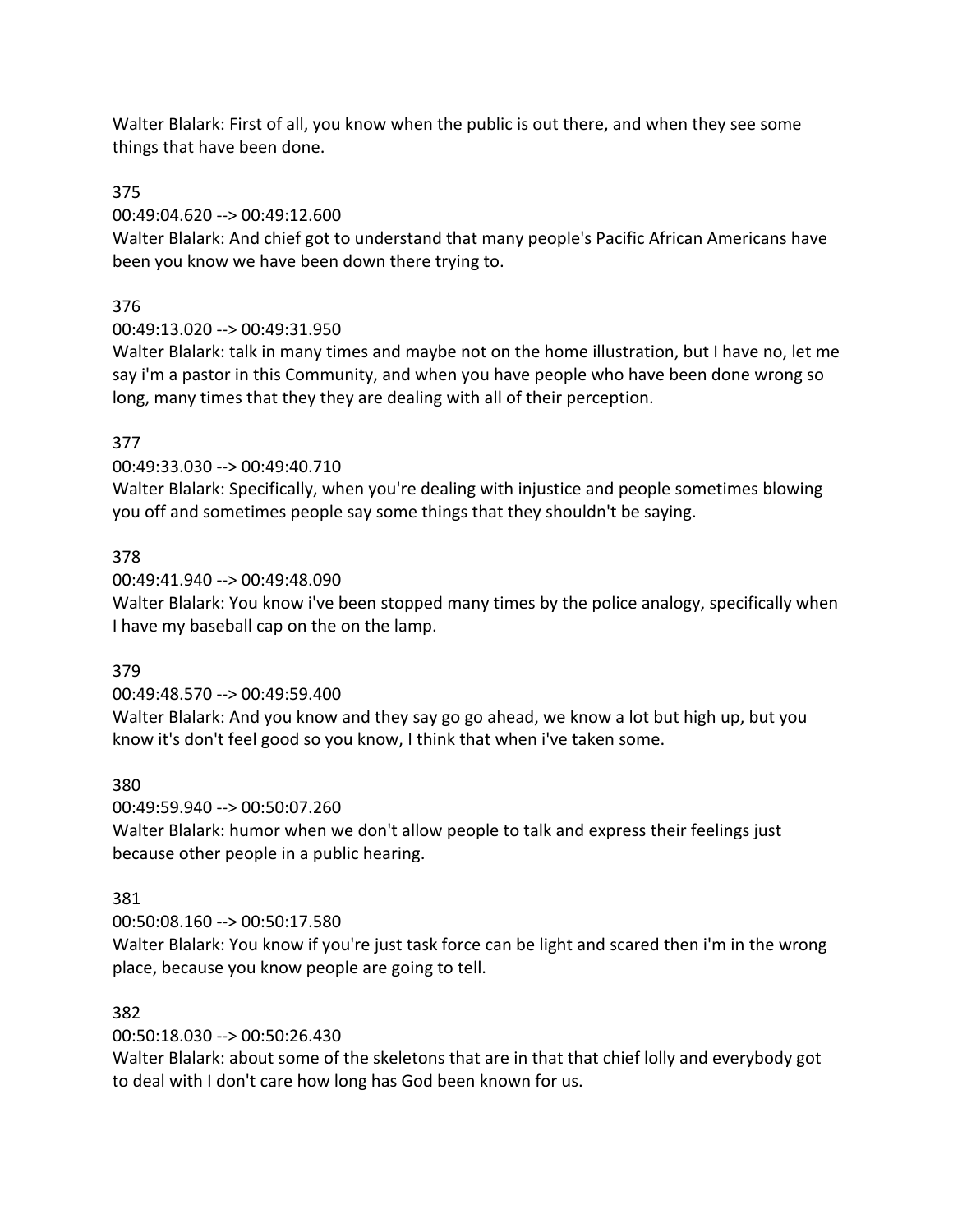Walter Blalark: First of all, you know when the public is out there, and when they see some things that have been done.

375

00:49:04.620 --> 00:49:12.600

Walter Blalark: And chief got to understand that many people's Pacific African Americans have been you know we have been down there trying to.

376

00:49:13.020 --> 00:49:31.950

Walter Blalark: talk in many times and maybe not on the home illustration, but I have no, let me say i'm a pastor in this Community, and when you have people who have been done wrong so long, many times that they they are dealing with all of their perception.

377

00:49:33.030 --> 00:49:40.710

Walter Blalark: Specifically, when you're dealing with injustice and people sometimes blowing you off and sometimes people say some things that they shouldn't be saying.

378

00:49:41.940 --> 00:49:48.090

Walter Blalark: You know i've been stopped many times by the police analogy, specifically when I have my baseball cap on the on the lamp.

379

00:49:48.570 --> 00:49:59.400

Walter Blalark: And you know and they say go go ahead, we know a lot but high up, but you know it's don't feel good so you know, I think that when i've taken some.

380

00:49:59.940 --> 00:50:07.260

Walter Blalark: humor when we don't allow people to talk and express their feelings just because other people in a public hearing.

381

00:50:08.160 --> 00:50:17.580

Walter Blalark: You know if you're just task force can be light and scared then i'm in the wrong place, because you know people are going to tell.

382

00:50:18.030 --> 00:50:26.430

Walter Blalark: about some of the skeletons that are in that that chief lolly and everybody got to deal with I don't care how long has God been known for us.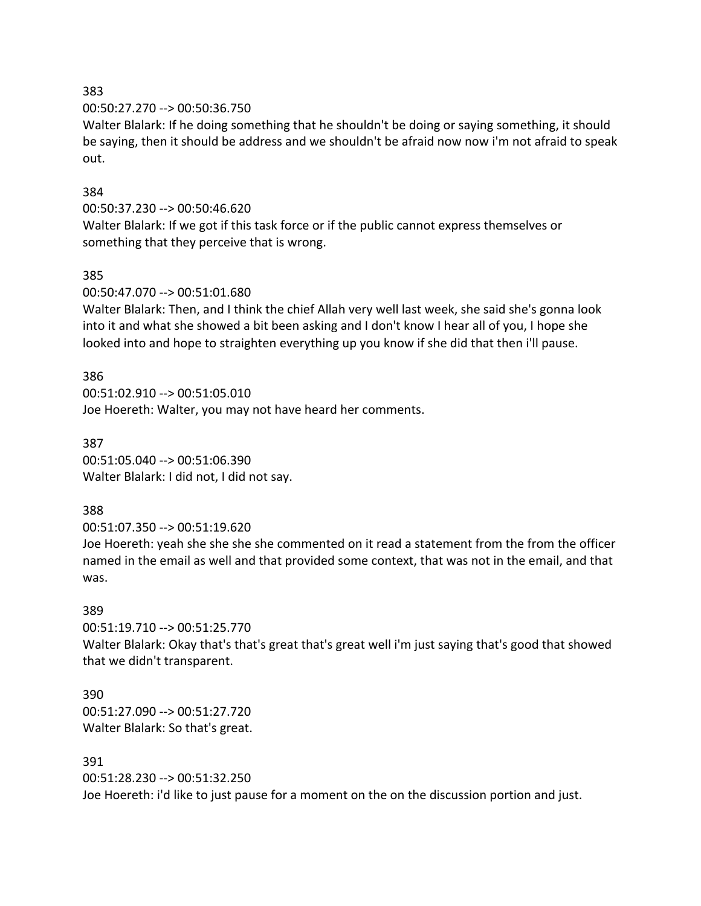383
00:50:27.270 --> 00:50:36.750
Walter Blalark: If he doing something that he shouldn't be doing or saying something, it should be saying, then it should be address and we shouldn't be afraid now now i'm not afraid to speak out.

384
00:50:37.230 --> 00:50:46.620
Walter Blalark: If we got if this task force or if the public cannot express themselves or something that they perceive that is wrong.

385
00:50:47.070 --> 00:51:01.680
Walter Blalark: Then, and I think the chief Allah very well last week, she said she's gonna look into it and what she showed a bit been asking and I don't know I hear all of you, I hope she looked into and hope to straighten everything up you know if she did that then i'll pause.

386
00:51:02.910 --> 00:51:05.010
Joe Hoereth: Walter, you may not have heard her comments.

387
00:51:05.040 --> 00:51:06.390
Walter Blalark: I did not, I did not say.

388
00:51:07.350 --> 00:51:19.620
Joe Hoereth: yeah she she she she commented on it read a statement from the from the officer named in the email as well and that provided some context, that was not in the email, and that was.

389
00:51:19.710 --> 00:51:25.770
Walter Blalark: Okay that's that's great that's great well i'm just saying that's good that showed that we didn't transparent.

390
00:51:27.090 --> 00:51:27.720
Walter Blalark: So that's great.

391
00:51:28.230 --> 00:51:32.250
Joe Hoereth: i'd like to just pause for a moment on the on the discussion portion and just.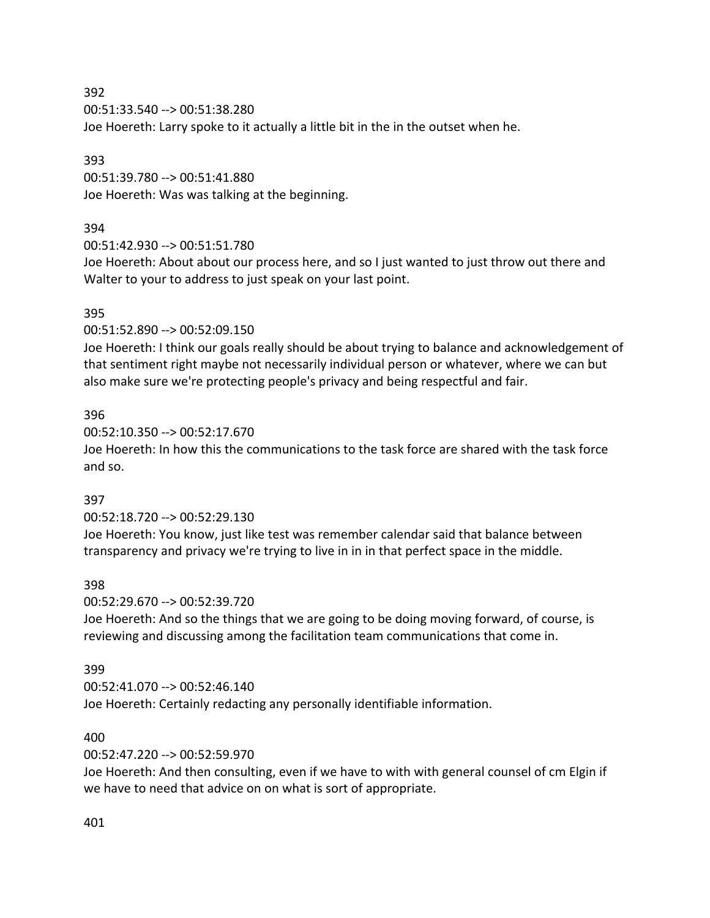392
00:51:33.540 --> 00:51:38.280
Joe Hoereth: Larry spoke to it actually a little bit in the in the outset when he.

393
00:51:39.780 --> 00:51:41.880
Joe Hoereth: Was was talking at the beginning.

394
00:51:42.930 --> 00:51:51.780
Joe Hoereth: About about our process here, and so I just wanted to just throw out there and Walter to your to address to just speak on your last point.

395
00:51:52.890 --> 00:52:09.150
Joe Hoereth: I think our goals really should be about trying to balance and acknowledgement of that sentiment right maybe not necessarily individual person or whatever, where we can but also make sure we're protecting people's privacy and being respectful and fair.

396
00:52:10.350 --> 00:52:17.670
Joe Hoereth: In how this the communications to the task force are shared with the task force and so.

397
00:52:18.720 --> 00:52:29.130
Joe Hoereth: You know, just like test was remember calendar said that balance between transparency and privacy we're trying to live in in in that perfect space in the middle.

398
00:52:29.670 --> 00:52:39.720
Joe Hoereth: And so the things that we are going to be doing moving forward, of course, is reviewing and discussing among the facilitation team communications that come in.

399
00:52:41.070 --> 00:52:46.140
Joe Hoereth: Certainly redacting any personally identifiable information.

400
00:52:47.220 --> 00:52:59.970
Joe Hoereth: And then consulting, even if we have to with with general counsel of cm Elgin if we have to need that advice on on what is sort of appropriate.

401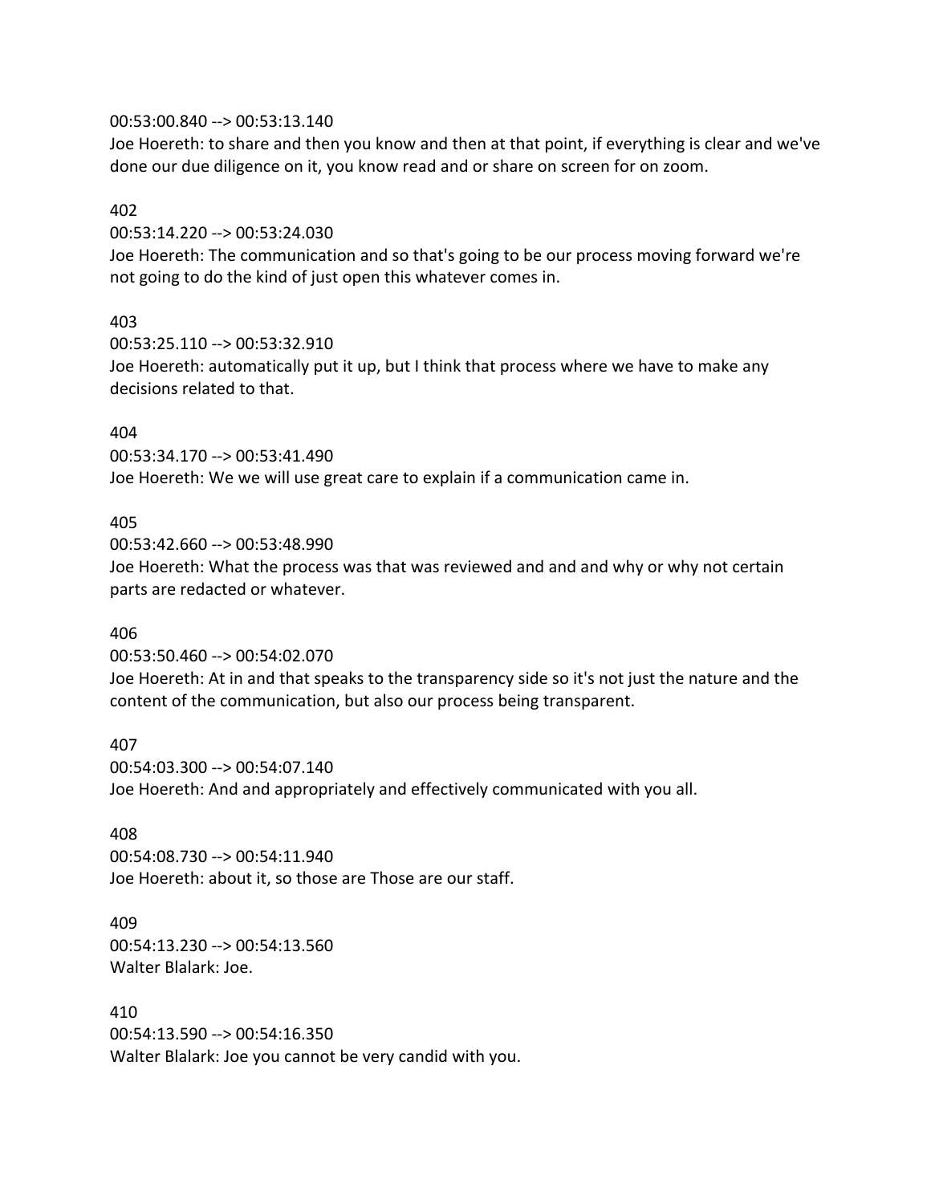00:53:00.840 --> 00:53:13.140
Joe Hoereth: to share and then you know and then at that point, if everything is clear and we've done our due diligence on it, you know read and or share on screen for on zoom.

402
00:53:14.220 --> 00:53:24.030
Joe Hoereth: The communication and so that's going to be our process moving forward we're not going to do the kind of just open this whatever comes in.

403
00:53:25.110 --> 00:53:32.910
Joe Hoereth: automatically put it up, but I think that process where we have to make any decisions related to that.

404
00:53:34.170 --> 00:53:41.490
Joe Hoereth: We we will use great care to explain if a communication came in.

405
00:53:42.660 --> 00:53:48.990
Joe Hoereth: What the process was that was reviewed and and and why or why not certain parts are redacted or whatever.

406
00:53:50.460 --> 00:54:02.070
Joe Hoereth: At in and that speaks to the transparency side so it's not just the nature and the content of the communication, but also our process being transparent.

407
00:54:03.300 --> 00:54:07.140
Joe Hoereth: And and appropriately and effectively communicated with you all.

408
00:54:08.730 --> 00:54:11.940
Joe Hoereth: about it, so those are Those are our staff.

409
00:54:13.230 --> 00:54:13.560
Walter Blalark: Joe.

410
00:54:13.590 --> 00:54:16.350
Walter Blalark: Joe you cannot be very candid with you.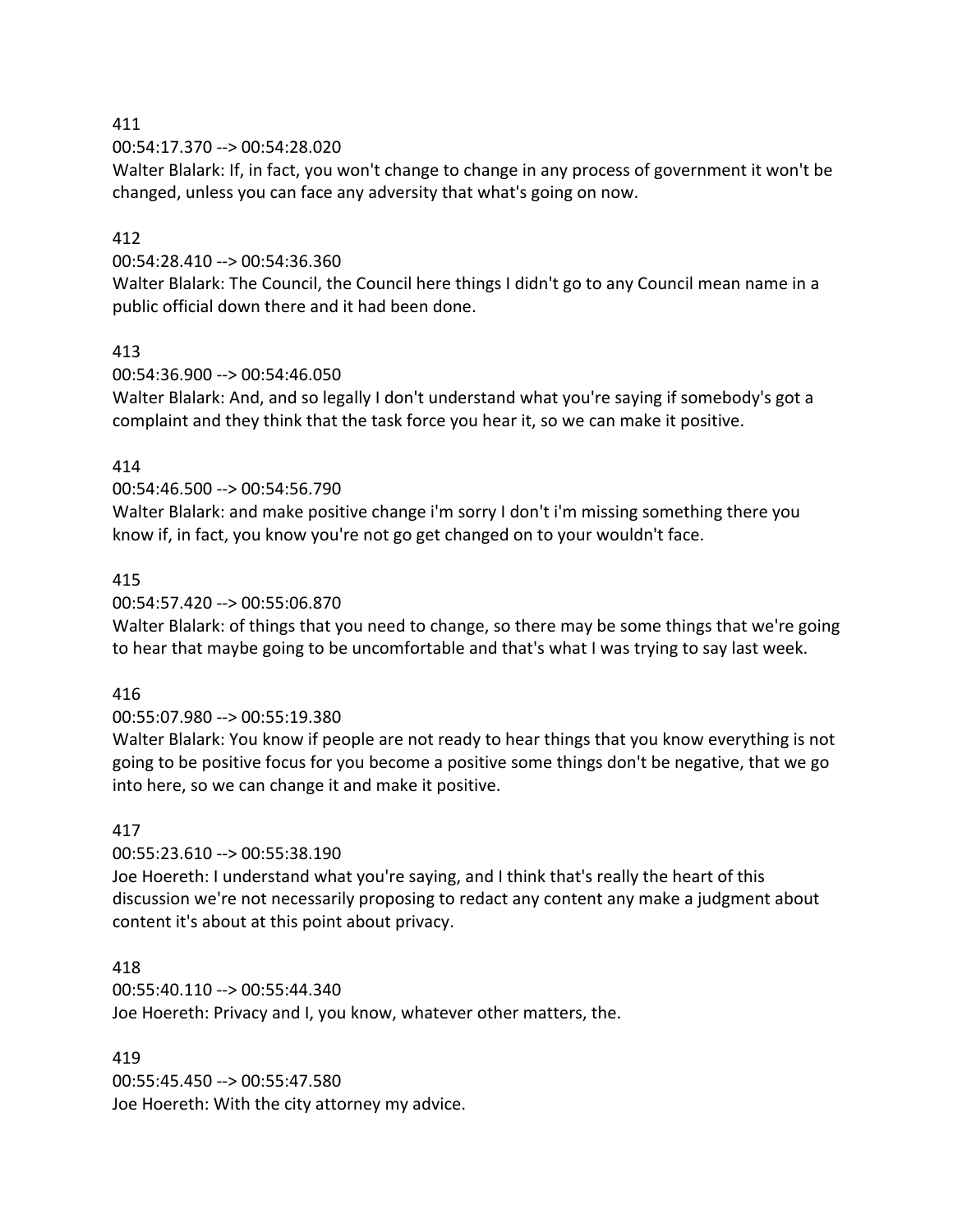411

00:54:17.370 --> 00:54:28.020

Walter Blalark: If, in fact, you won't change to change in any process of government it won't be changed, unless you can face any adversity that what's going on now.

412

00:54:28.410 --> 00:54:36.360

Walter Blalark: The Council, the Council here things I didn't go to any Council mean name in a public official down there and it had been done.

413

00:54:36.900 --> 00:54:46.050

Walter Blalark: And, and so legally I don't understand what you're saying if somebody's got a complaint and they think that the task force you hear it, so we can make it positive.

414

00:54:46.500 --> 00:54:56.790

Walter Blalark: and make positive change i'm sorry I don't i'm missing something there you know if, in fact, you know you're not go get changed on to your wouldn't face.

415

00:54:57.420 --> 00:55:06.870

Walter Blalark: of things that you need to change, so there may be some things that we're going to hear that maybe going to be uncomfortable and that's what I was trying to say last week.

416

00:55:07.980 --> 00:55:19.380

Walter Blalark: You know if people are not ready to hear things that you know everything is not going to be positive focus for you become a positive some things don't be negative, that we go into here, so we can change it and make it positive.

417

00:55:23.610 --> 00:55:38.190

Joe Hoereth: I understand what you're saying, and I think that's really the heart of this discussion we're not necessarily proposing to redact any content any make a judgment about content it's about at this point about privacy.

418

00:55:40.110 --> 00:55:44.340

Joe Hoereth: Privacy and I, you know, whatever other matters, the.

419

00:55:45.450 --> 00:55:47.580

Joe Hoereth: With the city attorney my advice.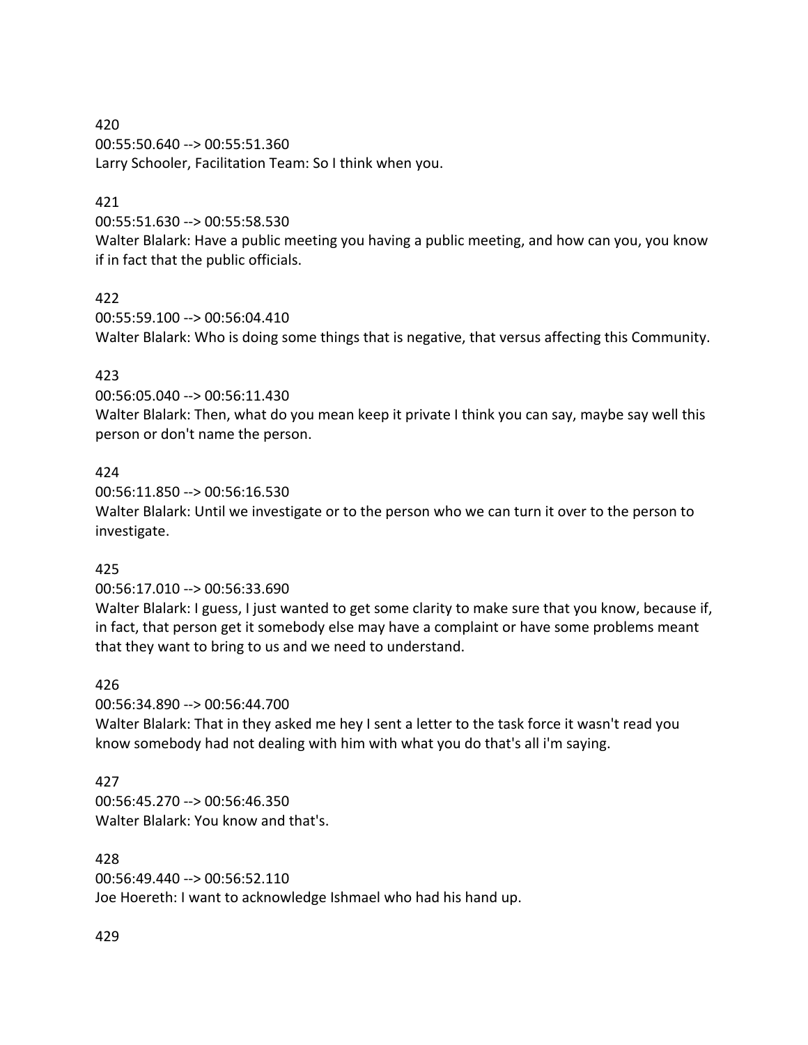420
00:55:50.640 --> 00:55:51.360
Larry Schooler, Facilitation Team: So I think when you.

421
00:55:51.630 --> 00:55:58.530
Walter Blalark: Have a public meeting you having a public meeting, and how can you, you know if in fact that the public officials.

422
00:55:59.100 --> 00:56:04.410
Walter Blalark: Who is doing some things that is negative, that versus affecting this Community.

423
00:56:05.040 --> 00:56:11.430
Walter Blalark: Then, what do you mean keep it private I think you can say, maybe say well this person or don't name the person.

424
00:56:11.850 --> 00:56:16.530
Walter Blalark: Until we investigate or to the person who we can turn it over to the person to investigate.

425
00:56:17.010 --> 00:56:33.690
Walter Blalark: I guess, I just wanted to get some clarity to make sure that you know, because if, in fact, that person get it somebody else may have a complaint or have some problems meant that they want to bring to us and we need to understand.

426
00:56:34.890 --> 00:56:44.700
Walter Blalark: That in they asked me hey I sent a letter to the task force it wasn't read you know somebody had not dealing with him with what you do that's all i'm saying.

427
00:56:45.270 --> 00:56:46.350
Walter Blalark: You know and that's.

428
00:56:49.440 --> 00:56:52.110
Joe Hoereth: I want to acknowledge Ishmael who had his hand up.

429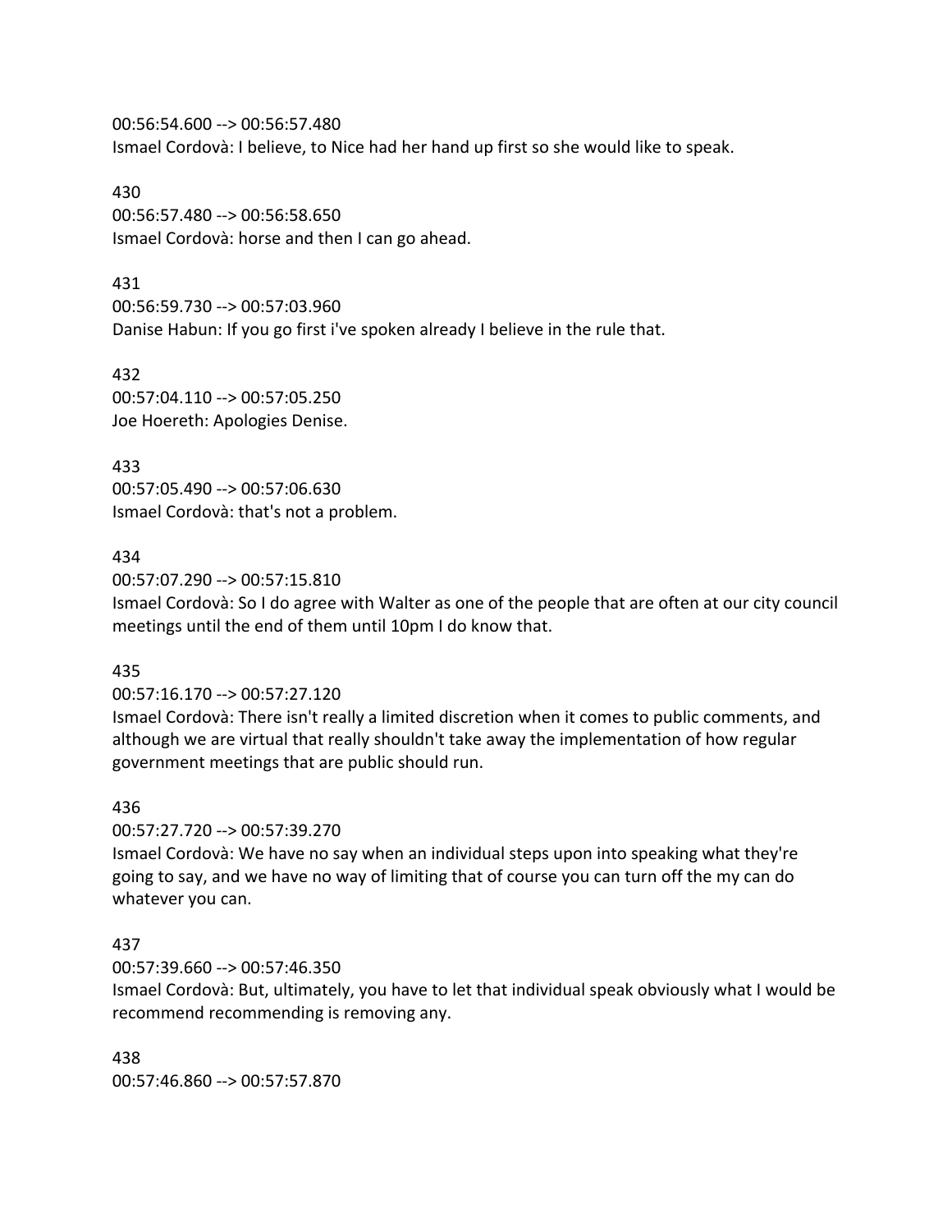00:56:54.600 --> 00:56:57.480
Ismael Cordovà: I believe, to Nice had her hand up first so she would like to speak.

430
00:56:57.480 --> 00:56:58.650
Ismael Cordovà: horse and then I can go ahead.

431
00:56:59.730 --> 00:57:03.960
Danise Habun: If you go first i've spoken already I believe in the rule that.

432
00:57:04.110 --> 00:57:05.250
Joe Hoereth: Apologies Denise.

433
00:57:05.490 --> 00:57:06.630
Ismael Cordovà: that's not a problem.

434
00:57:07.290 --> 00:57:15.810
Ismael Cordovà: So I do agree with Walter as one of the people that are often at our city council meetings until the end of them until 10pm I do know that.

435
00:57:16.170 --> 00:57:27.120
Ismael Cordovà: There isn't really a limited discretion when it comes to public comments, and although we are virtual that really shouldn't take away the implementation of how regular government meetings that are public should run.

436
00:57:27.720 --> 00:57:39.270
Ismael Cordovà: We have no say when an individual steps upon into speaking what they're going to say, and we have no way of limiting that of course you can turn off the my can do whatever you can.

437
00:57:39.660 --> 00:57:46.350
Ismael Cordovà: But, ultimately, you have to let that individual speak obviously what I would be recommend recommending is removing any.

438
00:57:46.860 --> 00:57:57.870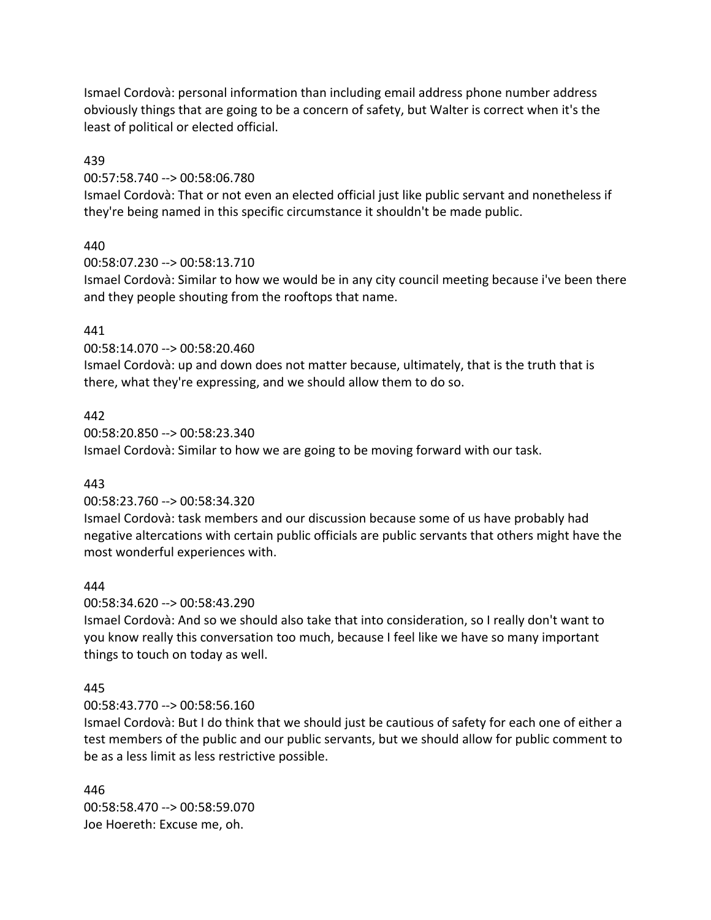Ismael Cordovà: personal information than including email address phone number address obviously things that are going to be a concern of safety, but Walter is correct when it's the least of political or elected official.

439
00:57:58.740 --> 00:58:06.780
Ismael Cordovà: That or not even an elected official just like public servant and nonetheless if they're being named in this specific circumstance it shouldn't be made public.

440
00:58:07.230 --> 00:58:13.710
Ismael Cordovà: Similar to how we would be in any city council meeting because i've been there and they people shouting from the rooftops that name.

441
00:58:14.070 --> 00:58:20.460
Ismael Cordovà: up and down does not matter because, ultimately, that is the truth that is there, what they're expressing, and we should allow them to do so.

442
00:58:20.850 --> 00:58:23.340
Ismael Cordovà: Similar to how we are going to be moving forward with our task.

443
00:58:23.760 --> 00:58:34.320
Ismael Cordovà: task members and our discussion because some of us have probably had negative altercations with certain public officials are public servants that others might have the most wonderful experiences with.

444
00:58:34.620 --> 00:58:43.290
Ismael Cordovà: And so we should also take that into consideration, so I really don't want to you know really this conversation too much, because I feel like we have so many important things to touch on today as well.

445
00:58:43.770 --> 00:58:56.160
Ismael Cordovà: But I do think that we should just be cautious of safety for each one of either a test members of the public and our public servants, but we should allow for public comment to be as a less limit as less restrictive possible.

446
00:58:58.470 --> 00:58:59.070
Joe Hoereth: Excuse me, oh.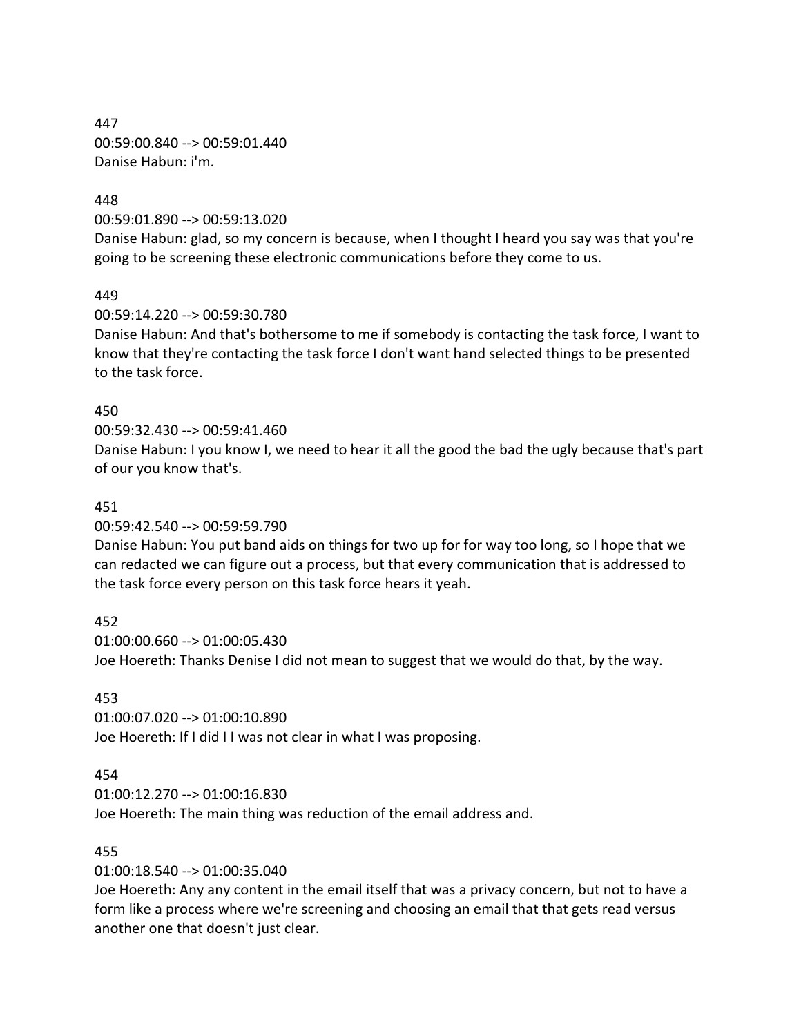447
00:59:00.840 --> 00:59:01.440
Danise Habun: i'm.

448
00:59:01.890 --> 00:59:13.020
Danise Habun: glad, so my concern is because, when I thought I heard you say was that you're going to be screening these electronic communications before they come to us.

449
00:59:14.220 --> 00:59:30.780
Danise Habun: And that's bothersome to me if somebody is contacting the task force, I want to know that they're contacting the task force I don't want hand selected things to be presented to the task force.

450
00:59:32.430 --> 00:59:41.460
Danise Habun: I you know I, we need to hear it all the good the bad the ugly because that's part of our you know that's.

451
00:59:42.540 --> 00:59:59.790
Danise Habun: You put band aids on things for two up for for way too long, so I hope that we can redacted we can figure out a process, but that every communication that is addressed to the task force every person on this task force hears it yeah.

452
01:00:00.660 --> 01:00:05.430
Joe Hoereth: Thanks Denise I did not mean to suggest that we would do that, by the way.

453
01:00:07.020 --> 01:00:10.890
Joe Hoereth: If I did I I was not clear in what I was proposing.

454
01:00:12.270 --> 01:00:16.830
Joe Hoereth: The main thing was reduction of the email address and.

455
01:00:18.540 --> 01:00:35.040
Joe Hoereth: Any any content in the email itself that was a privacy concern, but not to have a form like a process where we're screening and choosing an email that that gets read versus another one that doesn't just clear.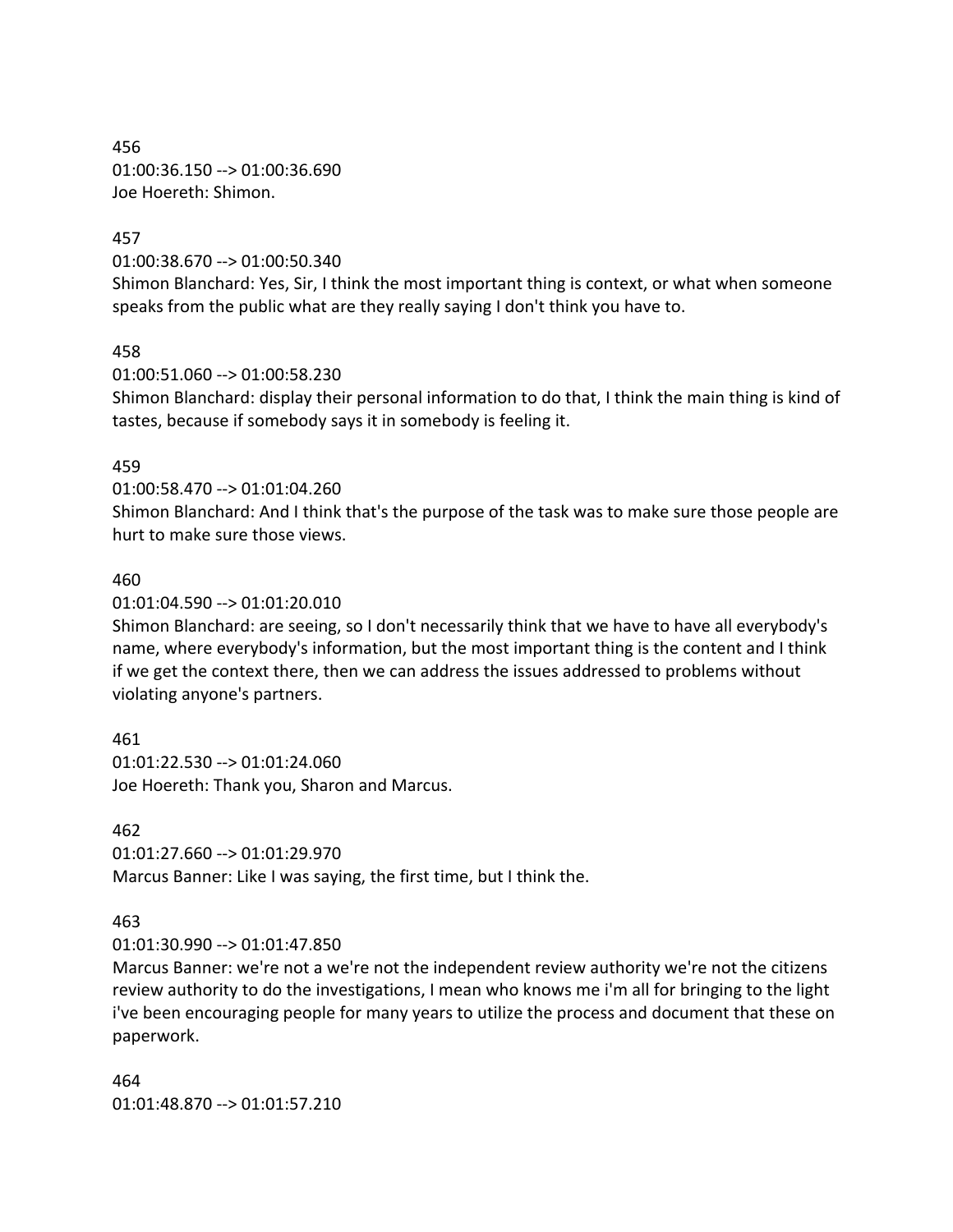456
01:00:36.150 --> 01:00:36.690
Joe Hoereth: Shimon.

457
01:00:38.670 --> 01:00:50.340
Shimon Blanchard: Yes, Sir, I think the most important thing is context, or what when someone speaks from the public what are they really saying I don't think you have to.

458
01:00:51.060 --> 01:00:58.230
Shimon Blanchard: display their personal information to do that, I think the main thing is kind of tastes, because if somebody says it in somebody is feeling it.

459
01:00:58.470 --> 01:01:04.260
Shimon Blanchard: And I think that's the purpose of the task was to make sure those people are hurt to make sure those views.

460
01:01:04.590 --> 01:01:20.010
Shimon Blanchard: are seeing, so I don't necessarily think that we have to have all everybody's name, where everybody's information, but the most important thing is the content and I think if we get the context there, then we can address the issues addressed to problems without violating anyone's partners.

461
01:01:22.530 --> 01:01:24.060
Joe Hoereth: Thank you, Sharon and Marcus.

462
01:01:27.660 --> 01:01:29.970
Marcus Banner: Like I was saying, the first time, but I think the.

463
01:01:30.990 --> 01:01:47.850
Marcus Banner: we're not a we're not the independent review authority we're not the citizens review authority to do the investigations, I mean who knows me i'm all for bringing to the light i've been encouraging people for many years to utilize the process and document that these on paperwork.

464
01:01:48.870 --> 01:01:57.210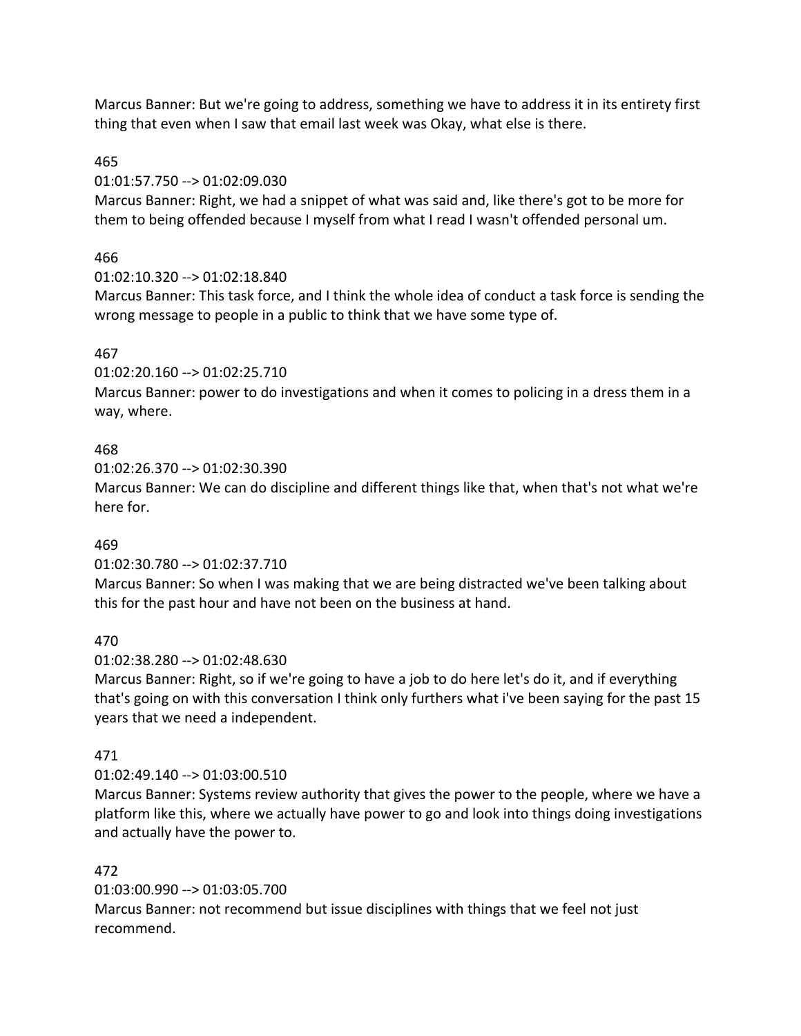Marcus Banner: But we're going to address, something we have to address it in its entirety first thing that even when I saw that email last week was Okay, what else is there.

465

01:01:57.750 --> 01:02:09.030

Marcus Banner: Right, we had a snippet of what was said and, like there's got to be more for them to being offended because I myself from what I read I wasn't offended personal um.

466

01:02:10.320 --> 01:02:18.840

Marcus Banner: This task force, and I think the whole idea of conduct a task force is sending the wrong message to people in a public to think that we have some type of.

467

01:02:20.160 --> 01:02:25.710

Marcus Banner: power to do investigations and when it comes to policing in a dress them in a way, where.

468

01:02:26.370 --> 01:02:30.390

Marcus Banner: We can do discipline and different things like that, when that's not what we're here for.

469

01:02:30.780 --> 01:02:37.710

Marcus Banner: So when I was making that we are being distracted we've been talking about this for the past hour and have not been on the business at hand.

470

01:02:38.280 --> 01:02:48.630

Marcus Banner: Right, so if we're going to have a job to do here let's do it, and if everything that's going on with this conversation I think only furthers what i've been saying for the past 15 years that we need a independent.

471

01:02:49.140 --> 01:03:00.510

Marcus Banner: Systems review authority that gives the power to the people, where we have a platform like this, where we actually have power to go and look into things doing investigations and actually have the power to.

472

01:03:00.990 --> 01:03:05.700

Marcus Banner: not recommend but issue disciplines with things that we feel not just recommend.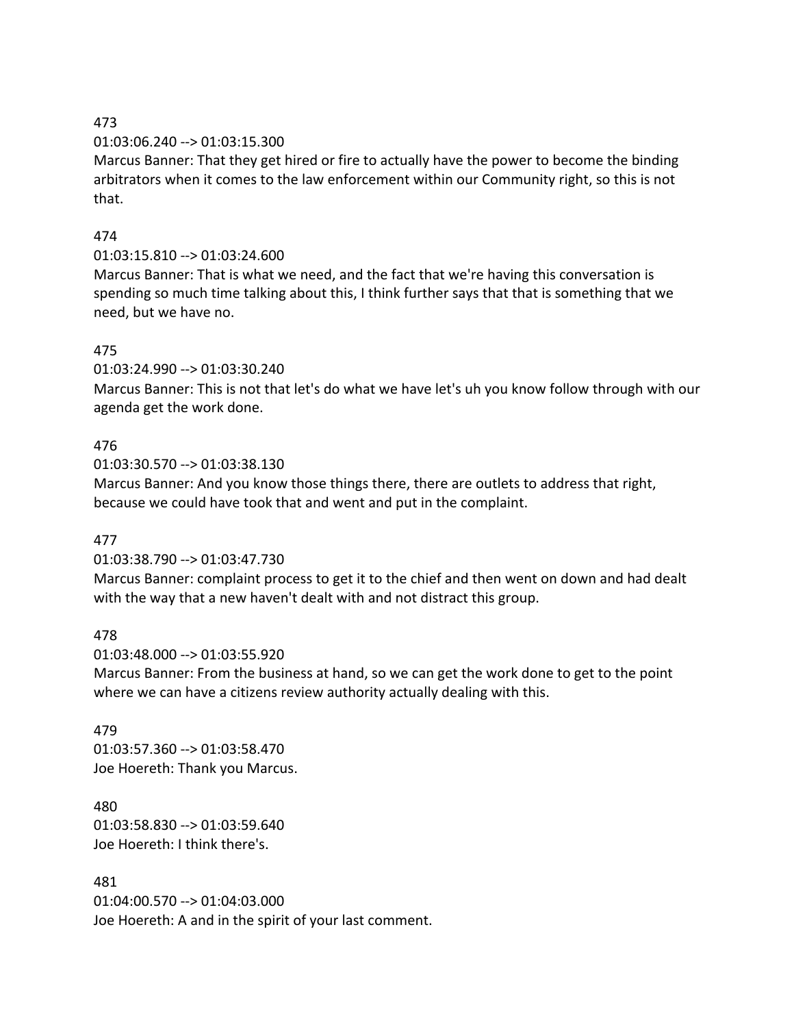473
01:03:06.240 --> 01:03:15.300
Marcus Banner: That they get hired or fire to actually have the power to become the binding arbitrators when it comes to the law enforcement within our Community right, so this is not that.

474
01:03:15.810 --> 01:03:24.600
Marcus Banner: That is what we need, and the fact that we're having this conversation is spending so much time talking about this, I think further says that that is something that we need, but we have no.

475
01:03:24.990 --> 01:03:30.240
Marcus Banner: This is not that let's do what we have let's uh you know follow through with our agenda get the work done.

476
01:03:30.570 --> 01:03:38.130
Marcus Banner: And you know those things there, there are outlets to address that right, because we could have took that and went and put in the complaint.

477
01:03:38.790 --> 01:03:47.730
Marcus Banner: complaint process to get it to the chief and then went on down and had dealt with the way that a new haven't dealt with and not distract this group.

478
01:03:48.000 --> 01:03:55.920
Marcus Banner: From the business at hand, so we can get the work done to get to the point where we can have a citizens review authority actually dealing with this.

479
01:03:57.360 --> 01:03:58.470
Joe Hoereth: Thank you Marcus.

480
01:03:58.830 --> 01:03:59.640
Joe Hoereth: I think there's.

481
01:04:00.570 --> 01:04:03.000
Joe Hoereth: A and in the spirit of your last comment.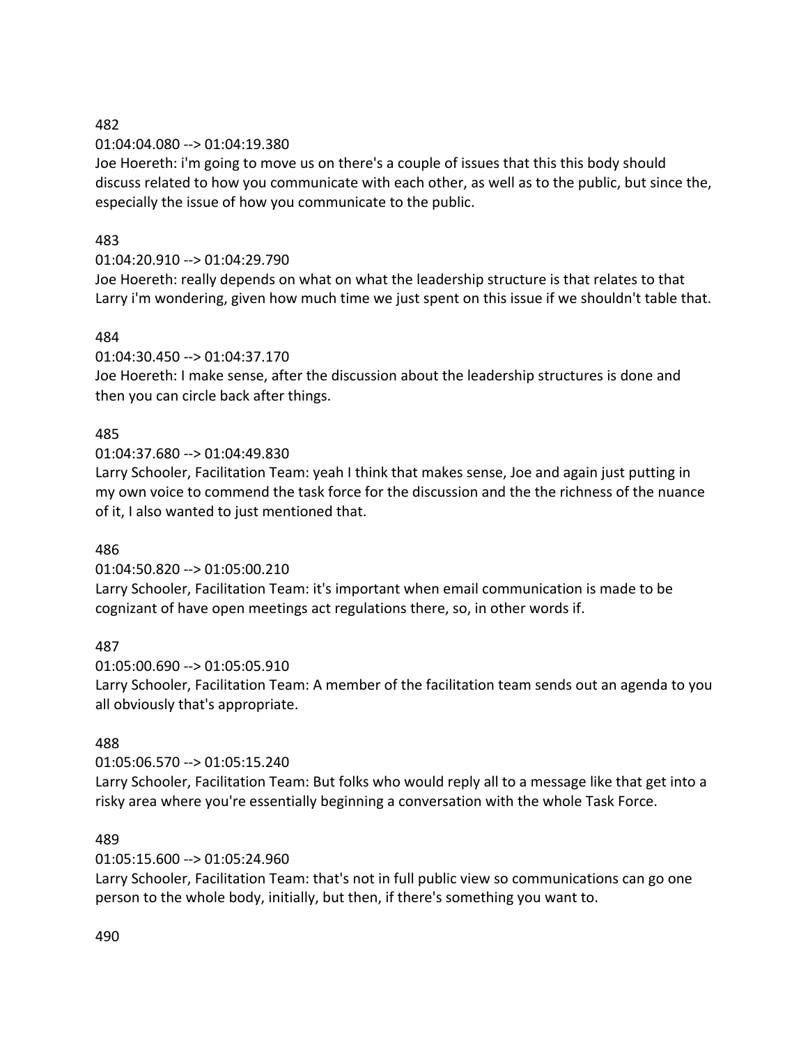482

01:04:04.080 --> 01:04:19.380

Joe Hoereth: i'm going to move us on there's a couple of issues that this this body should discuss related to how you communicate with each other, as well as to the public, but since the, especially the issue of how you communicate to the public.

483

01:04:20.910 --> 01:04:29.790

Joe Hoereth: really depends on what on what the leadership structure is that relates to that Larry i'm wondering, given how much time we just spent on this issue if we shouldn't table that.

484

01:04:30.450 --> 01:04:37.170

Joe Hoereth: I make sense, after the discussion about the leadership structures is done and then you can circle back after things.

485

01:04:37.680 --> 01:04:49.830

Larry Schooler, Facilitation Team: yeah I think that makes sense, Joe and again just putting in my own voice to commend the task force for the discussion and the the richness of the nuance of it, I also wanted to just mentioned that.

486

01:04:50.820 --> 01:05:00.210

Larry Schooler, Facilitation Team: it's important when email communication is made to be cognizant of have open meetings act regulations there, so, in other words if.

487

01:05:00.690 --> 01:05:05.910

Larry Schooler, Facilitation Team: A member of the facilitation team sends out an agenda to you all obviously that's appropriate.

488

01:05:06.570 --> 01:05:15.240

Larry Schooler, Facilitation Team: But folks who would reply all to a message like that get into a risky area where you're essentially beginning a conversation with the whole Task Force.

489

01:05:15.600 --> 01:05:24.960

Larry Schooler, Facilitation Team: that's not in full public view so communications can go one person to the whole body, initially, but then, if there's something you want to.

490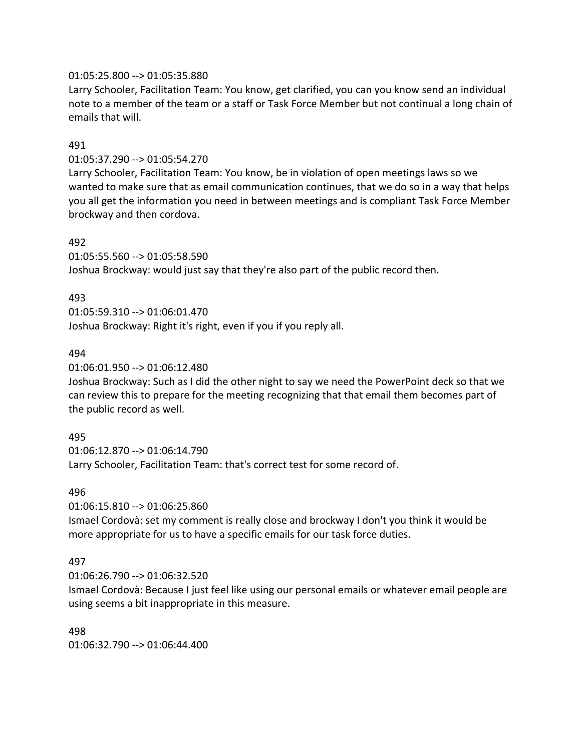01:05:25.800 --> 01:05:35.880
Larry Schooler, Facilitation Team: You know, get clarified, you can you know send an individual note to a member of the team or a staff or Task Force Member but not continual a long chain of emails that will.

491
01:05:37.290 --> 01:05:54.270
Larry Schooler, Facilitation Team: You know, be in violation of open meetings laws so we wanted to make sure that as email communication continues, that we do so in a way that helps you all get the information you need in between meetings and is compliant Task Force Member brockway and then cordova.

492
01:05:55.560 --> 01:05:58.590
Joshua Brockway: would just say that they're also part of the public record then.

493
01:05:59.310 --> 01:06:01.470
Joshua Brockway: Right it's right, even if you if you reply all.

494
01:06:01.950 --> 01:06:12.480
Joshua Brockway: Such as I did the other night to say we need the PowerPoint deck so that we can review this to prepare for the meeting recognizing that that email them becomes part of the public record as well.

495
01:06:12.870 --> 01:06:14.790
Larry Schooler, Facilitation Team: that's correct test for some record of.

496
01:06:15.810 --> 01:06:25.860
Ismael Cordovà: set my comment is really close and brockway I don't you think it would be more appropriate for us to have a specific emails for our task force duties.

497
01:06:26.790 --> 01:06:32.520
Ismael Cordovà: Because I just feel like using our personal emails or whatever email people are using seems a bit inappropriate in this measure.

498
01:06:32.790 --> 01:06:44.400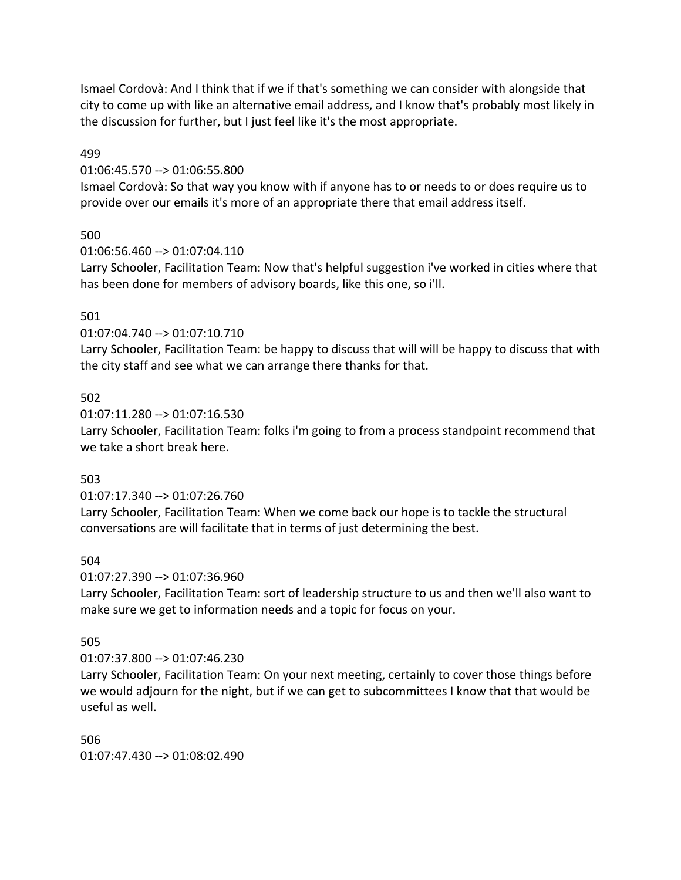Ismael Cordovà: And I think that if we if that's something we can consider with alongside that city to come up with like an alternative email address, and I know that's probably most likely in the discussion for further, but I just feel like it's the most appropriate.

499

01:06:45.570 --> 01:06:55.800

Ismael Cordovà: So that way you know with if anyone has to or needs to or does require us to provide over our emails it's more of an appropriate there that email address itself.

500

01:06:56.460 --> 01:07:04.110

Larry Schooler, Facilitation Team: Now that's helpful suggestion i've worked in cities where that has been done for members of advisory boards, like this one, so i'll.

501

01:07:04.740 --> 01:07:10.710

Larry Schooler, Facilitation Team: be happy to discuss that will will be happy to discuss that with the city staff and see what we can arrange there thanks for that.

502

01:07:11.280 --> 01:07:16.530

Larry Schooler, Facilitation Team: folks i'm going to from a process standpoint recommend that we take a short break here.

503

01:07:17.340 --> 01:07:26.760

Larry Schooler, Facilitation Team: When we come back our hope is to tackle the structural conversations are will facilitate that in terms of just determining the best.

504

01:07:27.390 --> 01:07:36.960

Larry Schooler, Facilitation Team: sort of leadership structure to us and then we'll also want to make sure we get to information needs and a topic for focus on your.

505

01:07:37.800 --> 01:07:46.230

Larry Schooler, Facilitation Team: On your next meeting, certainly to cover those things before we would adjourn for the night, but if we can get to subcommittees I know that that would be useful as well.

506

01:07:47.430 --> 01:08:02.490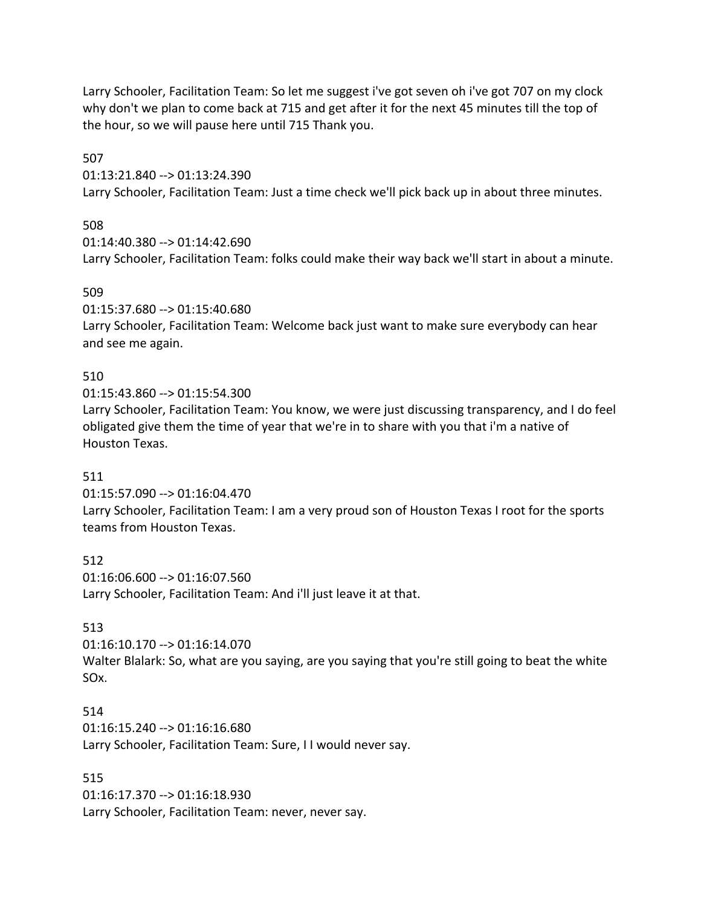Larry Schooler, Facilitation Team: So let me suggest i've got seven oh i've got 707 on my clock why don't we plan to come back at 715 and get after it for the next 45 minutes till the top of the hour, so we will pause here until 715 Thank you.

507
01:13:21.840 --> 01:13:24.390
Larry Schooler, Facilitation Team: Just a time check we'll pick back up in about three minutes.

508
01:14:40.380 --> 01:14:42.690
Larry Schooler, Facilitation Team: folks could make their way back we'll start in about a minute.

509
01:15:37.680 --> 01:15:40.680
Larry Schooler, Facilitation Team: Welcome back just want to make sure everybody can hear and see me again.

510
01:15:43.860 --> 01:15:54.300
Larry Schooler, Facilitation Team: You know, we were just discussing transparency, and I do feel obligated give them the time of year that we're in to share with you that i'm a native of Houston Texas.

511
01:15:57.090 --> 01:16:04.470
Larry Schooler, Facilitation Team: I am a very proud son of Houston Texas I root for the sports teams from Houston Texas.

512
01:16:06.600 --> 01:16:07.560
Larry Schooler, Facilitation Team: And i'll just leave it at that.

513
01:16:10.170 --> 01:16:14.070
Walter Blalark: So, what are you saying, are you saying that you're still going to beat the white SOx.

514
01:16:15.240 --> 01:16:16.680
Larry Schooler, Facilitation Team: Sure, I I would never say.

515
01:16:17.370 --> 01:16:18.930
Larry Schooler, Facilitation Team: never, never say.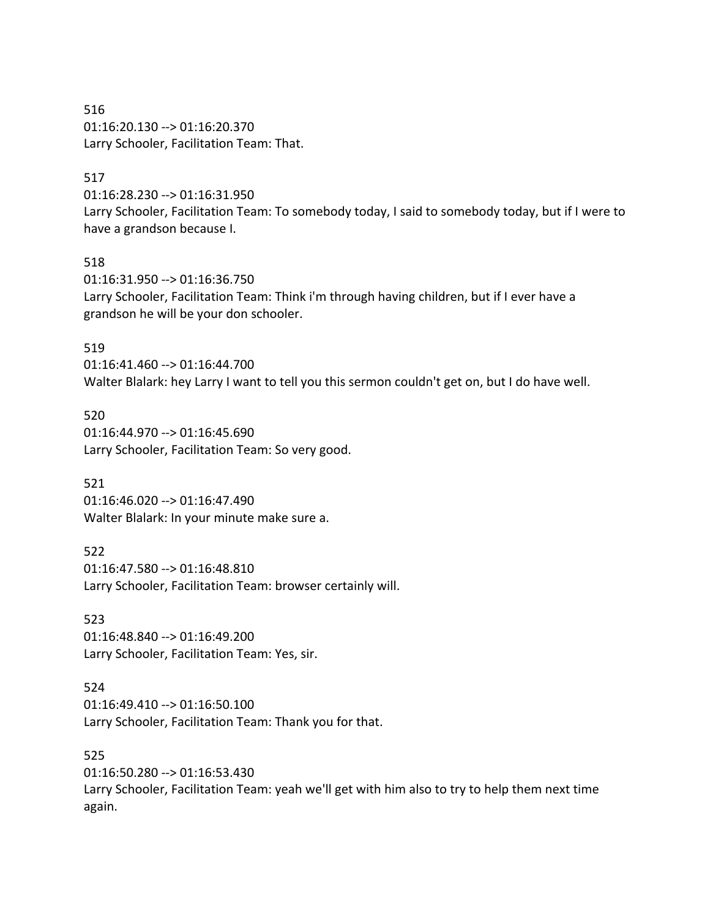516
01:16:20.130 --> 01:16:20.370
Larry Schooler, Facilitation Team: That.

517
01:16:28.230 --> 01:16:31.950
Larry Schooler, Facilitation Team: To somebody today, I said to somebody today, but if I were to have a grandson because I.

518
01:16:31.950 --> 01:16:36.750
Larry Schooler, Facilitation Team: Think i'm through having children, but if I ever have a grandson he will be your don schooler.

519
01:16:41.460 --> 01:16:44.700
Walter Blalark: hey Larry I want to tell you this sermon couldn't get on, but I do have well.

520
01:16:44.970 --> 01:16:45.690
Larry Schooler, Facilitation Team: So very good.

521
01:16:46.020 --> 01:16:47.490
Walter Blalark: In your minute make sure a.

522
01:16:47.580 --> 01:16:48.810
Larry Schooler, Facilitation Team: browser certainly will.

523
01:16:48.840 --> 01:16:49.200
Larry Schooler, Facilitation Team: Yes, sir.

524
01:16:49.410 --> 01:16:50.100
Larry Schooler, Facilitation Team: Thank you for that.

525
01:16:50.280 --> 01:16:53.430
Larry Schooler, Facilitation Team: yeah we'll get with him also to try to help them next time again.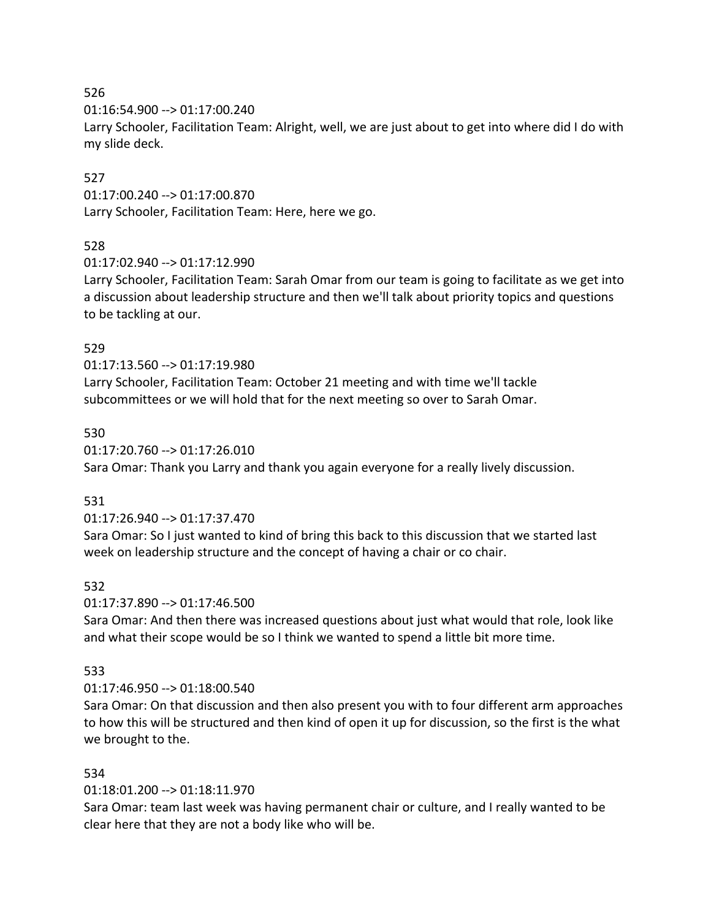526
01:16:54.900 --> 01:17:00.240
Larry Schooler, Facilitation Team: Alright, well, we are just about to get into where did I do with my slide deck.

527
01:17:00.240 --> 01:17:00.870
Larry Schooler, Facilitation Team: Here, here we go.

528
01:17:02.940 --> 01:17:12.990
Larry Schooler, Facilitation Team: Sarah Omar from our team is going to facilitate as we get into a discussion about leadership structure and then we'll talk about priority topics and questions to be tackling at our.

529
01:17:13.560 --> 01:17:19.980
Larry Schooler, Facilitation Team: October 21 meeting and with time we'll tackle subcommittees or we will hold that for the next meeting so over to Sarah Omar.

530
01:17:20.760 --> 01:17:26.010
Sara Omar: Thank you Larry and thank you again everyone for a really lively discussion.

531
01:17:26.940 --> 01:17:37.470
Sara Omar: So I just wanted to kind of bring this back to this discussion that we started last week on leadership structure and the concept of having a chair or co chair.

532
01:17:37.890 --> 01:17:46.500
Sara Omar: And then there was increased questions about just what would that role, look like and what their scope would be so I think we wanted to spend a little bit more time.

533
01:17:46.950 --> 01:18:00.540
Sara Omar: On that discussion and then also present you with to four different arm approaches to how this will be structured and then kind of open it up for discussion, so the first is the what we brought to the.

534
01:18:01.200 --> 01:18:11.970
Sara Omar: team last week was having permanent chair or culture, and I really wanted to be clear here that they are not a body like who will be.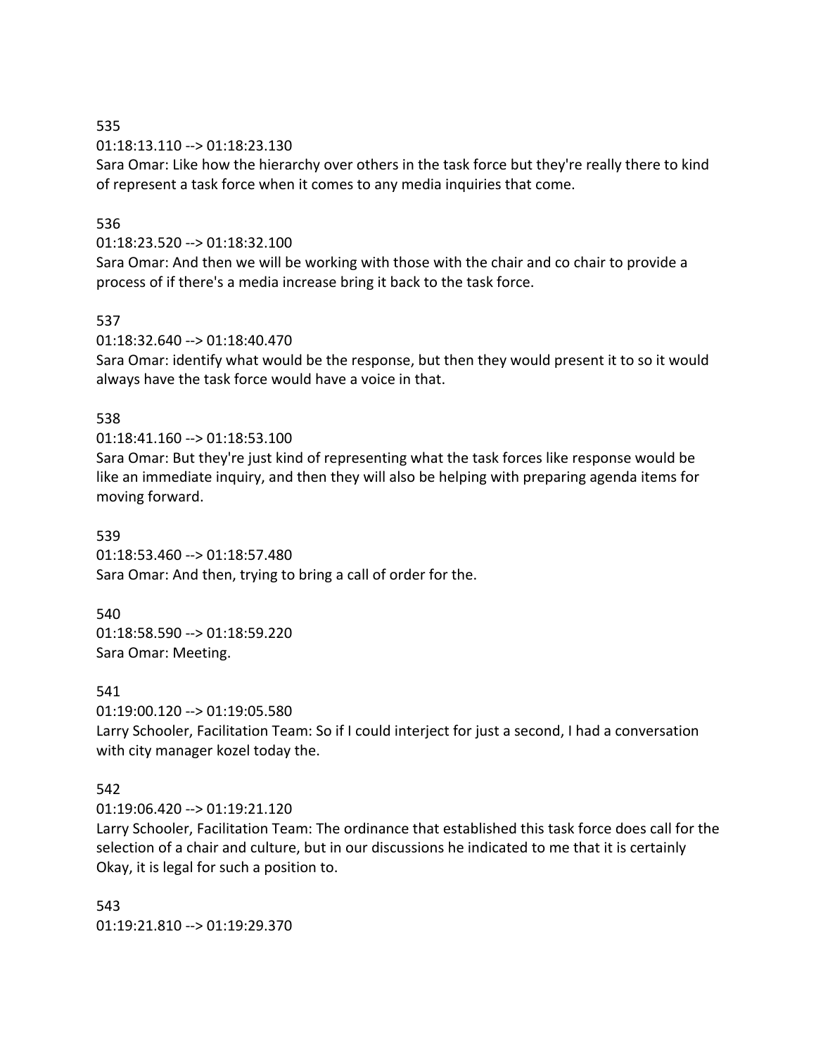535

01:18:13.110 --> 01:18:23.130

Sara Omar: Like how the hierarchy over others in the task force but they're really there to kind of represent a task force when it comes to any media inquiries that come.

536

01:18:23.520 --> 01:18:32.100

Sara Omar: And then we will be working with those with the chair and co chair to provide a process of if there's a media increase bring it back to the task force.

537

01:18:32.640 --> 01:18:40.470

Sara Omar: identify what would be the response, but then they would present it to so it would always have the task force would have a voice in that.

538

01:18:41.160 --> 01:18:53.100

Sara Omar: But they're just kind of representing what the task forces like response would be like an immediate inquiry, and then they will also be helping with preparing agenda items for moving forward.

539

01:18:53.460 --> 01:18:57.480

Sara Omar: And then, trying to bring a call of order for the.

540

01:18:58.590 --> 01:18:59.220

Sara Omar: Meeting.

541

01:19:00.120 --> 01:19:05.580

Larry Schooler, Facilitation Team: So if I could interject for just a second, I had a conversation with city manager kozel today the.

542

01:19:06.420 --> 01:19:21.120

Larry Schooler, Facilitation Team: The ordinance that established this task force does call for the selection of a chair and culture, but in our discussions he indicated to me that it is certainly Okay, it is legal for such a position to.

543

01:19:21.810 --> 01:19:29.370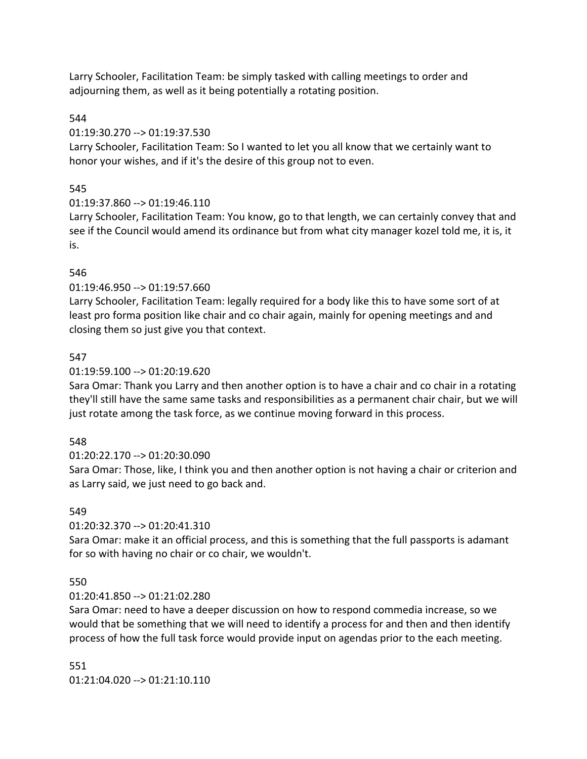Larry Schooler, Facilitation Team: be simply tasked with calling meetings to order and adjourning them, as well as it being potentially a rotating position.

544

01:19:30.270 --> 01:19:37.530

Larry Schooler, Facilitation Team: So I wanted to let you all know that we certainly want to honor your wishes, and if it's the desire of this group not to even.

545

01:19:37.860 --> 01:19:46.110

Larry Schooler, Facilitation Team: You know, go to that length, we can certainly convey that and see if the Council would amend its ordinance but from what city manager kozel told me, it is, it is.

546

01:19:46.950 --> 01:19:57.660

Larry Schooler, Facilitation Team: legally required for a body like this to have some sort of at least pro forma position like chair and co chair again, mainly for opening meetings and and closing them so just give you that context.

547

01:19:59.100 --> 01:20:19.620

Sara Omar: Thank you Larry and then another option is to have a chair and co chair in a rotating they'll still have the same same tasks and responsibilities as a permanent chair chair, but we will just rotate among the task force, as we continue moving forward in this process.

548

01:20:22.170 --> 01:20:30.090

Sara Omar: Those, like, I think you and then another option is not having a chair or criterion and as Larry said, we just need to go back and.

549

01:20:32.370 --> 01:20:41.310

Sara Omar: make it an official process, and this is something that the full passports is adamant for so with having no chair or co chair, we wouldn't.

550

01:20:41.850 --> 01:21:02.280

Sara Omar: need to have a deeper discussion on how to respond commedia increase, so we would that be something that we will need to identify a process for and then and then identify process of how the full task force would provide input on agendas prior to the each meeting.

551

01:21:04.020 --> 01:21:10.110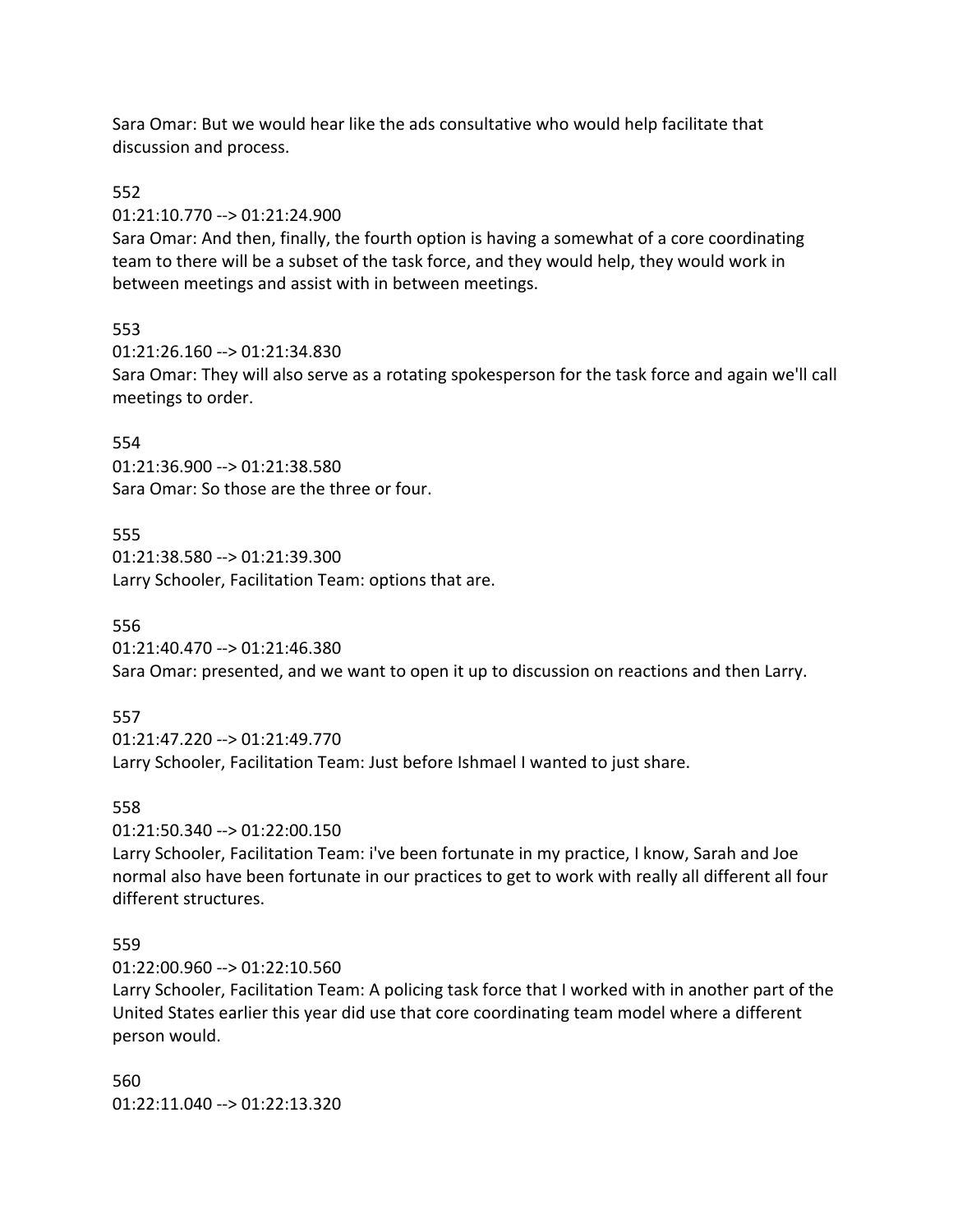Sara Omar: But we would hear like the ads consultative who would help facilitate that discussion and process.

552

01:21:10.770 --> 01:21:24.900

Sara Omar: And then, finally, the fourth option is having a somewhat of a core coordinating team to there will be a subset of the task force, and they would help, they would work in between meetings and assist with in between meetings.

553

01:21:26.160 --> 01:21:34.830

Sara Omar: They will also serve as a rotating spokesperson for the task force and again we'll call meetings to order.

554

01:21:36.900 --> 01:21:38.580

Sara Omar: So those are the three or four.

555

01:21:38.580 --> 01:21:39.300

Larry Schooler, Facilitation Team: options that are.

556

01:21:40.470 --> 01:21:46.380

Sara Omar: presented, and we want to open it up to discussion on reactions and then Larry.

557

01:21:47.220 --> 01:21:49.770

Larry Schooler, Facilitation Team: Just before Ishmael I wanted to just share.

558

01:21:50.340 --> 01:22:00.150

Larry Schooler, Facilitation Team: i've been fortunate in my practice, I know, Sarah and Joe normal also have been fortunate in our practices to get to work with really all different all four different structures.

559

01:22:00.960 --> 01:22:10.560

Larry Schooler, Facilitation Team: A policing task force that I worked with in another part of the United States earlier this year did use that core coordinating team model where a different person would.

560

01:22:11.040 --> 01:22:13.320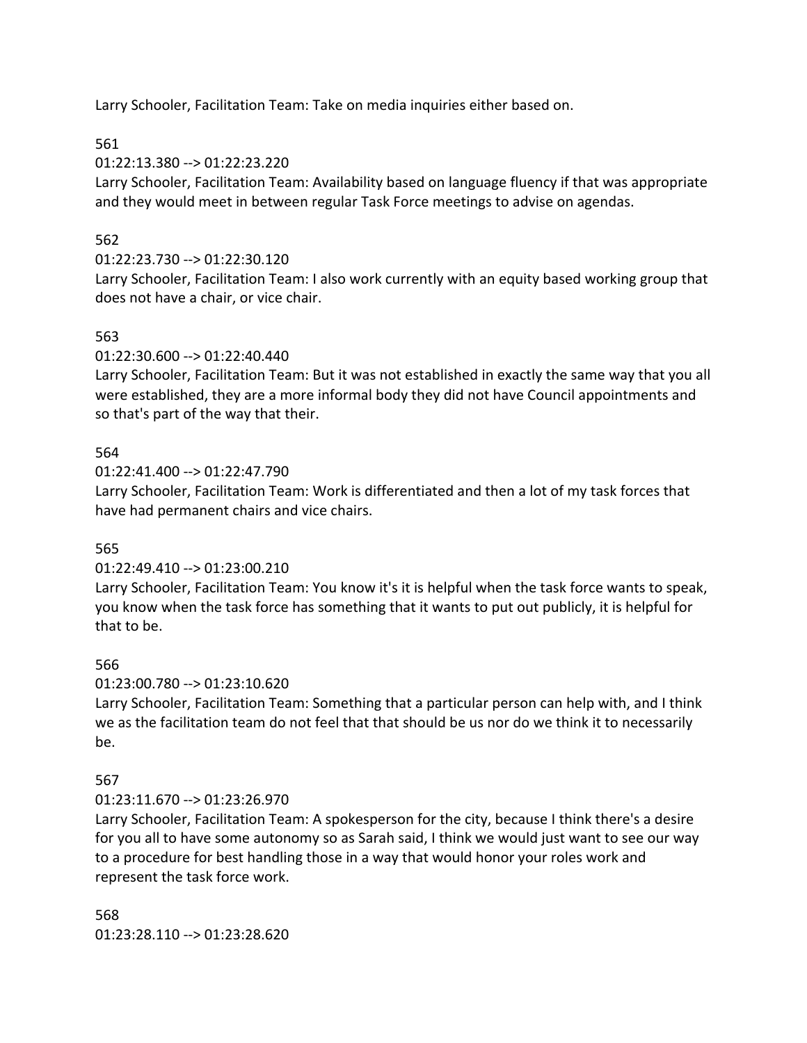Larry Schooler, Facilitation Team: Take on media inquiries either based on.

561

01:22:13.380 --> 01:22:23.220

Larry Schooler, Facilitation Team: Availability based on language fluency if that was appropriate and they would meet in between regular Task Force meetings to advise on agendas.

562

01:22:23.730 --> 01:22:30.120

Larry Schooler, Facilitation Team: I also work currently with an equity based working group that does not have a chair, or vice chair.

563

01:22:30.600 --> 01:22:40.440

Larry Schooler, Facilitation Team: But it was not established in exactly the same way that you all were established, they are a more informal body they did not have Council appointments and so that's part of the way that their.

564

01:22:41.400 --> 01:22:47.790

Larry Schooler, Facilitation Team: Work is differentiated and then a lot of my task forces that have had permanent chairs and vice chairs.

565

01:22:49.410 --> 01:23:00.210

Larry Schooler, Facilitation Team: You know it's it is helpful when the task force wants to speak, you know when the task force has something that it wants to put out publicly, it is helpful for that to be.

566

01:23:00.780 --> 01:23:10.620

Larry Schooler, Facilitation Team: Something that a particular person can help with, and I think we as the facilitation team do not feel that that should be us nor do we think it to necessarily be.

567

01:23:11.670 --> 01:23:26.970

Larry Schooler, Facilitation Team: A spokesperson for the city, because I think there's a desire for you all to have some autonomy so as Sarah said, I think we would just want to see our way to a procedure for best handling those in a way that would honor your roles work and represent the task force work.

568

01:23:28.110 --> 01:23:28.620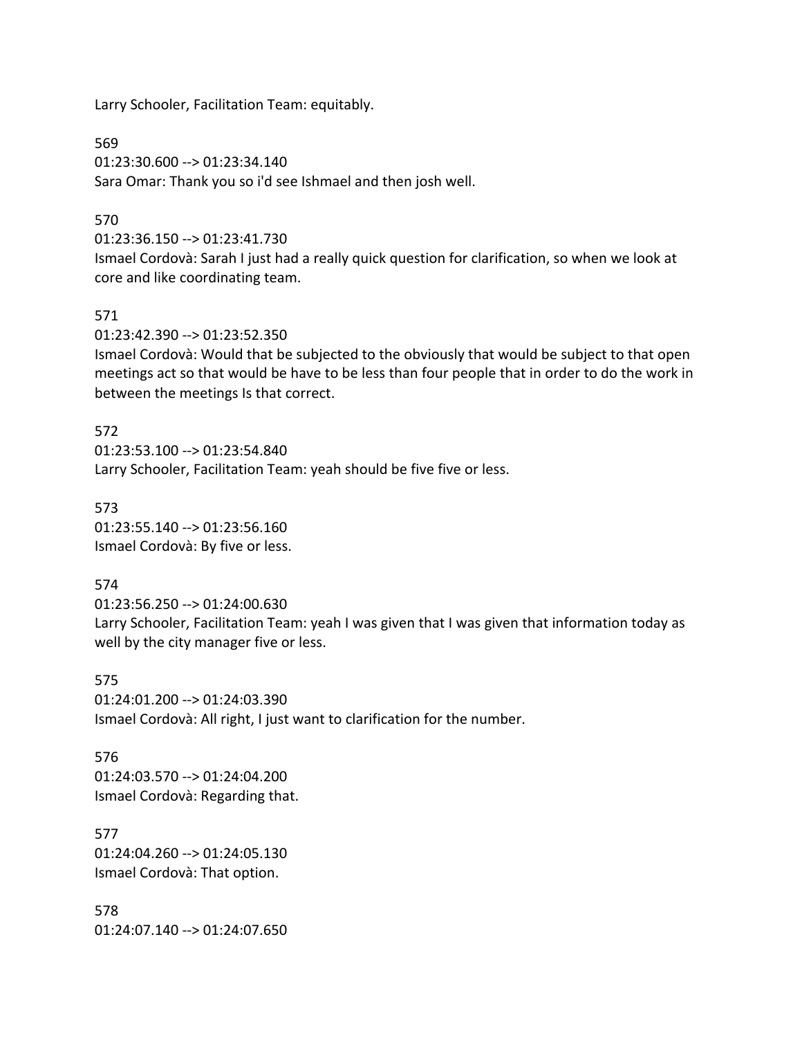Larry Schooler, Facilitation Team: equitably.

569
01:23:30.600 --> 01:23:34.140
Sara Omar: Thank you so i'd see Ishmael and then josh well.

570
01:23:36.150 --> 01:23:41.730
Ismael Cordovà: Sarah I just had a really quick question for clarification, so when we look at core and like coordinating team.

571
01:23:42.390 --> 01:23:52.350
Ismael Cordovà: Would that be subjected to the obviously that would be subject to that open meetings act so that would be have to be less than four people that in order to do the work in between the meetings Is that correct.

572
01:23:53.100 --> 01:23:54.840
Larry Schooler, Facilitation Team: yeah should be five five or less.

573
01:23:55.140 --> 01:23:56.160
Ismael Cordovà: By five or less.

574
01:23:56.250 --> 01:24:00.630
Larry Schooler, Facilitation Team: yeah I was given that I was given that information today as well by the city manager five or less.

575
01:24:01.200 --> 01:24:03.390
Ismael Cordovà: All right, I just want to clarification for the number.

576
01:24:03.570 --> 01:24:04.200
Ismael Cordovà: Regarding that.

577
01:24:04.260 --> 01:24:05.130
Ismael Cordovà: That option.

578
01:24:07.140 --> 01:24:07.650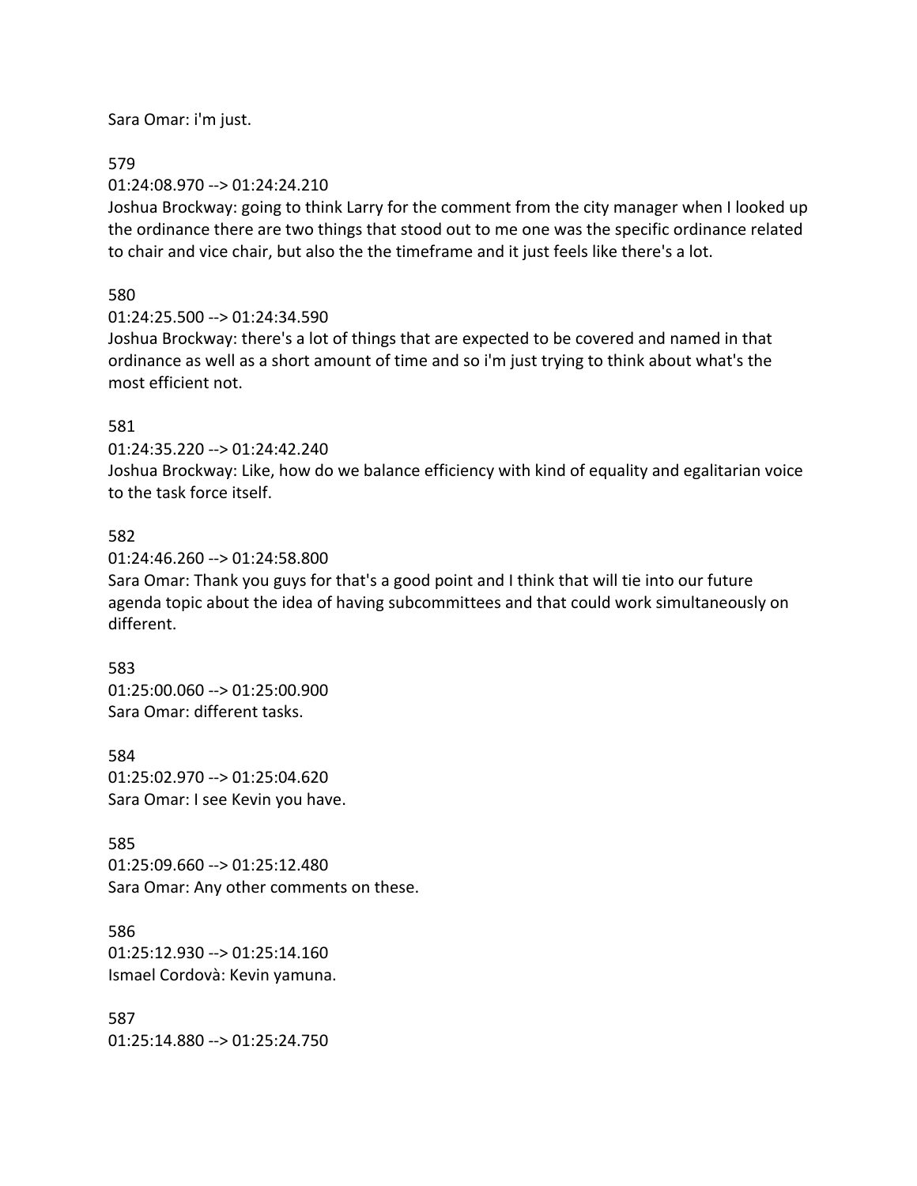Sara Omar: i'm just.

579

01:24:08.970 --> 01:24:24.210

Joshua Brockway: going to think Larry for the comment from the city manager when I looked up the ordinance there are two things that stood out to me one was the specific ordinance related to chair and vice chair, but also the the timeframe and it just feels like there's a lot.

580

01:24:25.500 --> 01:24:34.590

Joshua Brockway: there's a lot of things that are expected to be covered and named in that ordinance as well as a short amount of time and so i'm just trying to think about what's the most efficient not.

581

01:24:35.220 --> 01:24:42.240

Joshua Brockway: Like, how do we balance efficiency with kind of equality and egalitarian voice to the task force itself.

582

01:24:46.260 --> 01:24:58.800

Sara Omar: Thank you guys for that's a good point and I think that will tie into our future agenda topic about the idea of having subcommittees and that could work simultaneously on different.

583

01:25:00.060 --> 01:25:00.900

Sara Omar: different tasks.

584

01:25:02.970 --> 01:25:04.620

Sara Omar: I see Kevin you have.

585

01:25:09.660 --> 01:25:12.480

Sara Omar: Any other comments on these.

586

01:25:12.930 --> 01:25:14.160

Ismael Cordovà: Kevin yamuna.

587

01:25:14.880 --> 01:25:24.750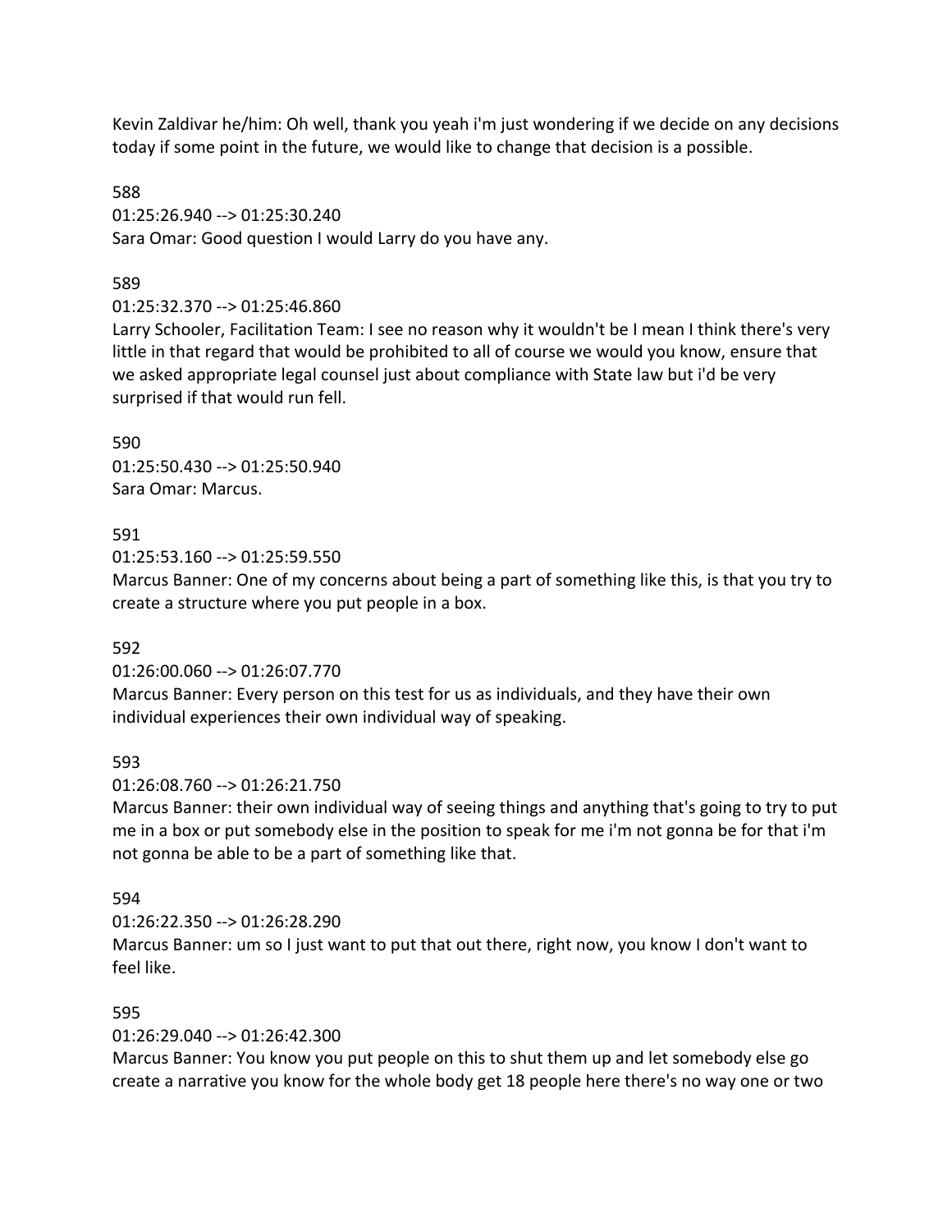Kevin Zaldivar he/him: Oh well, thank you yeah i'm just wondering if we decide on any decisions today if some point in the future, we would like to change that decision is a possible.

588
01:25:26.940 --> 01:25:30.240
Sara Omar: Good question I would Larry do you have any.

589
01:25:32.370 --> 01:25:46.860
Larry Schooler, Facilitation Team: I see no reason why it wouldn't be I mean I think there's very little in that regard that would be prohibited to all of course we would you know, ensure that we asked appropriate legal counsel just about compliance with State law but i'd be very surprised if that would run fell.

590
01:25:50.430 --> 01:25:50.940
Sara Omar: Marcus.

591
01:25:53.160 --> 01:25:59.550
Marcus Banner: One of my concerns about being a part of something like this, is that you try to create a structure where you put people in a box.

592
01:26:00.060 --> 01:26:07.770
Marcus Banner: Every person on this test for us as individuals, and they have their own individual experiences their own individual way of speaking.

593
01:26:08.760 --> 01:26:21.750
Marcus Banner: their own individual way of seeing things and anything that's going to try to put me in a box or put somebody else in the position to speak for me i'm not gonna be for that i'm not gonna be able to be a part of something like that.

594
01:26:22.350 --> 01:26:28.290
Marcus Banner: um so I just want to put that out there, right now, you know I don't want to feel like.

595
01:26:29.040 --> 01:26:42.300
Marcus Banner: You know you put people on this to shut them up and let somebody else go create a narrative you know for the whole body get 18 people here there's no way one or two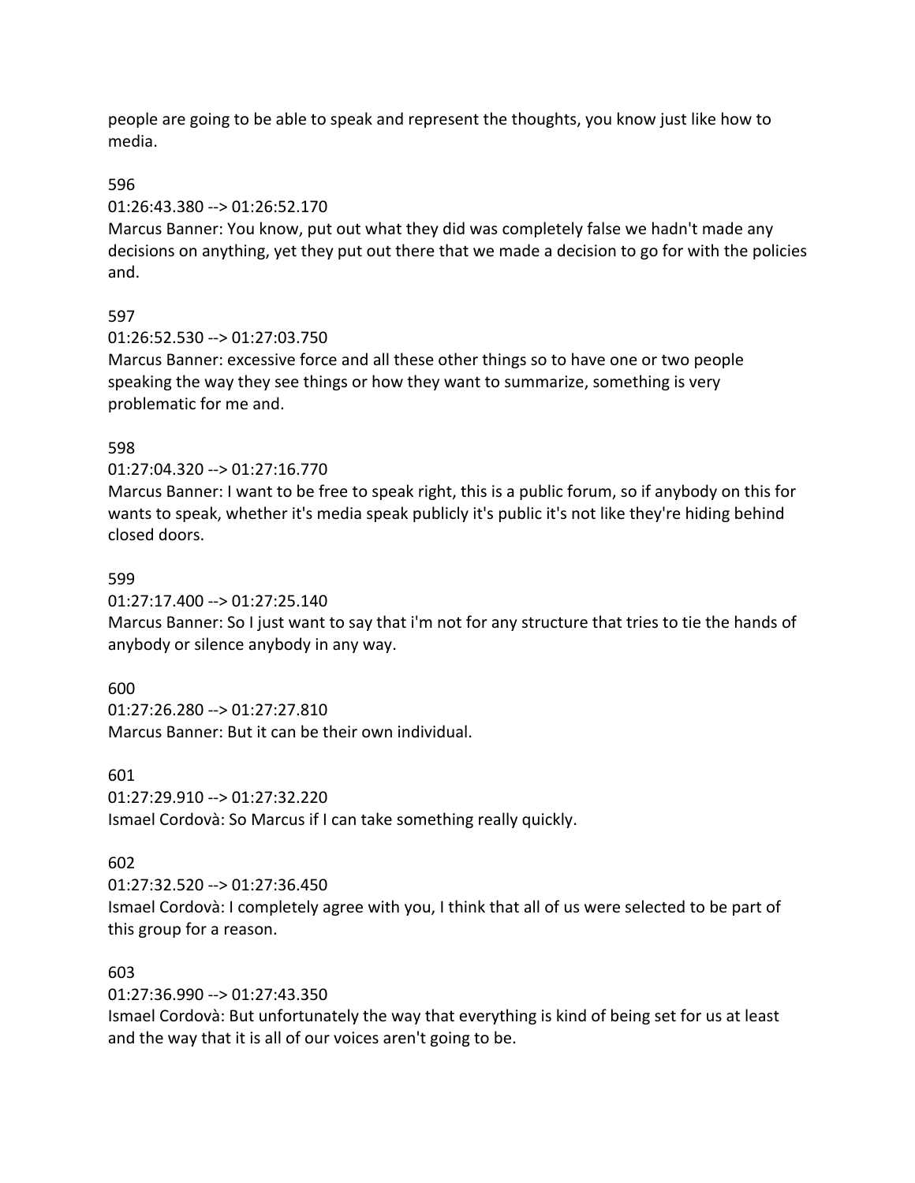people are going to be able to speak and represent the thoughts, you know just like how to media.

596

01:26:43.380 --> 01:26:52.170

Marcus Banner: You know, put out what they did was completely false we hadn't made any decisions on anything, yet they put out there that we made a decision to go for with the policies and.

597

01:26:52.530 --> 01:27:03.750

Marcus Banner: excessive force and all these other things so to have one or two people speaking the way they see things or how they want to summarize, something is very problematic for me and.

598

01:27:04.320 --> 01:27:16.770

Marcus Banner: I want to be free to speak right, this is a public forum, so if anybody on this for wants to speak, whether it's media speak publicly it's public it's not like they're hiding behind closed doors.

599

01:27:17.400 --> 01:27:25.140

Marcus Banner: So I just want to say that i'm not for any structure that tries to tie the hands of anybody or silence anybody in any way.

600

01:27:26.280 --> 01:27:27.810

Marcus Banner: But it can be their own individual.

601

01:27:29.910 --> 01:27:32.220

Ismael Cordovà: So Marcus if I can take something really quickly.

602

01:27:32.520 --> 01:27:36.450

Ismael Cordovà: I completely agree with you, I think that all of us were selected to be part of this group for a reason.

603

01:27:36.990 --> 01:27:43.350

Ismael Cordovà: But unfortunately the way that everything is kind of being set for us at least and the way that it is all of our voices aren't going to be.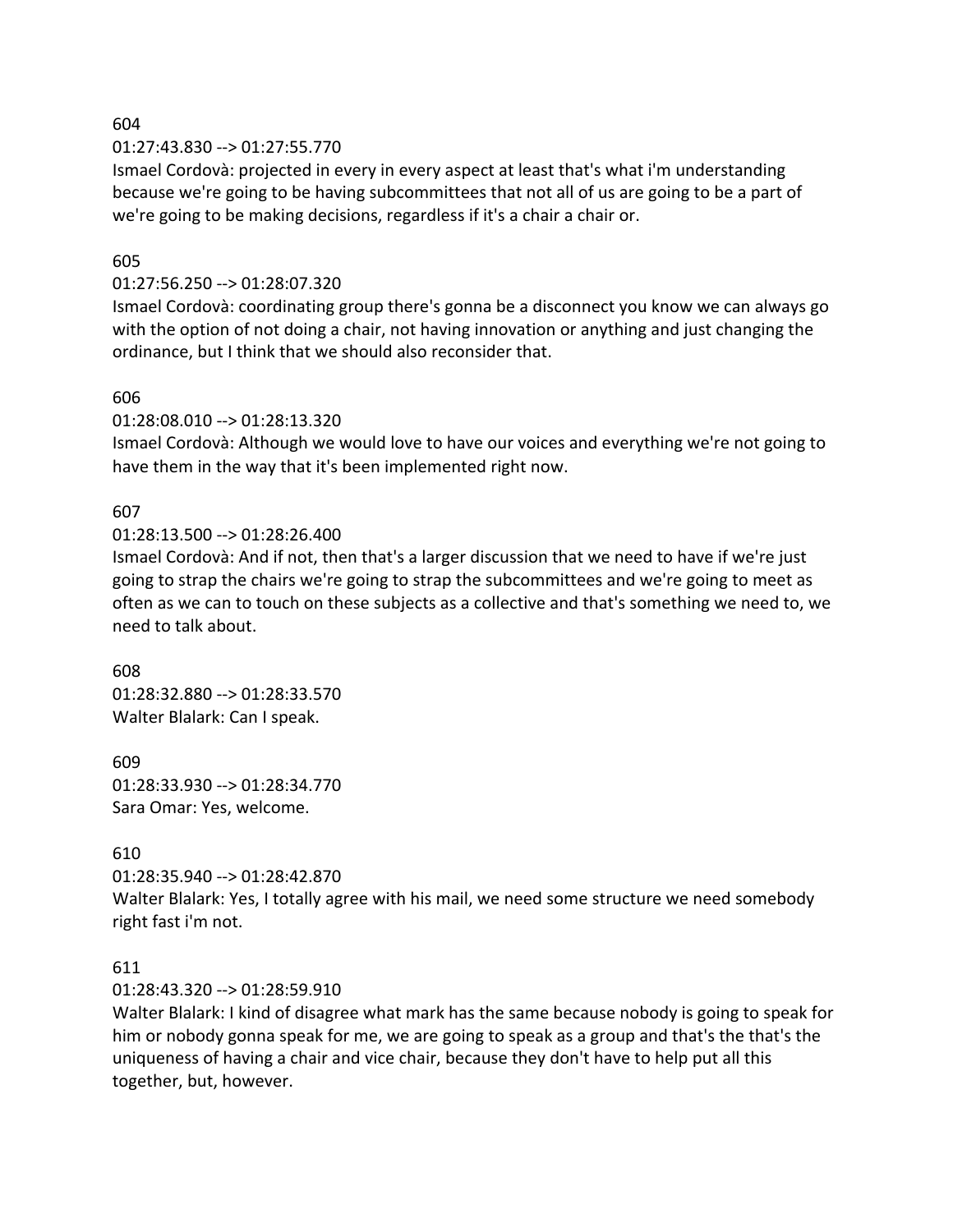604

01:27:43.830 --> 01:27:55.770

Ismael Cordovà: projected in every in every aspect at least that's what i'm understanding because we're going to be having subcommittees that not all of us are going to be a part of we're going to be making decisions, regardless if it's a chair a chair or.

605

01:27:56.250 --> 01:28:07.320

Ismael Cordovà: coordinating group there's gonna be a disconnect you know we can always go with the option of not doing a chair, not having innovation or anything and just changing the ordinance, but I think that we should also reconsider that.

606

01:28:08.010 --> 01:28:13.320

Ismael Cordovà: Although we would love to have our voices and everything we're not going to have them in the way that it's been implemented right now.

607

01:28:13.500 --> 01:28:26.400

Ismael Cordovà: And if not, then that's a larger discussion that we need to have if we're just going to strap the chairs we're going to strap the subcommittees and we're going to meet as often as we can to touch on these subjects as a collective and that's something we need to, we need to talk about.

608

01:28:32.880 --> 01:28:33.570

Walter Blalark: Can I speak.

609

01:28:33.930 --> 01:28:34.770

Sara Omar: Yes, welcome.

610

01:28:35.940 --> 01:28:42.870

Walter Blalark: Yes, I totally agree with his mail, we need some structure we need somebody right fast i'm not.

611

01:28:43.320 --> 01:28:59.910

Walter Blalark: I kind of disagree what mark has the same because nobody is going to speak for him or nobody gonna speak for me, we are going to speak as a group and that's the that's the uniqueness of having a chair and vice chair, because they don't have to help put all this together, but, however.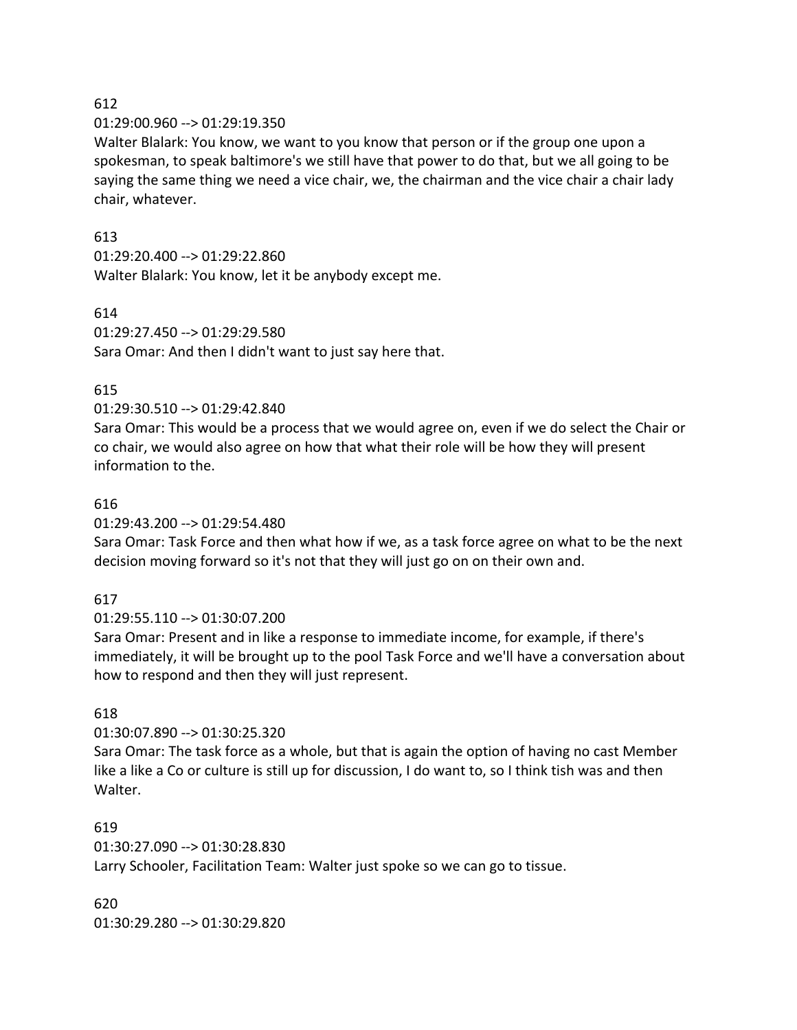612

01:29:00.960 --> 01:29:19.350

Walter Blalark: You know, we want to you know that person or if the group one upon a spokesman, to speak baltimore's we still have that power to do that, but we all going to be saying the same thing we need a vice chair, we, the chairman and the vice chair a chair lady chair, whatever.

613

01:29:20.400 --> 01:29:22.860

Walter Blalark: You know, let it be anybody except me.

614

01:29:27.450 --> 01:29:29.580

Sara Omar: And then I didn't want to just say here that.

615

01:29:30.510 --> 01:29:42.840

Sara Omar: This would be a process that we would agree on, even if we do select the Chair or co chair, we would also agree on how that what their role will be how they will present information to the.

616

01:29:43.200 --> 01:29:54.480

Sara Omar: Task Force and then what how if we, as a task force agree on what to be the next decision moving forward so it's not that they will just go on on their own and.

617

01:29:55.110 --> 01:30:07.200

Sara Omar: Present and in like a response to immediate income, for example, if there's immediately, it will be brought up to the pool Task Force and we'll have a conversation about how to respond and then they will just represent.

618

01:30:07.890 --> 01:30:25.320

Sara Omar: The task force as a whole, but that is again the option of having no cast Member like a like a Co or culture is still up for discussion, I do want to, so I think tish was and then Walter.

619

01:30:27.090 --> 01:30:28.830

Larry Schooler, Facilitation Team: Walter just spoke so we can go to tissue.

620

01:30:29.280 --> 01:30:29.820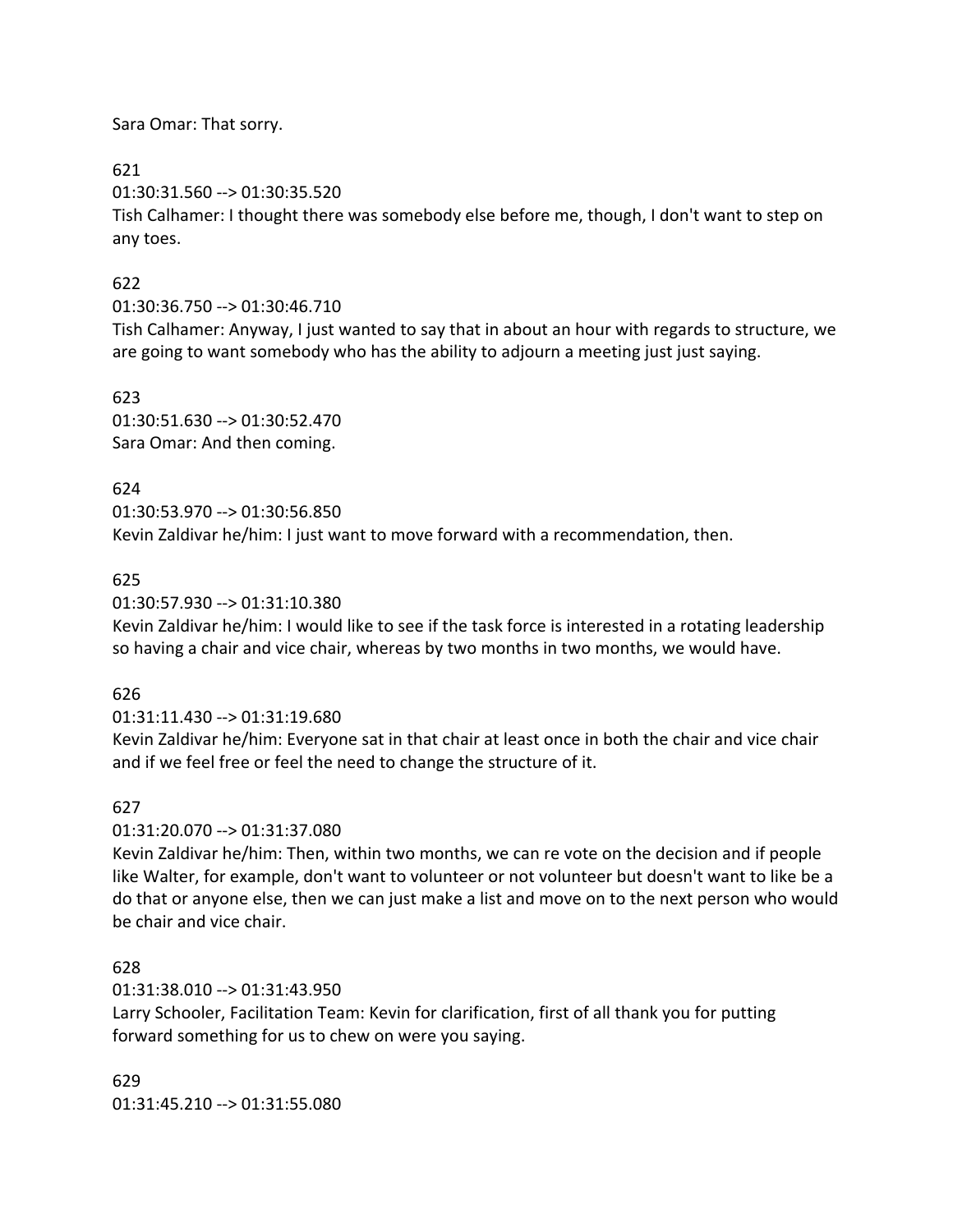Sara Omar: That sorry.

621
01:30:31.560 --> 01:30:35.520
Tish Calhamer: I thought there was somebody else before me, though, I don't want to step on any toes.

622
01:30:36.750 --> 01:30:46.710
Tish Calhamer: Anyway, I just wanted to say that in about an hour with regards to structure, we are going to want somebody who has the ability to adjourn a meeting just just saying.

623
01:30:51.630 --> 01:30:52.470
Sara Omar: And then coming.

624
01:30:53.970 --> 01:30:56.850
Kevin Zaldivar he/him: I just want to move forward with a recommendation, then.

625
01:30:57.930 --> 01:31:10.380
Kevin Zaldivar he/him: I would like to see if the task force is interested in a rotating leadership so having a chair and vice chair, whereas by two months in two months, we would have.

626
01:31:11.430 --> 01:31:19.680
Kevin Zaldivar he/him: Everyone sat in that chair at least once in both the chair and vice chair and if we feel free or feel the need to change the structure of it.

627
01:31:20.070 --> 01:31:37.080
Kevin Zaldivar he/him: Then, within two months, we can re vote on the decision and if people like Walter, for example, don't want to volunteer or not volunteer but doesn't want to like be a do that or anyone else, then we can just make a list and move on to the next person who would be chair and vice chair.

628
01:31:38.010 --> 01:31:43.950
Larry Schooler, Facilitation Team: Kevin for clarification, first of all thank you for putting forward something for us to chew on were you saying.

629
01:31:45.210 --> 01:31:55.080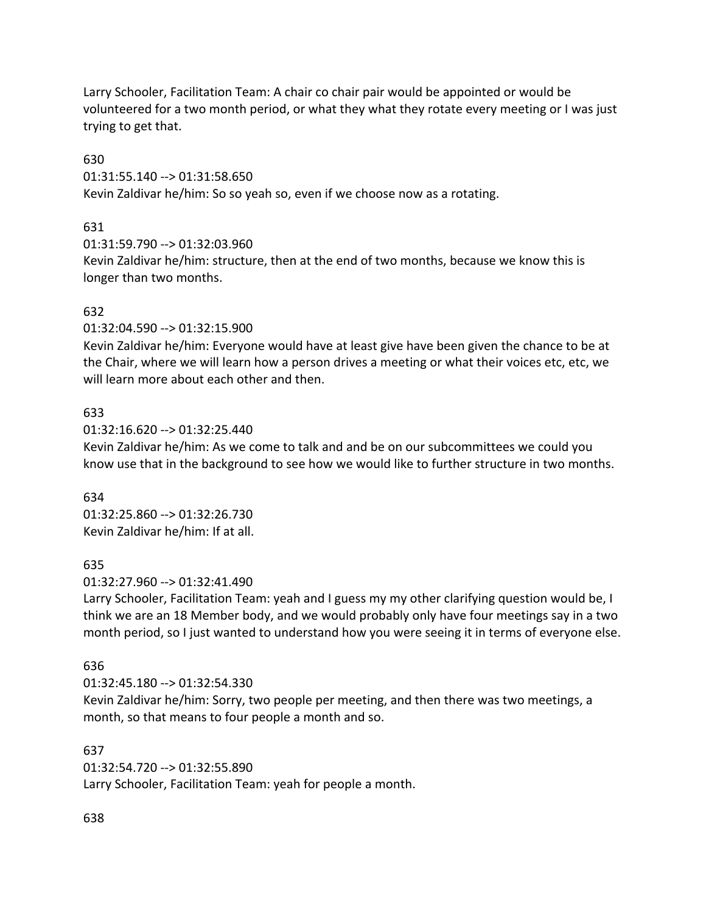Larry Schooler, Facilitation Team: A chair co chair pair would be appointed or would be volunteered for a two month period, or what they what they rotate every meeting or I was just trying to get that.

630
01:31:55.140 --> 01:31:58.650
Kevin Zaldivar he/him: So so yeah so, even if we choose now as a rotating.

631
01:31:59.790 --> 01:32:03.960
Kevin Zaldivar he/him: structure, then at the end of two months, because we know this is longer than two months.

632
01:32:04.590 --> 01:32:15.900
Kevin Zaldivar he/him: Everyone would have at least give have been given the chance to be at the Chair, where we will learn how a person drives a meeting or what their voices etc, etc, we will learn more about each other and then.

633
01:32:16.620 --> 01:32:25.440
Kevin Zaldivar he/him: As we come to talk and and be on our subcommittees we could you know use that in the background to see how we would like to further structure in two months.

634
01:32:25.860 --> 01:32:26.730
Kevin Zaldivar he/him: If at all.

635
01:32:27.960 --> 01:32:41.490
Larry Schooler, Facilitation Team: yeah and I guess my my other clarifying question would be, I think we are an 18 Member body, and we would probably only have four meetings say in a two month period, so I just wanted to understand how you were seeing it in terms of everyone else.

636
01:32:45.180 --> 01:32:54.330
Kevin Zaldivar he/him: Sorry, two people per meeting, and then there was two meetings, a month, so that means to four people a month and so.

637
01:32:54.720 --> 01:32:55.890
Larry Schooler, Facilitation Team: yeah for people a month.

638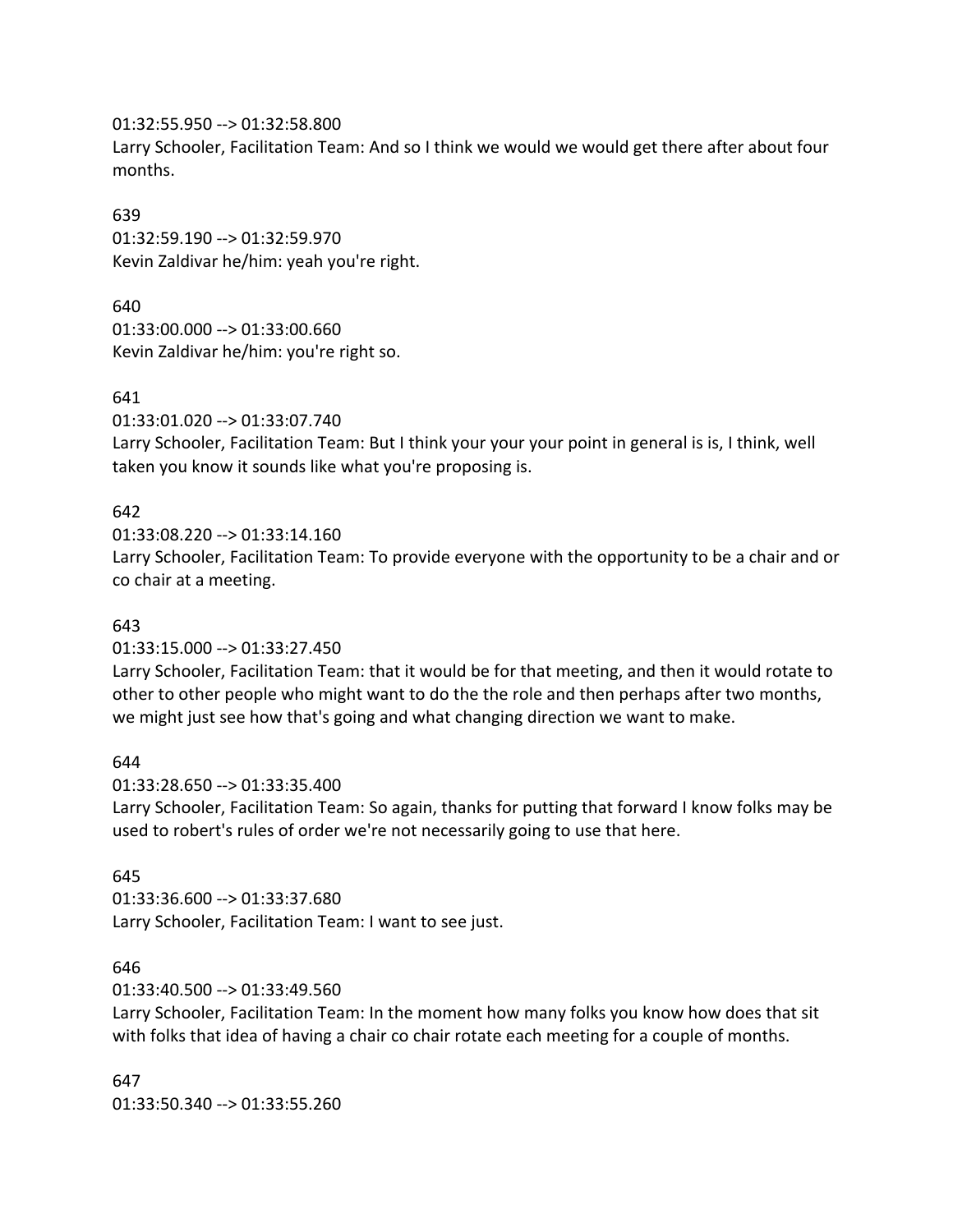01:32:55.950 --> 01:32:58.800
Larry Schooler, Facilitation Team: And so I think we would we would get there after about four months.

639
01:32:59.190 --> 01:32:59.970
Kevin Zaldivar he/him: yeah you're right.

640
01:33:00.000 --> 01:33:00.660
Kevin Zaldivar he/him: you're right so.

641
01:33:01.020 --> 01:33:07.740
Larry Schooler, Facilitation Team: But I think your your your point in general is is, I think, well taken you know it sounds like what you're proposing is.

642
01:33:08.220 --> 01:33:14.160
Larry Schooler, Facilitation Team: To provide everyone with the opportunity to be a chair and or co chair at a meeting.

643
01:33:15.000 --> 01:33:27.450
Larry Schooler, Facilitation Team: that it would be for that meeting, and then it would rotate to other to other people who might want to do the the role and then perhaps after two months, we might just see how that's going and what changing direction we want to make.

644
01:33:28.650 --> 01:33:35.400
Larry Schooler, Facilitation Team: So again, thanks for putting that forward I know folks may be used to robert's rules of order we're not necessarily going to use that here.

645
01:33:36.600 --> 01:33:37.680
Larry Schooler, Facilitation Team: I want to see just.

646
01:33:40.500 --> 01:33:49.560
Larry Schooler, Facilitation Team: In the moment how many folks you know how does that sit with folks that idea of having a chair co chair rotate each meeting for a couple of months.

647
01:33:50.340 --> 01:33:55.260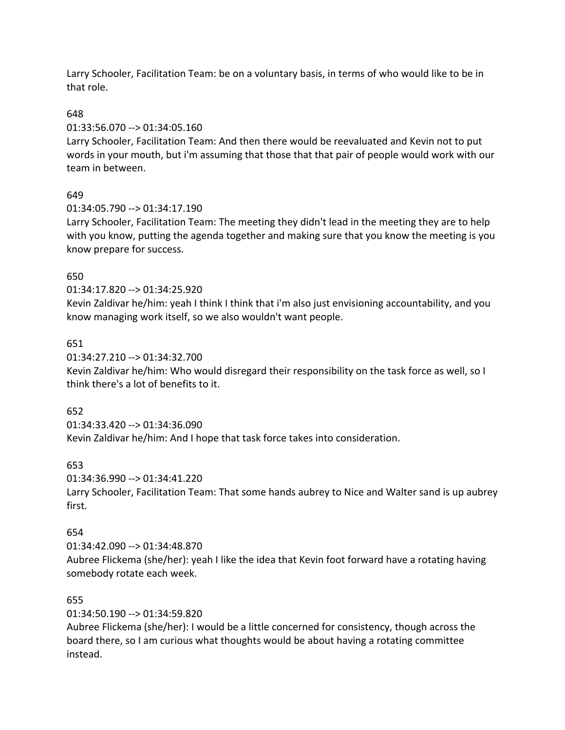Larry Schooler, Facilitation Team: be on a voluntary basis, in terms of who would like to be in that role.

648

01:33:56.070 --> 01:34:05.160

Larry Schooler, Facilitation Team: And then there would be reevaluated and Kevin not to put words in your mouth, but i'm assuming that those that that pair of people would work with our team in between.

649

01:34:05.790 --> 01:34:17.190

Larry Schooler, Facilitation Team: The meeting they didn't lead in the meeting they are to help with you know, putting the agenda together and making sure that you know the meeting is you know prepare for success.

650

01:34:17.820 --> 01:34:25.920

Kevin Zaldivar he/him: yeah I think I think that i'm also just envisioning accountability, and you know managing work itself, so we also wouldn't want people.

651

01:34:27.210 --> 01:34:32.700

Kevin Zaldivar he/him: Who would disregard their responsibility on the task force as well, so I think there's a lot of benefits to it.

652

01:34:33.420 --> 01:34:36.090

Kevin Zaldivar he/him: And I hope that task force takes into consideration.

653

01:34:36.990 --> 01:34:41.220

Larry Schooler, Facilitation Team: That some hands aubrey to Nice and Walter sand is up aubrey first.

654

01:34:42.090 --> 01:34:48.870

Aubree Flickema (she/her): yeah I like the idea that Kevin foot forward have a rotating having somebody rotate each week.

655

01:34:50.190 --> 01:34:59.820

Aubree Flickema (she/her): I would be a little concerned for consistency, though across the board there, so I am curious what thoughts would be about having a rotating committee instead.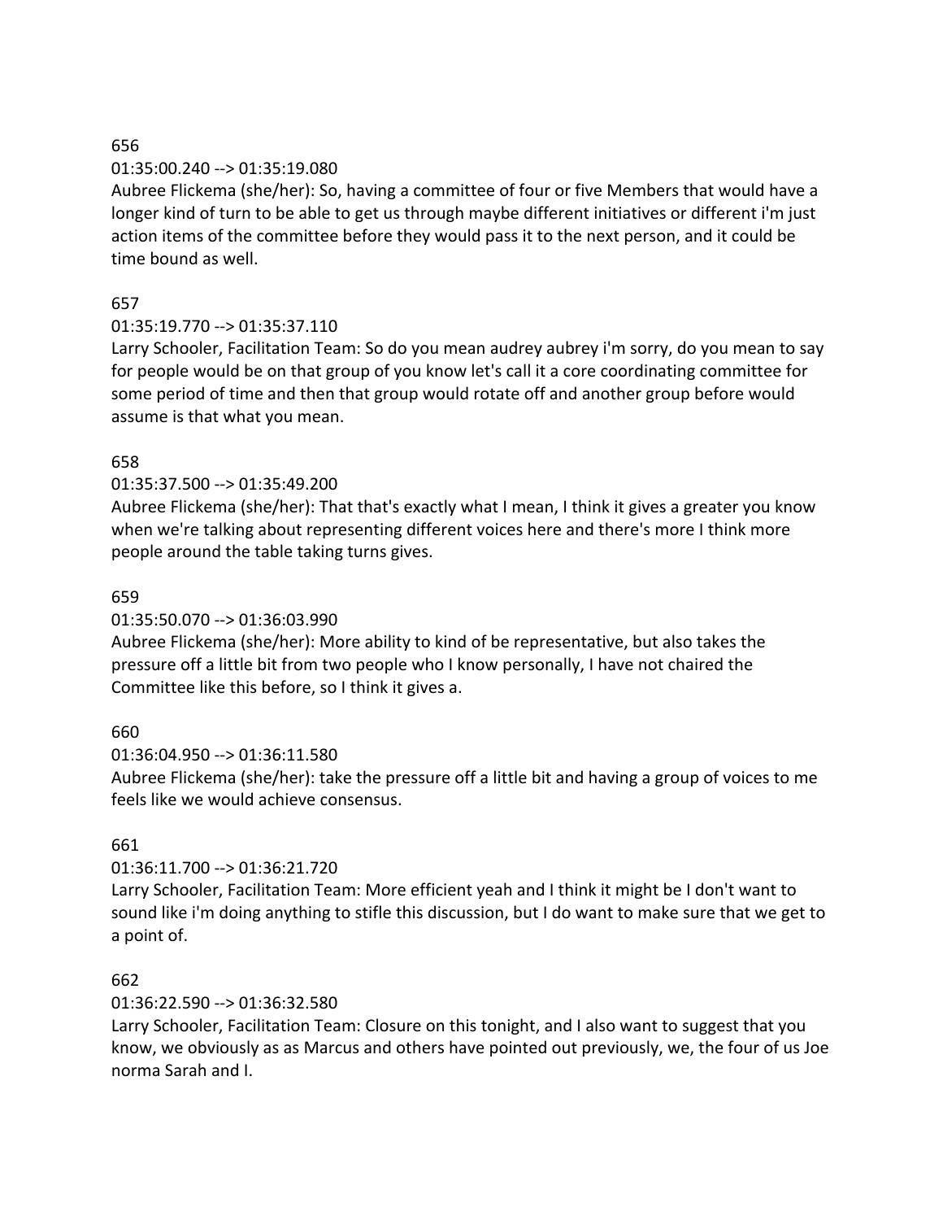656

01:35:00.240 --> 01:35:19.080

Aubree Flickema (she/her): So, having a committee of four or five Members that would have a longer kind of turn to be able to get us through maybe different initiatives or different i'm just action items of the committee before they would pass it to the next person, and it could be time bound as well.

657

01:35:19.770 --> 01:35:37.110

Larry Schooler, Facilitation Team: So do you mean audrey aubrey i'm sorry, do you mean to say for people would be on that group of you know let's call it a core coordinating committee for some period of time and then that group would rotate off and another group before would assume is that what you mean.

658

01:35:37.500 --> 01:35:49.200

Aubree Flickema (she/her): That that's exactly what I mean, I think it gives a greater you know when we're talking about representing different voices here and there's more I think more people around the table taking turns gives.

659

01:35:50.070 --> 01:36:03.990

Aubree Flickema (she/her): More ability to kind of be representative, but also takes the pressure off a little bit from two people who I know personally, I have not chaired the Committee like this before, so I think it gives a.

660

01:36:04.950 --> 01:36:11.580

Aubree Flickema (she/her): take the pressure off a little bit and having a group of voices to me feels like we would achieve consensus.

661

01:36:11.700 --> 01:36:21.720

Larry Schooler, Facilitation Team: More efficient yeah and I think it might be I don't want to sound like i'm doing anything to stifle this discussion, but I do want to make sure that we get to a point of.

662

01:36:22.590 --> 01:36:32.580

Larry Schooler, Facilitation Team: Closure on this tonight, and I also want to suggest that you know, we obviously as as Marcus and others have pointed out previously, we, the four of us Joe norma Sarah and I.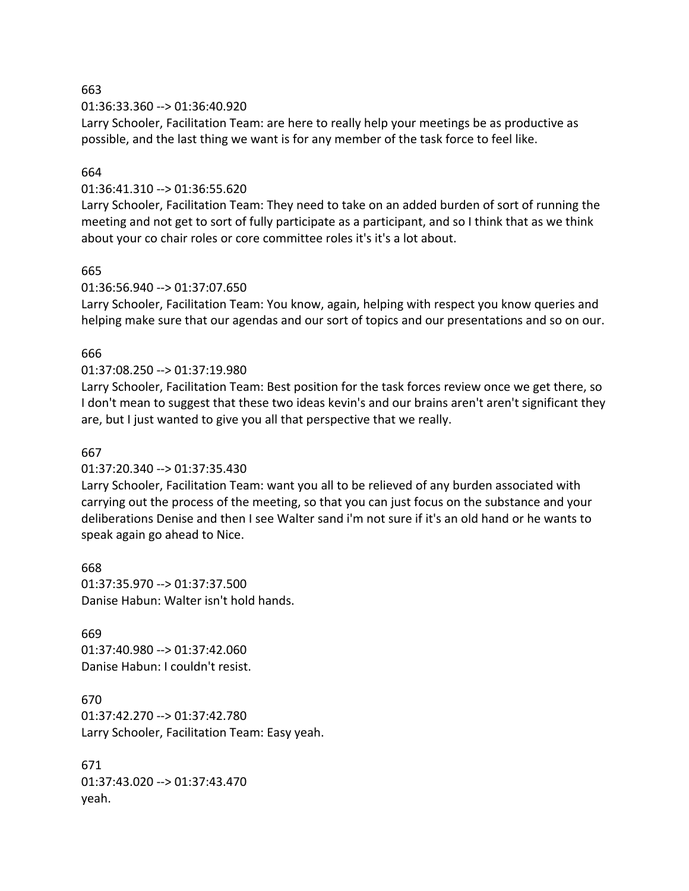663

01:36:33.360 --> 01:36:40.920

Larry Schooler, Facilitation Team: are here to really help your meetings be as productive as possible, and the last thing we want is for any member of the task force to feel like.

664

01:36:41.310 --> 01:36:55.620

Larry Schooler, Facilitation Team: They need to take on an added burden of sort of running the meeting and not get to sort of fully participate as a participant, and so I think that as we think about your co chair roles or core committee roles it's it's a lot about.

665

01:36:56.940 --> 01:37:07.650

Larry Schooler, Facilitation Team: You know, again, helping with respect you know queries and helping make sure that our agendas and our sort of topics and our presentations and so on our.

666

01:37:08.250 --> 01:37:19.980

Larry Schooler, Facilitation Team: Best position for the task forces review once we get there, so I don't mean to suggest that these two ideas kevin's and our brains aren't aren't significant they are, but I just wanted to give you all that perspective that we really.

667

01:37:20.340 --> 01:37:35.430

Larry Schooler, Facilitation Team: want you all to be relieved of any burden associated with carrying out the process of the meeting, so that you can just focus on the substance and your deliberations Denise and then I see Walter sand i'm not sure if it's an old hand or he wants to speak again go ahead to Nice.

668

01:37:35.970 --> 01:37:37.500

Danise Habun: Walter isn't hold hands.

669

01:37:40.980 --> 01:37:42.060

Danise Habun: I couldn't resist.

670

01:37:42.270 --> 01:37:42.780

Larry Schooler, Facilitation Team: Easy yeah.

671

01:37:43.020 --> 01:37:43.470

yeah.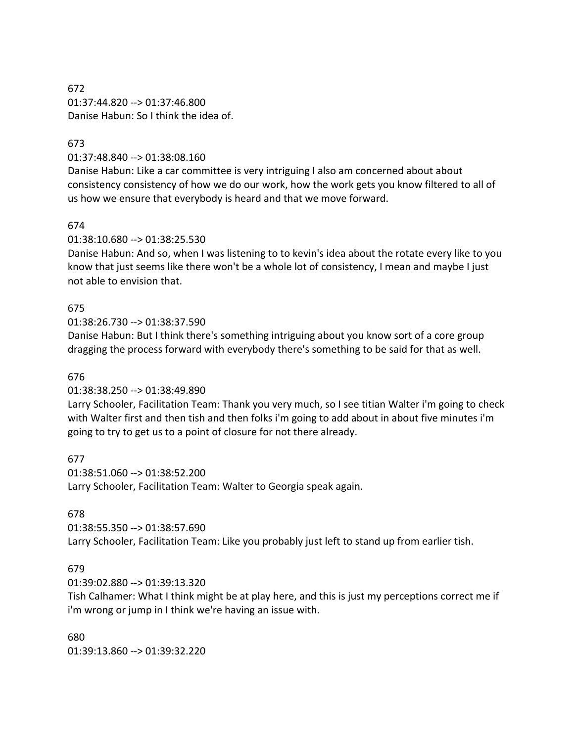672
01:37:44.820 --> 01:37:46.800
Danise Habun: So I think the idea of.

673
01:37:48.840 --> 01:38:08.160
Danise Habun: Like a car committee is very intriguing I also am concerned about about consistency consistency of how we do our work, how the work gets you know filtered to all of us how we ensure that everybody is heard and that we move forward.

674
01:38:10.680 --> 01:38:25.530
Danise Habun: And so, when I was listening to to kevin's idea about the rotate every like to you know that just seems like there won't be a whole lot of consistency, I mean and maybe I just not able to envision that.

675
01:38:26.730 --> 01:38:37.590
Danise Habun: But I think there's something intriguing about you know sort of a core group dragging the process forward with everybody there's something to be said for that as well.

676
01:38:38.250 --> 01:38:49.890
Larry Schooler, Facilitation Team: Thank you very much, so I see titian Walter i'm going to check with Walter first and then tish and then folks i'm going to add about in about five minutes i'm going to try to get us to a point of closure for not there already.

677
01:38:51.060 --> 01:38:52.200
Larry Schooler, Facilitation Team: Walter to Georgia speak again.

678
01:38:55.350 --> 01:38:57.690
Larry Schooler, Facilitation Team: Like you probably just left to stand up from earlier tish.

679
01:39:02.880 --> 01:39:13.320
Tish Calhamer: What I think might be at play here, and this is just my perceptions correct me if i'm wrong or jump in I think we're having an issue with.

680
01:39:13.860 --> 01:39:32.220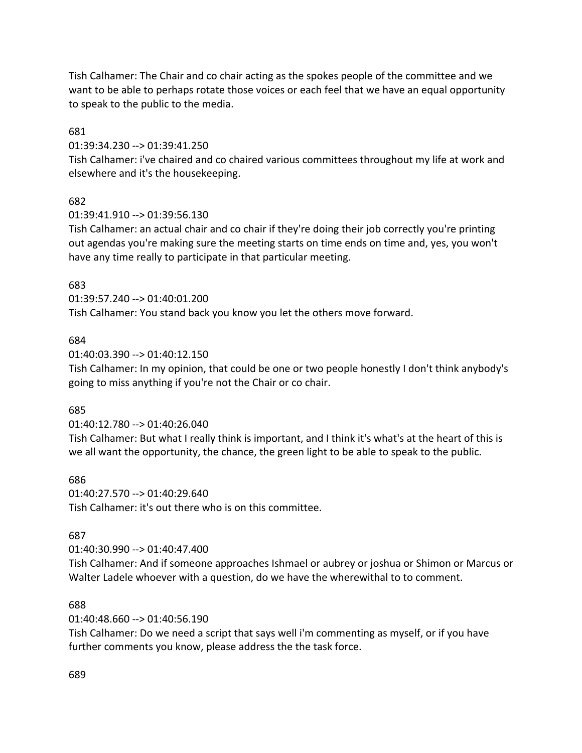Tish Calhamer: The Chair and co chair acting as the spokes people of the committee and we want to be able to perhaps rotate those voices or each feel that we have an equal opportunity to speak to the public to the media.

681

01:39:34.230 --> 01:39:41.250

Tish Calhamer: i've chaired and co chaired various committees throughout my life at work and elsewhere and it's the housekeeping.

682

01:39:41.910 --> 01:39:56.130

Tish Calhamer: an actual chair and co chair if they're doing their job correctly you're printing out agendas you're making sure the meeting starts on time ends on time and, yes, you won't have any time really to participate in that particular meeting.

683

01:39:57.240 --> 01:40:01.200

Tish Calhamer: You stand back you know you let the others move forward.

684

01:40:03.390 --> 01:40:12.150

Tish Calhamer: In my opinion, that could be one or two people honestly I don't think anybody's going to miss anything if you're not the Chair or co chair.

685

01:40:12.780 --> 01:40:26.040

Tish Calhamer: But what I really think is important, and I think it's what's at the heart of this is we all want the opportunity, the chance, the green light to be able to speak to the public.

686

01:40:27.570 --> 01:40:29.640

Tish Calhamer: it's out there who is on this committee.

687

01:40:30.990 --> 01:40:47.400

Tish Calhamer: And if someone approaches Ishmael or aubrey or joshua or Shimon or Marcus or Walter Ladele whoever with a question, do we have the wherewithal to to comment.

688

01:40:48.660 --> 01:40:56.190

Tish Calhamer: Do we need a script that says well i'm commenting as myself, or if you have further comments you know, please address the the task force.

689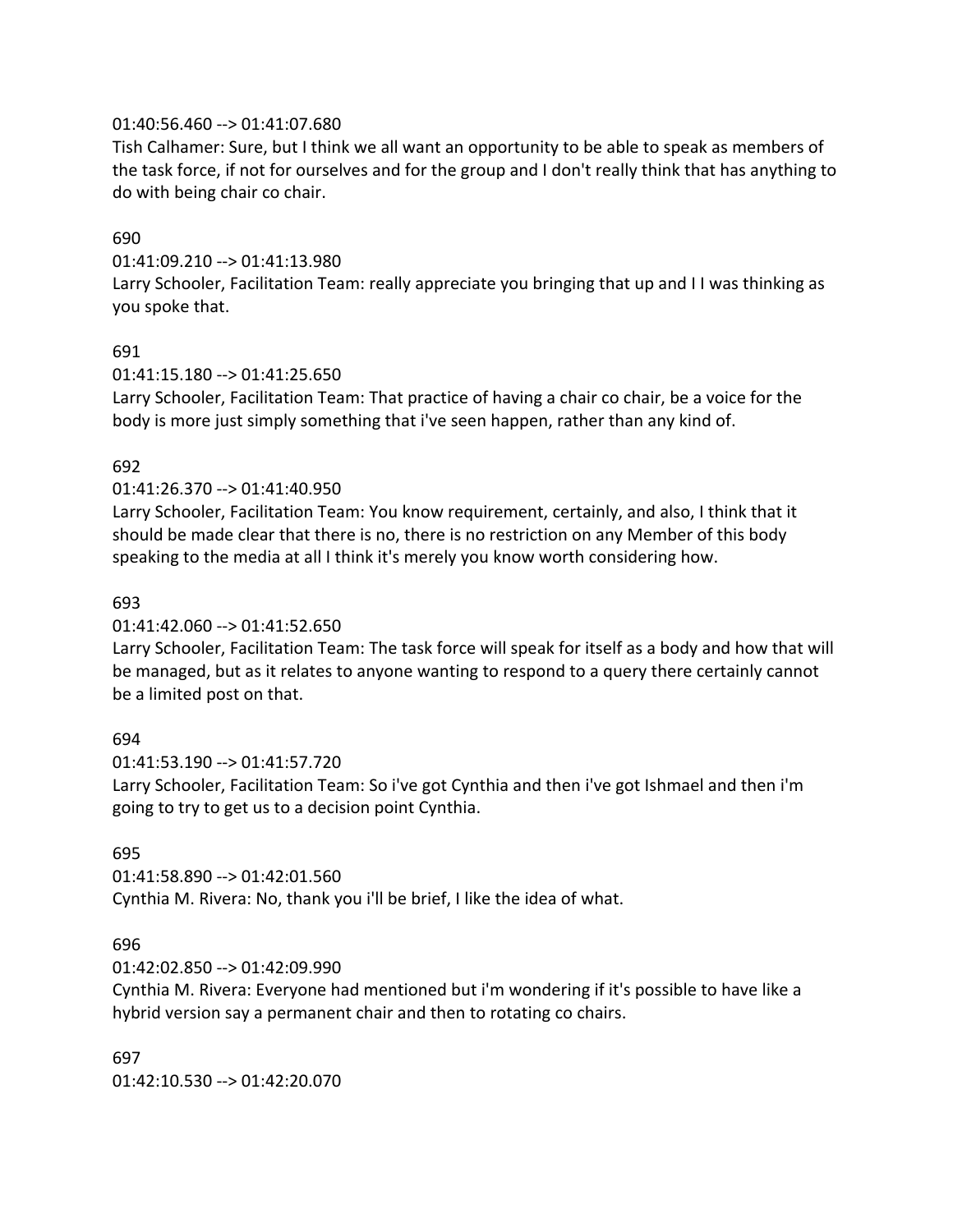01:40:56.460 --> 01:41:07.680
Tish Calhamer: Sure, but I think we all want an opportunity to be able to speak as members of the task force, if not for ourselves and for the group and I don't really think that has anything to do with being chair co chair.

690
01:41:09.210 --> 01:41:13.980
Larry Schooler, Facilitation Team: really appreciate you bringing that up and I I was thinking as you spoke that.

691
01:41:15.180 --> 01:41:25.650
Larry Schooler, Facilitation Team: That practice of having a chair co chair, be a voice for the body is more just simply something that i've seen happen, rather than any kind of.

692
01:41:26.370 --> 01:41:40.950
Larry Schooler, Facilitation Team: You know requirement, certainly, and also, I think that it should be made clear that there is no, there is no restriction on any Member of this body speaking to the media at all I think it's merely you know worth considering how.

693
01:41:42.060 --> 01:41:52.650
Larry Schooler, Facilitation Team: The task force will speak for itself as a body and how that will be managed, but as it relates to anyone wanting to respond to a query there certainly cannot be a limited post on that.

694
01:41:53.190 --> 01:41:57.720
Larry Schooler, Facilitation Team: So i've got Cynthia and then i've got Ishmael and then i'm going to try to get us to a decision point Cynthia.

695
01:41:58.890 --> 01:42:01.560
Cynthia M. Rivera: No, thank you i'll be brief, I like the idea of what.

696
01:42:02.850 --> 01:42:09.990
Cynthia M. Rivera: Everyone had mentioned but i'm wondering if it's possible to have like a hybrid version say a permanent chair and then to rotating co chairs.

697
01:42:10.530 --> 01:42:20.070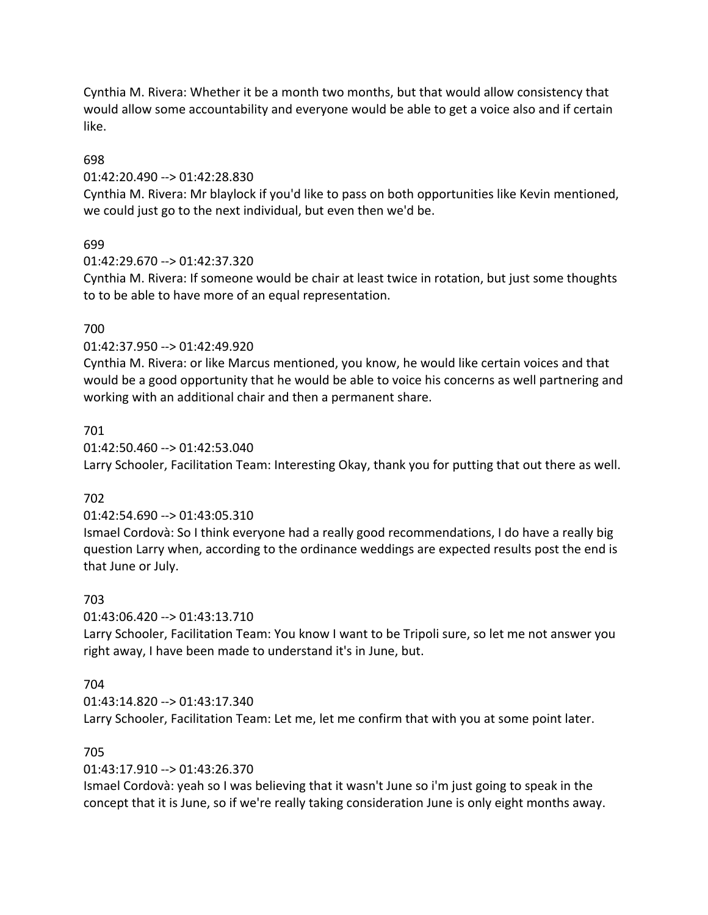Cynthia M. Rivera: Whether it be a month two months, but that would allow consistency that would allow some accountability and everyone would be able to get a voice also and if certain like.

698

01:42:20.490 --> 01:42:28.830

Cynthia M. Rivera: Mr blaylock if you'd like to pass on both opportunities like Kevin mentioned, we could just go to the next individual, but even then we'd be.

699

01:42:29.670 --> 01:42:37.320

Cynthia M. Rivera: If someone would be chair at least twice in rotation, but just some thoughts to to be able to have more of an equal representation.

700

01:42:37.950 --> 01:42:49.920

Cynthia M. Rivera: or like Marcus mentioned, you know, he would like certain voices and that would be a good opportunity that he would be able to voice his concerns as well partnering and working with an additional chair and then a permanent share.

701

01:42:50.460 --> 01:42:53.040

Larry Schooler, Facilitation Team: Interesting Okay, thank you for putting that out there as well.

702

01:42:54.690 --> 01:43:05.310

Ismael Cordovà: So I think everyone had a really good recommendations, I do have a really big question Larry when, according to the ordinance weddings are expected results post the end is that June or July.

703

01:43:06.420 --> 01:43:13.710

Larry Schooler, Facilitation Team: You know I want to be Tripoli sure, so let me not answer you right away, I have been made to understand it's in June, but.

704

01:43:14.820 --> 01:43:17.340

Larry Schooler, Facilitation Team: Let me, let me confirm that with you at some point later.

705

01:43:17.910 --> 01:43:26.370

Ismael Cordovà: yeah so I was believing that it wasn't June so i'm just going to speak in the concept that it is June, so if we're really taking consideration June is only eight months away.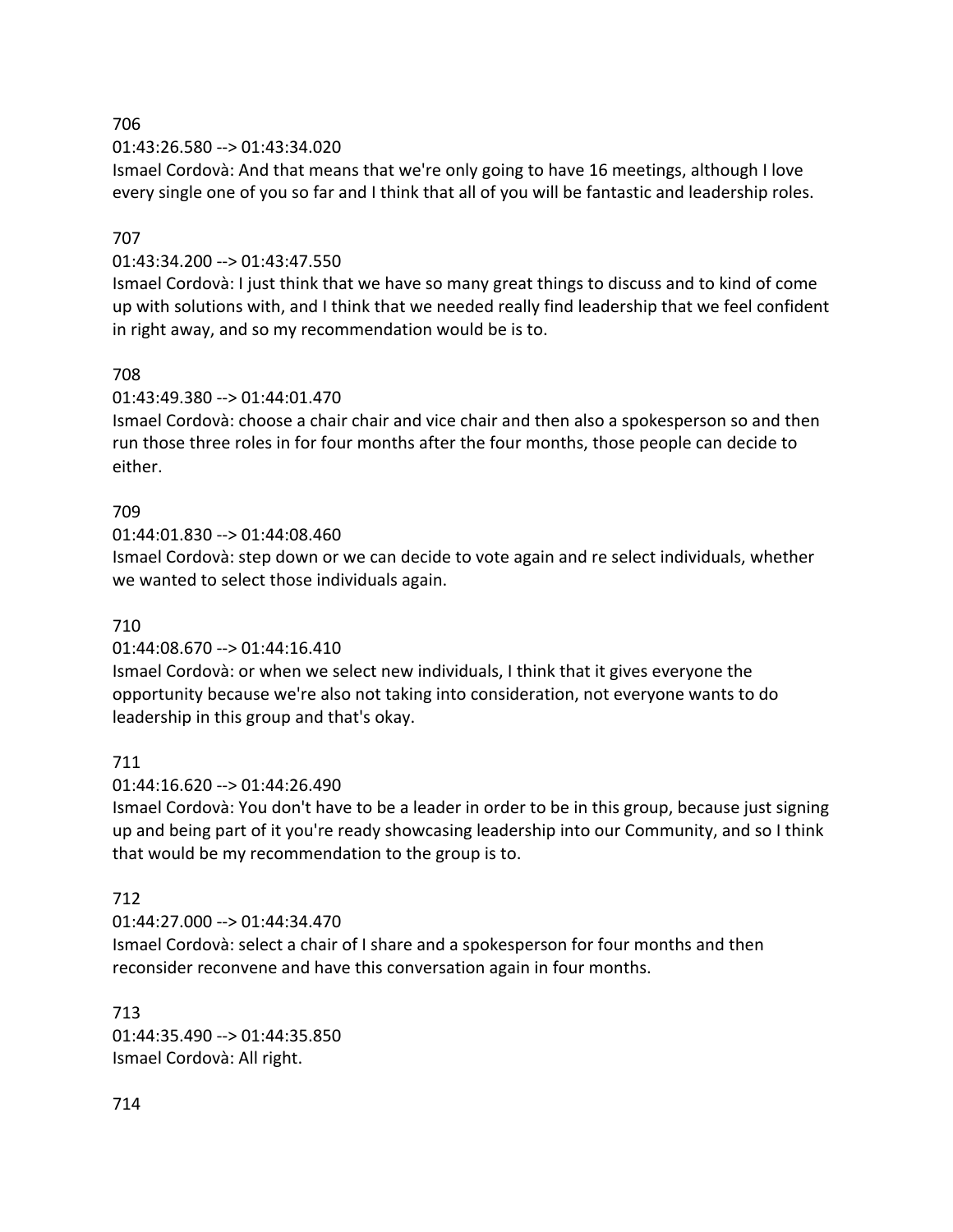706

01:43:26.580 --> 01:43:34.020

Ismael Cordovà: And that means that we're only going to have 16 meetings, although I love every single one of you so far and I think that all of you will be fantastic and leadership roles.

707

01:43:34.200 --> 01:43:47.550

Ismael Cordovà: I just think that we have so many great things to discuss and to kind of come up with solutions with, and I think that we needed really find leadership that we feel confident in right away, and so my recommendation would be is to.

708

01:43:49.380 --> 01:44:01.470

Ismael Cordovà: choose a chair chair and vice chair and then also a spokesperson so and then run those three roles in for four months after the four months, those people can decide to either.

709

01:44:01.830 --> 01:44:08.460

Ismael Cordovà: step down or we can decide to vote again and re select individuals, whether we wanted to select those individuals again.

710

01:44:08.670 --> 01:44:16.410

Ismael Cordovà: or when we select new individuals, I think that it gives everyone the opportunity because we're also not taking into consideration, not everyone wants to do leadership in this group and that's okay.

711

01:44:16.620 --> 01:44:26.490

Ismael Cordovà: You don't have to be a leader in order to be in this group, because just signing up and being part of it you're ready showcasing leadership into our Community, and so I think that would be my recommendation to the group is to.

712

01:44:27.000 --> 01:44:34.470

Ismael Cordovà: select a chair of I share and a spokesperson for four months and then reconsider reconvene and have this conversation again in four months.

713

01:44:35.490 --> 01:44:35.850

Ismael Cordovà: All right.

714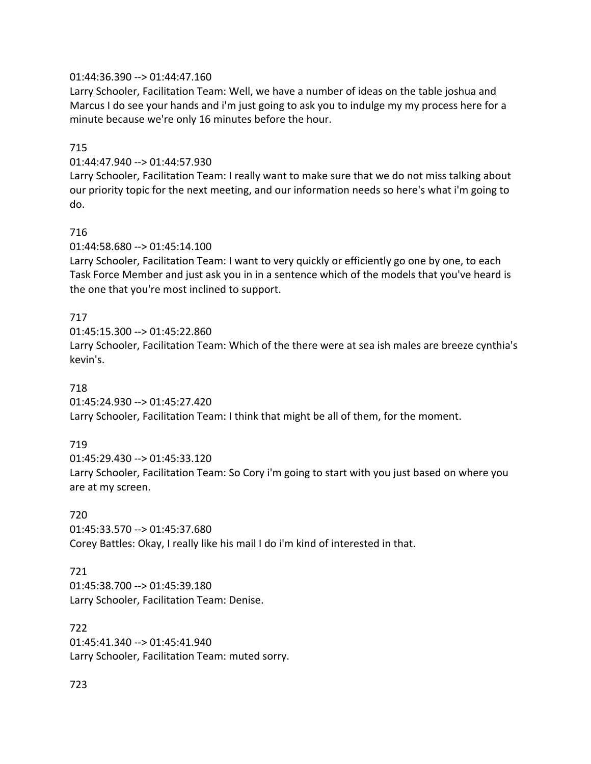01:44:36.390 --> 01:44:47.160
Larry Schooler, Facilitation Team: Well, we have a number of ideas on the table joshua and Marcus I do see your hands and i'm just going to ask you to indulge my my process here for a minute because we're only 16 minutes before the hour.

715

01:44:47.940 --> 01:44:57.930
Larry Schooler, Facilitation Team: I really want to make sure that we do not miss talking about our priority topic for the next meeting, and our information needs so here's what i'm going to do.

716

01:44:58.680 --> 01:45:14.100
Larry Schooler, Facilitation Team: I want to very quickly or efficiently go one by one, to each Task Force Member and just ask you in in a sentence which of the models that you've heard is the one that you're most inclined to support.

717

01:45:15.300 --> 01:45:22.860
Larry Schooler, Facilitation Team: Which of the there were at sea ish males are breeze cynthia's kevin's.

718

01:45:24.930 --> 01:45:27.420
Larry Schooler, Facilitation Team: I think that might be all of them, for the moment.

719

01:45:29.430 --> 01:45:33.120
Larry Schooler, Facilitation Team: So Cory i'm going to start with you just based on where you are at my screen.

720

01:45:33.570 --> 01:45:37.680
Corey Battles: Okay, I really like his mail I do i'm kind of interested in that.

721

01:45:38.700 --> 01:45:39.180
Larry Schooler, Facilitation Team: Denise.

722

01:45:41.340 --> 01:45:41.940
Larry Schooler, Facilitation Team: muted sorry.

723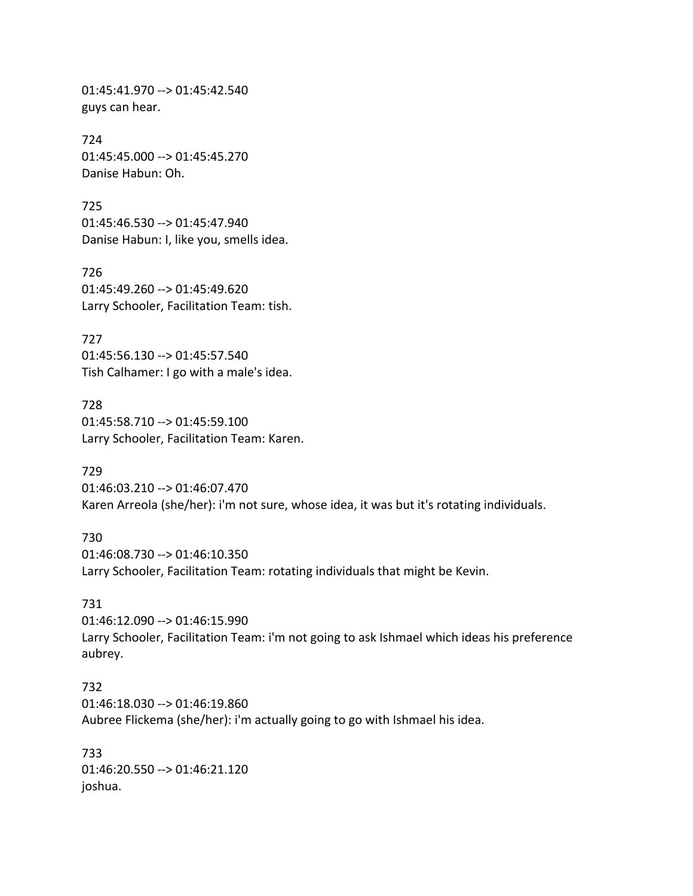01:45:41.970 --> 01:45:42.540
guys can hear.

724
01:45:45.000 --> 01:45:45.270
Danise Habun: Oh.

725
01:45:46.530 --> 01:45:47.940
Danise Habun: I, like you, smells idea.

726
01:45:49.260 --> 01:45:49.620
Larry Schooler, Facilitation Team: tish.

727
01:45:56.130 --> 01:45:57.540
Tish Calhamer: I go with a male's idea.

728
01:45:58.710 --> 01:45:59.100
Larry Schooler, Facilitation Team: Karen.

729
01:46:03.210 --> 01:46:07.470
Karen Arreola (she/her): i'm not sure, whose idea, it was but it's rotating individuals.

730
01:46:08.730 --> 01:46:10.350
Larry Schooler, Facilitation Team: rotating individuals that might be Kevin.

731
01:46:12.090 --> 01:46:15.990
Larry Schooler, Facilitation Team: i'm not going to ask Ishmael which ideas his preference aubrey.

732
01:46:18.030 --> 01:46:19.860
Aubree Flickema (she/her): i'm actually going to go with Ishmael his idea.

733
01:46:20.550 --> 01:46:21.120
joshua.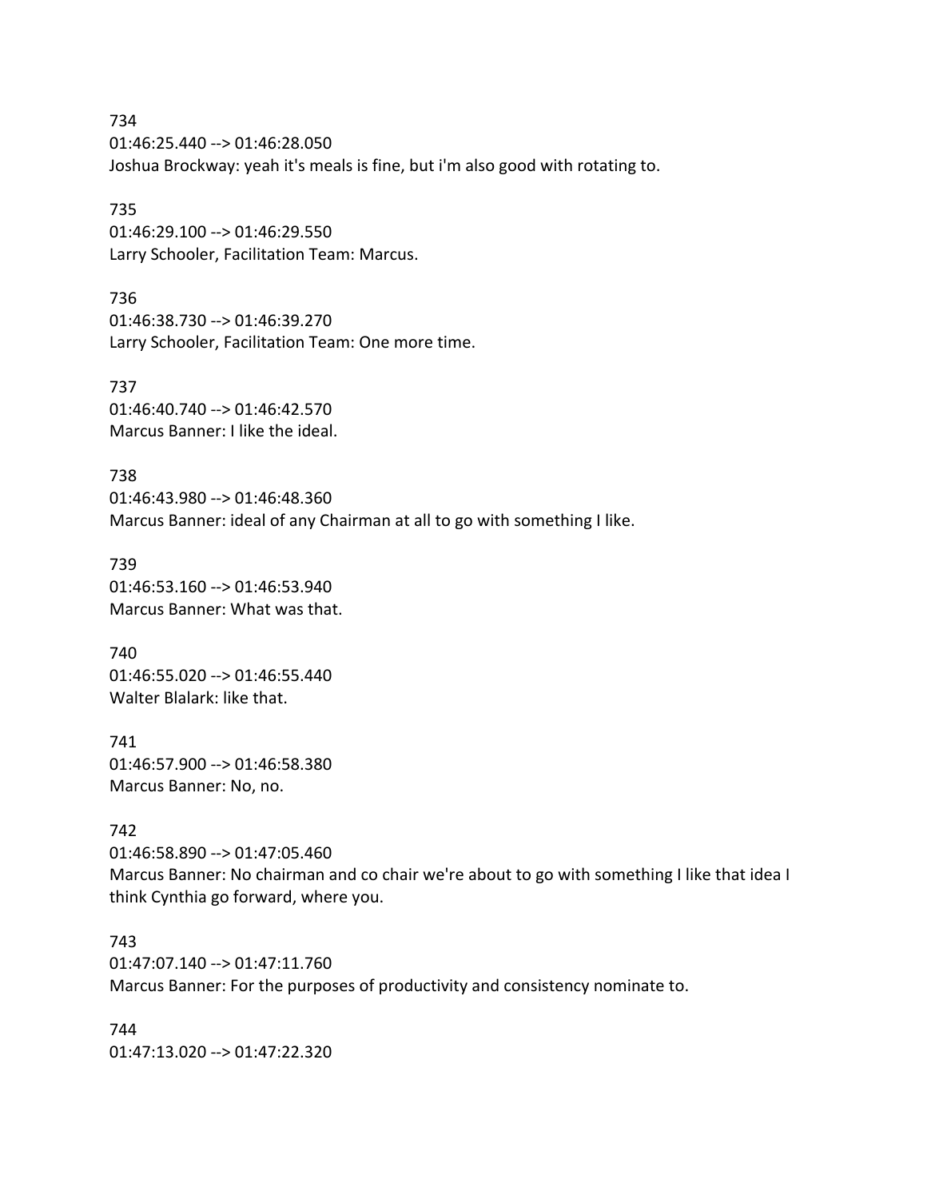734
01:46:25.440 --> 01:46:28.050
Joshua Brockway: yeah it's meals is fine, but i'm also good with rotating to.

735
01:46:29.100 --> 01:46:29.550
Larry Schooler, Facilitation Team: Marcus.

736
01:46:38.730 --> 01:46:39.270
Larry Schooler, Facilitation Team: One more time.

737
01:46:40.740 --> 01:46:42.570
Marcus Banner: I like the ideal.

738
01:46:43.980 --> 01:46:48.360
Marcus Banner: ideal of any Chairman at all to go with something I like.

739
01:46:53.160 --> 01:46:53.940
Marcus Banner: What was that.

740
01:46:55.020 --> 01:46:55.440
Walter Blalark: like that.

741
01:46:57.900 --> 01:46:58.380
Marcus Banner: No, no.

742
01:46:58.890 --> 01:47:05.460
Marcus Banner: No chairman and co chair we're about to go with something I like that idea I think Cynthia go forward, where you.

743
01:47:07.140 --> 01:47:11.760
Marcus Banner: For the purposes of productivity and consistency nominate to.

744
01:47:13.020 --> 01:47:22.320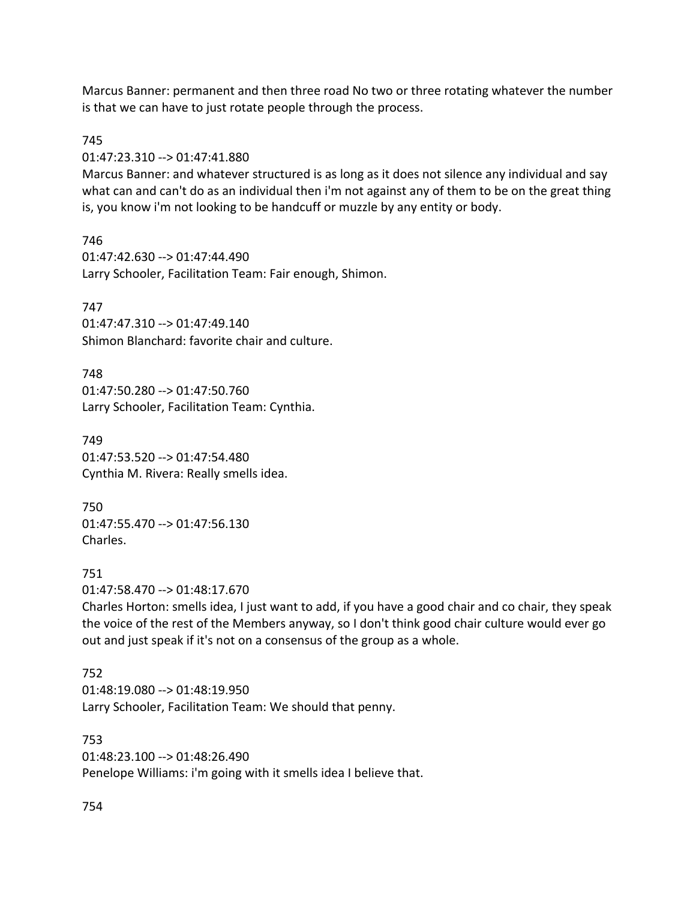Marcus Banner: permanent and then three road No two or three rotating whatever the number is that we can have to just rotate people through the process.

745
01:47:23.310 --> 01:47:41.880
Marcus Banner: and whatever structured is as long as it does not silence any individual and say what can and can't do as an individual then i'm not against any of them to be on the great thing is, you know i'm not looking to be handcuff or muzzle by any entity or body.

746
01:47:42.630 --> 01:47:44.490
Larry Schooler, Facilitation Team: Fair enough, Shimon.

747
01:47:47.310 --> 01:47:49.140
Shimon Blanchard: favorite chair and culture.

748
01:47:50.280 --> 01:47:50.760
Larry Schooler, Facilitation Team: Cynthia.

749
01:47:53.520 --> 01:47:54.480
Cynthia M. Rivera: Really smells idea.

750
01:47:55.470 --> 01:47:56.130
Charles.

751
01:47:58.470 --> 01:48:17.670
Charles Horton: smells idea, I just want to add, if you have a good chair and co chair, they speak the voice of the rest of the Members anyway, so I don't think good chair culture would ever go out and just speak if it's not on a consensus of the group as a whole.

752
01:48:19.080 --> 01:48:19.950
Larry Schooler, Facilitation Team: We should that penny.

753
01:48:23.100 --> 01:48:26.490
Penelope Williams: i'm going with it smells idea I believe that.

754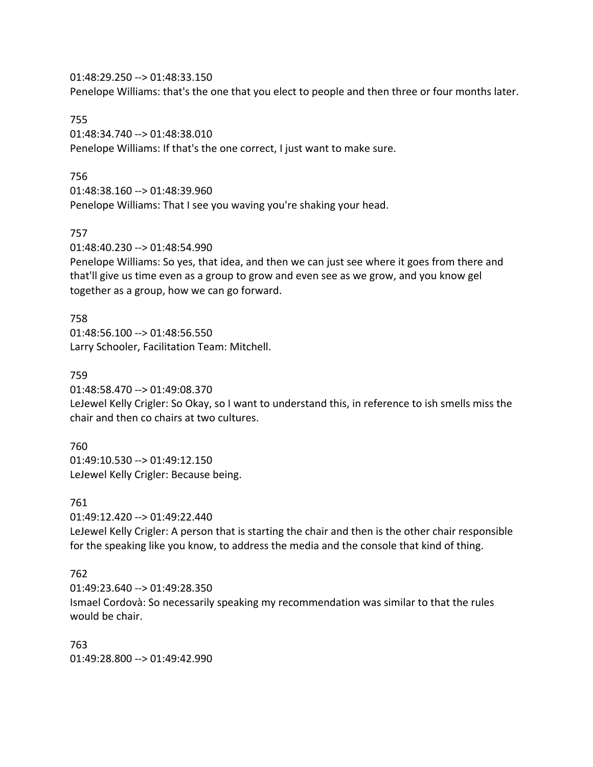01:48:29.250 --> 01:48:33.150
Penelope Williams: that's the one that you elect to people and then three or four months later.

755
01:48:34.740 --> 01:48:38.010
Penelope Williams: If that's the one correct, I just want to make sure.

756
01:48:38.160 --> 01:48:39.960
Penelope Williams: That I see you waving you're shaking your head.

757
01:48:40.230 --> 01:48:54.990
Penelope Williams: So yes, that idea, and then we can just see where it goes from there and that'll give us time even as a group to grow and even see as we grow, and you know gel together as a group, how we can go forward.

758
01:48:56.100 --> 01:48:56.550
Larry Schooler, Facilitation Team: Mitchell.

759
01:48:58.470 --> 01:49:08.370
LeJewel Kelly Crigler: So Okay, so I want to understand this, in reference to ish smells miss the chair and then co chairs at two cultures.

760
01:49:10.530 --> 01:49:12.150
LeJewel Kelly Crigler: Because being.

761
01:49:12.420 --> 01:49:22.440
LeJewel Kelly Crigler: A person that is starting the chair and then is the other chair responsible for the speaking like you know, to address the media and the console that kind of thing.

762
01:49:23.640 --> 01:49:28.350
Ismael Cordovà: So necessarily speaking my recommendation was similar to that the rules would be chair.

763
01:49:28.800 --> 01:49:42.990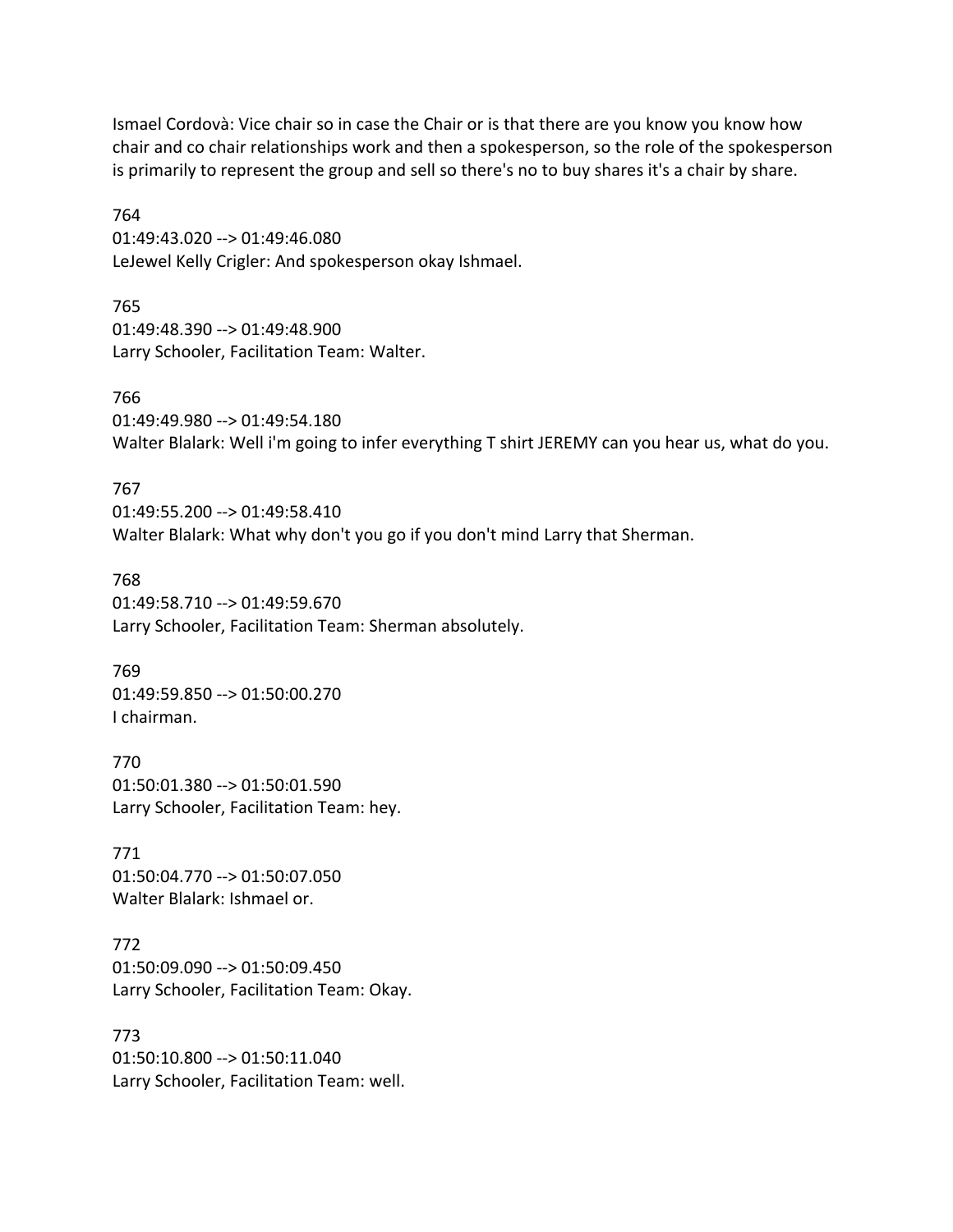Ismael Cordovà: Vice chair so in case the Chair or is that there are you know you know how chair and co chair relationships work and then a spokesperson, so the role of the spokesperson is primarily to represent the group and sell so there's no to buy shares it's a chair by share.

764
01:49:43.020 --> 01:49:46.080
LeJewel Kelly Crigler: And spokesperson okay Ishmael.

765
01:49:48.390 --> 01:49:48.900
Larry Schooler, Facilitation Team: Walter.

766
01:49:49.980 --> 01:49:54.180
Walter Blalark: Well i'm going to infer everything T shirt JEREMY can you hear us, what do you.

767
01:49:55.200 --> 01:49:58.410
Walter Blalark: What why don't you go if you don't mind Larry that Sherman.

768
01:49:58.710 --> 01:49:59.670
Larry Schooler, Facilitation Team: Sherman absolutely.

769
01:49:59.850 --> 01:50:00.270
I chairman.

770
01:50:01.380 --> 01:50:01.590
Larry Schooler, Facilitation Team: hey.

771
01:50:04.770 --> 01:50:07.050
Walter Blalark: Ishmael or.

772
01:50:09.090 --> 01:50:09.450
Larry Schooler, Facilitation Team: Okay.

773
01:50:10.800 --> 01:50:11.040
Larry Schooler, Facilitation Team: well.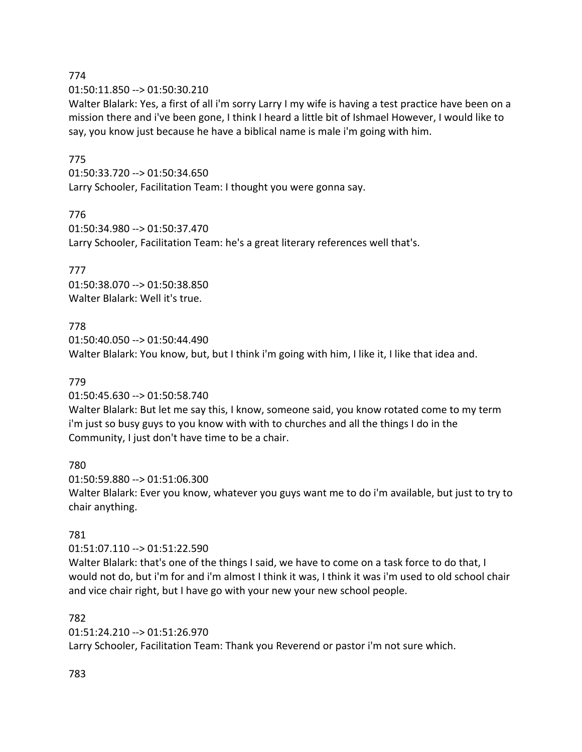774

01:50:11.850 --> 01:50:30.210

Walter Blalark: Yes, a first of all i'm sorry Larry I my wife is having a test practice have been on a mission there and i've been gone, I think I heard a little bit of Ishmael However, I would like to say, you know just because he have a biblical name is male i'm going with him.

775

01:50:33.720 --> 01:50:34.650

Larry Schooler, Facilitation Team: I thought you were gonna say.

776

01:50:34.980 --> 01:50:37.470

Larry Schooler, Facilitation Team: he's a great literary references well that's.

777

01:50:38.070 --> 01:50:38.850

Walter Blalark: Well it's true.

778

01:50:40.050 --> 01:50:44.490

Walter Blalark: You know, but, but I think i'm going with him, I like it, I like that idea and.

779

01:50:45.630 --> 01:50:58.740

Walter Blalark: But let me say this, I know, someone said, you know rotated come to my term i'm just so busy guys to you know with with to churches and all the things I do in the Community, I just don't have time to be a chair.

780

01:50:59.880 --> 01:51:06.300

Walter Blalark: Ever you know, whatever you guys want me to do i'm available, but just to try to chair anything.

781

01:51:07.110 --> 01:51:22.590

Walter Blalark: that's one of the things I said, we have to come on a task force to do that, I would not do, but i'm for and i'm almost I think it was, I think it was i'm used to old school chair and vice chair right, but I have go with your new your new school people.

782

01:51:24.210 --> 01:51:26.970

Larry Schooler, Facilitation Team: Thank you Reverend or pastor i'm not sure which.

783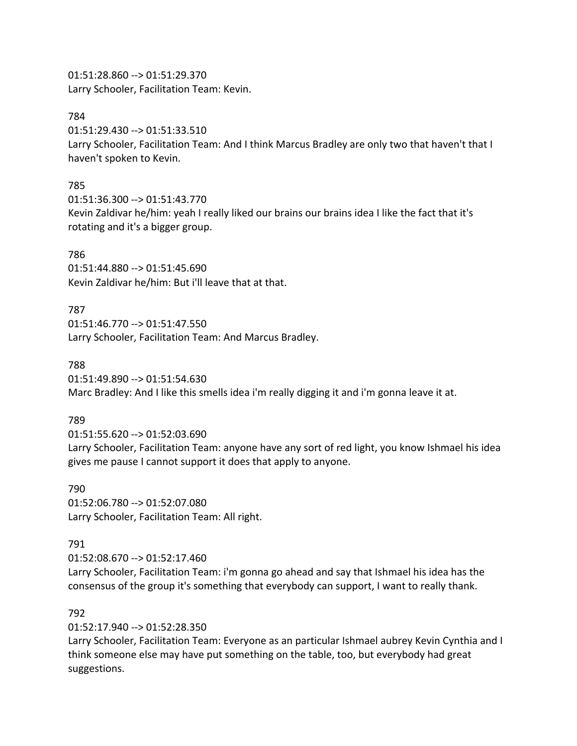01:51:28.860 --> 01:51:29.370
Larry Schooler, Facilitation Team: Kevin.

784
01:51:29.430 --> 01:51:33.510
Larry Schooler, Facilitation Team: And I think Marcus Bradley are only two that haven't that I haven't spoken to Kevin.

785
01:51:36.300 --> 01:51:43.770
Kevin Zaldivar he/him: yeah I really liked our brains our brains idea I like the fact that it's rotating and it's a bigger group.

786
01:51:44.880 --> 01:51:45.690
Kevin Zaldivar he/him: But i'll leave that at that.

787
01:51:46.770 --> 01:51:47.550
Larry Schooler, Facilitation Team: And Marcus Bradley.

788
01:51:49.890 --> 01:51:54.630
Marc Bradley: And I like this smells idea i'm really digging it and i'm gonna leave it at.

789
01:51:55.620 --> 01:52:03.690
Larry Schooler, Facilitation Team: anyone have any sort of red light, you know Ishmael his idea gives me pause I cannot support it does that apply to anyone.

790
01:52:06.780 --> 01:52:07.080
Larry Schooler, Facilitation Team: All right.

791
01:52:08.670 --> 01:52:17.460
Larry Schooler, Facilitation Team: i'm gonna go ahead and say that Ishmael his idea has the consensus of the group it's something that everybody can support, I want to really thank.

792
01:52:17.940 --> 01:52:28.350
Larry Schooler, Facilitation Team: Everyone as an particular Ishmael aubrey Kevin Cynthia and I think someone else may have put something on the table, too, but everybody had great suggestions.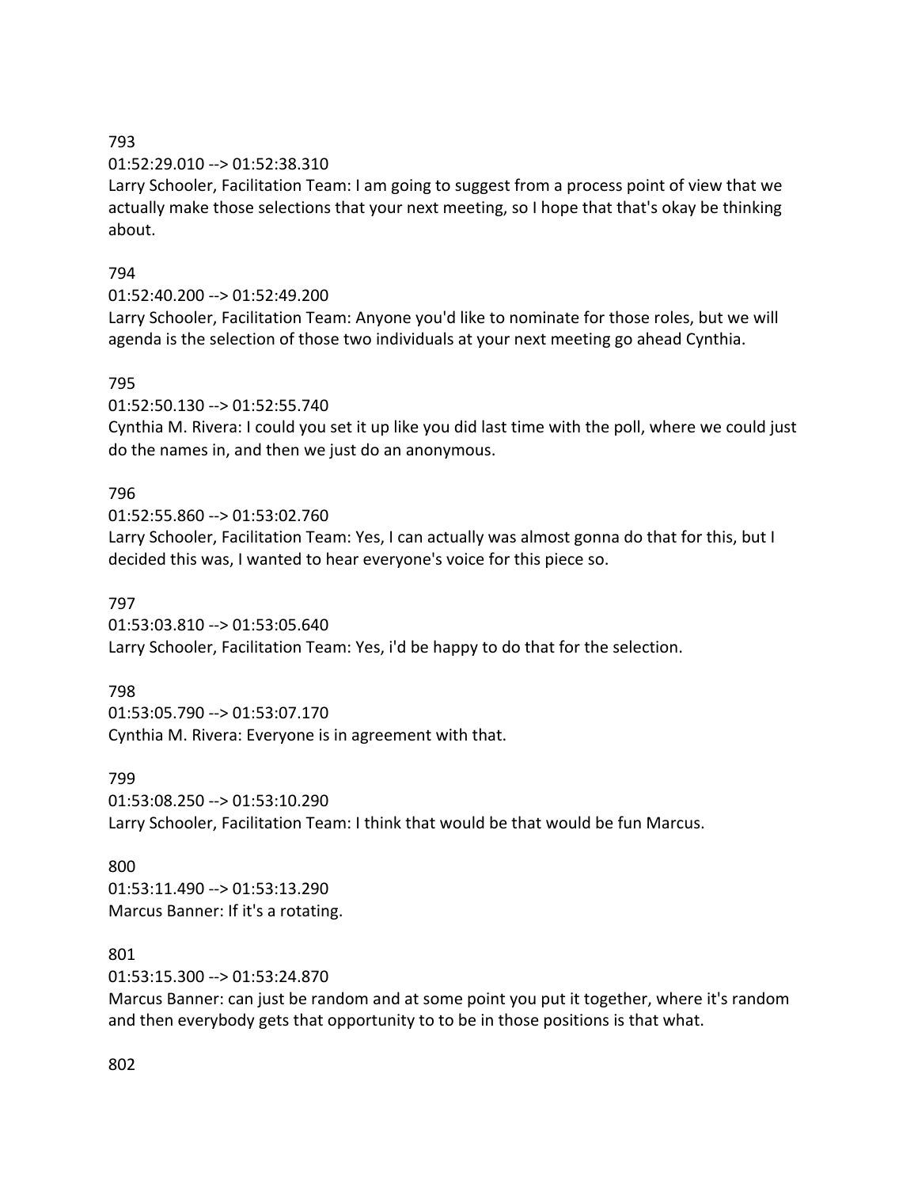793

01:52:29.010 --> 01:52:38.310

Larry Schooler, Facilitation Team: I am going to suggest from a process point of view that we actually make those selections that your next meeting, so I hope that that's okay be thinking about.

794

01:52:40.200 --> 01:52:49.200

Larry Schooler, Facilitation Team: Anyone you'd like to nominate for those roles, but we will agenda is the selection of those two individuals at your next meeting go ahead Cynthia.

795

01:52:50.130 --> 01:52:55.740

Cynthia M. Rivera: I could you set it up like you did last time with the poll, where we could just do the names in, and then we just do an anonymous.

796

01:52:55.860 --> 01:53:02.760

Larry Schooler, Facilitation Team: Yes, I can actually was almost gonna do that for this, but I decided this was, I wanted to hear everyone's voice for this piece so.

797

01:53:03.810 --> 01:53:05.640

Larry Schooler, Facilitation Team: Yes, i'd be happy to do that for the selection.

798

01:53:05.790 --> 01:53:07.170

Cynthia M. Rivera: Everyone is in agreement with that.

799

01:53:08.250 --> 01:53:10.290

Larry Schooler, Facilitation Team: I think that would be that would be fun Marcus.

800

01:53:11.490 --> 01:53:13.290

Marcus Banner: If it's a rotating.

801

01:53:15.300 --> 01:53:24.870

Marcus Banner: can just be random and at some point you put it together, where it's random and then everybody gets that opportunity to to be in those positions is that what.

802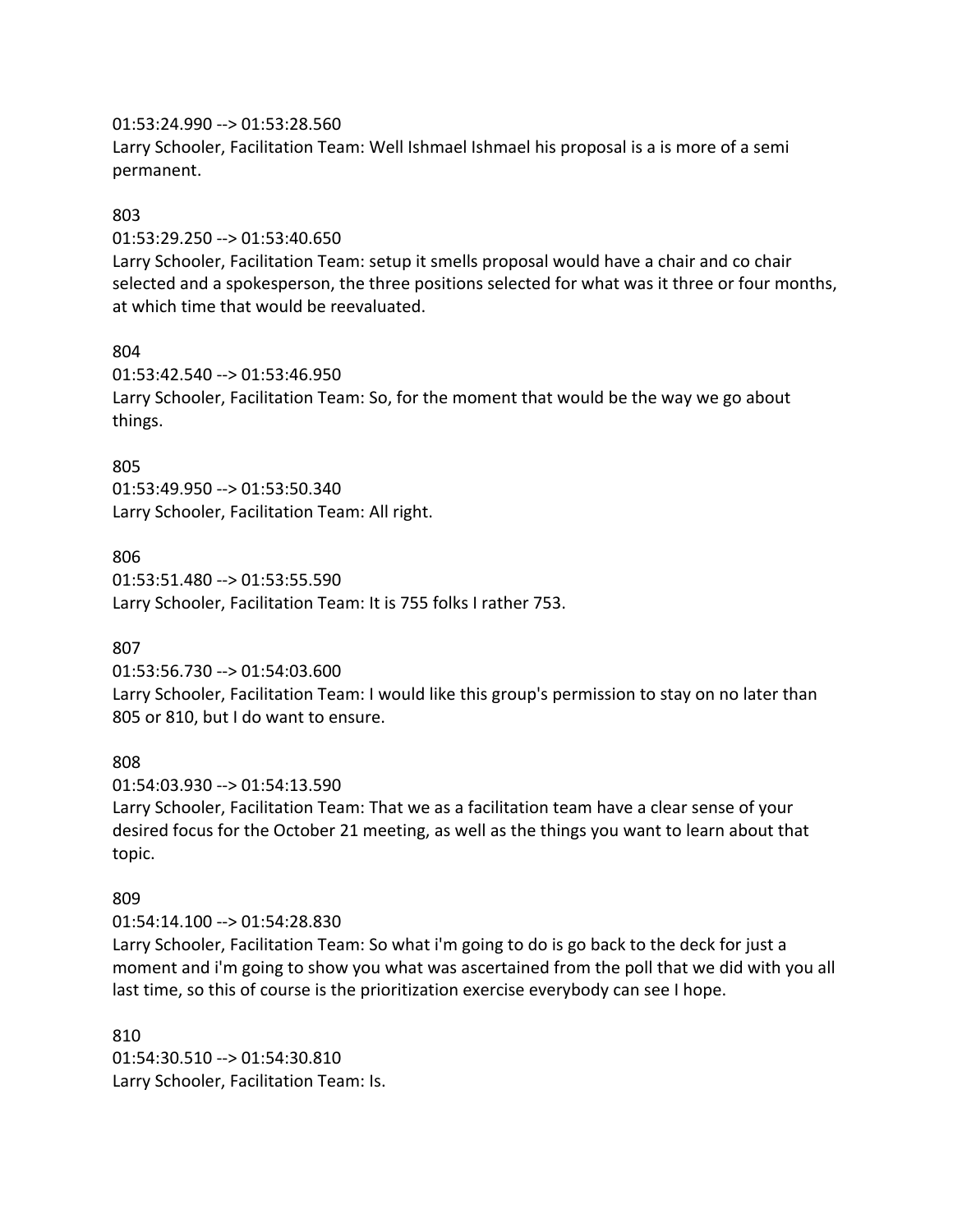01:53:24.990 --> 01:53:28.560
Larry Schooler, Facilitation Team: Well Ishmael Ishmael his proposal is a is more of a semi permanent.

803
01:53:29.250 --> 01:53:40.650
Larry Schooler, Facilitation Team: setup it smells proposal would have a chair and co chair selected and a spokesperson, the three positions selected for what was it three or four months, at which time that would be reevaluated.

804
01:53:42.540 --> 01:53:46.950
Larry Schooler, Facilitation Team: So, for the moment that would be the way we go about things.

805
01:53:49.950 --> 01:53:50.340
Larry Schooler, Facilitation Team: All right.

806
01:53:51.480 --> 01:53:55.590
Larry Schooler, Facilitation Team: It is 755 folks I rather 753.

807
01:53:56.730 --> 01:54:03.600
Larry Schooler, Facilitation Team: I would like this group's permission to stay on no later than 805 or 810, but I do want to ensure.

808
01:54:03.930 --> 01:54:13.590
Larry Schooler, Facilitation Team: That we as a facilitation team have a clear sense of your desired focus for the October 21 meeting, as well as the things you want to learn about that topic.

809
01:54:14.100 --> 01:54:28.830
Larry Schooler, Facilitation Team: So what i'm going to do is go back to the deck for just a moment and i'm going to show you what was ascertained from the poll that we did with you all last time, so this of course is the prioritization exercise everybody can see I hope.

810
01:54:30.510 --> 01:54:30.810
Larry Schooler, Facilitation Team: Is.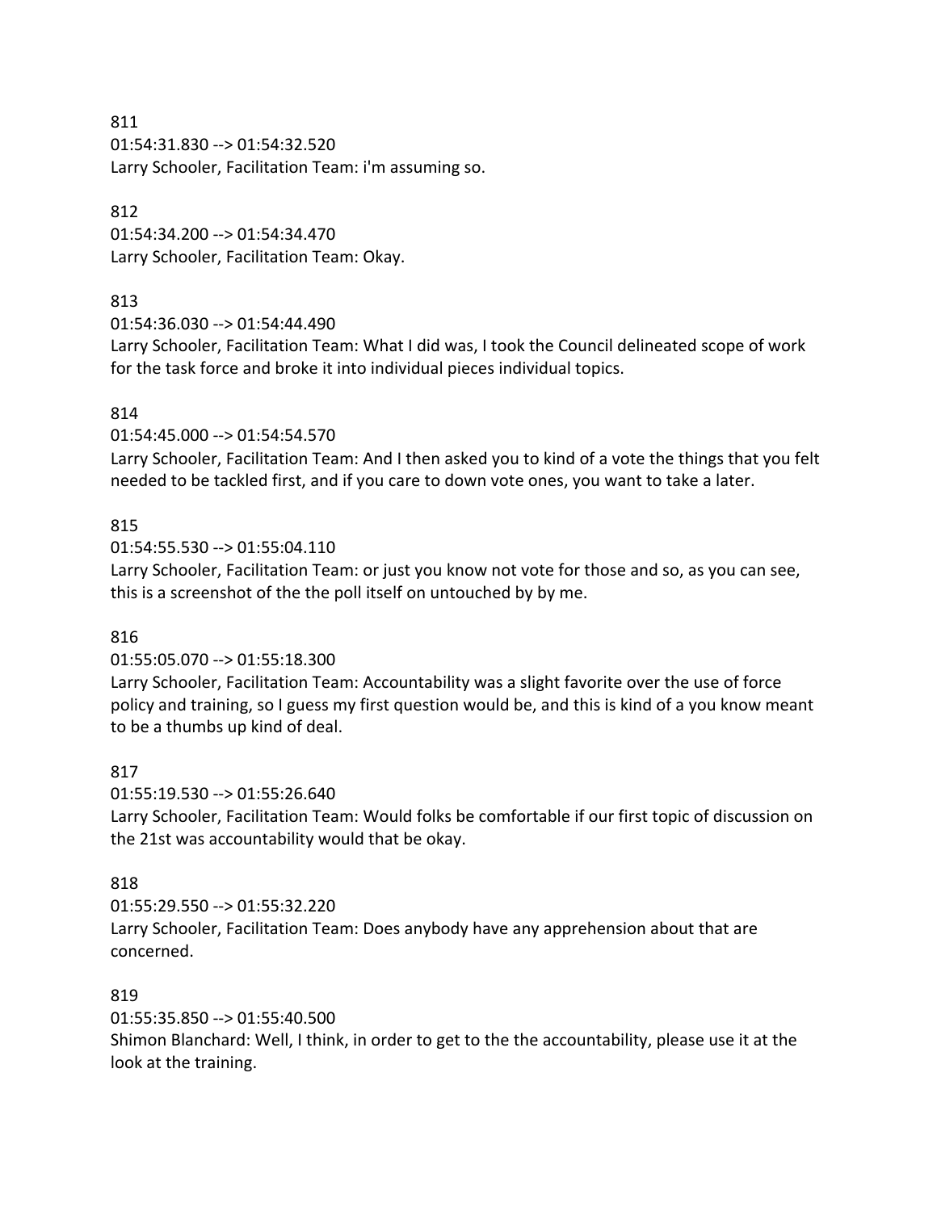811
01:54:31.830 --> 01:54:32.520
Larry Schooler, Facilitation Team: i'm assuming so.

812
01:54:34.200 --> 01:54:34.470
Larry Schooler, Facilitation Team: Okay.

813
01:54:36.030 --> 01:54:44.490
Larry Schooler, Facilitation Team: What I did was, I took the Council delineated scope of work for the task force and broke it into individual pieces individual topics.

814
01:54:45.000 --> 01:54:54.570
Larry Schooler, Facilitation Team: And I then asked you to kind of a vote the things that you felt needed to be tackled first, and if you care to down vote ones, you want to take a later.

815
01:54:55.530 --> 01:55:04.110
Larry Schooler, Facilitation Team: or just you know not vote for those and so, as you can see, this is a screenshot of the the poll itself on untouched by by me.

816
01:55:05.070 --> 01:55:18.300
Larry Schooler, Facilitation Team: Accountability was a slight favorite over the use of force policy and training, so I guess my first question would be, and this is kind of a you know meant to be a thumbs up kind of deal.

817
01:55:19.530 --> 01:55:26.640
Larry Schooler, Facilitation Team: Would folks be comfortable if our first topic of discussion on the 21st was accountability would that be okay.

818
01:55:29.550 --> 01:55:32.220
Larry Schooler, Facilitation Team: Does anybody have any apprehension about that are concerned.

819
01:55:35.850 --> 01:55:40.500
Shimon Blanchard: Well, I think, in order to get to the the accountability, please use it at the look at the training.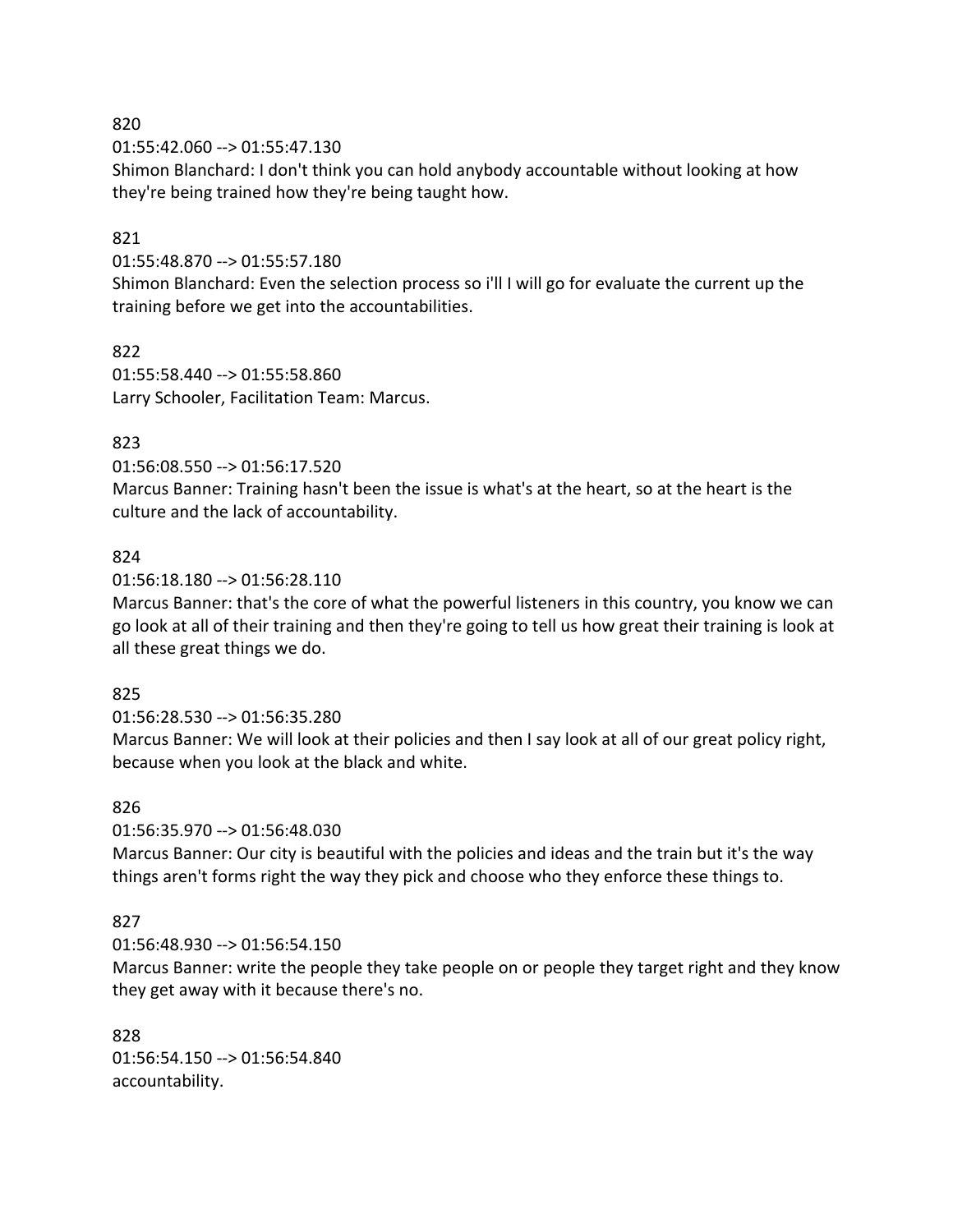820

01:55:42.060 --> 01:55:47.130

Shimon Blanchard: I don't think you can hold anybody accountable without looking at how they're being trained how they're being taught how.

821

01:55:48.870 --> 01:55:57.180

Shimon Blanchard: Even the selection process so i'll I will go for evaluate the current up the training before we get into the accountabilities.

822

01:55:58.440 --> 01:55:58.860

Larry Schooler, Facilitation Team: Marcus.

823

01:56:08.550 --> 01:56:17.520

Marcus Banner: Training hasn't been the issue is what's at the heart, so at the heart is the culture and the lack of accountability.

824

01:56:18.180 --> 01:56:28.110

Marcus Banner: that's the core of what the powerful listeners in this country, you know we can go look at all of their training and then they're going to tell us how great their training is look at all these great things we do.

825

01:56:28.530 --> 01:56:35.280

Marcus Banner: We will look at their policies and then I say look at all of our great policy right, because when you look at the black and white.

826

01:56:35.970 --> 01:56:48.030

Marcus Banner: Our city is beautiful with the policies and ideas and the train but it's the way things aren't forms right the way they pick and choose who they enforce these things to.

827

01:56:48.930 --> 01:56:54.150

Marcus Banner: write the people they take people on or people they target right and they know they get away with it because there's no.

828

01:56:54.150 --> 01:56:54.840

accountability.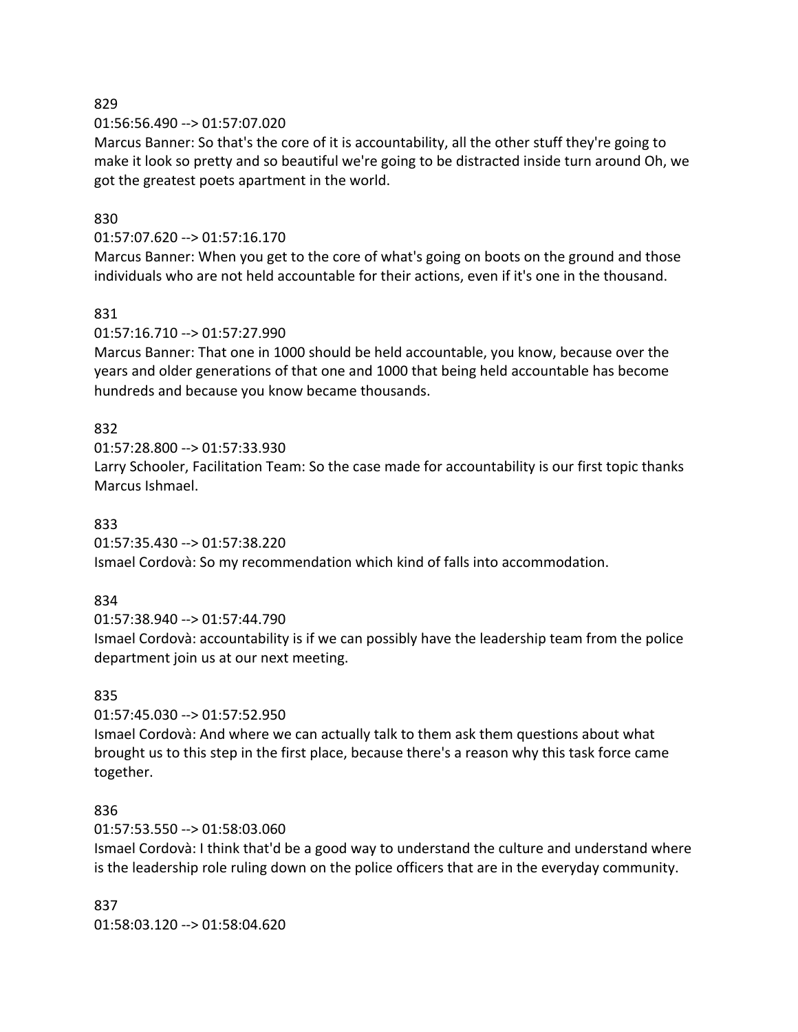829

01:56:56.490 --> 01:57:07.020

Marcus Banner: So that's the core of it is accountability, all the other stuff they're going to make it look so pretty and so beautiful we're going to be distracted inside turn around Oh, we got the greatest poets apartment in the world.

830

01:57:07.620 --> 01:57:16.170

Marcus Banner: When you get to the core of what's going on boots on the ground and those individuals who are not held accountable for their actions, even if it's one in the thousand.

831

01:57:16.710 --> 01:57:27.990

Marcus Banner: That one in 1000 should be held accountable, you know, because over the years and older generations of that one and 1000 that being held accountable has become hundreds and because you know became thousands.

832

01:57:28.800 --> 01:57:33.930

Larry Schooler, Facilitation Team: So the case made for accountability is our first topic thanks Marcus Ishmael.

833

01:57:35.430 --> 01:57:38.220

Ismael Cordovà: So my recommendation which kind of falls into accommodation.

834

01:57:38.940 --> 01:57:44.790

Ismael Cordovà: accountability is if we can possibly have the leadership team from the police department join us at our next meeting.

835

01:57:45.030 --> 01:57:52.950

Ismael Cordovà: And where we can actually talk to them ask them questions about what brought us to this step in the first place, because there's a reason why this task force came together.

836

01:57:53.550 --> 01:58:03.060

Ismael Cordovà: I think that'd be a good way to understand the culture and understand where is the leadership role ruling down on the police officers that are in the everyday community.

837

01:58:03.120 --> 01:58:04.620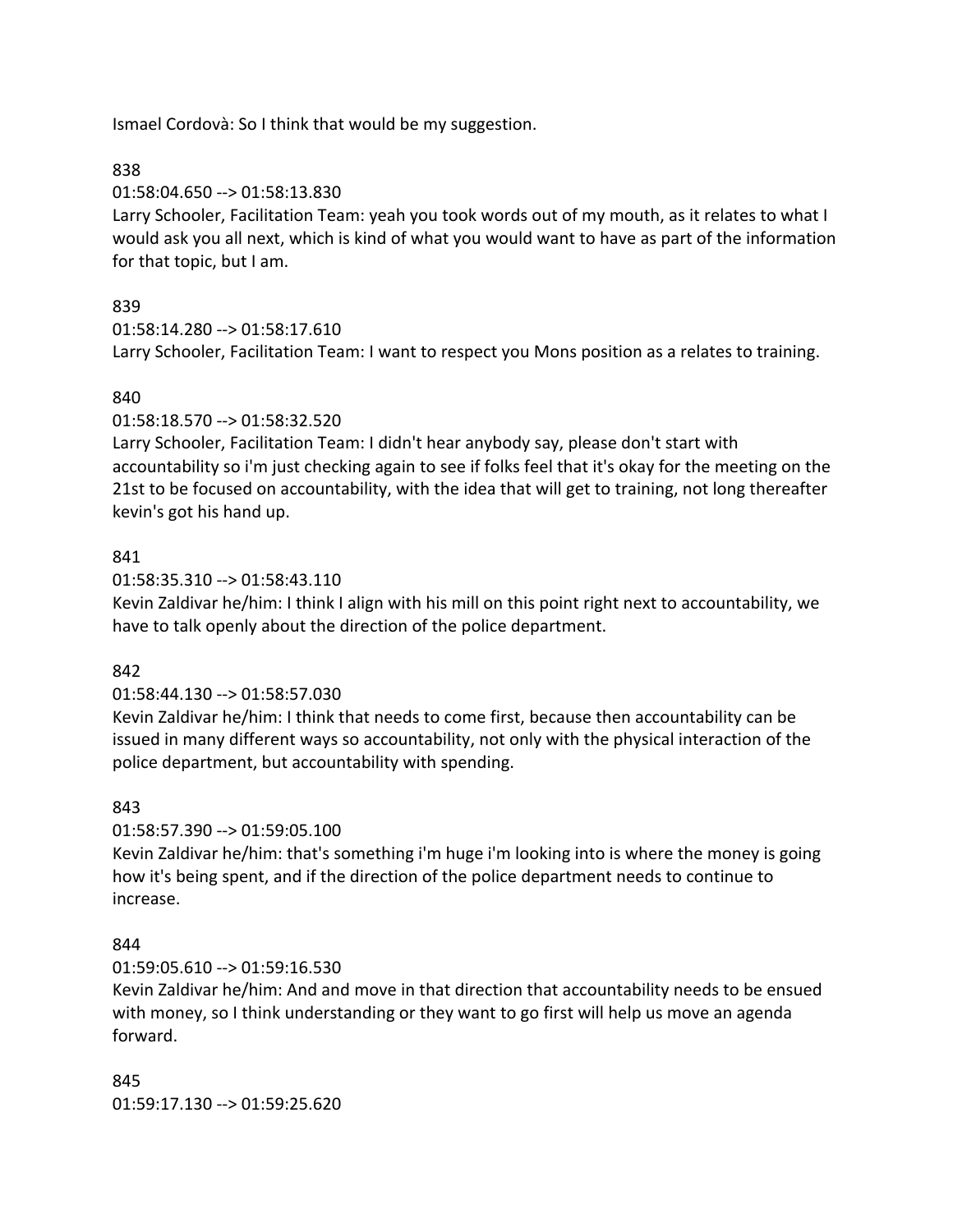Ismael Cordovà: So I think that would be my suggestion.

838

01:58:04.650 --> 01:58:13.830

Larry Schooler, Facilitation Team: yeah you took words out of my mouth, as it relates to what I would ask you all next, which is kind of what you would want to have as part of the information for that topic, but I am.

839

01:58:14.280 --> 01:58:17.610

Larry Schooler, Facilitation Team: I want to respect you Mons position as a relates to training.

840

01:58:18.570 --> 01:58:32.520

Larry Schooler, Facilitation Team: I didn't hear anybody say, please don't start with accountability so i'm just checking again to see if folks feel that it's okay for the meeting on the 21st to be focused on accountability, with the idea that will get to training, not long thereafter kevin's got his hand up.

841

01:58:35.310 --> 01:58:43.110

Kevin Zaldivar he/him: I think I align with his mill on this point right next to accountability, we have to talk openly about the direction of the police department.

842

01:58:44.130 --> 01:58:57.030

Kevin Zaldivar he/him: I think that needs to come first, because then accountability can be issued in many different ways so accountability, not only with the physical interaction of the police department, but accountability with spending.

843

01:58:57.390 --> 01:59:05.100

Kevin Zaldivar he/him: that's something i'm huge i'm looking into is where the money is going how it's being spent, and if the direction of the police department needs to continue to increase.

844

01:59:05.610 --> 01:59:16.530

Kevin Zaldivar he/him: And and move in that direction that accountability needs to be ensued with money, so I think understanding or they want to go first will help us move an agenda forward.

845

01:59:17.130 --> 01:59:25.620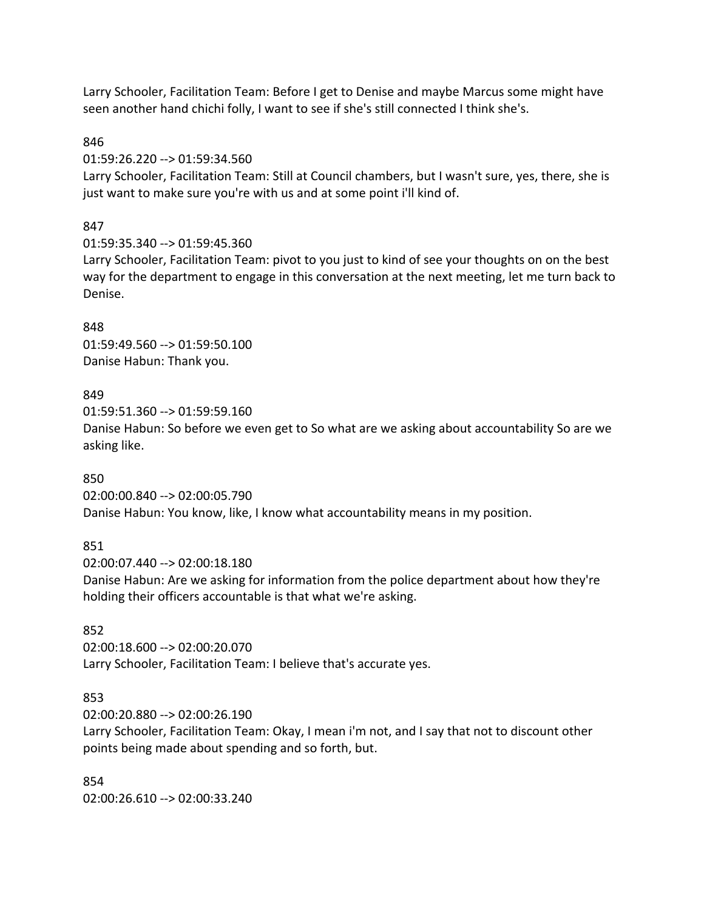Larry Schooler, Facilitation Team: Before I get to Denise and maybe Marcus some might have seen another hand chichi folly, I want to see if she's still connected I think she's.

846
01:59:26.220 --> 01:59:34.560
Larry Schooler, Facilitation Team: Still at Council chambers, but I wasn't sure, yes, there, she is just want to make sure you're with us and at some point i'll kind of.

847
01:59:35.340 --> 01:59:45.360
Larry Schooler, Facilitation Team: pivot to you just to kind of see your thoughts on on the best way for the department to engage in this conversation at the next meeting, let me turn back to Denise.

848
01:59:49.560 --> 01:59:50.100
Danise Habun: Thank you.

849
01:59:51.360 --> 01:59:59.160
Danise Habun: So before we even get to So what are we asking about accountability So are we asking like.

850
02:00:00.840 --> 02:00:05.790
Danise Habun: You know, like, I know what accountability means in my position.

851
02:00:07.440 --> 02:00:18.180
Danise Habun: Are we asking for information from the police department about how they're holding their officers accountable is that what we're asking.

852
02:00:18.600 --> 02:00:20.070
Larry Schooler, Facilitation Team: I believe that's accurate yes.

853
02:00:20.880 --> 02:00:26.190
Larry Schooler, Facilitation Team: Okay, I mean i'm not, and I say that not to discount other points being made about spending and so forth, but.

854
02:00:26.610 --> 02:00:33.240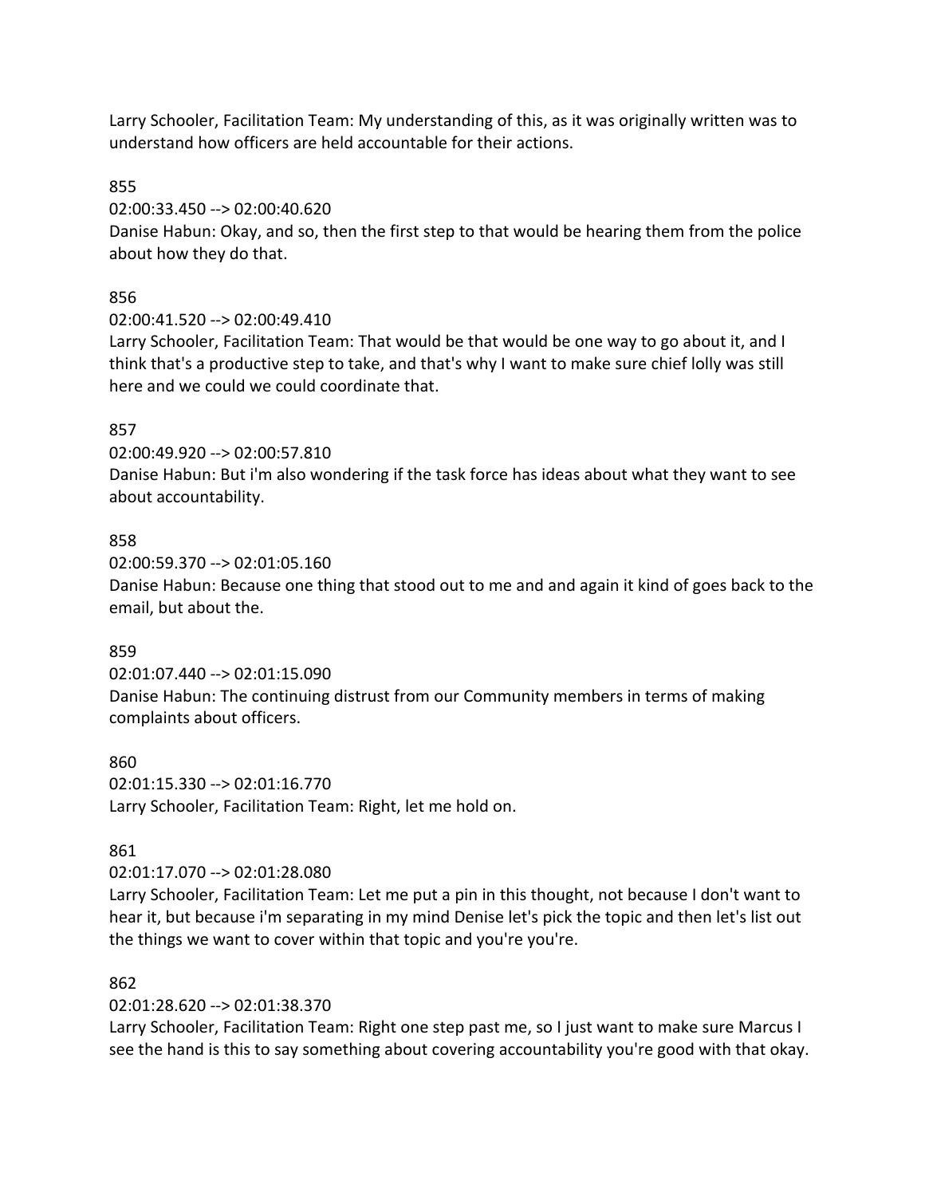Larry Schooler, Facilitation Team: My understanding of this, as it was originally written was to understand how officers are held accountable for their actions.

855

02:00:33.450 --> 02:00:40.620

Danise Habun: Okay, and so, then the first step to that would be hearing them from the police about how they do that.

856

02:00:41.520 --> 02:00:49.410

Larry Schooler, Facilitation Team: That would be that would be one way to go about it, and I think that's a productive step to take, and that's why I want to make sure chief lolly was still here and we could we could coordinate that.

857

02:00:49.920 --> 02:00:57.810

Danise Habun: But i'm also wondering if the task force has ideas about what they want to see about accountability.

858

02:00:59.370 --> 02:01:05.160

Danise Habun: Because one thing that stood out to me and and again it kind of goes back to the email, but about the.

859

02:01:07.440 --> 02:01:15.090

Danise Habun: The continuing distrust from our Community members in terms of making complaints about officers.

860

02:01:15.330 --> 02:01:16.770

Larry Schooler, Facilitation Team: Right, let me hold on.

861

02:01:17.070 --> 02:01:28.080

Larry Schooler, Facilitation Team: Let me put a pin in this thought, not because I don't want to hear it, but because i'm separating in my mind Denise let's pick the topic and then let's list out the things we want to cover within that topic and you're you're.

862

02:01:28.620 --> 02:01:38.370

Larry Schooler, Facilitation Team: Right one step past me, so I just want to make sure Marcus I see the hand is this to say something about covering accountability you're good with that okay.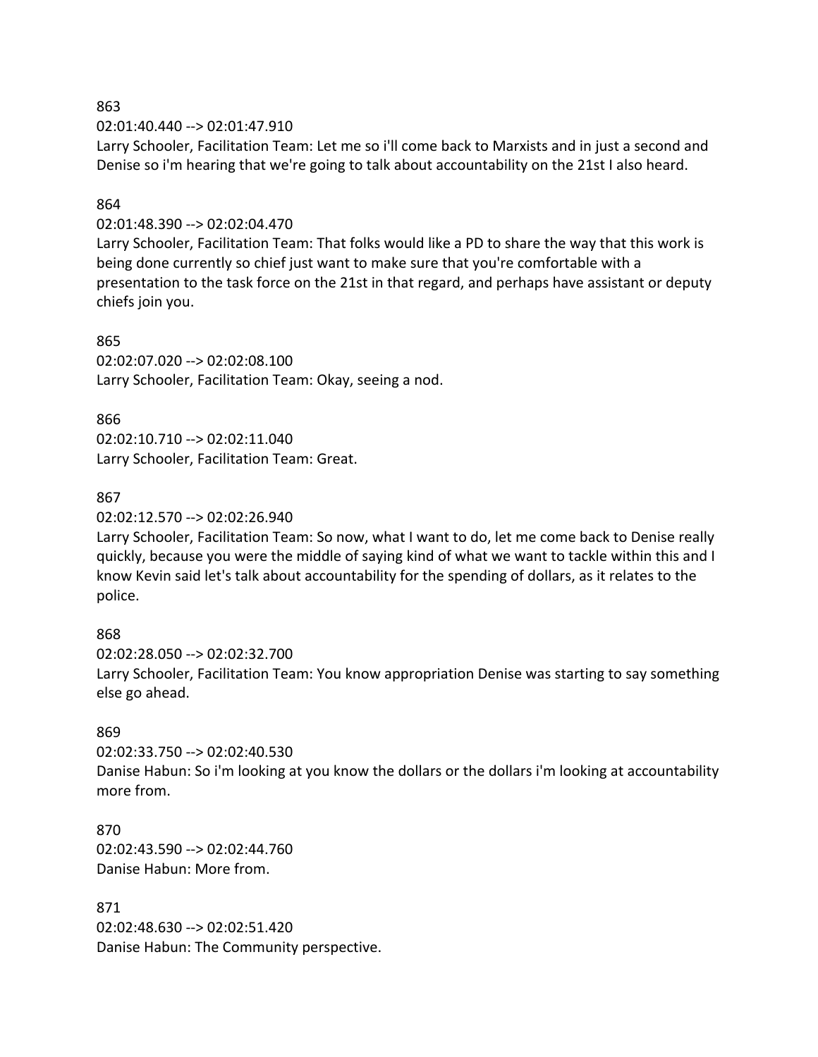863
02:01:40.440 --> 02:01:47.910
Larry Schooler, Facilitation Team: Let me so i'll come back to Marxists and in just a second and Denise so i'm hearing that we're going to talk about accountability on the 21st I also heard.

864
02:01:48.390 --> 02:02:04.470
Larry Schooler, Facilitation Team: That folks would like a PD to share the way that this work is being done currently so chief just want to make sure that you're comfortable with a presentation to the task force on the 21st in that regard, and perhaps have assistant or deputy chiefs join you.

865
02:02:07.020 --> 02:02:08.100
Larry Schooler, Facilitation Team: Okay, seeing a nod.

866
02:02:10.710 --> 02:02:11.040
Larry Schooler, Facilitation Team: Great.

867
02:02:12.570 --> 02:02:26.940
Larry Schooler, Facilitation Team: So now, what I want to do, let me come back to Denise really quickly, because you were the middle of saying kind of what we want to tackle within this and I know Kevin said let's talk about accountability for the spending of dollars, as it relates to the police.

868
02:02:28.050 --> 02:02:32.700
Larry Schooler, Facilitation Team: You know appropriation Denise was starting to say something else go ahead.

869
02:02:33.750 --> 02:02:40.530
Danise Habun: So i'm looking at you know the dollars or the dollars i'm looking at accountability more from.

870
02:02:43.590 --> 02:02:44.760
Danise Habun: More from.

871
02:02:48.630 --> 02:02:51.420
Danise Habun: The Community perspective.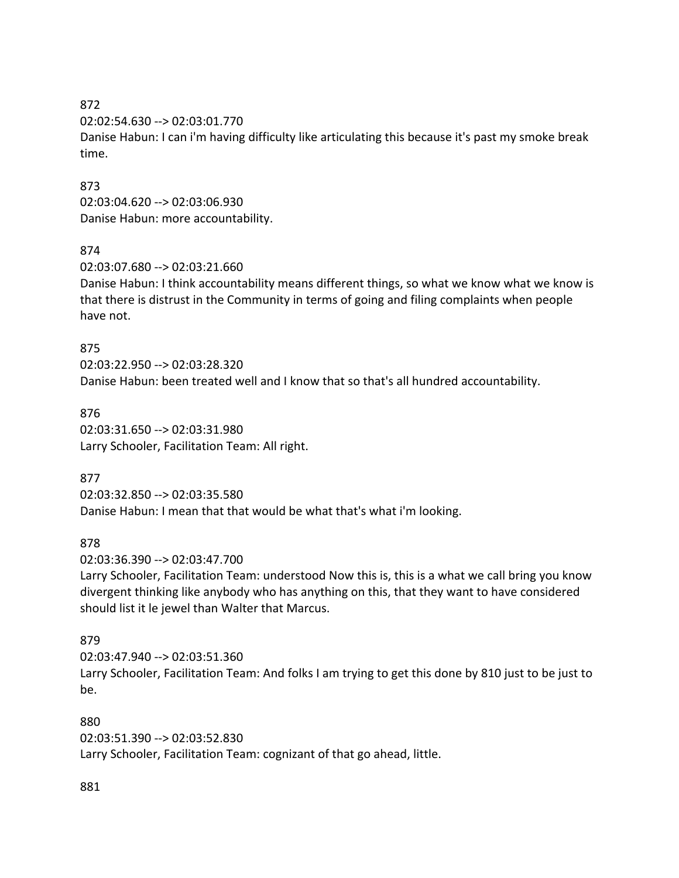872
02:02:54.630 --> 02:03:01.770
Danise Habun: I can i'm having difficulty like articulating this because it's past my smoke break time.

873
02:03:04.620 --> 02:03:06.930
Danise Habun: more accountability.

874
02:03:07.680 --> 02:03:21.660
Danise Habun: I think accountability means different things, so what we know what we know is that there is distrust in the Community in terms of going and filing complaints when people have not.

875
02:03:22.950 --> 02:03:28.320
Danise Habun: been treated well and I know that so that's all hundred accountability.

876
02:03:31.650 --> 02:03:31.980
Larry Schooler, Facilitation Team: All right.

877
02:03:32.850 --> 02:03:35.580
Danise Habun: I mean that that would be what that's what i'm looking.

878
02:03:36.390 --> 02:03:47.700
Larry Schooler, Facilitation Team: understood Now this is, this is a what we call bring you know divergent thinking like anybody who has anything on this, that they want to have considered should list it le jewel than Walter that Marcus.

879
02:03:47.940 --> 02:03:51.360
Larry Schooler, Facilitation Team: And folks I am trying to get this done by 810 just to be just to be.

880
02:03:51.390 --> 02:03:52.830
Larry Schooler, Facilitation Team: cognizant of that go ahead, little.

881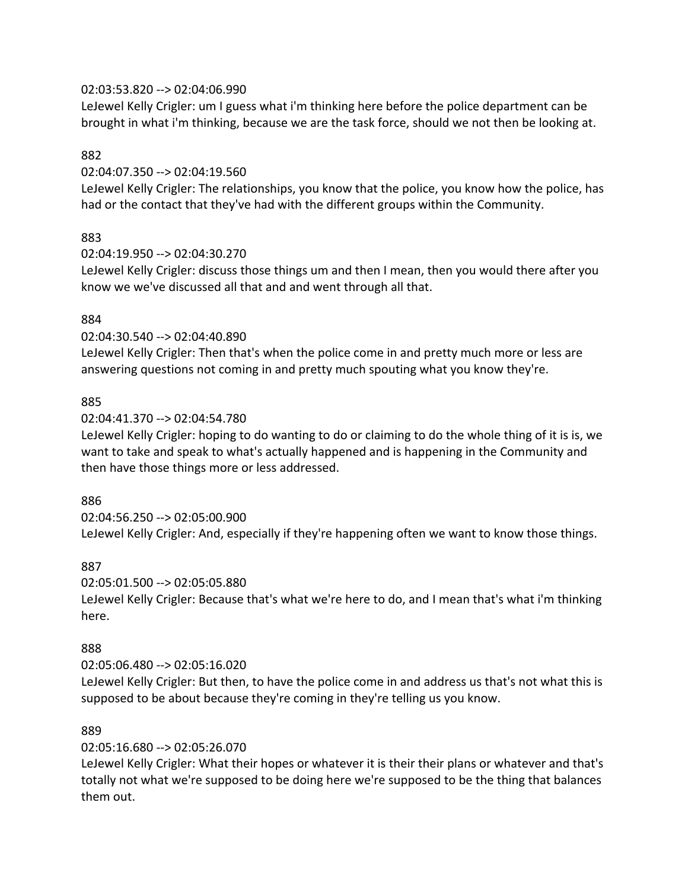02:03:53.820 --> 02:04:06.990
LeJewel Kelly Crigler: um I guess what i'm thinking here before the police department can be brought in what i'm thinking, because we are the task force, should we not then be looking at.

882

02:04:07.350 --> 02:04:19.560
LeJewel Kelly Crigler: The relationships, you know that the police, you know how the police, has had or the contact that they've had with the different groups within the Community.

883

02:04:19.950 --> 02:04:30.270
LeJewel Kelly Crigler: discuss those things um and then I mean, then you would there after you know we we've discussed all that and and went through all that.

884

02:04:30.540 --> 02:04:40.890
LeJewel Kelly Crigler: Then that's when the police come in and pretty much more or less are answering questions not coming in and pretty much spouting what you know they're.

885

02:04:41.370 --> 02:04:54.780
LeJewel Kelly Crigler: hoping to do wanting to do or claiming to do the whole thing of it is is, we want to take and speak to what's actually happened and is happening in the Community and then have those things more or less addressed.

886

02:04:56.250 --> 02:05:00.900
LeJewel Kelly Crigler: And, especially if they're happening often we want to know those things.

887

02:05:01.500 --> 02:05:05.880
LeJewel Kelly Crigler: Because that's what we're here to do, and I mean that's what i'm thinking here.

888

02:05:06.480 --> 02:05:16.020
LeJewel Kelly Crigler: But then, to have the police come in and address us that's not what this is supposed to be about because they're coming in they're telling us you know.

889

02:05:16.680 --> 02:05:26.070
LeJewel Kelly Crigler: What their hopes or whatever it is their their plans or whatever and that's totally not what we're supposed to be doing here we're supposed to be the thing that balances them out.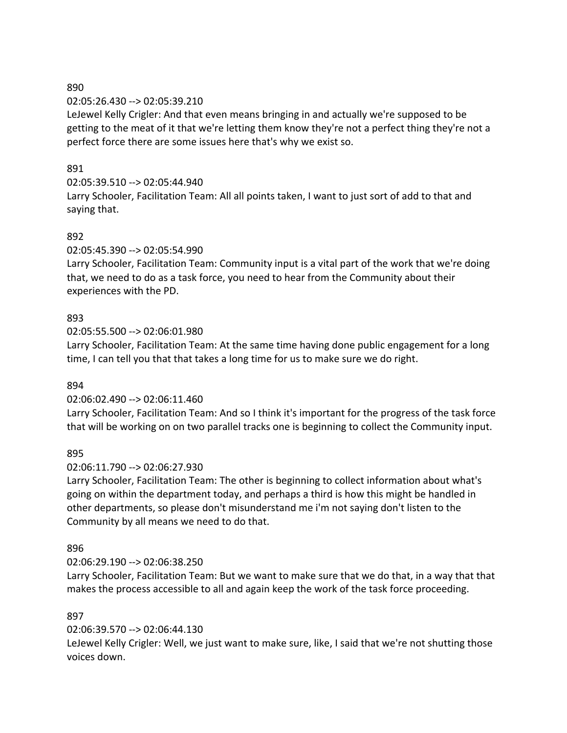890

02:05:26.430 --> 02:05:39.210

LeJewel Kelly Crigler: And that even means bringing in and actually we're supposed to be getting to the meat of it that we're letting them know they're not a perfect thing they're not a perfect force there are some issues here that's why we exist so.

891

02:05:39.510 --> 02:05:44.940

Larry Schooler, Facilitation Team: All all points taken, I want to just sort of add to that and saying that.

892

02:05:45.390 --> 02:05:54.990

Larry Schooler, Facilitation Team: Community input is a vital part of the work that we're doing that, we need to do as a task force, you need to hear from the Community about their experiences with the PD.

893

02:05:55.500 --> 02:06:01.980

Larry Schooler, Facilitation Team: At the same time having done public engagement for a long time, I can tell you that that takes a long time for us to make sure we do right.

894

02:06:02.490 --> 02:06:11.460

Larry Schooler, Facilitation Team: And so I think it's important for the progress of the task force that will be working on on two parallel tracks one is beginning to collect the Community input.

895

02:06:11.790 --> 02:06:27.930

Larry Schooler, Facilitation Team: The other is beginning to collect information about what's going on within the department today, and perhaps a third is how this might be handled in other departments, so please don't misunderstand me i'm not saying don't listen to the Community by all means we need to do that.

896

02:06:29.190 --> 02:06:38.250

Larry Schooler, Facilitation Team: But we want to make sure that we do that, in a way that that makes the process accessible to all and again keep the work of the task force proceeding.

897

02:06:39.570 --> 02:06:44.130

LeJewel Kelly Crigler: Well, we just want to make sure, like, I said that we're not shutting those voices down.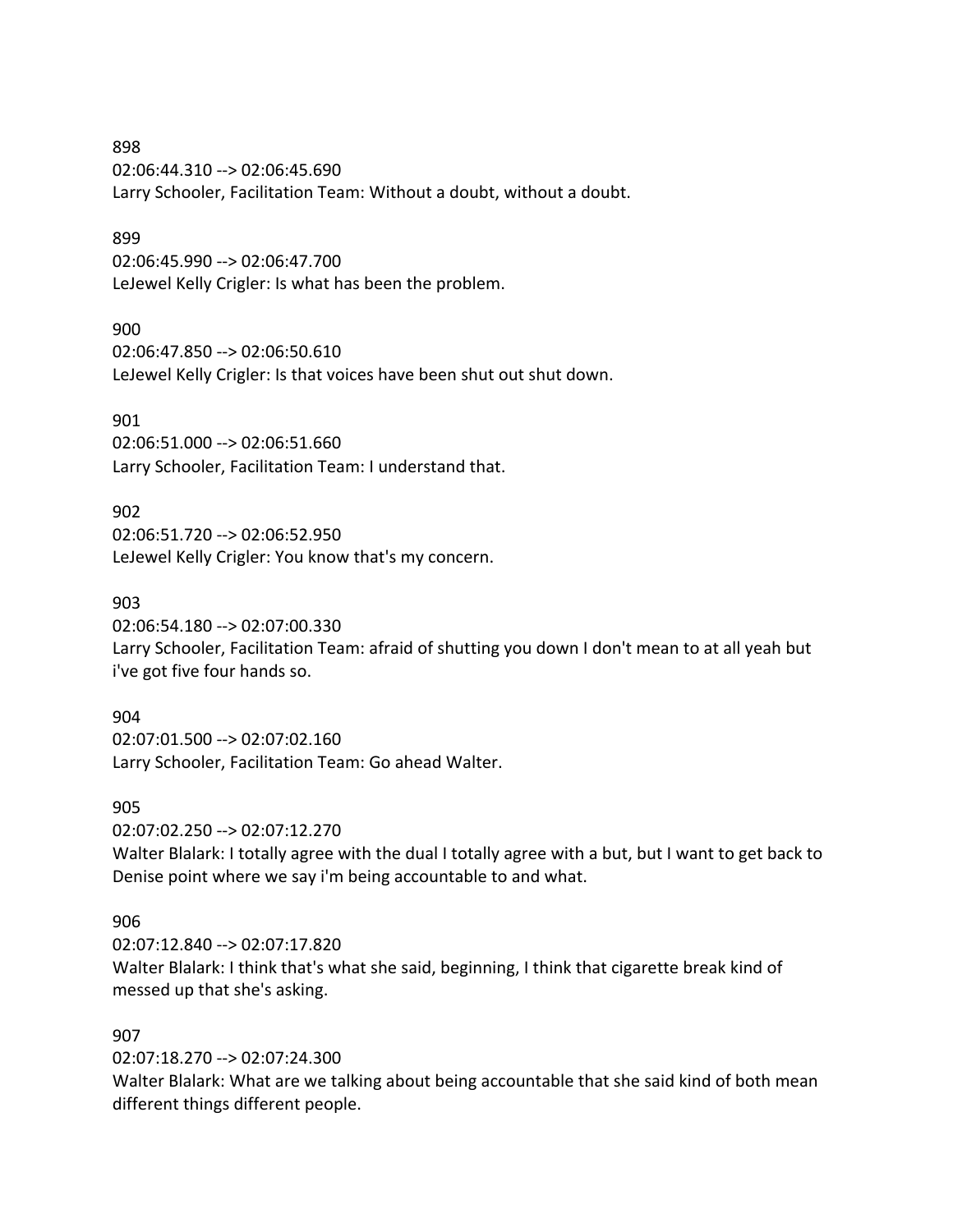898
02:06:44.310 --> 02:06:45.690
Larry Schooler, Facilitation Team: Without a doubt, without a doubt.

899
02:06:45.990 --> 02:06:47.700
LeJewel Kelly Crigler: Is what has been the problem.

900
02:06:47.850 --> 02:06:50.610
LeJewel Kelly Crigler: Is that voices have been shut out shut down.

901
02:06:51.000 --> 02:06:51.660
Larry Schooler, Facilitation Team: I understand that.

902
02:06:51.720 --> 02:06:52.950
LeJewel Kelly Crigler: You know that's my concern.

903
02:06:54.180 --> 02:07:00.330
Larry Schooler, Facilitation Team: afraid of shutting you down I don't mean to at all yeah but i've got five four hands so.

904
02:07:01.500 --> 02:07:02.160
Larry Schooler, Facilitation Team: Go ahead Walter.

905
02:07:02.250 --> 02:07:12.270
Walter Blalark: I totally agree with the dual I totally agree with a but, but I want to get back to Denise point where we say i'm being accountable to and what.

906
02:07:12.840 --> 02:07:17.820
Walter Blalark: I think that's what she said, beginning, I think that cigarette break kind of messed up that she's asking.

907
02:07:18.270 --> 02:07:24.300
Walter Blalark: What are we talking about being accountable that she said kind of both mean different things different people.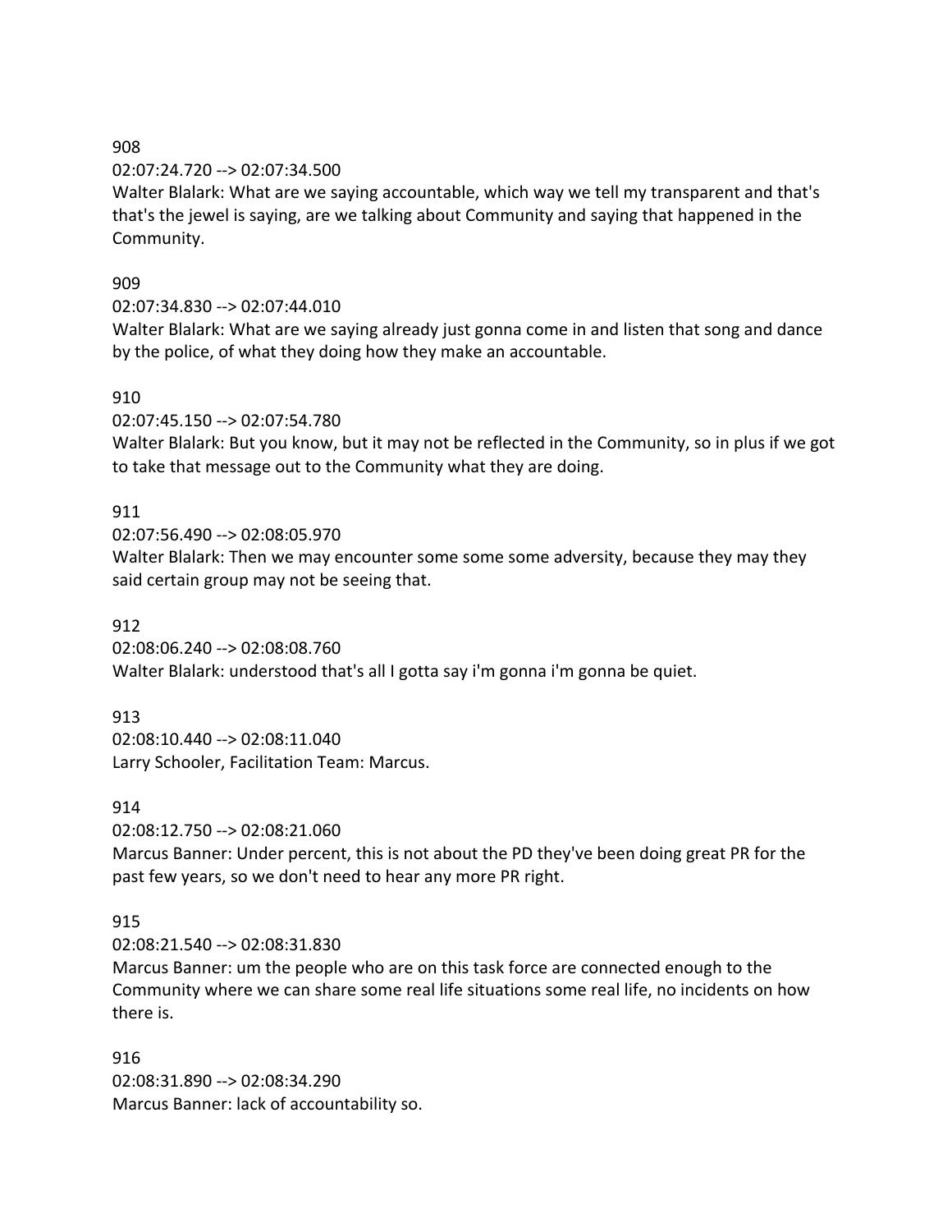908

02:07:24.720 --> 02:07:34.500

Walter Blalark: What are we saying accountable, which way we tell my transparent and that's that's the jewel is saying, are we talking about Community and saying that happened in the Community.

909

02:07:34.830 --> 02:07:44.010

Walter Blalark: What are we saying already just gonna come in and listen that song and dance by the police, of what they doing how they make an accountable.

910

02:07:45.150 --> 02:07:54.780

Walter Blalark: But you know, but it may not be reflected in the Community, so in plus if we got to take that message out to the Community what they are doing.

911

02:07:56.490 --> 02:08:05.970

Walter Blalark: Then we may encounter some some some adversity, because they may they said certain group may not be seeing that.

912

02:08:06.240 --> 02:08:08.760

Walter Blalark: understood that's all I gotta say i'm gonna i'm gonna be quiet.

913

02:08:10.440 --> 02:08:11.040

Larry Schooler, Facilitation Team: Marcus.

914

02:08:12.750 --> 02:08:21.060

Marcus Banner: Under percent, this is not about the PD they've been doing great PR for the past few years, so we don't need to hear any more PR right.

915

02:08:21.540 --> 02:08:31.830

Marcus Banner: um the people who are on this task force are connected enough to the Community where we can share some real life situations some real life, no incidents on how there is.

916

02:08:31.890 --> 02:08:34.290

Marcus Banner: lack of accountability so.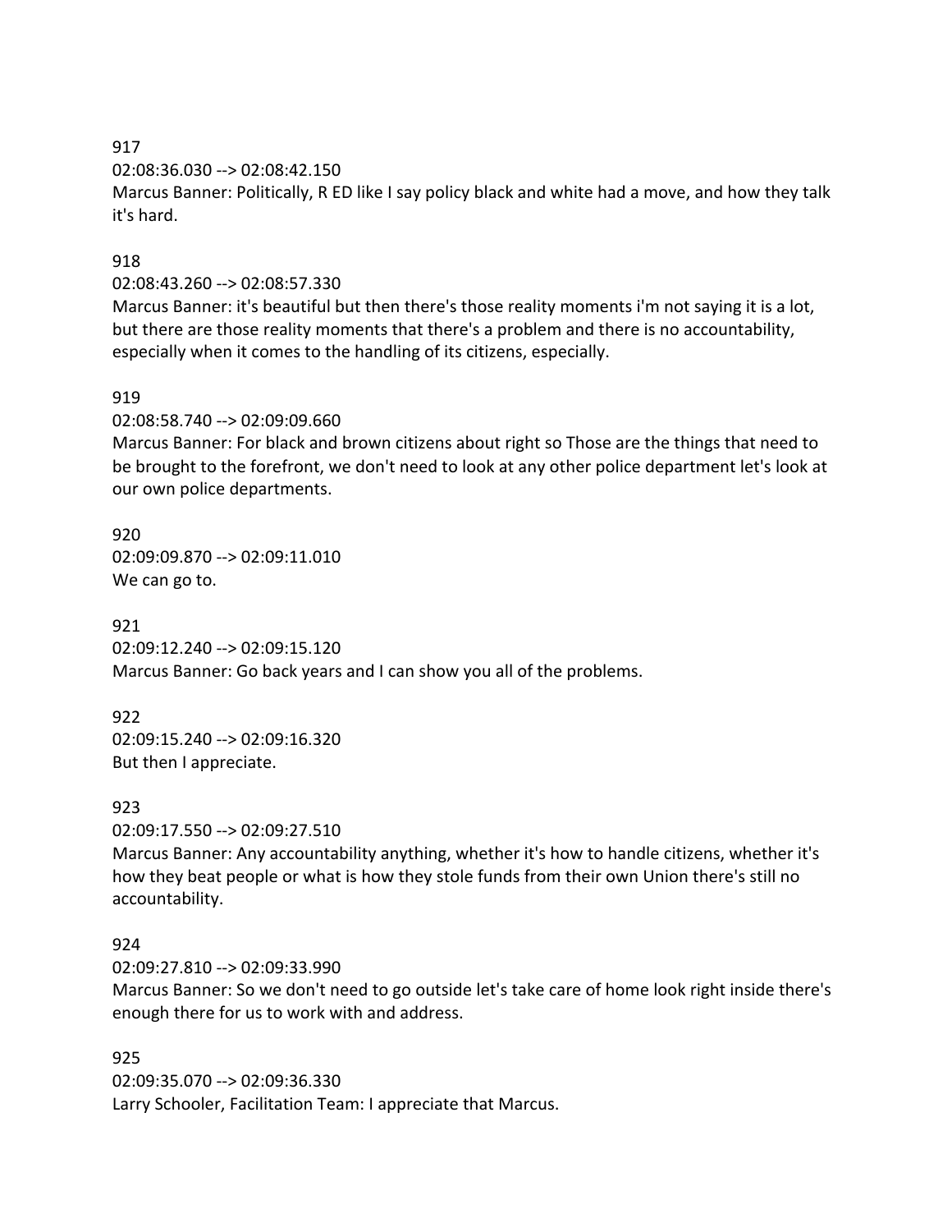917
02:08:36.030 --> 02:08:42.150
Marcus Banner: Politically, R ED like I say policy black and white had a move, and how they talk it's hard.

918
02:08:43.260 --> 02:08:57.330
Marcus Banner: it's beautiful but then there's those reality moments i'm not saying it is a lot, but there are those reality moments that there's a problem and there is no accountability, especially when it comes to the handling of its citizens, especially.

919
02:08:58.740 --> 02:09:09.660
Marcus Banner: For black and brown citizens about right so Those are the things that need to be brought to the forefront, we don't need to look at any other police department let's look at our own police departments.

920
02:09:09.870 --> 02:09:11.010
We can go to.

921
02:09:12.240 --> 02:09:15.120
Marcus Banner: Go back years and I can show you all of the problems.

922
02:09:15.240 --> 02:09:16.320
But then I appreciate.

923
02:09:17.550 --> 02:09:27.510
Marcus Banner: Any accountability anything, whether it's how to handle citizens, whether it's how they beat people or what is how they stole funds from their own Union there's still no accountability.

924
02:09:27.810 --> 02:09:33.990
Marcus Banner: So we don't need to go outside let's take care of home look right inside there's enough there for us to work with and address.

925
02:09:35.070 --> 02:09:36.330
Larry Schooler, Facilitation Team: I appreciate that Marcus.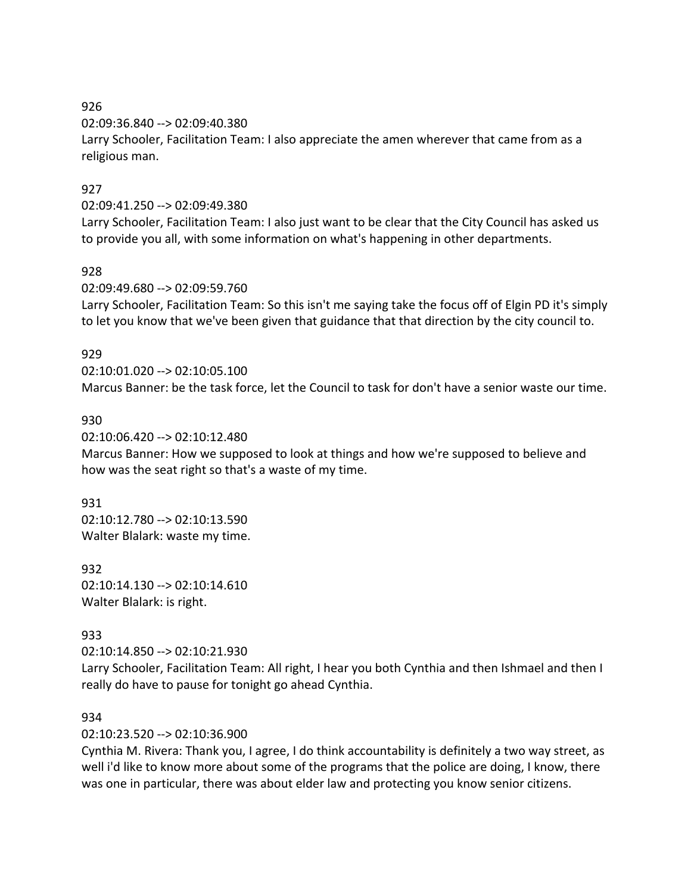926
02:09:36.840 --> 02:09:40.380
Larry Schooler, Facilitation Team: I also appreciate the amen wherever that came from as a religious man.

927
02:09:41.250 --> 02:09:49.380
Larry Schooler, Facilitation Team: I also just want to be clear that the City Council has asked us to provide you all, with some information on what's happening in other departments.

928
02:09:49.680 --> 02:09:59.760
Larry Schooler, Facilitation Team: So this isn't me saying take the focus off of Elgin PD it's simply to let you know that we've been given that guidance that that direction by the city council to.

929
02:10:01.020 --> 02:10:05.100
Marcus Banner: be the task force, let the Council to task for don't have a senior waste our time.

930
02:10:06.420 --> 02:10:12.480
Marcus Banner: How we supposed to look at things and how we're supposed to believe and how was the seat right so that's a waste of my time.

931
02:10:12.780 --> 02:10:13.590
Walter Blalark: waste my time.

932
02:10:14.130 --> 02:10:14.610
Walter Blalark: is right.

933
02:10:14.850 --> 02:10:21.930
Larry Schooler, Facilitation Team: All right, I hear you both Cynthia and then Ishmael and then I really do have to pause for tonight go ahead Cynthia.

934
02:10:23.520 --> 02:10:36.900
Cynthia M. Rivera: Thank you, I agree, I do think accountability is definitely a two way street, as well i'd like to know more about some of the programs that the police are doing, I know, there was one in particular, there was about elder law and protecting you know senior citizens.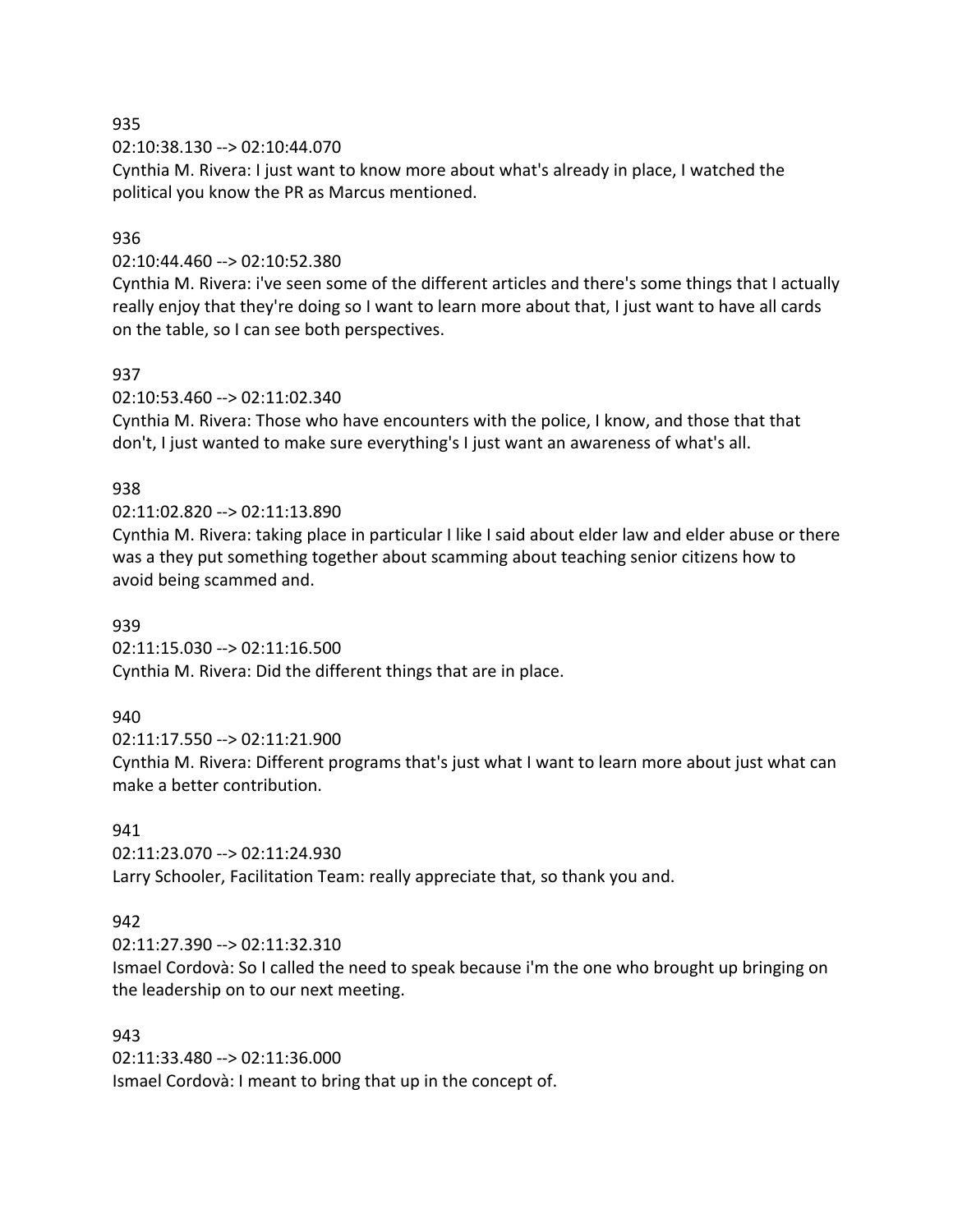935
02:10:38.130 --> 02:10:44.070
Cynthia M. Rivera: I just want to know more about what's already in place, I watched the political you know the PR as Marcus mentioned.

936
02:10:44.460 --> 02:10:52.380
Cynthia M. Rivera: i've seen some of the different articles and there's some things that I actually really enjoy that they're doing so I want to learn more about that, I just want to have all cards on the table, so I can see both perspectives.

937
02:10:53.460 --> 02:11:02.340
Cynthia M. Rivera: Those who have encounters with the police, I know, and those that that don't, I just wanted to make sure everything's I just want an awareness of what's all.

938
02:11:02.820 --> 02:11:13.890
Cynthia M. Rivera: taking place in particular I like I said about elder law and elder abuse or there was a they put something together about scamming about teaching senior citizens how to avoid being scammed and.

939
02:11:15.030 --> 02:11:16.500
Cynthia M. Rivera: Did the different things that are in place.

940
02:11:17.550 --> 02:11:21.900
Cynthia M. Rivera: Different programs that's just what I want to learn more about just what can make a better contribution.

941
02:11:23.070 --> 02:11:24.930
Larry Schooler, Facilitation Team: really appreciate that, so thank you and.

942
02:11:27.390 --> 02:11:32.310
Ismael Cordovà: So I called the need to speak because i'm the one who brought up bringing on the leadership on to our next meeting.

943
02:11:33.480 --> 02:11:36.000
Ismael Cordovà: I meant to bring that up in the concept of.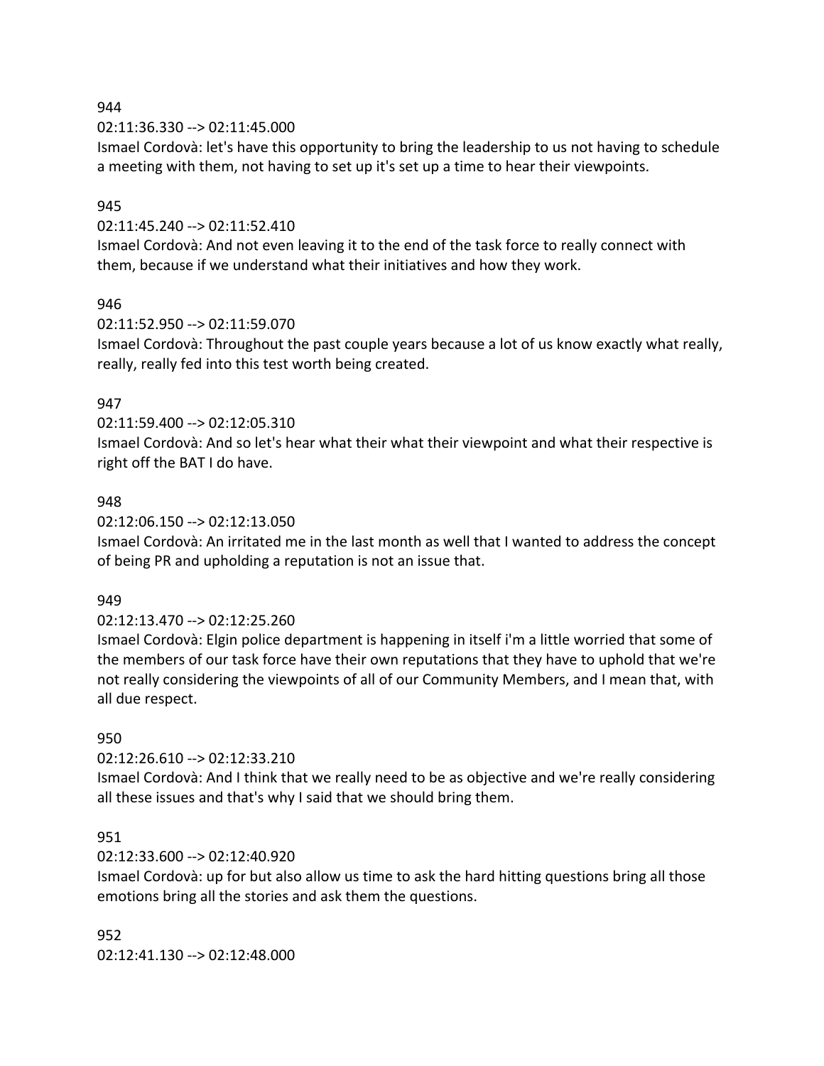944

02:11:36.330 --> 02:11:45.000

Ismael Cordovà: let's have this opportunity to bring the leadership to us not having to schedule a meeting with them, not having to set up it's set up a time to hear their viewpoints.

945

02:11:45.240 --> 02:11:52.410

Ismael Cordovà: And not even leaving it to the end of the task force to really connect with them, because if we understand what their initiatives and how they work.

946

02:11:52.950 --> 02:11:59.070

Ismael Cordovà: Throughout the past couple years because a lot of us know exactly what really, really, really fed into this test worth being created.

947

02:11:59.400 --> 02:12:05.310

Ismael Cordovà: And so let's hear what their what their viewpoint and what their respective is right off the BAT I do have.

948

02:12:06.150 --> 02:12:13.050

Ismael Cordovà: An irritated me in the last month as well that I wanted to address the concept of being PR and upholding a reputation is not an issue that.

949

02:12:13.470 --> 02:12:25.260

Ismael Cordovà: Elgin police department is happening in itself i'm a little worried that some of the members of our task force have their own reputations that they have to uphold that we're not really considering the viewpoints of all of our Community Members, and I mean that, with all due respect.

950

02:12:26.610 --> 02:12:33.210

Ismael Cordovà: And I think that we really need to be as objective and we're really considering all these issues and that's why I said that we should bring them.

951

02:12:33.600 --> 02:12:40.920

Ismael Cordovà: up for but also allow us time to ask the hard hitting questions bring all those emotions bring all the stories and ask them the questions.

952

02:12:41.130 --> 02:12:48.000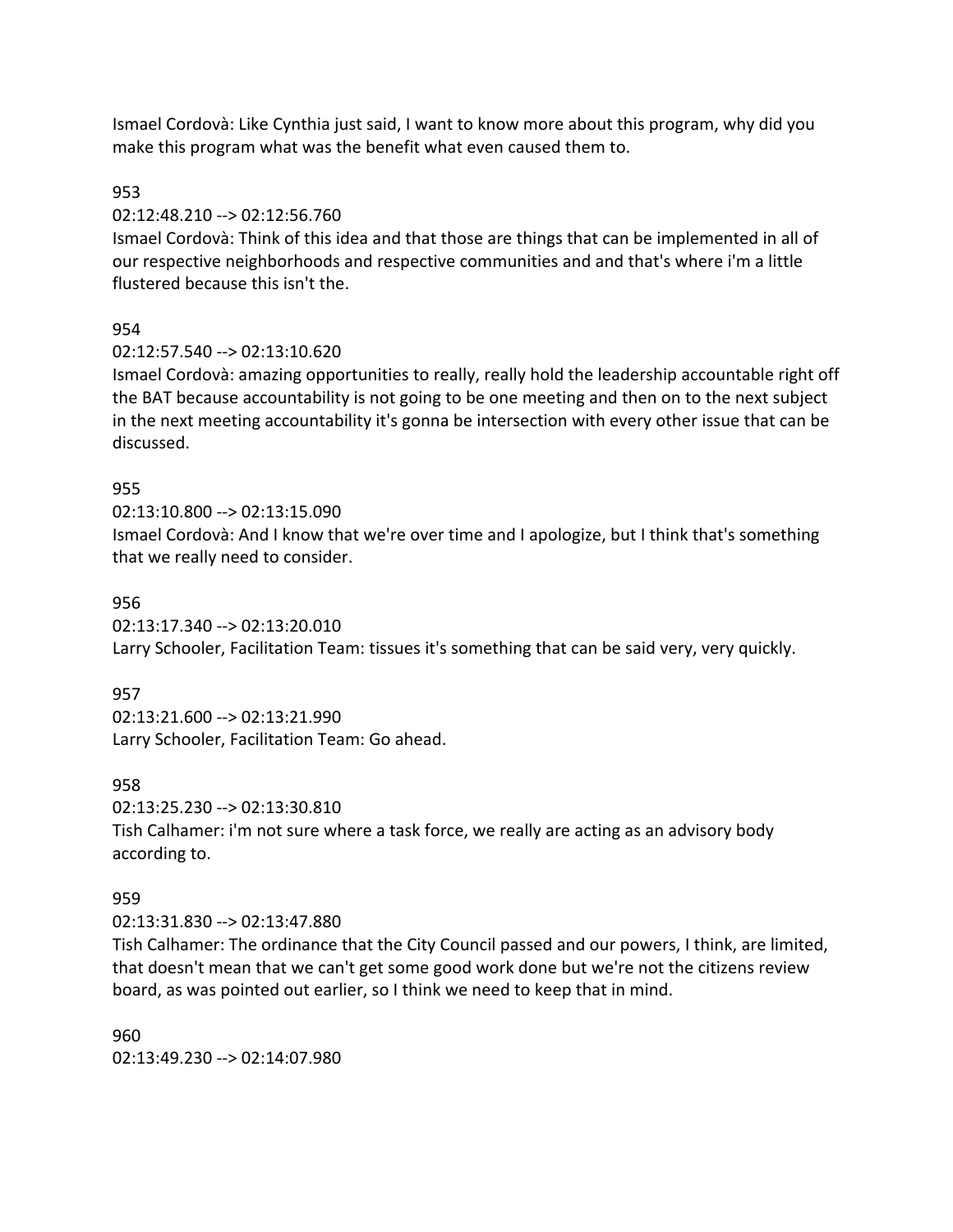Ismael Cordovà: Like Cynthia just said, I want to know more about this program, why did you make this program what was the benefit what even caused them to.

953

02:12:48.210 --> 02:12:56.760

Ismael Cordovà: Think of this idea and that those are things that can be implemented in all of our respective neighborhoods and respective communities and and that's where i'm a little flustered because this isn't the.

954

02:12:57.540 --> 02:13:10.620

Ismael Cordovà: amazing opportunities to really, really hold the leadership accountable right off the BAT because accountability is not going to be one meeting and then on to the next subject in the next meeting accountability it's gonna be intersection with every other issue that can be discussed.

955

02:13:10.800 --> 02:13:15.090

Ismael Cordovà: And I know that we're over time and I apologize, but I think that's something that we really need to consider.

956

02:13:17.340 --> 02:13:20.010

Larry Schooler, Facilitation Team: tissues it's something that can be said very, very quickly.

957

02:13:21.600 --> 02:13:21.990

Larry Schooler, Facilitation Team: Go ahead.

958

02:13:25.230 --> 02:13:30.810

Tish Calhamer: i'm not sure where a task force, we really are acting as an advisory body according to.

959

02:13:31.830 --> 02:13:47.880

Tish Calhamer: The ordinance that the City Council passed and our powers, I think, are limited, that doesn't mean that we can't get some good work done but we're not the citizens review board, as was pointed out earlier, so I think we need to keep that in mind.

960

02:13:49.230 --> 02:14:07.980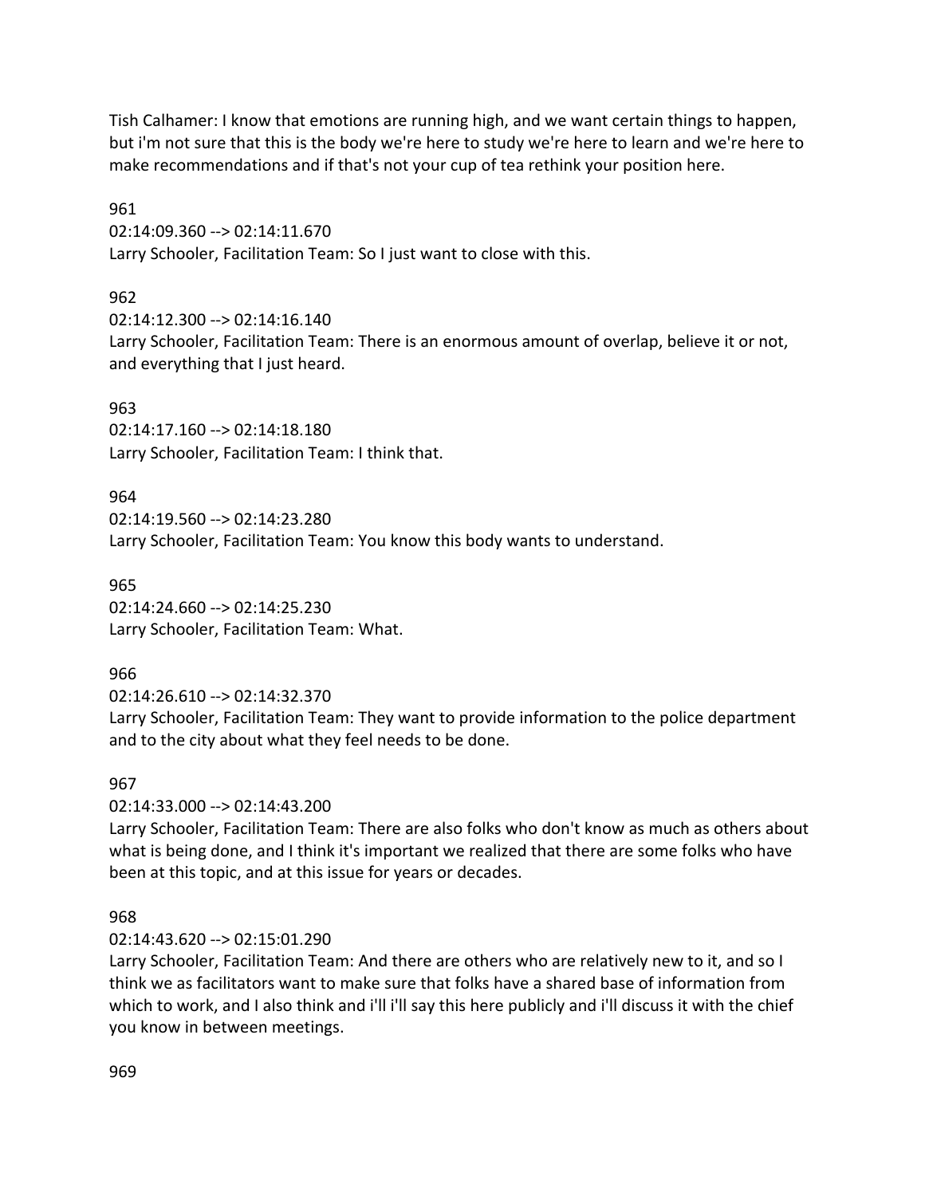Tish Calhamer: I know that emotions are running high, and we want certain things to happen, but i'm not sure that this is the body we're here to study we're here to learn and we're here to make recommendations and if that's not your cup of tea rethink your position here.

961
02:14:09.360 --> 02:14:11.670
Larry Schooler, Facilitation Team: So I just want to close with this.

962
02:14:12.300 --> 02:14:16.140
Larry Schooler, Facilitation Team: There is an enormous amount of overlap, believe it or not, and everything that I just heard.

963
02:14:17.160 --> 02:14:18.180
Larry Schooler, Facilitation Team: I think that.

964
02:14:19.560 --> 02:14:23.280
Larry Schooler, Facilitation Team: You know this body wants to understand.

965
02:14:24.660 --> 02:14:25.230
Larry Schooler, Facilitation Team: What.

966
02:14:26.610 --> 02:14:32.370
Larry Schooler, Facilitation Team: They want to provide information to the police department and to the city about what they feel needs to be done.

967
02:14:33.000 --> 02:14:43.200
Larry Schooler, Facilitation Team: There are also folks who don't know as much as others about what is being done, and I think it's important we realized that there are some folks who have been at this topic, and at this issue for years or decades.

968
02:14:43.620 --> 02:15:01.290
Larry Schooler, Facilitation Team: And there are others who are relatively new to it, and so I think we as facilitators want to make sure that folks have a shared base of information from which to work, and I also think and i'll i'll say this here publicly and i'll discuss it with the chief you know in between meetings.

969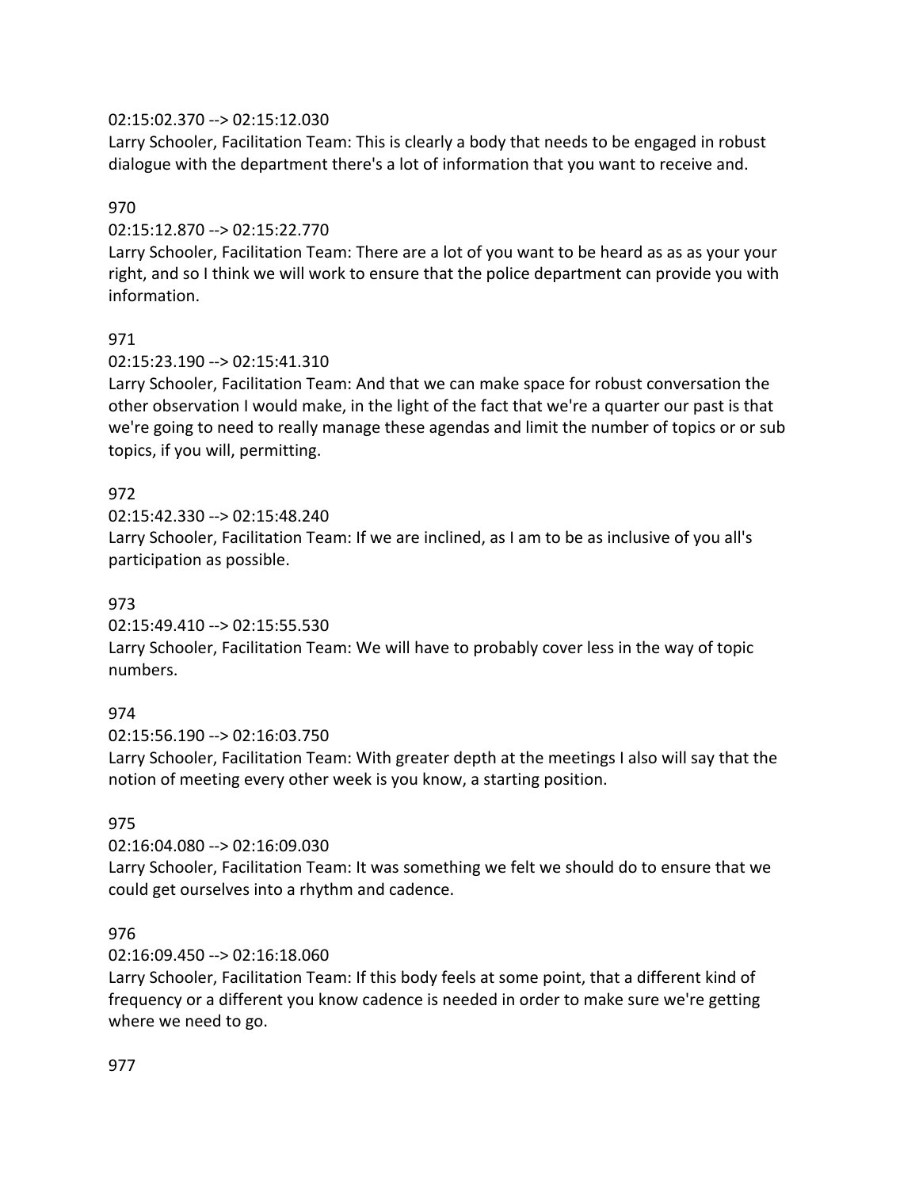02:15:02.370 --> 02:15:12.030
Larry Schooler, Facilitation Team: This is clearly a body that needs to be engaged in robust dialogue with the department there's a lot of information that you want to receive and.

970

02:15:12.870 --> 02:15:22.770
Larry Schooler, Facilitation Team: There are a lot of you want to be heard as as as your your right, and so I think we will work to ensure that the police department can provide you with information.

971

02:15:23.190 --> 02:15:41.310
Larry Schooler, Facilitation Team: And that we can make space for robust conversation the other observation I would make, in the light of the fact that we're a quarter our past is that we're going to need to really manage these agendas and limit the number of topics or or sub topics, if you will, permitting.

972

02:15:42.330 --> 02:15:48.240
Larry Schooler, Facilitation Team: If we are inclined, as I am to be as inclusive of you all's participation as possible.

973

02:15:49.410 --> 02:15:55.530
Larry Schooler, Facilitation Team: We will have to probably cover less in the way of topic numbers.

974

02:15:56.190 --> 02:16:03.750
Larry Schooler, Facilitation Team: With greater depth at the meetings I also will say that the notion of meeting every other week is you know, a starting position.

975

02:16:04.080 --> 02:16:09.030
Larry Schooler, Facilitation Team: It was something we felt we should do to ensure that we could get ourselves into a rhythm and cadence.

976

02:16:09.450 --> 02:16:18.060
Larry Schooler, Facilitation Team: If this body feels at some point, that a different kind of frequency or a different you know cadence is needed in order to make sure we're getting where we need to go.

977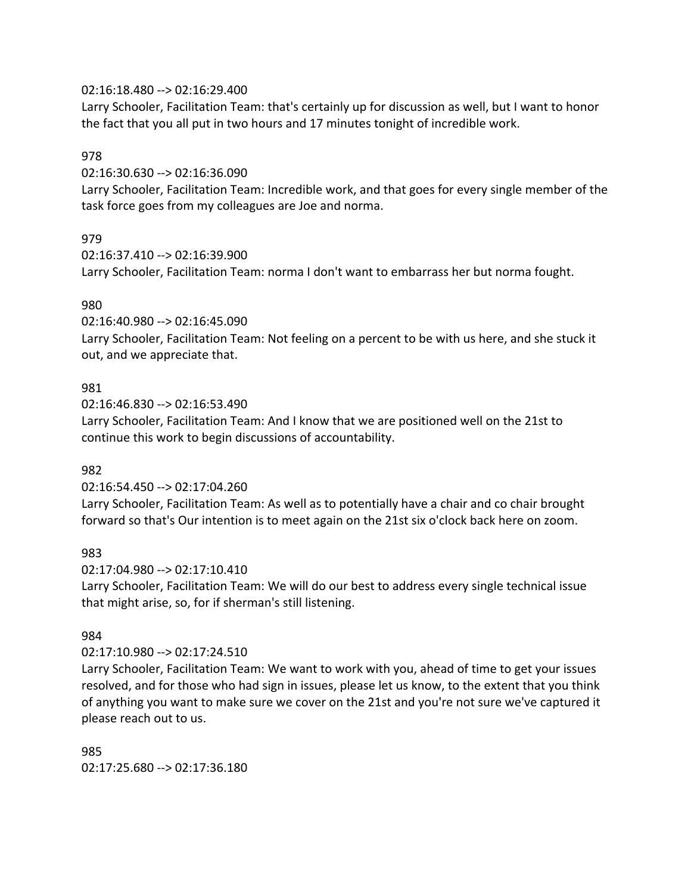02:16:18.480 --> 02:16:29.400
Larry Schooler, Facilitation Team: that's certainly up for discussion as well, but I want to honor the fact that you all put in two hours and 17 minutes tonight of incredible work.

978
02:16:30.630 --> 02:16:36.090
Larry Schooler, Facilitation Team: Incredible work, and that goes for every single member of the task force goes from my colleagues are Joe and norma.

979
02:16:37.410 --> 02:16:39.900
Larry Schooler, Facilitation Team: norma I don't want to embarrass her but norma fought.

980
02:16:40.980 --> 02:16:45.090
Larry Schooler, Facilitation Team: Not feeling on a percent to be with us here, and she stuck it out, and we appreciate that.

981
02:16:46.830 --> 02:16:53.490
Larry Schooler, Facilitation Team: And I know that we are positioned well on the 21st to continue this work to begin discussions of accountability.

982
02:16:54.450 --> 02:17:04.260
Larry Schooler, Facilitation Team: As well as to potentially have a chair and co chair brought forward so that's Our intention is to meet again on the 21st six o'clock back here on zoom.

983
02:17:04.980 --> 02:17:10.410
Larry Schooler, Facilitation Team: We will do our best to address every single technical issue that might arise, so, for if sherman's still listening.

984
02:17:10.980 --> 02:17:24.510
Larry Schooler, Facilitation Team: We want to work with you, ahead of time to get your issues resolved, and for those who had sign in issues, please let us know, to the extent that you think of anything you want to make sure we cover on the 21st and you're not sure we've captured it please reach out to us.

985
02:17:25.680 --> 02:17:36.180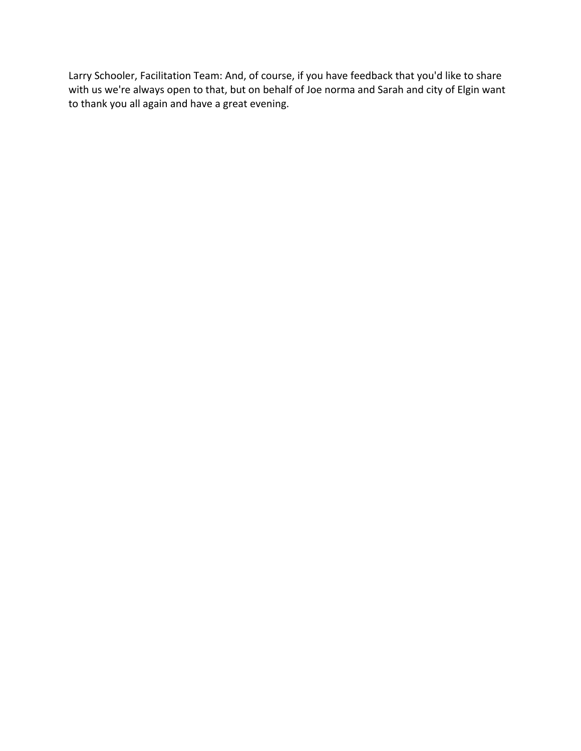Larry Schooler, Facilitation Team: And, of course, if you have feedback that you'd like to share with us we're always open to that, but on behalf of Joe norma and Sarah and city of Elgin want to thank you all again and have a great evening.